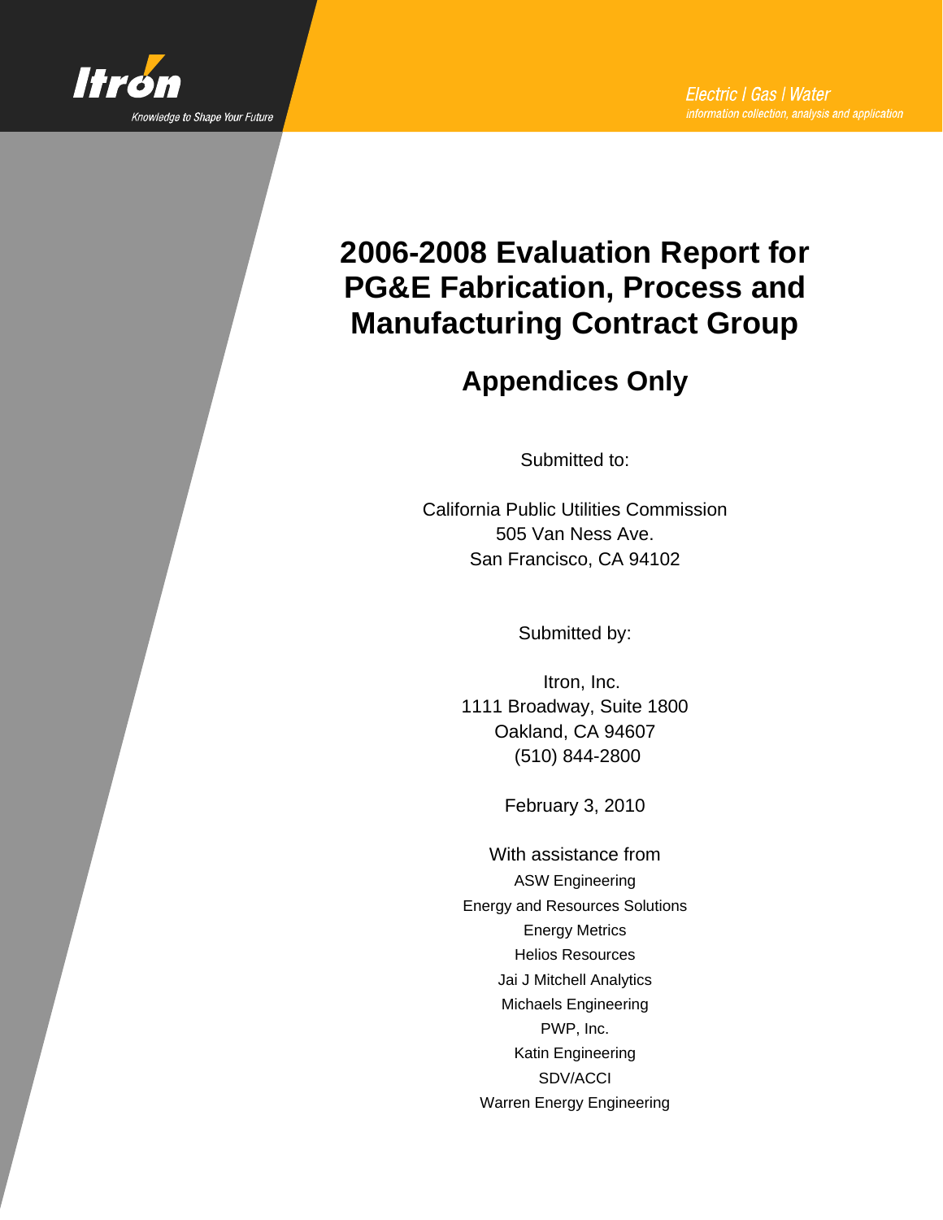Itron

Knowledge to Shape Your Future

Electric | Gas | Water

information collection, analysis and application

# 2006-2008 Evaluation Report for PG&E Fabrication, Process and Manufacturing Contract Group

## Appendices Only

Submitted to:

California Public Utilities Commission
505 Van Ness Ave.
San Francisco, CA 94102

Submitted by:

Itron, Inc.
1111 Broadway, Suite 1800
Oakland, CA 94607
(510) 844-2800

February 3, 2010

With assistance from

ASW Engineering
Energy and Resources Solutions
Energy Metrics
Helios Resources
Jai J Mitchell Analytics
Michaels Engineering
PWP, Inc.
Katin Engineering
SDV/ACCI
Warren Energy Engineering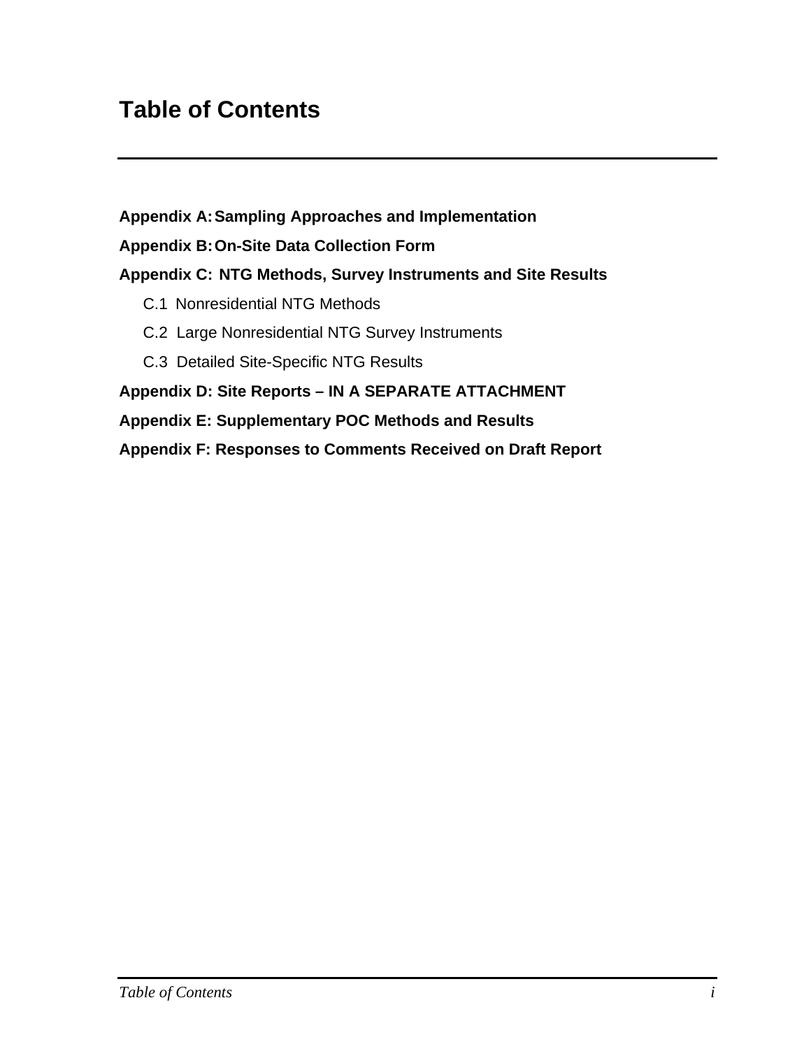# Table of Contents

**Appendix A: Sampling Approaches and Implementation**

**Appendix B: On-Site Data Collection Form**

**Appendix C: NTG Methods, Survey Instruments and Site Results**

- C.1 Nonresidential NTG Methods
- C.2 Large Nonresidential NTG Survey Instruments
- C.3 Detailed Site-Specific NTG Results

**Appendix D: Site Reports – IN A SEPARATE ATTACHMENT**

**Appendix E: Supplementary POC Methods and Results**

**Appendix F: Responses to Comments Received on Draft Report**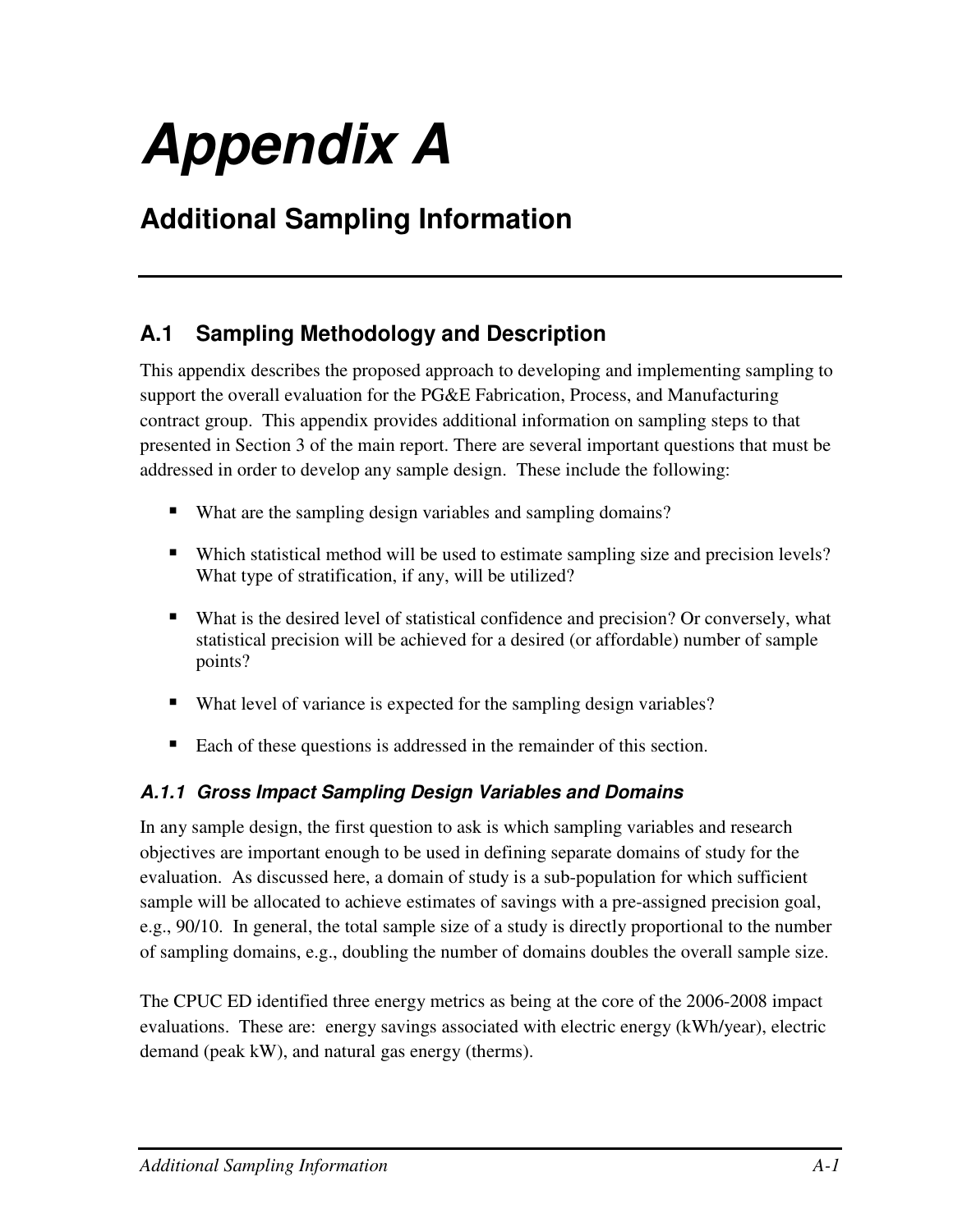# Appendix A

## Additional Sampling Information

### A.1 Sampling Methodology and Description

This appendix describes the proposed approach to developing and implementing sampling to support the overall evaluation for the PG&E Fabrication, Process, and Manufacturing contract group. This appendix provides additional information on sampling steps to that presented in Section 3 of the main report. There are several important questions that must be addressed in order to develop any sample design. These include the following:

- What are the sampling design variables and sampling domains?
- Which statistical method will be used to estimate sampling size and precision levels? What type of stratification, if any, will be utilized?
- What is the desired level of statistical confidence and precision? Or conversely, what statistical precision will be achieved for a desired (or affordable) number of sample points?
- What level of variance is expected for the sampling design variables?
- Each of these questions is addressed in the remainder of this section.

#### *A.1.1 Gross Impact Sampling Design Variables and Domains*

In any sample design, the first question to ask is which sampling variables and research objectives are important enough to be used in defining separate domains of study for the evaluation. As discussed here, a domain of study is a sub-population for which sufficient sample will be allocated to achieve estimates of savings with a pre-assigned precision goal, e.g., 90/10. In general, the total sample size of a study is directly proportional to the number of sampling domains, e.g., doubling the number of domains doubles the overall sample size.

The CPUC ED identified three energy metrics as being at the core of the 2006-2008 impact evaluations. These are: energy savings associated with electric energy (kWh/year), electric demand (peak kW), and natural gas energy (therms).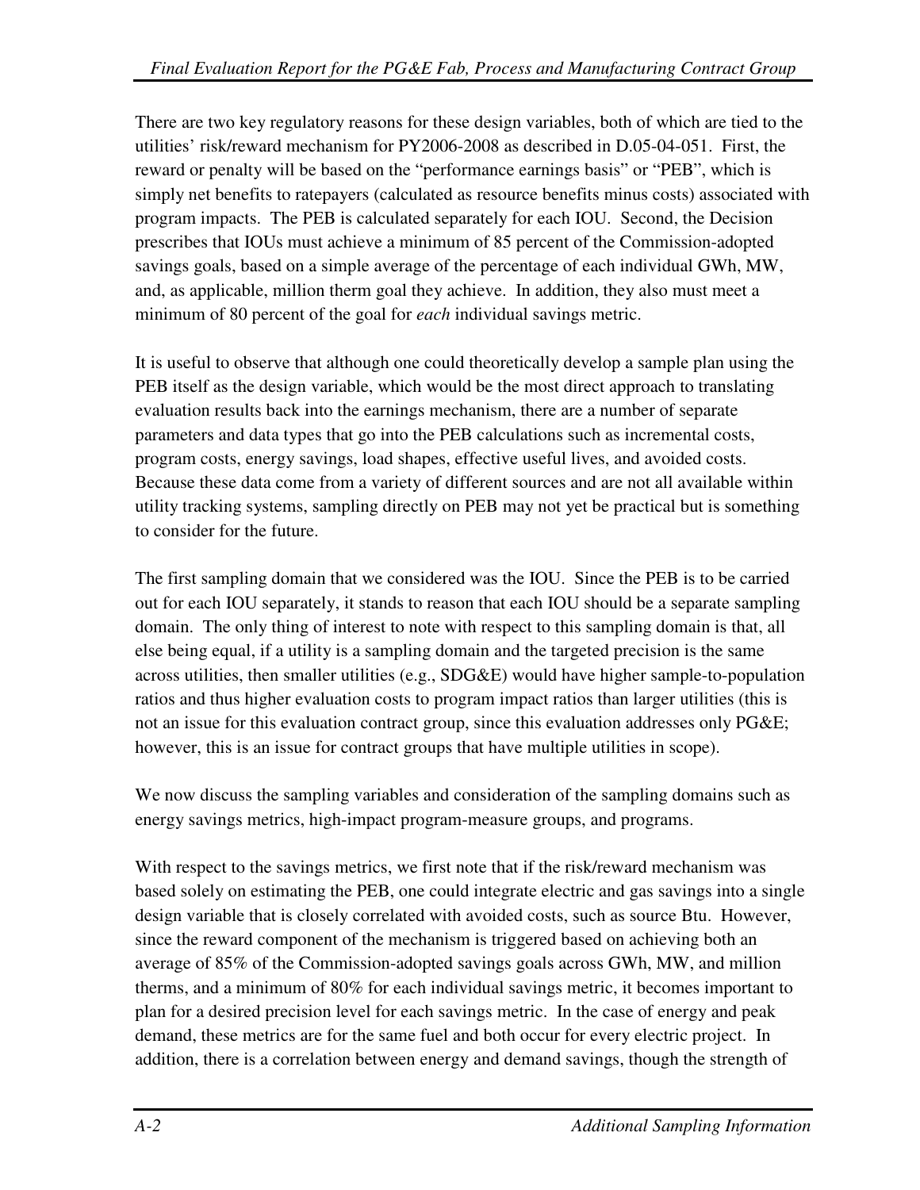There are two key regulatory reasons for these design variables, both of which are tied to the utilities' risk/reward mechanism for PY2006-2008 as described in D.05-04-051. First, the reward or penalty will be based on the "performance earnings basis" or "PEB", which is simply net benefits to ratepayers (calculated as resource benefits minus costs) associated with program impacts. The PEB is calculated separately for each IOU. Second, the Decision prescribes that IOUs must achieve a minimum of 85 percent of the Commission-adopted savings goals, based on a simple average of the percentage of each individual GWh, MW, and, as applicable, million therm goal they achieve. In addition, they also must meet a minimum of 80 percent of the goal for *each* individual savings metric.

It is useful to observe that although one could theoretically develop a sample plan using the PEB itself as the design variable, which would be the most direct approach to translating evaluation results back into the earnings mechanism, there are a number of separate parameters and data types that go into the PEB calculations such as incremental costs, program costs, energy savings, load shapes, effective useful lives, and avoided costs. Because these data come from a variety of different sources and are not all available within utility tracking systems, sampling directly on PEB may not yet be practical but is something to consider for the future.

The first sampling domain that we considered was the IOU. Since the PEB is to be carried out for each IOU separately, it stands to reason that each IOU should be a separate sampling domain. The only thing of interest to note with respect to this sampling domain is that, all else being equal, if a utility is a sampling domain and the targeted precision is the same across utilities, then smaller utilities (e.g., SDG&E) would have higher sample-to-population ratios and thus higher evaluation costs to program impact ratios than larger utilities (this is not an issue for this evaluation contract group, since this evaluation addresses only PG&E; however, this is an issue for contract groups that have multiple utilities in scope).

We now discuss the sampling variables and consideration of the sampling domains such as energy savings metrics, high-impact program-measure groups, and programs.

With respect to the savings metrics, we first note that if the risk/reward mechanism was based solely on estimating the PEB, one could integrate electric and gas savings into a single design variable that is closely correlated with avoided costs, such as source Btu. However, since the reward component of the mechanism is triggered based on achieving both an average of 85% of the Commission-adopted savings goals across GWh, MW, and million therms, and a minimum of 80% for each individual savings metric, it becomes important to plan for a desired precision level for each savings metric. In the case of energy and peak demand, these metrics are for the same fuel and both occur for every electric project. In addition, there is a correlation between energy and demand savings, though the strength of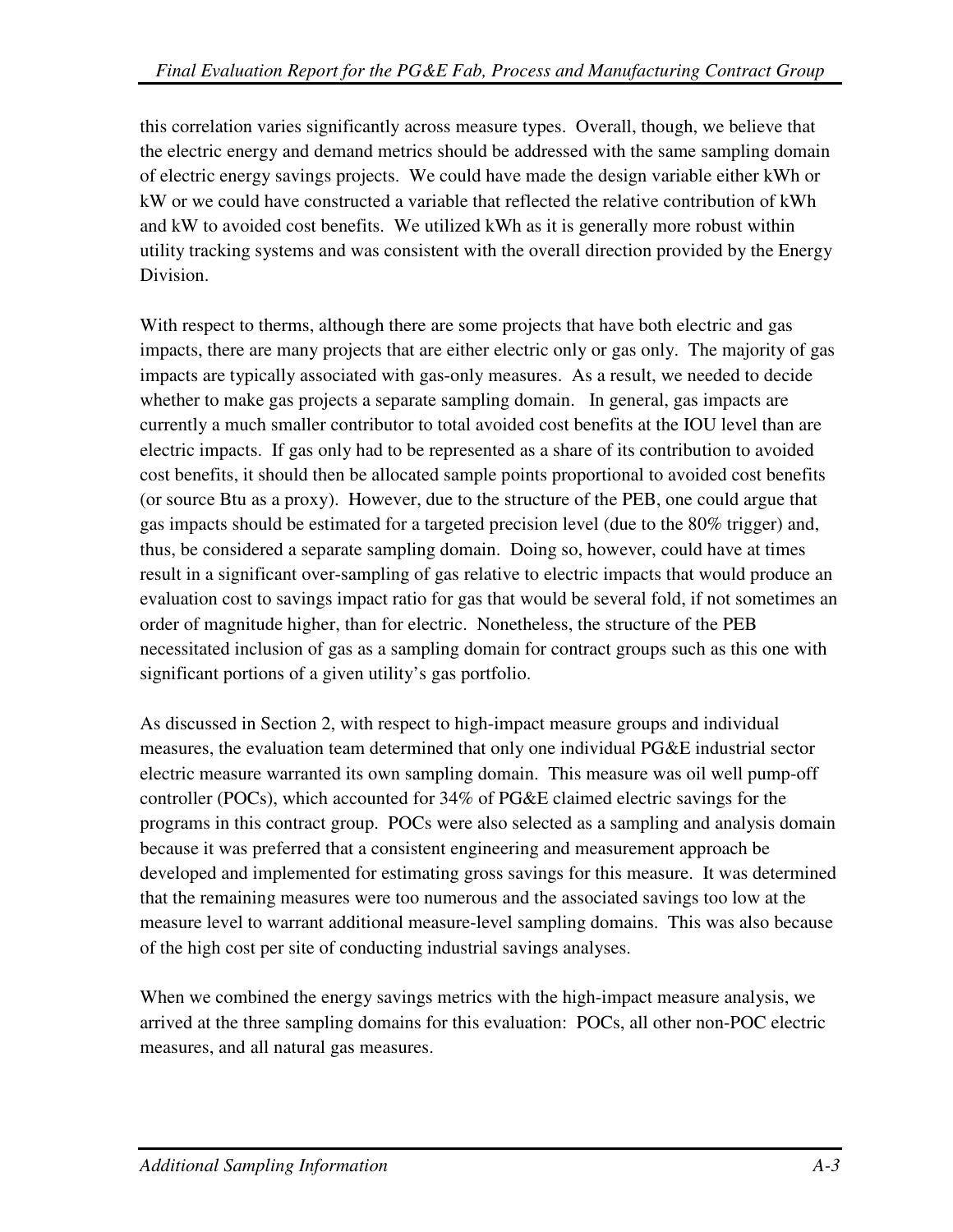this correlation varies significantly across measure types. Overall, though, we believe that the electric energy and demand metrics should be addressed with the same sampling domain of electric energy savings projects. We could have made the design variable either kWh or kW or we could have constructed a variable that reflected the relative contribution of kWh and kW to avoided cost benefits. We utilized kWh as it is generally more robust within utility tracking systems and was consistent with the overall direction provided by the Energy Division.

With respect to therms, although there are some projects that have both electric and gas impacts, there are many projects that are either electric only or gas only. The majority of gas impacts are typically associated with gas-only measures. As a result, we needed to decide whether to make gas projects a separate sampling domain. In general, gas impacts are currently a much smaller contributor to total avoided cost benefits at the IOU level than are electric impacts. If gas only had to be represented as a share of its contribution to avoided cost benefits, it should then be allocated sample points proportional to avoided cost benefits (or source Btu as a proxy). However, due to the structure of the PEB, one could argue that gas impacts should be estimated for a targeted precision level (due to the 80% trigger) and, thus, be considered a separate sampling domain. Doing so, however, could have at times result in a significant over-sampling of gas relative to electric impacts that would produce an evaluation cost to savings impact ratio for gas that would be several fold, if not sometimes an order of magnitude higher, than for electric. Nonetheless, the structure of the PEB necessitated inclusion of gas as a sampling domain for contract groups such as this one with significant portions of a given utility's gas portfolio.

As discussed in Section 2, with respect to high-impact measure groups and individual measures, the evaluation team determined that only one individual PG&E industrial sector electric measure warranted its own sampling domain. This measure was oil well pump-off controller (POCs), which accounted for 34% of PG&E claimed electric savings for the programs in this contract group. POCs were also selected as a sampling and analysis domain because it was preferred that a consistent engineering and measurement approach be developed and implemented for estimating gross savings for this measure. It was determined that the remaining measures were too numerous and the associated savings too low at the measure level to warrant additional measure-level sampling domains. This was also because of the high cost per site of conducting industrial savings analyses.

When we combined the energy savings metrics with the high-impact measure analysis, we arrived at the three sampling domains for this evaluation: POCs, all other non-POC electric measures, and all natural gas measures.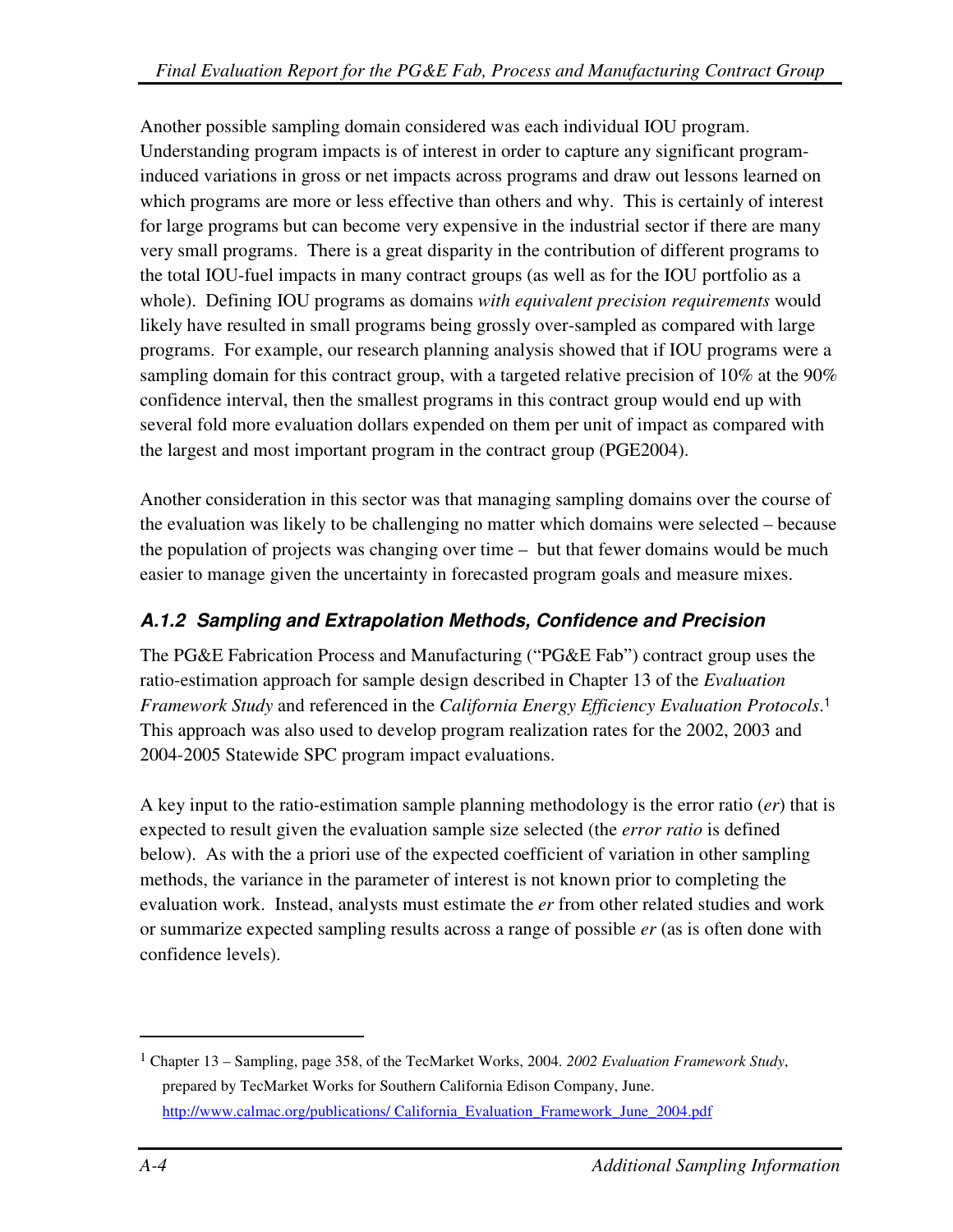Another possible sampling domain considered was each individual IOU program. Understanding program impacts is of interest in order to capture any significant program-induced variations in gross or net impacts across programs and draw out lessons learned on which programs are more or less effective than others and why. This is certainly of interest for large programs but can become very expensive in the industrial sector if there are many very small programs. There is a great disparity in the contribution of different programs to the total IOU-fuel impacts in many contract groups (as well as for the IOU portfolio as a whole). Defining IOU programs as domains *with equivalent precision requirements* would likely have resulted in small programs being grossly over-sampled as compared with large programs. For example, our research planning analysis showed that if IOU programs were a sampling domain for this contract group, with a targeted relative precision of 10% at the 90% confidence interval, then the smallest programs in this contract group would end up with several fold more evaluation dollars expended on them per unit of impact as compared with the largest and most important program in the contract group (PGE2004).

Another consideration in this sector was that managing sampling domains over the course of the evaluation was likely to be challenging no matter which domains were selected – because the population of projects was changing over time – but that fewer domains would be much easier to manage given the uncertainty in forecasted program goals and measure mixes.

### *A.1.2 Sampling and Extrapolation Methods, Confidence and Precision*

The PG&E Fabrication Process and Manufacturing ("PG&E Fab") contract group uses the ratio-estimation approach for sample design described in Chapter 13 of the *Evaluation Framework Study* and referenced in the *California Energy Efficiency Evaluation Protocols*.[1] This approach was also used to develop program realization rates for the 2002, 2003 and 2004-2005 Statewide SPC program impact evaluations.

A key input to the ratio-estimation sample planning methodology is the error ratio (*er*) that is expected to result given the evaluation sample size selected (the *error ratio* is defined below). As with the a priori use of the expected coefficient of variation in other sampling methods, the variance in the parameter of interest is not known prior to completing the evaluation work. Instead, analysts must estimate the *er* from other related studies and work or summarize expected sampling results across a range of possible *er* (as is often done with confidence levels).

---

[1] Chapter 13 – Sampling, page 358, of the TecMarket Works, 2004. *2002 Evaluation Framework Study*, prepared by TecMarket Works for Southern California Edison Company, June. http://www.calmac.org/publications/ California_Evaluation_Framework_June_2004.pdf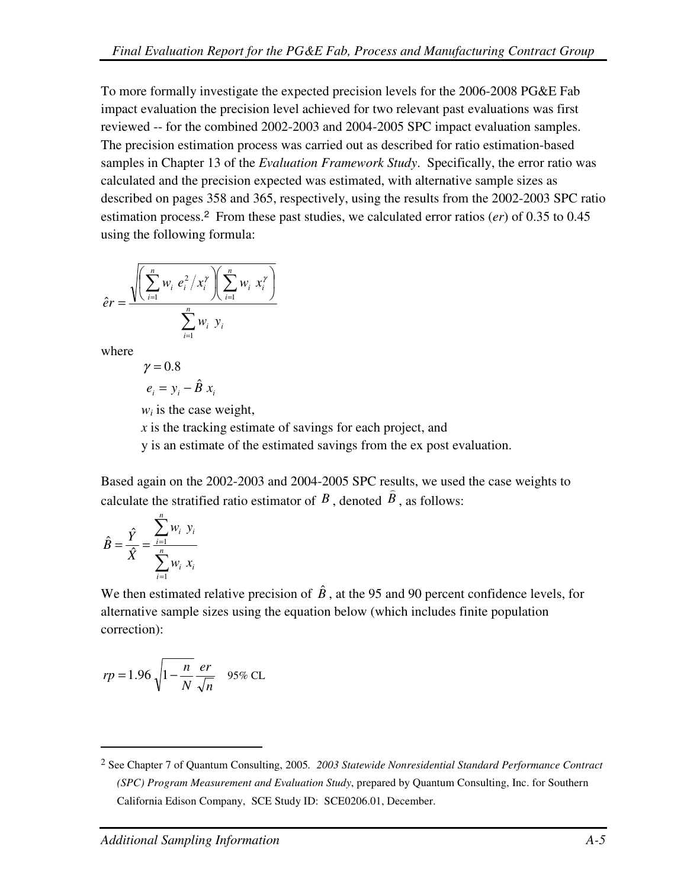To more formally investigate the expected precision levels for the 2006-2008 PG&E Fab impact evaluation the precision level achieved for two relevant past evaluations was first reviewed -- for the combined 2002-2003 and 2004-2005 SPC impact evaluation samples. The precision estimation process was carried out as described for ratio estimation-based samples in Chapter 13 of the *Evaluation Framework Study*. Specifically, the error ratio was calculated and the precision expected was estimated, with alternative sample sizes as described on pages 358 and 365, respectively, using the results from the 2002-2003 SPC ratio estimation process.[2] From these past studies, we calculated error ratios (*er*) of 0.35 to 0.45 using the following formula:

$$\hat{er} = \frac{\sqrt{\left(\sum_{i=1}^{n} w_i \; e_i^2 / x_i^{\gamma}\right)\left(\sum_{i=1}^{n} w_i \; x_i^{\gamma}\right)}}{\sum_{i=1}^{n} w_i \; y_i}$$

where

$\gamma = 0.8$

$e_i = y_i - \hat{B} \, x_i$

$w_i$ is the case weight,

$x$ is the tracking estimate of savings for each project, and

y is an estimate of the estimated savings from the ex post evaluation.

Based again on the 2002-2003 and 2004-2005 SPC results, we used the case weights to calculate the stratified ratio estimator of $B$, denoted $\hat{B}$, as follows:

$$\hat{B} = \frac{\hat{Y}}{\hat{X}} = \frac{\sum_{i=1}^{n} w_i \; y_i}{\sum_{i=1}^{n} w_i \; x_i}$$

We then estimated relative precision of $\hat{B}$, at the 95 and 90 percent confidence levels, for alternative sample sizes using the equation below (which includes finite population correction):

$$rp = 1.96 \sqrt{1 - \frac{n}{N}} \frac{er}{\sqrt{n}} \quad \text{95\% CL}$$

[2] See Chapter 7 of Quantum Consulting, 2005. *2003 Statewide Nonresidential Standard Performance Contract (SPC) Program Measurement and Evaluation Study*, prepared by Quantum Consulting, Inc. for Southern California Edison Company, SCE Study ID: SCE0206.01, December.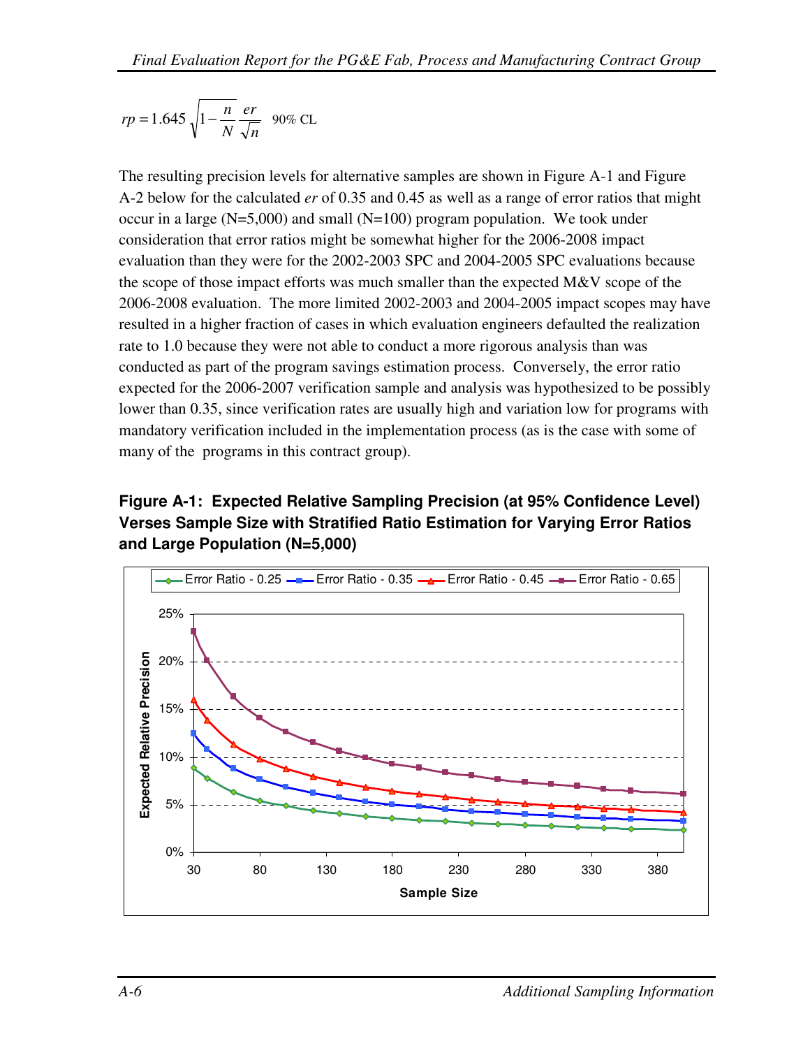$$rp = 1.645\sqrt{1-\frac{n}{N}}\frac{er}{\sqrt{n}} \quad \text{90\% CL}$$

The resulting precision levels for alternative samples are shown in Figure A-1 and Figure A-2 below for the calculated *er* of 0.35 and 0.45 as well as a range of error ratios that might occur in a large (N=5,000) and small (N=100) program population. We took under consideration that error ratios might be somewhat higher for the 2006-2008 impact evaluation than they were for the 2002-2003 SPC and 2004-2005 SPC evaluations because the scope of those impact efforts was much smaller than the expected M&V scope of the 2006-2008 evaluation. The more limited 2002-2003 and 2004-2005 impact scopes may have resulted in a higher fraction of cases in which evaluation engineers defaulted the realization rate to 1.0 because they were not able to conduct a more rigorous analysis than was conducted as part of the program savings estimation process. Conversely, the error ratio expected for the 2006-2007 verification sample and analysis was hypothesized to be possibly lower than 0.35, since verification rates are usually high and variation low for programs with mandatory verification included in the implementation process (as is the case with some of many of the programs in this contract group).

**Figure A-1: Expected Relative Sampling Precision (at 95% Confidence Level) Verses Sample Size with Stratified Ratio Estimation for Varying Error Ratios and Large Population (N=5,000)**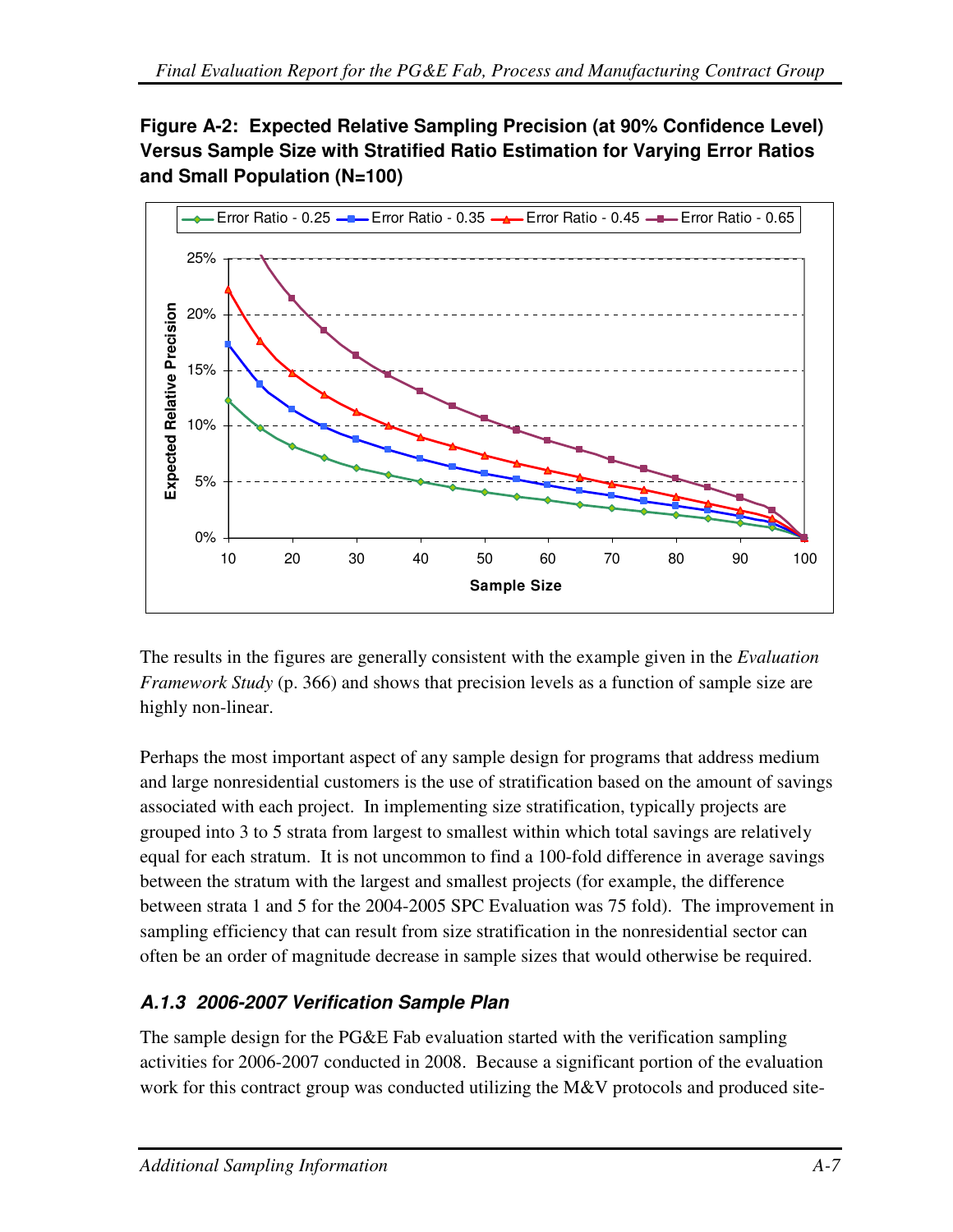**Figure A-2: Expected Relative Sampling Precision (at 90% Confidence Level) Versus Sample Size with Stratified Ratio Estimation for Varying Error Ratios and Small Population (N=100)**

The results in the figures are generally consistent with the example given in the *Evaluation Framework Study* (p. 366) and shows that precision levels as a function of sample size are highly non-linear.

Perhaps the most important aspect of any sample design for programs that address medium and large nonresidential customers is the use of stratification based on the amount of savings associated with each project. In implementing size stratification, typically projects are grouped into 3 to 5 strata from largest to smallest within which total savings are relatively equal for each stratum. It is not uncommon to find a 100-fold difference in average savings between the stratum with the largest and smallest projects (for example, the difference between strata 1 and 5 for the 2004-2005 SPC Evaluation was 75 fold). The improvement in sampling efficiency that can result from size stratification in the nonresidential sector can often be an order of magnitude decrease in sample sizes that would otherwise be required.

### *A.1.3 2006-2007 Verification Sample Plan*

The sample design for the PG&E Fab evaluation started with the verification sampling activities for 2006-2007 conducted in 2008. Because a significant portion of the evaluation work for this contract group was conducted utilizing the M&V protocols and produced site-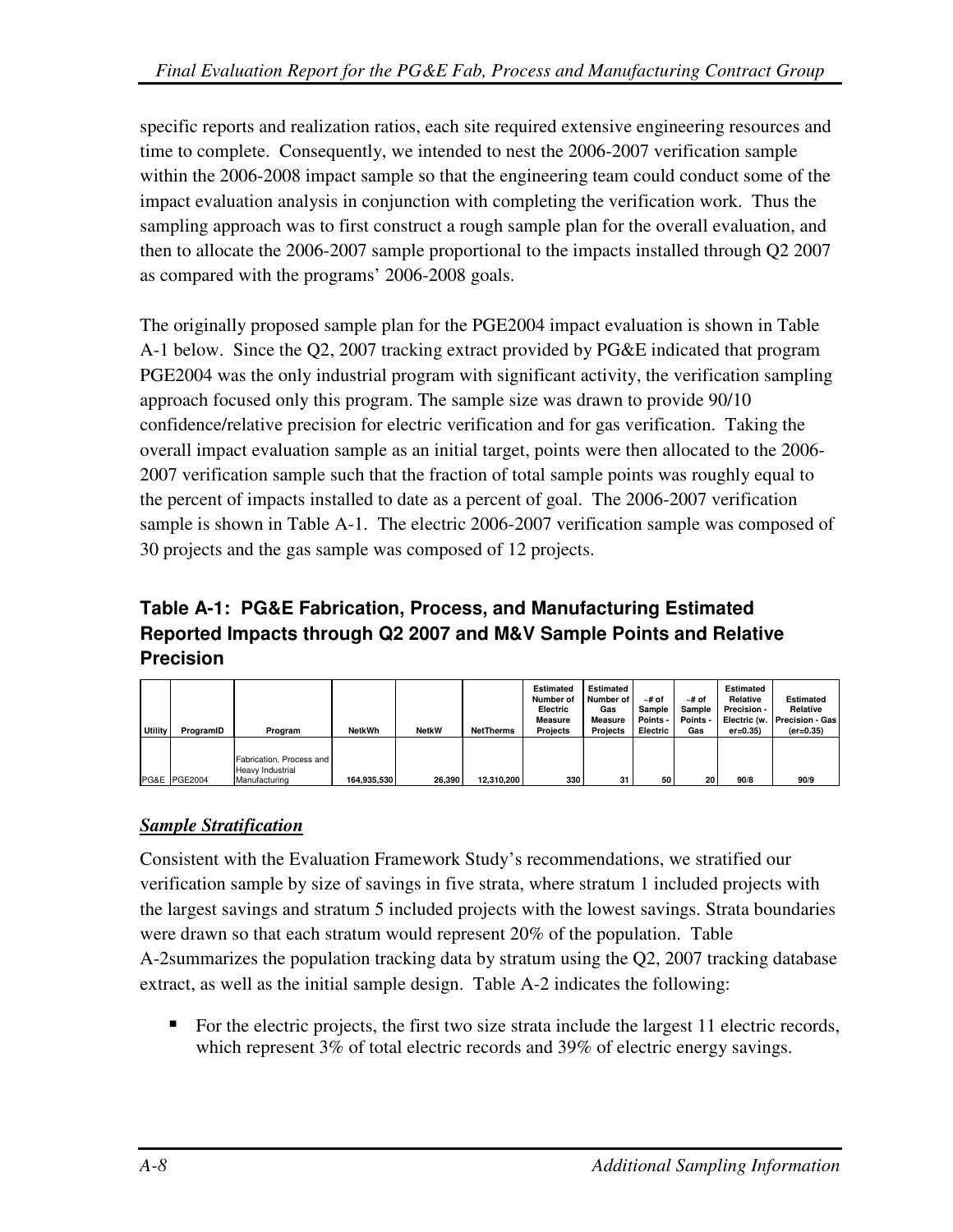specific reports and realization ratios, each site required extensive engineering resources and time to complete. Consequently, we intended to nest the 2006-2007 verification sample within the 2006-2008 impact sample so that the engineering team could conduct some of the impact evaluation analysis in conjunction with completing the verification work. Thus the sampling approach was to first construct a rough sample plan for the overall evaluation, and then to allocate the 2006-2007 sample proportional to the impacts installed through Q2 2007 as compared with the programs' 2006-2008 goals.

The originally proposed sample plan for the PGE2004 impact evaluation is shown in Table A-1 below. Since the Q2, 2007 tracking extract provided by PG&E indicated that program PGE2004 was the only industrial program with significant activity, the verification sampling approach focused only this program. The sample size was drawn to provide 90/10 confidence/relative precision for electric verification and for gas verification. Taking the overall impact evaluation sample as an initial target, points were then allocated to the 2006-2007 verification sample such that the fraction of total sample points was roughly equal to the percent of impacts installed to date as a percent of goal. The 2006-2007 verification sample is shown in Table A-1. The electric 2006-2007 verification sample was composed of 30 projects and the gas sample was composed of 12 projects.

### Table A-1: PG&E Fabrication, Process, and Manufacturing Estimated Reported Impacts through Q2 2007 and M&V Sample Points and Relative Precision

| Utility | ProgramID | Program | NetkWh | NetkW | NetTherms | Estimated Number of Electric Measure Projects | Estimated Number of Gas Measure Projects | ~# of Sample Points - Electric | ~# of Sample Points - Gas | Estimated Relative Precision - Electric (w. er=0.35) | Estimated Relative Precision - Gas (er=0.35) |
|---|---|---|---|---|---|---|---|---|---|---|---|
| PG&E | PGE2004 | Fabrication, Process and Heavy Industrial Manufacturing | 164,935,530 | 26,390 | 12,310,200 | 330 | 31 | 50 | 20 | 90/8 | 90/9 |

## *Sample Stratification*

Consistent with the Evaluation Framework Study's recommendations, we stratified our verification sample by size of savings in five strata, where stratum 1 included projects with the largest savings and stratum 5 included projects with the lowest savings. Strata boundaries were drawn so that each stratum would represent 20% of the population. Table A-2summarizes the population tracking data by stratum using the Q2, 2007 tracking database extract, as well as the initial sample design. Table A-2 indicates the following:

- For the electric projects, the first two size strata include the largest 11 electric records, which represent 3% of total electric records and 39% of electric energy savings.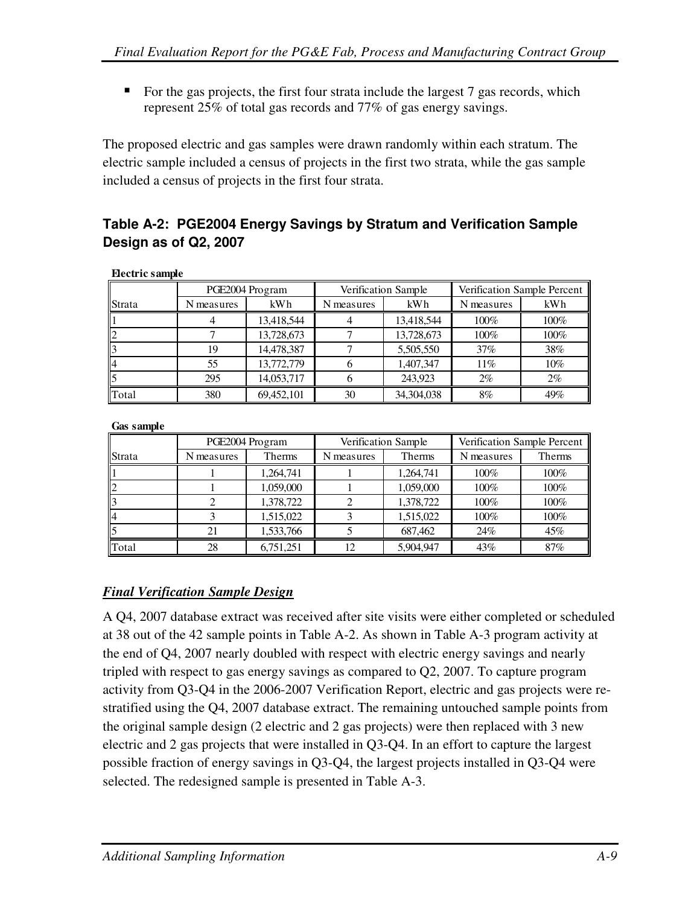- For the gas projects, the first four strata include the largest 7 gas records, which represent 25% of total gas records and 77% of gas energy savings.

The proposed electric and gas samples were drawn randomly within each stratum. The electric sample included a census of projects in the first two strata, while the gas sample included a census of projects in the first four strata.

### Table A-2: PGE2004 Energy Savings by Stratum and Verification Sample Design as of Q2, 2007

**Electric sample**

| | PGE2004 Program | | Verification Sample | | Verification Sample Percent | |
|---|---|---|---|---|---|---|
| Strata | N measures | kWh | N measures | kWh | N measures | kWh |
| 1 | 4 | 13,418,544 | 4 | 13,418,544 | 100% | 100% |
| 2 | 7 | 13,728,673 | 7 | 13,728,673 | 100% | 100% |
| 3 | 19 | 14,478,387 | 7 | 5,505,550 | 37% | 38% |
| 4 | 55 | 13,772,779 | 6 | 1,407,347 | 11% | 10% |
| 5 | 295 | 14,053,717 | 6 | 243,923 | 2% | 2% |
| Total | 380 | 69,452,101 | 30 | 34,304,038 | 8% | 49% |

**Gas sample**

| | PGE2004 Program | | Verification Sample | | Verification Sample Percent | |
|---|---|---|---|---|---|---|
| Strata | N measures | Therms | N measures | Therms | N measures | Therms |
| 1 | 1 | 1,264,741 | 1 | 1,264,741 | 100% | 100% |
| 2 | 1 | 1,059,000 | 1 | 1,059,000 | 100% | 100% |
| 3 | 2 | 1,378,722 | 2 | 1,378,722 | 100% | 100% |
| 4 | 3 | 1,515,022 | 3 | 1,515,022 | 100% | 100% |
| 5 | 21 | 1,533,766 | 5 | 687,462 | 24% | 45% |
| Total | 28 | 6,751,251 | 12 | 5,904,947 | 43% | 87% |

***<u>Final Verification Sample Design</u>***

A Q4, 2007 database extract was received after site visits were either completed or scheduled at 38 out of the 42 sample points in Table A-2. As shown in Table A-3 program activity at the end of Q4, 2007 nearly doubled with respect with electric energy savings and nearly tripled with respect to gas energy savings as compared to Q2, 2007. To capture program activity from Q3-Q4 in the 2006-2007 Verification Report, electric and gas projects were re-stratified using the Q4, 2007 database extract. The remaining untouched sample points from the original sample design (2 electric and 2 gas projects) were then replaced with 3 new electric and 2 gas projects that were installed in Q3-Q4. In an effort to capture the largest possible fraction of energy savings in Q3-Q4, the largest projects installed in Q3-Q4 were selected. The redesigned sample is presented in Table A-3.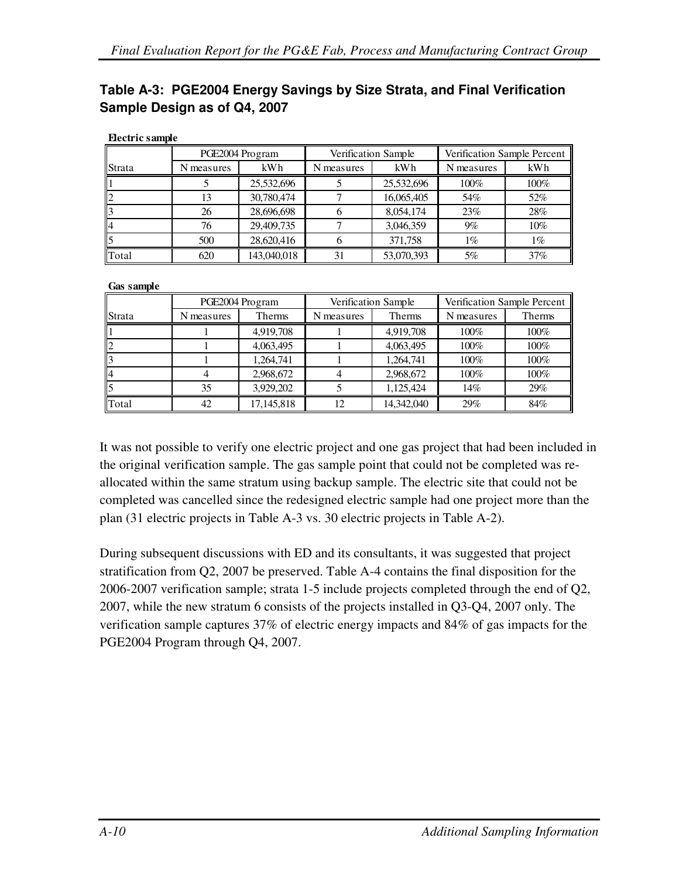**Table A-3: PGE2004 Energy Savings by Size Strata, and Final Verification Sample Design as of Q4, 2007**

**Electric sample**

| | PGE2004 Program | | Verification Sample | | Verification Sample Percent | |
|---|---|---|---|---|---|---|
| Strata | N measures | kWh | N measures | kWh | N measures | kWh |
| 1 | 5 | 25,532,696 | 5 | 25,532,696 | 100% | 100% |
| 2 | 13 | 30,780,474 | 7 | 16,065,405 | 54% | 52% |
| 3 | 26 | 28,696,698 | 6 | 8,054,174 | 23% | 28% |
| 4 | 76 | 29,409,735 | 7 | 3,046,359 | 9% | 10% |
| 5 | 500 | 28,620,416 | 6 | 371,758 | 1% | 1% |
| Total | 620 | 143,040,018 | 31 | 53,070,393 | 5% | 37% |

**Gas sample**

| | PGE2004 Program | | Verification Sample | | Verification Sample Percent | |
|---|---|---|---|---|---|---|
| Strata | N measures | Therms | N measures | Therms | N measures | Therms |
| 1 | 1 | 4,919,708 | 1 | 4,919,708 | 100% | 100% |
| 2 | 1 | 4,063,495 | 1 | 4,063,495 | 100% | 100% |
| 3 | 1 | 1,264,741 | 1 | 1,264,741 | 100% | 100% |
| 4 | 4 | 2,968,672 | 4 | 2,968,672 | 100% | 100% |
| 5 | 35 | 3,929,202 | 5 | 1,125,424 | 14% | 29% |
| Total | 42 | 17,145,818 | 12 | 14,342,040 | 29% | 84% |

It was not possible to verify one electric project and one gas project that had been included in the original verification sample. The gas sample point that could not be completed was re-allocated within the same stratum using backup sample. The electric site that could not be completed was cancelled since the redesigned electric sample had one project more than the plan (31 electric projects in Table A-3 vs. 30 electric projects in Table A-2).

During subsequent discussions with ED and its consultants, it was suggested that project stratification from Q2, 2007 be preserved. Table A-4 contains the final disposition for the 2006-2007 verification sample; strata 1-5 include projects completed through the end of Q2, 2007, while the new stratum 6 consists of the projects installed in Q3-Q4, 2007 only. The verification sample captures 37% of electric energy impacts and 84% of gas impacts for the PGE2004 Program through Q4, 2007.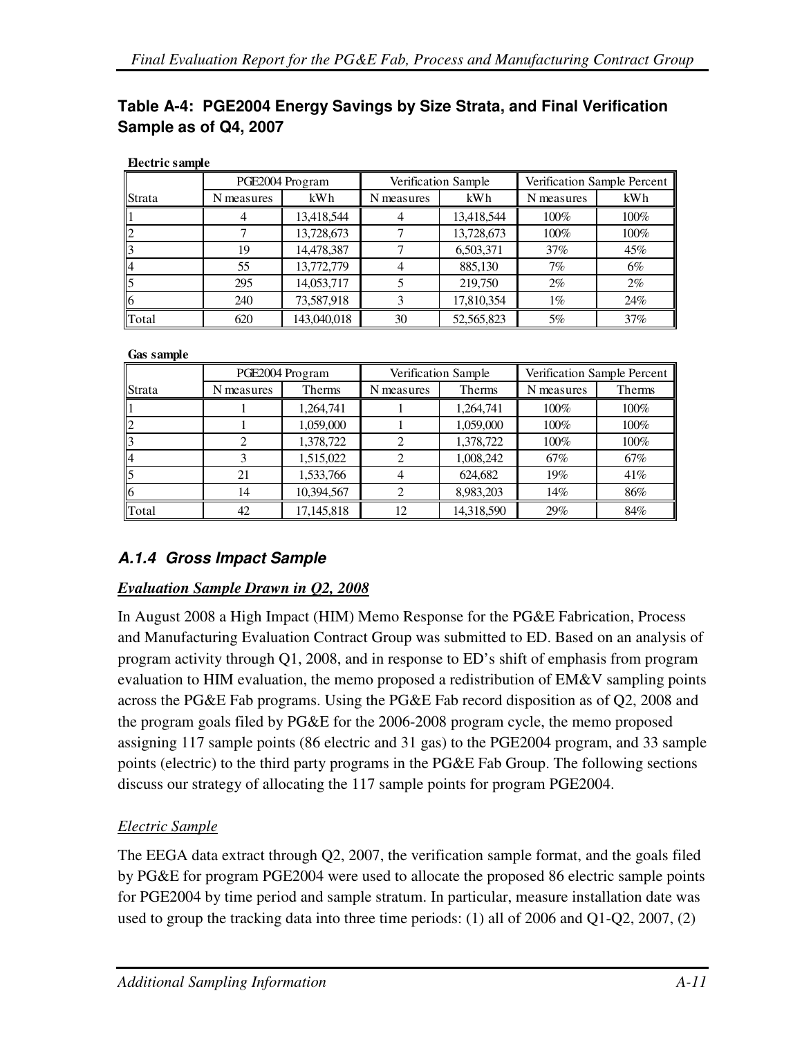**Table A-4: PGE2004 Energy Savings by Size Strata, and Final Verification Sample as of Q4, 2007**

**Electric sample**

| Strata | PGE2004 Program | | Verification Sample | | Verification Sample Percent | |
|---|---|---|---|---|---|---|
| | N measures | kWh | N measures | kWh | N measures | kWh |
| 1 | 4 | 13,418,544 | 4 | 13,418,544 | 100% | 100% |
| 2 | 7 | 13,728,673 | 7 | 13,728,673 | 100% | 100% |
| 3 | 19 | 14,478,387 | 7 | 6,503,371 | 37% | 45% |
| 4 | 55 | 13,772,779 | 4 | 885,130 | 7% | 6% |
| 5 | 295 | 14,053,717 | 5 | 219,750 | 2% | 2% |
| 6 | 240 | 73,587,918 | 3 | 17,810,354 | 1% | 24% |
| Total | 620 | 143,040,018 | 30 | 52,565,823 | 5% | 37% |

**Gas sample**

| Strata | PGE2004 Program | | Verification Sample | | Verification Sample Percent | |
|---|---|---|---|---|---|---|
| | N measures | Therms | N measures | Therms | N measures | Therms |
| 1 | 1 | 1,264,741 | 1 | 1,264,741 | 100% | 100% |
| 2 | 1 | 1,059,000 | 1 | 1,059,000 | 100% | 100% |
| 3 | 2 | 1,378,722 | 2 | 1,378,722 | 100% | 100% |
| 4 | 3 | 1,515,022 | 2 | 1,008,242 | 67% | 67% |
| 5 | 21 | 1,533,766 | 4 | 624,682 | 19% | 41% |
| 6 | 14 | 10,394,567 | 2 | 8,983,203 | 14% | 86% |
| Total | 42 | 17,145,818 | 12 | 14,318,590 | 29% | 84% |

### *A.1.4 Gross Impact Sample*

***Evaluation Sample Drawn in Q2, 2008***

In August 2008 a High Impact (HIM) Memo Response for the PG&E Fabrication, Process and Manufacturing Evaluation Contract Group was submitted to ED. Based on an analysis of program activity through Q1, 2008, and in response to ED's shift of emphasis from program evaluation to HIM evaluation, the memo proposed a redistribution of EM&V sampling points across the PG&E Fab programs. Using the PG&E Fab record disposition as of Q2, 2008 and the program goals filed by PG&E for the 2006-2008 program cycle, the memo proposed assigning 117 sample points (86 electric and 31 gas) to the PGE2004 program, and 33 sample points (electric) to the third party programs in the PG&E Fab Group. The following sections discuss our strategy of allocating the 117 sample points for program PGE2004.

*Electric Sample*

The EEGA data extract through Q2, 2007, the verification sample format, and the goals filed by PG&E for program PGE2004 were used to allocate the proposed 86 electric sample points for PGE2004 by time period and sample stratum. In particular, measure installation date was used to group the tracking data into three time periods: (1) all of 2006 and Q1-Q2, 2007, (2)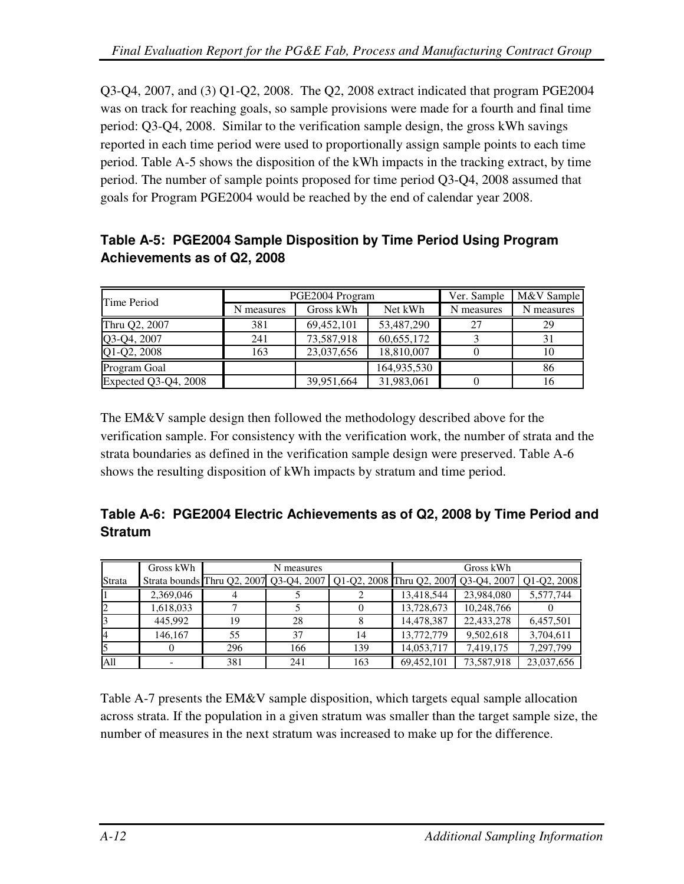Q3-Q4, 2007, and (3) Q1-Q2, 2008. The Q2, 2008 extract indicated that program PGE2004 was on track for reaching goals, so sample provisions were made for a fourth and final time period: Q3-Q4, 2008. Similar to the verification sample design, the gross kWh savings reported in each time period were used to proportionally assign sample points to each time period. Table A-5 shows the disposition of the kWh impacts in the tracking extract, by time period. The number of sample points proposed for time period Q3-Q4, 2008 assumed that goals for Program PGE2004 would be reached by the end of calendar year 2008.

**Table A-5: PGE2004 Sample Disposition by Time Period Using Program Achievements as of Q2, 2008**

| Time Period | PGE2004 Program | | | Ver. Sample | M&V Sample |
|---|---|---|---|---|---|
| | N measures | Gross kWh | Net kWh | N measures | N measures |
| Thru Q2, 2007 | 381 | 69,452,101 | 53,487,290 | 27 | 29 |
| Q3-Q4, 2007 | 241 | 73,587,918 | 60,655,172 | 3 | 31 |
| Q1-Q2, 2008 | 163 | 23,037,656 | 18,810,007 | 0 | 10 |
| Program Goal | | | 164,935,530 | | 86 |
| Expected Q3-Q4, 2008 | | 39,951,664 | 31,983,061 | 0 | 16 |

The EM&V sample design then followed the methodology described above for the verification sample. For consistency with the verification work, the number of strata and the strata boundaries as defined in the verification sample design were preserved. Table A-6 shows the resulting disposition of kWh impacts by stratum and time period.

**Table A-6: PGE2004 Electric Achievements as of Q2, 2008 by Time Period and Stratum**

| Strata | Gross kWh | N measures | | | Gross kWh | | |
|---|---|---|---|---|---|---|---|
| | Strata bounds | Thru Q2, 2007 | Q3-Q4, 2007 | Q1-Q2, 2008 | Thru Q2, 2007 | Q3-Q4, 2007 | Q1-Q2, 2008 |
| 1 | 2,369,046 | 4 | 5 | 2 | 13,418,544 | 23,984,080 | 5,577,744 |
| 2 | 1,618,033 | 7 | 5 | 0 | 13,728,673 | 10,248,766 | 0 |
| 3 | 445,992 | 19 | 28 | 8 | 14,478,387 | 22,433,278 | 6,457,501 |
| 4 | 146,167 | 55 | 37 | 14 | 13,772,779 | 9,502,618 | 3,704,611 |
| 5 | 0 | 296 | 166 | 139 | 14,053,717 | 7,419,175 | 7,297,799 |
| All | - | 381 | 241 | 163 | 69,452,101 | 73,587,918 | 23,037,656 |

Table A-7 presents the EM&V sample disposition, which targets equal sample allocation across strata. If the population in a given stratum was smaller than the target sample size, the number of measures in the next stratum was increased to make up for the difference.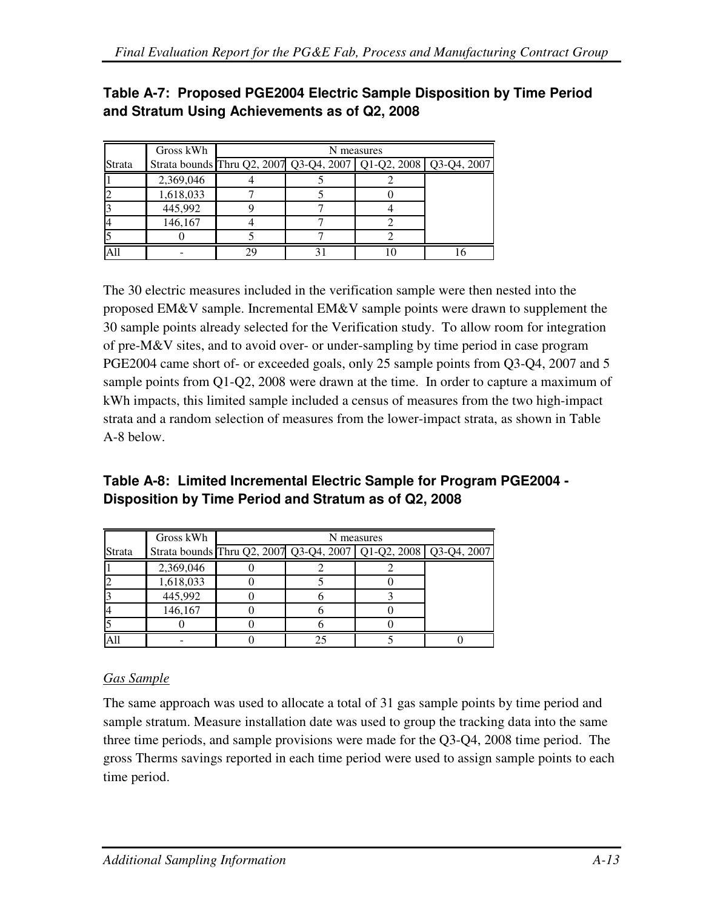**Table A-7: Proposed PGE2004 Electric Sample Disposition by Time Period and Stratum Using Achievements as of Q2, 2008**

| | Gross kWh | N measures | | | |
|---|---|---|---|---|---|
| Strata | Strata bounds | Thru Q2, 2007 | Q3-Q4, 2007 | Q1-Q2, 2008 | Q3-Q4, 2007 |
| 1 | 2,369,046 | 4 | 5 | 2 | |
| 2 | 1,618,033 | 7 | 5 | 0 | |
| 3 | 445,992 | 9 | 7 | 4 | |
| 4 | 146,167 | 4 | 7 | 2 | |
| 5 | 0 | 5 | 7 | 2 | |
| All | - | 29 | 31 | 10 | 16 |

The 30 electric measures included in the verification sample were then nested into the proposed EM&V sample. Incremental EM&V sample points were drawn to supplement the 30 sample points already selected for the Verification study. To allow room for integration of pre-M&V sites, and to avoid over- or under-sampling by time period in case program PGE2004 came short of- or exceeded goals, only 25 sample points from Q3-Q4, 2007 and 5 sample points from Q1-Q2, 2008 were drawn at the time. In order to capture a maximum of kWh impacts, this limited sample included a census of measures from the two high-impact strata and a random selection of measures from the lower-impact strata, as shown in Table A-8 below.

**Table A-8: Limited Incremental Electric Sample for Program PGE2004 - Disposition by Time Period and Stratum as of Q2, 2008**

| | Gross kWh | N measures | | | |
|---|---|---|---|---|---|
| Strata | Strata bounds | Thru Q2, 2007 | Q3-Q4, 2007 | Q1-Q2, 2008 | Q3-Q4, 2007 |
| 1 | 2,369,046 | 0 | 2 | 2 | |
| 2 | 1,618,033 | 0 | 5 | 0 | |
| 3 | 445,992 | 0 | 6 | 3 | |
| 4 | 146,167 | 0 | 6 | 0 | |
| 5 | 0 | 0 | 6 | 0 | |
| All | - | 0 | 25 | 5 | 0 |

*Gas Sample*

The same approach was used to allocate a total of 31 gas sample points by time period and sample stratum. Measure installation date was used to group the tracking data into the same three time periods, and sample provisions were made for the Q3-Q4, 2008 time period. The gross Therms savings reported in each time period were used to assign sample points to each time period.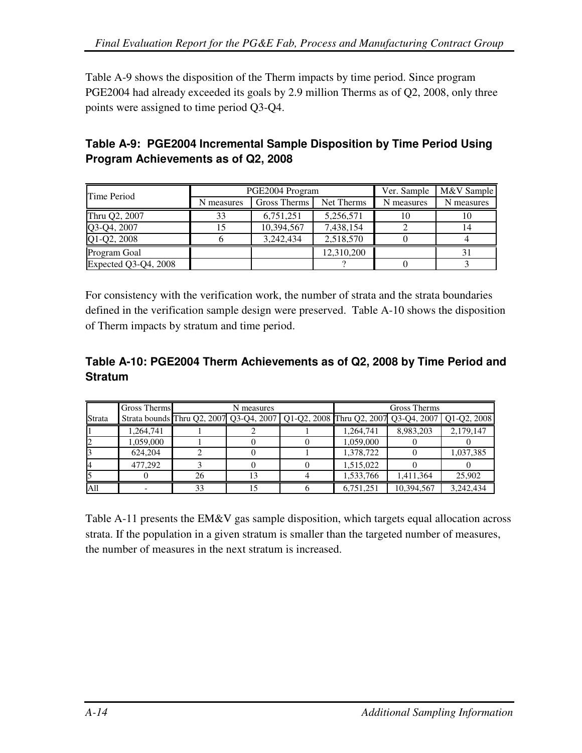Table A-9 shows the disposition of the Therm impacts by time period. Since program PGE2004 had already exceeded its goals by 2.9 million Therms as of Q2, 2008, only three points were assigned to time period Q3-Q4.

### Table A-9: PGE2004 Incremental Sample Disposition by Time Period Using Program Achievements as of Q2, 2008

| Time Period | PGE2004 Program | | | Ver. Sample | M&V Sample |
|---|---|---|---|---|---|
| | N measures | Gross Therms | Net Therms | N measures | N measures |
| Thru Q2, 2007 | 33 | 6,751,251 | 5,256,571 | 10 | 10 |
| Q3-Q4, 2007 | 15 | 10,394,567 | 7,438,154 | 2 | 14 |
| Q1-Q2, 2008 | 6 | 3,242,434 | 2,518,570 | 0 | 4 |
| Program Goal | | | 12,310,200 | | 31 |
| Expected Q3-Q4, 2008 | | | ? | 0 | 3 |

For consistency with the verification work, the number of strata and the strata boundaries defined in the verification sample design were preserved. Table A-10 shows the disposition of Therm impacts by stratum and time period.

### Table A-10: PGE2004 Therm Achievements as of Q2, 2008 by Time Period and Stratum

| | Gross Therms | N measures | | | Gross Therms | | |
|---|---|---|---|---|---|---|---|
| Strata | Strata bounds | Thru Q2, 2007 | Q3-Q4, 2007 | Q1-Q2, 2008 | Thru Q2, 2007 | Q3-Q4, 2007 | Q1-Q2, 2008 |
| 1 | 1,264,741 | 1 | 2 | 1 | 1,264,741 | 8,983,203 | 2,179,147 |
| 2 | 1,059,000 | 1 | 0 | 0 | 1,059,000 | 0 | 0 |
| 3 | 624,204 | 2 | 0 | 1 | 1,378,722 | 0 | 1,037,385 |
| 4 | 477,292 | 3 | 0 | 0 | 1,515,022 | 0 | 0 |
| 5 | 0 | 26 | 13 | 4 | 1,533,766 | 1,411,364 | 25,902 |
| All | - | 33 | 15 | 6 | 6,751,251 | 10,394,567 | 3,242,434 |

Table A-11 presents the EM&V gas sample disposition, which targets equal allocation across strata. If the population in a given stratum is smaller than the targeted number of measures, the number of measures in the next stratum is increased.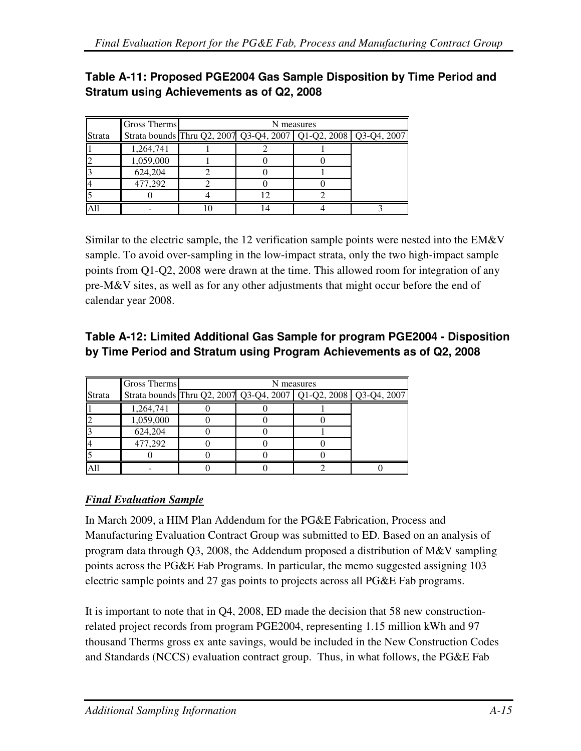**Table A-11: Proposed PGE2004 Gas Sample Disposition by Time Period and Stratum using Achievements as of Q2, 2008**

| | Gross Therms | N measures | | | |
|---|---|---|---|---|---|
| Strata | Strata bounds | Thru Q2, 2007 | Q3-Q4, 2007 | Q1-Q2, 2008 | Q3-Q4, 2007 |
| 1 | 1,264,741 | 1 | 2 | 1 | |
| 2 | 1,059,000 | 1 | 0 | 0 | |
| 3 | 624,204 | 2 | 0 | 1 | |
| 4 | 477,292 | 2 | 0 | 0 | |
| 5 | 0 | 4 | 12 | 2 | |
| All | - | 10 | 14 | 4 | 3 |

Similar to the electric sample, the 12 verification sample points were nested into the EM&V sample. To avoid over-sampling in the low-impact strata, only the two high-impact sample points from Q1-Q2, 2008 were drawn at the time. This allowed room for integration of any pre-M&V sites, as well as for any other adjustments that might occur before the end of calendar year 2008.

**Table A-12: Limited Additional Gas Sample for program PGE2004 - Disposition by Time Period and Stratum using Program Achievements as of Q2, 2008**

| | Gross Therms | N measures | | | |
|---|---|---|---|---|---|
| Strata | Strata bounds | Thru Q2, 2007 | Q3-Q4, 2007 | Q1-Q2, 2008 | Q3-Q4, 2007 |
| 1 | 1,264,741 | 0 | 0 | 1 | |
| 2 | 1,059,000 | 0 | 0 | 0 | |
| 3 | 624,204 | 0 | 0 | 1 | |
| 4 | 477,292 | 0 | 0 | 0 | |
| 5 | 0 | 0 | 0 | 0 | |
| All | - | 0 | 0 | 2 | 0 |

***Final Evaluation Sample***

In March 2009, a HIM Plan Addendum for the PG&E Fabrication, Process and Manufacturing Evaluation Contract Group was submitted to ED. Based on an analysis of program data through Q3, 2008, the Addendum proposed a distribution of M&V sampling points across the PG&E Fab Programs. In particular, the memo suggested assigning 103 electric sample points and 27 gas points to projects across all PG&E Fab programs.

It is important to note that in Q4, 2008, ED made the decision that 58 new construction-related project records from program PGE2004, representing 1.15 million kWh and 97 thousand Therms gross ex ante savings, would be included in the New Construction Codes and Standards (NCCS) evaluation contract group. Thus, in what follows, the PG&E Fab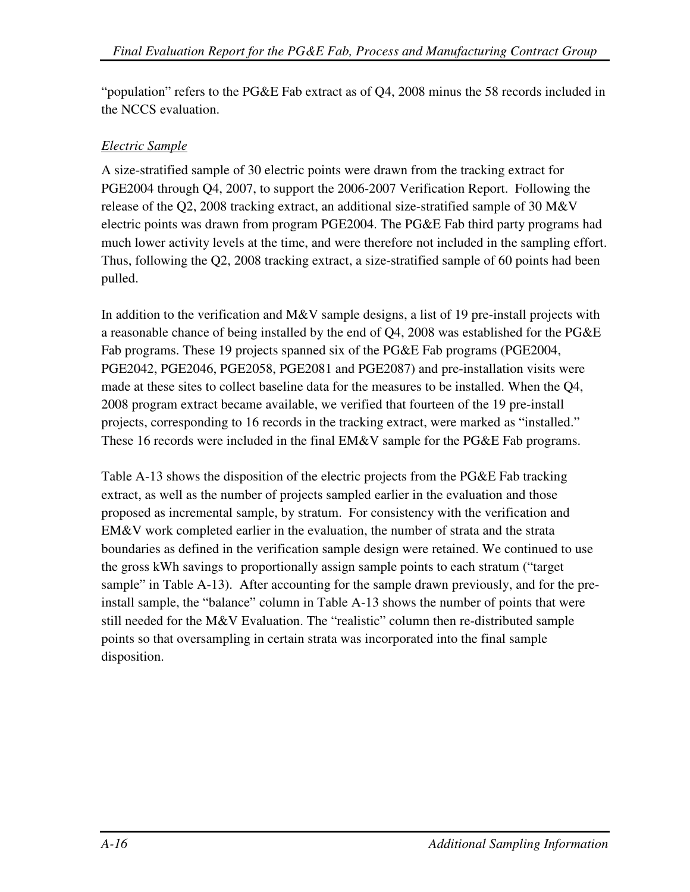"population" refers to the PG&E Fab extract as of Q4, 2008 minus the 58 records included in the NCCS evaluation.

*Electric Sample*

A size-stratified sample of 30 electric points were drawn from the tracking extract for PGE2004 through Q4, 2007, to support the 2006-2007 Verification Report. Following the release of the Q2, 2008 tracking extract, an additional size-stratified sample of 30 M&V electric points was drawn from program PGE2004. The PG&E Fab third party programs had much lower activity levels at the time, and were therefore not included in the sampling effort. Thus, following the Q2, 2008 tracking extract, a size-stratified sample of 60 points had been pulled.

In addition to the verification and M&V sample designs, a list of 19 pre-install projects with a reasonable chance of being installed by the end of Q4, 2008 was established for the PG&E Fab programs. These 19 projects spanned six of the PG&E Fab programs (PGE2004, PGE2042, PGE2046, PGE2058, PGE2081 and PGE2087) and pre-installation visits were made at these sites to collect baseline data for the measures to be installed. When the Q4, 2008 program extract became available, we verified that fourteen of the 19 pre-install projects, corresponding to 16 records in the tracking extract, were marked as "installed." These 16 records were included in the final EM&V sample for the PG&E Fab programs.

Table A-13 shows the disposition of the electric projects from the PG&E Fab tracking extract, as well as the number of projects sampled earlier in the evaluation and those proposed as incremental sample, by stratum. For consistency with the verification and EM&V work completed earlier in the evaluation, the number of strata and the strata boundaries as defined in the verification sample design were retained. We continued to use the gross kWh savings to proportionally assign sample points to each stratum ("target sample" in Table A-13). After accounting for the sample drawn previously, and for the pre-install sample, the "balance" column in Table A-13 shows the number of points that were still needed for the M&V Evaluation. The "realistic" column then re-distributed sample points so that oversampling in certain strata was incorporated into the final sample disposition.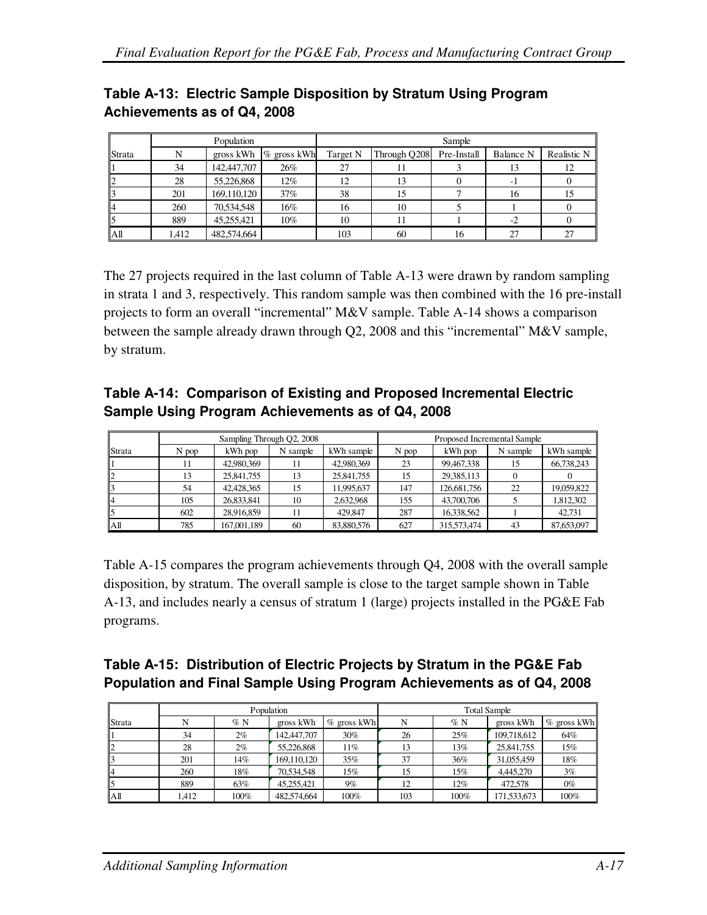**Table A-13: Electric Sample Disposition by Stratum Using Program Achievements as of Q4, 2008**

| | Population | | | Sample | | | | |
|---|---|---|---|---|---|---|---|---|
| Strata | N | gross kWh | % gross kWh | Target N | Through Q208 | Pre-Install | Balance N | Realistic N |
| 1 | 34 | 142,447,707 | 26% | 27 | 11 | 3 | 13 | 12 |
| 2 | 28 | 55,226,868 | 12% | 12 | 13 | 0 | -1 | 0 |
| 3 | 201 | 169,110,120 | 37% | 38 | 15 | 7 | 16 | 15 |
| 4 | 260 | 70,534,548 | 16% | 16 | 10 | 5 | 1 | 0 |
| 5 | 889 | 45,255,421 | 10% | 10 | 11 | 1 | -2 | 0 |
| All | 1,412 | 482,574,664 | | 103 | 60 | 16 | 27 | 27 |

The 27 projects required in the last column of Table A-13 were drawn by random sampling in strata 1 and 3, respectively. This random sample was then combined with the 16 pre-install projects to form an overall "incremental" M&V sample. Table A-14 shows a comparison between the sample already drawn through Q2, 2008 and this "incremental" M&V sample, by stratum.

**Table A-14: Comparison of Existing and Proposed Incremental Electric Sample Using Program Achievements as of Q4, 2008**

| | Sampling Through Q2, 2008 | | | | Proposed Incremental Sample | | | |
|---|---|---|---|---|---|---|---|---|
| Strata | N pop | kWh pop | N sample | kWh sample | N pop | kWh pop | N sample | kWh sample |
| 1 | 11 | 42,980,369 | 11 | 42,980,369 | 23 | 99,467,338 | 15 | 66,738,243 |
| 2 | 13 | 25,841,755 | 13 | 25,841,755 | 15 | 29,385,113 | 0 | 0 |
| 3 | 54 | 42,428,365 | 15 | 11,995,637 | 147 | 126,681,756 | 22 | 19,059,822 |
| 4 | 105 | 26,833,841 | 10 | 2,632,968 | 155 | 43,700,706 | 5 | 1,812,302 |
| 5 | 602 | 28,916,859 | 11 | 429,847 | 287 | 16,338,562 | 1 | 42,731 |
| All | 785 | 167,001,189 | 60 | 83,880,576 | 627 | 315,573,474 | 43 | 87,653,097 |

Table A-15 compares the program achievements through Q4, 2008 with the overall sample disposition, by stratum. The overall sample is close to the target sample shown in Table A-13, and includes nearly a census of stratum 1 (large) projects installed in the PG&E Fab programs.

**Table A-15: Distribution of Electric Projects by Stratum in the PG&E Fab Population and Final Sample Using Program Achievements as of Q4, 2008**

| | Population | | | | Total Sample | | | |
|---|---|---|---|---|---|---|---|---|
| Strata | N | % N | gross kWh | % gross kWh | N | % N | gross kWh | % gross kWh |
| 1 | 34 | 2% | 142,447,707 | 30% | 26 | 25% | 109,718,612 | 64% |
| 2 | 28 | 2% | 55,226,868 | 11% | 13 | 13% | 25,841,755 | 15% |
| 3 | 201 | 14% | 169,110,120 | 35% | 37 | 36% | 31,055,459 | 18% |
| 4 | 260 | 18% | 70,534,548 | 15% | 15 | 15% | 4,445,270 | 3% |
| 5 | 889 | 63% | 45,255,421 | 9% | 12 | 12% | 472,578 | 0% |
| All | 1,412 | 100% | 482,574,664 | 100% | 103 | 100% | 171,533,673 | 100% |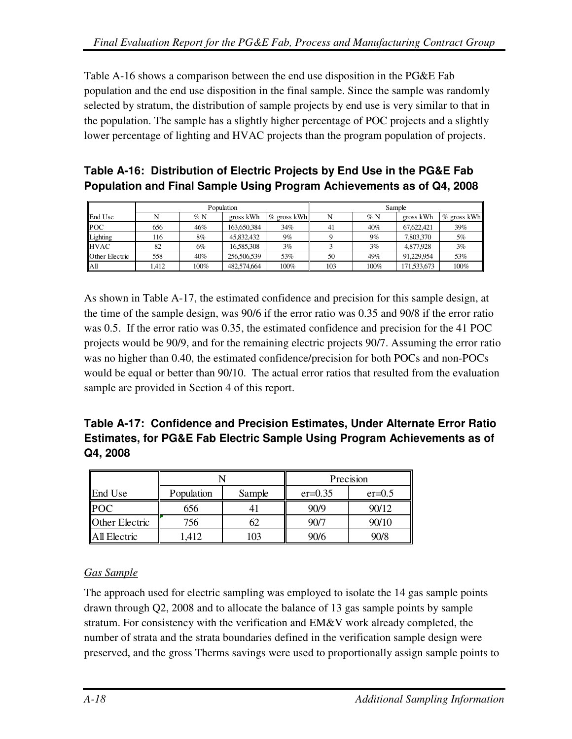Table A-16 shows a comparison between the end use disposition in the PG&E Fab population and the end use disposition in the final sample. Since the sample was randomly selected by stratum, the distribution of sample projects by end use is very similar to that in the population. The sample has a slightly higher percentage of POC projects and a slightly lower percentage of lighting and HVAC projects than the program population of projects.

**Table A-16: Distribution of Electric Projects by End Use in the PG&E Fab Population and Final Sample Using Program Achievements as of Q4, 2008**

| | Population | | | | Sample | | | |
|---|---|---|---|---|---|---|---|---|
| End Use | N | % N | gross kWh | % gross kWh | N | % N | gross kWh | % gross kWh |
| POC | 656 | 46% | 163,650,384 | 34% | 41 | 40% | 67,622,421 | 39% |
| Lighting | 116 | 8% | 45,832,432 | 9% | 9 | 9% | 7,803,370 | 5% |
| HVAC | 82 | 6% | 16,585,308 | 3% | 3 | 3% | 4,877,928 | 3% |
| Other Electric | 558 | 40% | 256,506,539 | 53% | 50 | 49% | 91,229,954 | 53% |
| All | 1,412 | 100% | 482,574,664 | 100% | 103 | 100% | 171,533,673 | 100% |

As shown in Table A-17, the estimated confidence and precision for this sample design, at the time of the sample design, was 90/6 if the error ratio was 0.35 and 90/8 if the error ratio was 0.5. If the error ratio was 0.35, the estimated confidence and precision for the 41 POC projects would be 90/9, and for the remaining electric projects 90/7. Assuming the error ratio was no higher than 0.40, the estimated confidence/precision for both POCs and non-POCs would be equal or better than 90/10. The actual error ratios that resulted from the evaluation sample are provided in Section 4 of this report.

**Table A-17: Confidence and Precision Estimates, Under Alternate Error Ratio Estimates, for PG&E Fab Electric Sample Using Program Achievements as of Q4, 2008**

| | N | | Precision | |
|---|---|---|---|---|
| End Use | Population | Sample | er=0.35 | er=0.5 |
| POC | 656 | 41 | 90/9 | 90/12 |
| Other Electric | 756 | 62 | 90/7 | 90/10 |
| All Electric | 1,412 | 103 | 90/6 | 90/8 |

*Gas Sample*

The approach used for electric sampling was employed to isolate the 14 gas sample points drawn through Q2, 2008 and to allocate the balance of 13 gas sample points by sample stratum. For consistency with the verification and EM&V work already completed, the number of strata and the strata boundaries defined in the verification sample design were preserved, and the gross Therms savings were used to proportionally assign sample points to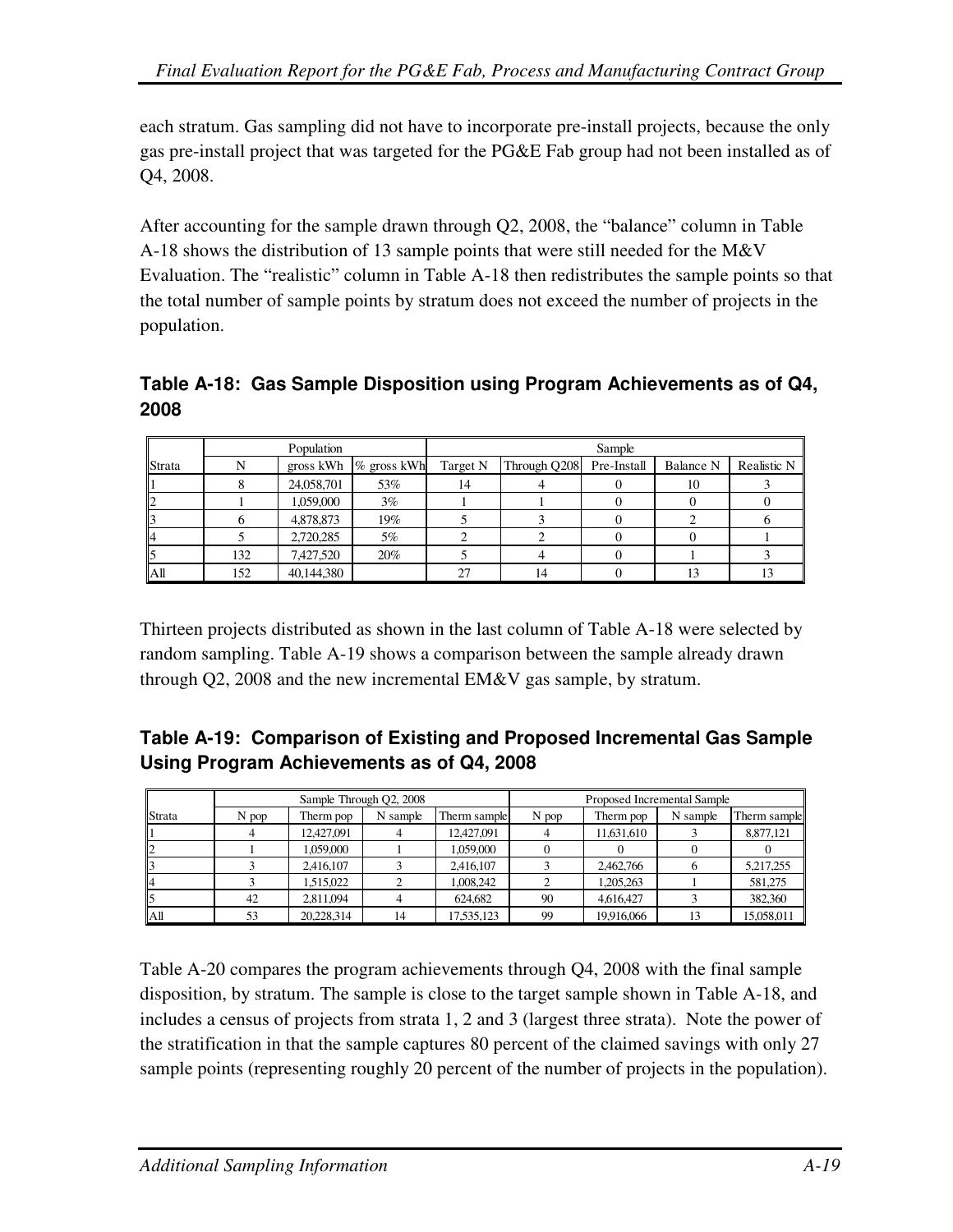each stratum. Gas sampling did not have to incorporate pre-install projects, because the only gas pre-install project that was targeted for the PG&E Fab group had not been installed as of Q4, 2008.

After accounting for the sample drawn through Q2, 2008, the "balance" column in Table A-18 shows the distribution of 13 sample points that were still needed for the M&V Evaluation. The "realistic" column in Table A-18 then redistributes the sample points so that the total number of sample points by stratum does not exceed the number of projects in the population.

**Table A-18: Gas Sample Disposition using Program Achievements as of Q4, 2008**

| | Population | | | Sample | | | | |
|---|---|---|---|---|---|---|---|---|
| Strata | N | gross kWh | % gross kWh | Target N | Through Q208 | Pre-Install | Balance N | Realistic N |
| 1 | 8 | 24,058,701 | 53% | 14 | 4 | 0 | 10 | 3 |
| 2 | 1 | 1,059,000 | 3% | 1 | 1 | 0 | 0 | 0 |
| 3 | 6 | 4,878,873 | 19% | 5 | 3 | 0 | 2 | 6 |
| 4 | 5 | 2,720,285 | 5% | 2 | 2 | 0 | 0 | 1 |
| 5 | 132 | 7,427,520 | 20% | 5 | 4 | 0 | 1 | 3 |
| All | 152 | 40,144,380 | | 27 | 14 | 0 | 13 | 13 |

Thirteen projects distributed as shown in the last column of Table A-18 were selected by random sampling. Table A-19 shows a comparison between the sample already drawn through Q2, 2008 and the new incremental EM&V gas sample, by stratum.

**Table A-19: Comparison of Existing and Proposed Incremental Gas Sample Using Program Achievements as of Q4, 2008**

| | Sample Through Q2, 2008 | | | | Proposed Incremental Sample | | | |
|---|---|---|---|---|---|---|---|---|
| Strata | N pop | Therm pop | N sample | Therm sample | N pop | Therm pop | N sample | Therm sample |
| 1 | 4 | 12,427,091 | 4 | 12,427,091 | 4 | 11,631,610 | 3 | 8,877,121 |
| 2 | 1 | 1,059,000 | 1 | 1,059,000 | 0 | 0 | 0 | 0 |
| 3 | 3 | 2,416,107 | 3 | 2,416,107 | 3 | 2,462,766 | 6 | 5,217,255 |
| 4 | 3 | 1,515,022 | 2 | 1,008,242 | 2 | 1,205,263 | 1 | 581,275 |
| 5 | 42 | 2,811,094 | 4 | 624,682 | 90 | 4,616,427 | 3 | 382,360 |
| All | 53 | 20,228,314 | 14 | 17,535,123 | 99 | 19,916,066 | 13 | 15,058,011 |

Table A-20 compares the program achievements through Q4, 2008 with the final sample disposition, by stratum. The sample is close to the target sample shown in Table A-18, and includes a census of projects from strata 1, 2 and 3 (largest three strata). Note the power of the stratification in that the sample captures 80 percent of the claimed savings with only 27 sample points (representing roughly 20 percent of the number of projects in the population).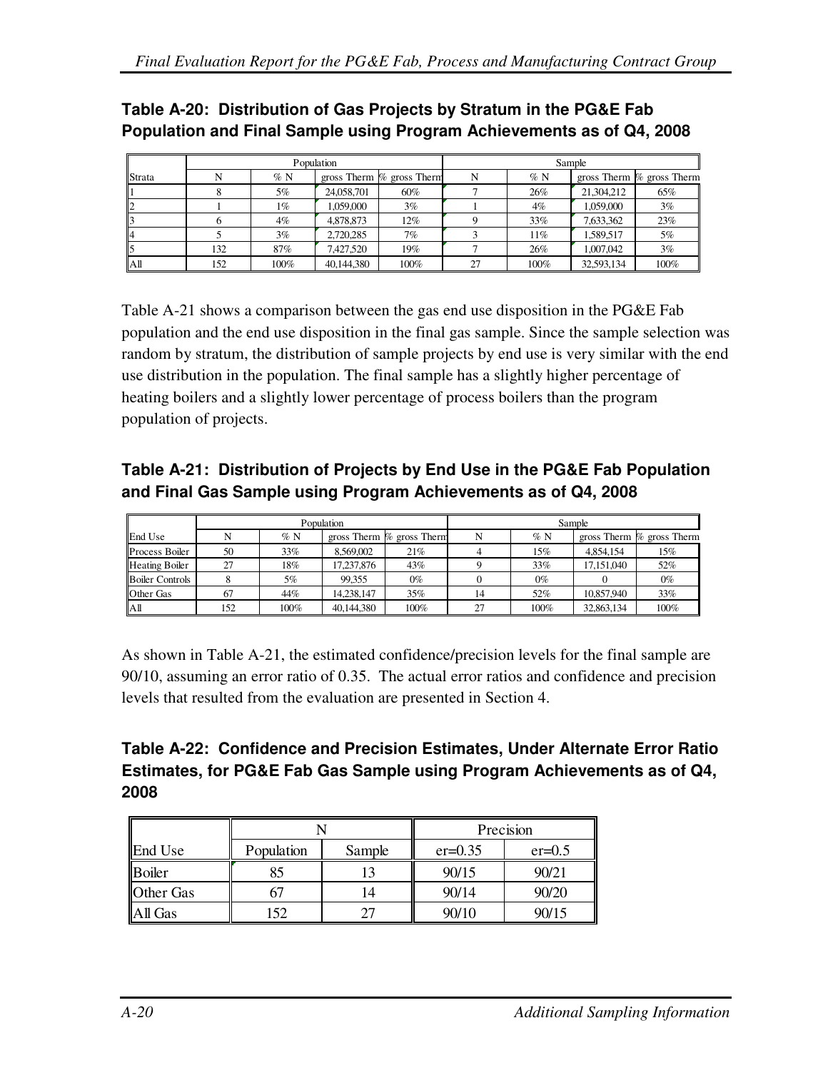**Table A-20: Distribution of Gas Projects by Stratum in the PG&E Fab Population and Final Sample using Program Achievements as of Q4, 2008**

| | Population | | | | Sample | | | |
|---|---|---|---|---|---|---|---|---|
| Strata | N | % N | gross Therm | % gross Therm | N | % N | gross Therm | % gross Therm |
| 1 | 8 | 5% | 24,058,701 | 60% | 7 | 26% | 21,304,212 | 65% |
| 2 | 1 | 1% | 1,059,000 | 3% | 1 | 4% | 1,059,000 | 3% |
| 3 | 6 | 4% | 4,878,873 | 12% | 9 | 33% | 7,633,362 | 23% |
| 4 | 5 | 3% | 2,720,285 | 7% | 3 | 11% | 1,589,517 | 5% |
| 5 | 132 | 87% | 7,427,520 | 19% | 7 | 26% | 1,007,042 | 3% |
| All | 152 | 100% | 40,144,380 | 100% | 27 | 100% | 32,593,134 | 100% |

Table A-21 shows a comparison between the gas end use disposition in the PG&E Fab population and the end use disposition in the final gas sample. Since the sample selection was random by stratum, the distribution of sample projects by end use is very similar with the end use distribution in the population. The final sample has a slightly higher percentage of heating boilers and a slightly lower percentage of process boilers than the program population of projects.

**Table A-21: Distribution of Projects by End Use in the PG&E Fab Population and Final Gas Sample using Program Achievements as of Q4, 2008**

| | Population | | | | Sample | | | |
|---|---|---|---|---|---|---|---|---|
| End Use | N | % N | gross Therm | % gross Therm | N | % N | gross Therm | % gross Therm |
| Process Boiler | 50 | 33% | 8,569,002 | 21% | 4 | 15% | 4,854,154 | 15% |
| Heating Boiler | 27 | 18% | 17,237,876 | 43% | 9 | 33% | 17,151,040 | 52% |
| Boiler Controls | 8 | 5% | 99,355 | 0% | 0 | 0% | 0 | 0% |
| Other Gas | 67 | 44% | 14,238,147 | 35% | 14 | 52% | 10,857,940 | 33% |
| All | 152 | 100% | 40,144,380 | 100% | 27 | 100% | 32,863,134 | 100% |

As shown in Table A-21, the estimated confidence/precision levels for the final sample are 90/10, assuming an error ratio of 0.35. The actual error ratios and confidence and precision levels that resulted from the evaluation are presented in Section 4.

**Table A-22: Confidence and Precision Estimates, Under Alternate Error Ratio Estimates, for PG&E Fab Gas Sample using Program Achievements as of Q4, 2008**

| | N | | Precision | |
|---|---|---|---|---|
| End Use | Population | Sample | er=0.35 | er=0.5 |
| Boiler | 85 | 13 | 90/15 | 90/21 |
| Other Gas | 67 | 14 | 90/14 | 90/20 |
| All Gas | 152 | 27 | 90/10 | 90/15 |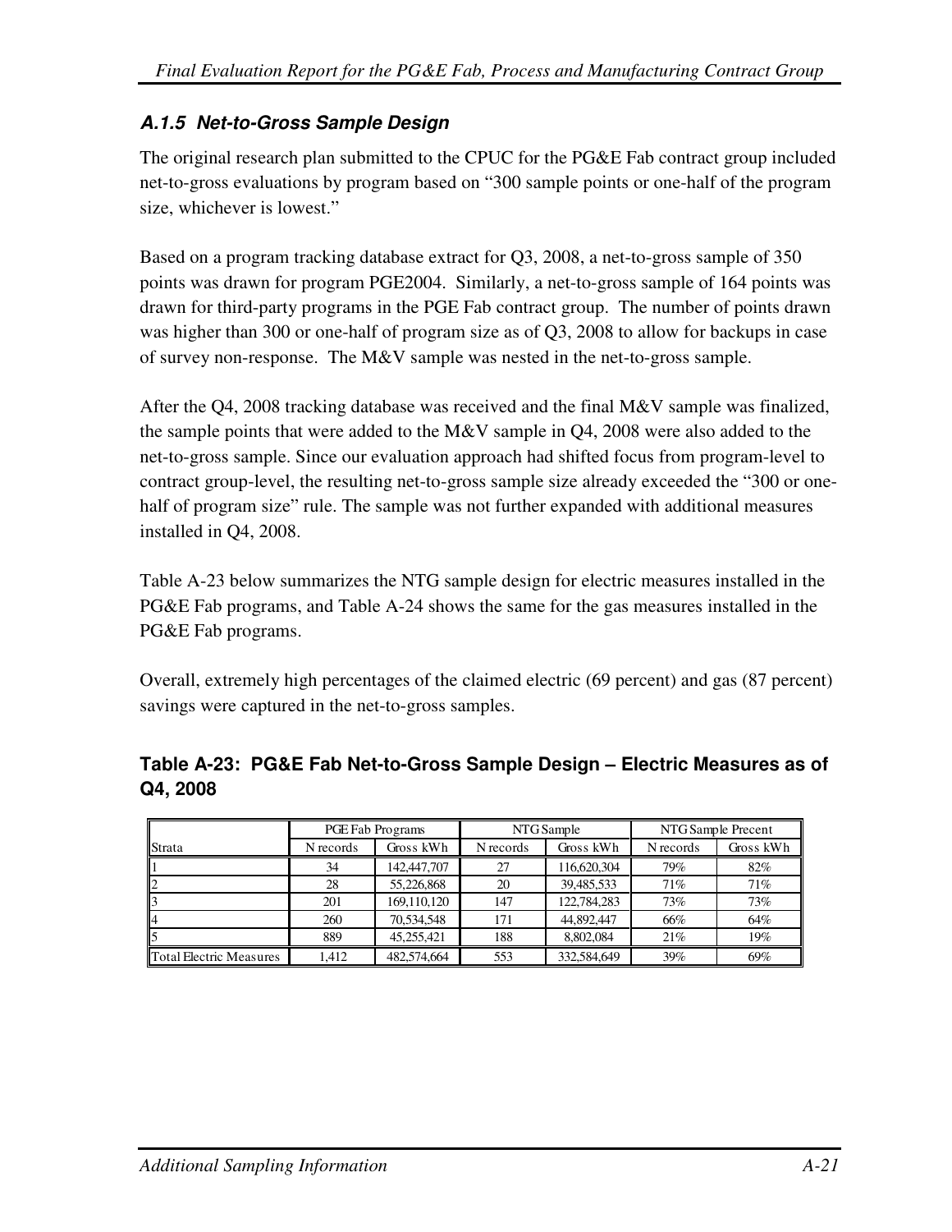### *A.1.5 Net-to-Gross Sample Design*

The original research plan submitted to the CPUC for the PG&E Fab contract group included net-to-gross evaluations by program based on "300 sample points or one-half of the program size, whichever is lowest."

Based on a program tracking database extract for Q3, 2008, a net-to-gross sample of 350 points was drawn for program PGE2004. Similarly, a net-to-gross sample of 164 points was drawn for third-party programs in the PGE Fab contract group. The number of points drawn was higher than 300 or one-half of program size as of Q3, 2008 to allow for backups in case of survey non-response. The M&V sample was nested in the net-to-gross sample.

After the Q4, 2008 tracking database was received and the final M&V sample was finalized, the sample points that were added to the M&V sample in Q4, 2008 were also added to the net-to-gross sample. Since our evaluation approach had shifted focus from program-level to contract group-level, the resulting net-to-gross sample size already exceeded the "300 or one-half of program size" rule. The sample was not further expanded with additional measures installed in Q4, 2008.

Table A-23 below summarizes the NTG sample design for electric measures installed in the PG&E Fab programs, and Table A-24 shows the same for the gas measures installed in the PG&E Fab programs.

Overall, extremely high percentages of the claimed electric (69 percent) and gas (87 percent) savings were captured in the net-to-gross samples.

**Table A-23: PG&E Fab Net-to-Gross Sample Design – Electric Measures as of Q4, 2008**

| | PGE Fab Programs | | NTG Sample | | NTG Sample Precent | |
|---|---|---|---|---|---|---|
| Strata | N records | Gross kWh | N records | Gross kWh | N records | Gross kWh |
| 1 | 34 | 142,447,707 | 27 | 116,620,304 | 79% | 82% |
| 2 | 28 | 55,226,868 | 20 | 39,485,533 | 71% | 71% |
| 3 | 201 | 169,110,120 | 147 | 122,784,283 | 73% | 73% |
| 4 | 260 | 70,534,548 | 171 | 44,892,447 | 66% | 64% |
| 5 | 889 | 45,255,421 | 188 | 8,802,084 | 21% | 19% |
| Total Electric Measures | 1,412 | 482,574,664 | 553 | 332,584,649 | 39% | 69% |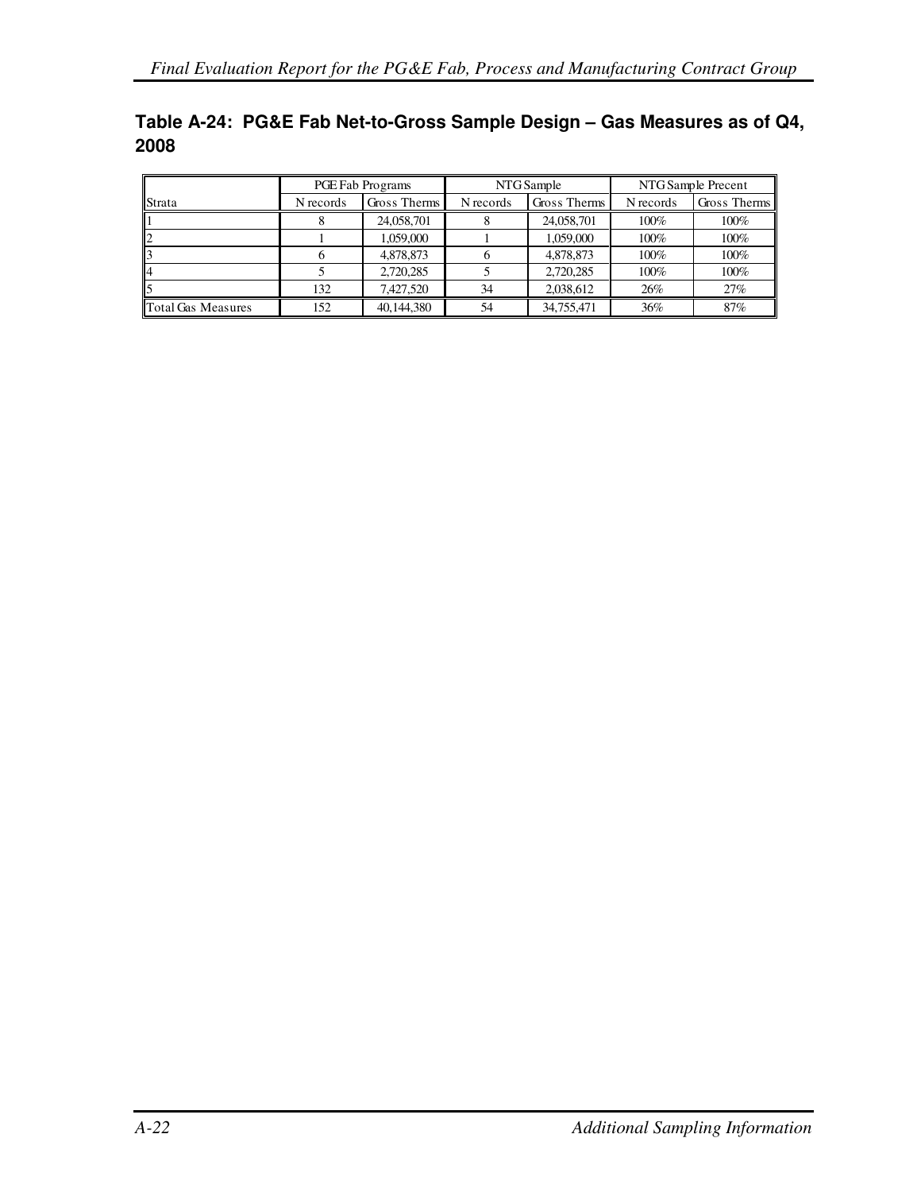**Table A-24: PG&E Fab Net-to-Gross Sample Design – Gas Measures as of Q4, 2008**

| | PGE Fab Programs | | NTG Sample | | NTG Sample Precent | |
|---|---|---|---|---|---|---|
| Strata | N records | Gross Therms | N records | Gross Therms | N records | Gross Therms |
| 1 | 8 | 24,058,701 | 8 | 24,058,701 | 100% | 100% |
| 2 | 1 | 1,059,000 | 1 | 1,059,000 | 100% | 100% |
| 3 | 6 | 4,878,873 | 6 | 4,878,873 | 100% | 100% |
| 4 | 5 | 2,720,285 | 5 | 2,720,285 | 100% | 100% |
| 5 | 132 | 7,427,520 | 34 | 2,038,612 | 26% | 27% |
| Total Gas Measures | 152 | 40,144,380 | 54 | 34,755,471 | 36% | 87% |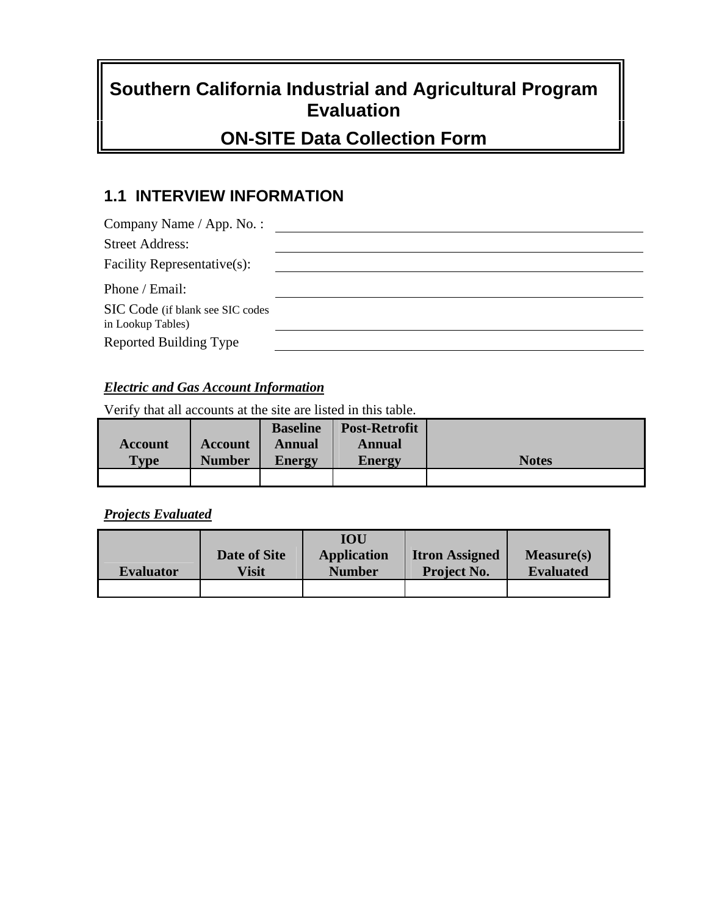# Southern California Industrial and Agricultural Program Evaluation

# ON-SITE Data Collection Form

## 1.1 INTERVIEW INFORMATION

Company Name / App. No. : ______________________________

Street Address: ______________________________

Facility Representative(s): ______________________________

Phone / Email: ______________________________

SIC Code (if blank see SIC codes in Lookup Tables) ______________________________

Reported Building Type ______________________________

***Electric and Gas Account Information***

Verify that all accounts at the site are listed in this table.

| Account Type | Account Number | Baseline Annual Energy | Post-Retrofit Annual Energy | Notes |
|---|---|---|---|---|
| | | | | |

***Projects Evaluated***

| Evaluator | Date of Site Visit | IOU Application Number | Itron Assigned Project No. | Measure(s) Evaluated |
|---|---|---|---|---|
| | | | | |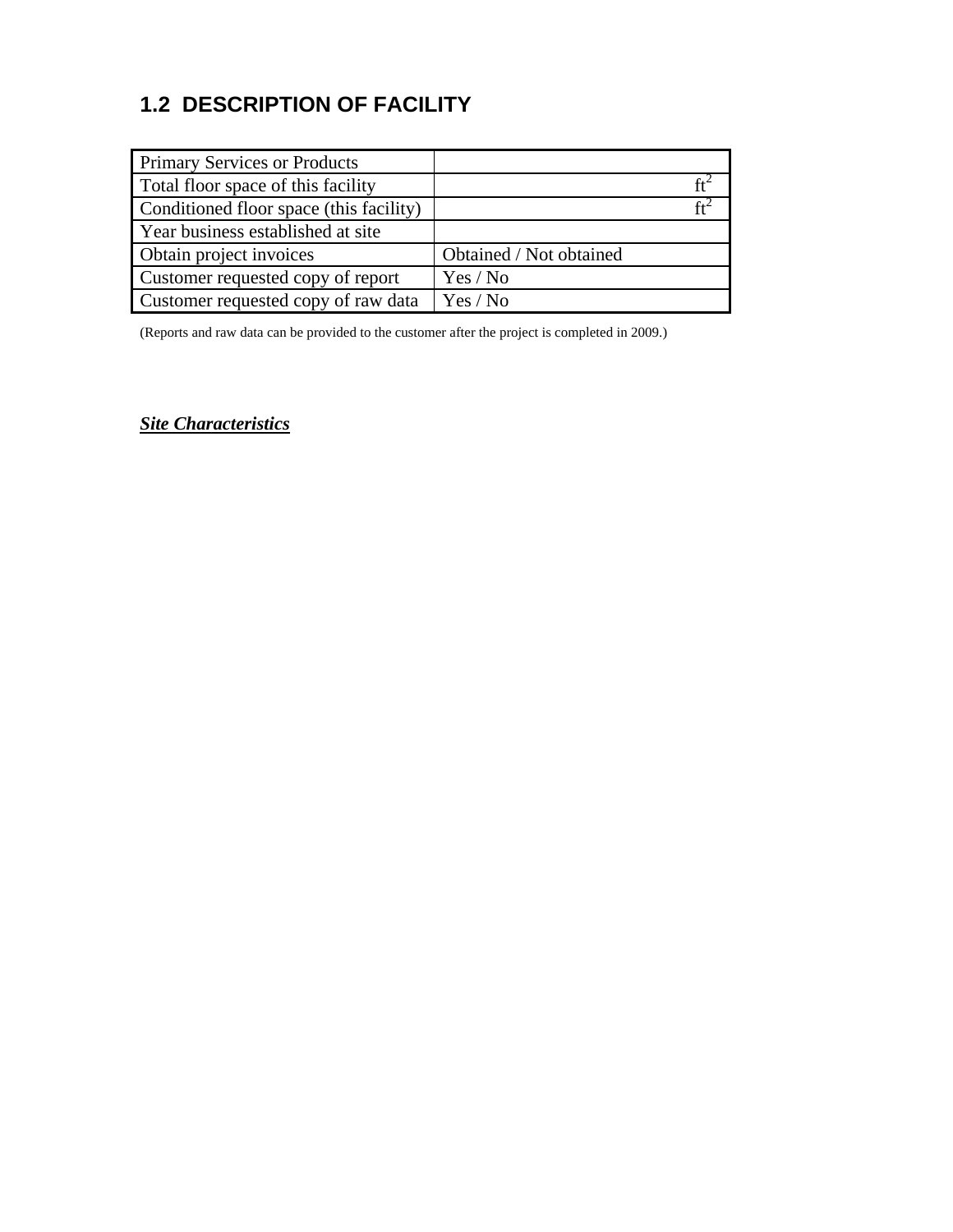## 1.2 DESCRIPTION OF FACILITY

| Primary Services or Products | |
|---|---|
| Total floor space of this facility | $ft^2$ |
| Conditioned floor space (this facility) | $ft^2$ |
| Year business established at site | |
| Obtain project invoices | Obtained / Not obtained |
| Customer requested copy of report | Yes / No |
| Customer requested copy of raw data | Yes / No |

(Reports and raw data can be provided to the customer after the project is completed in 2009.)

***Site Characteristics***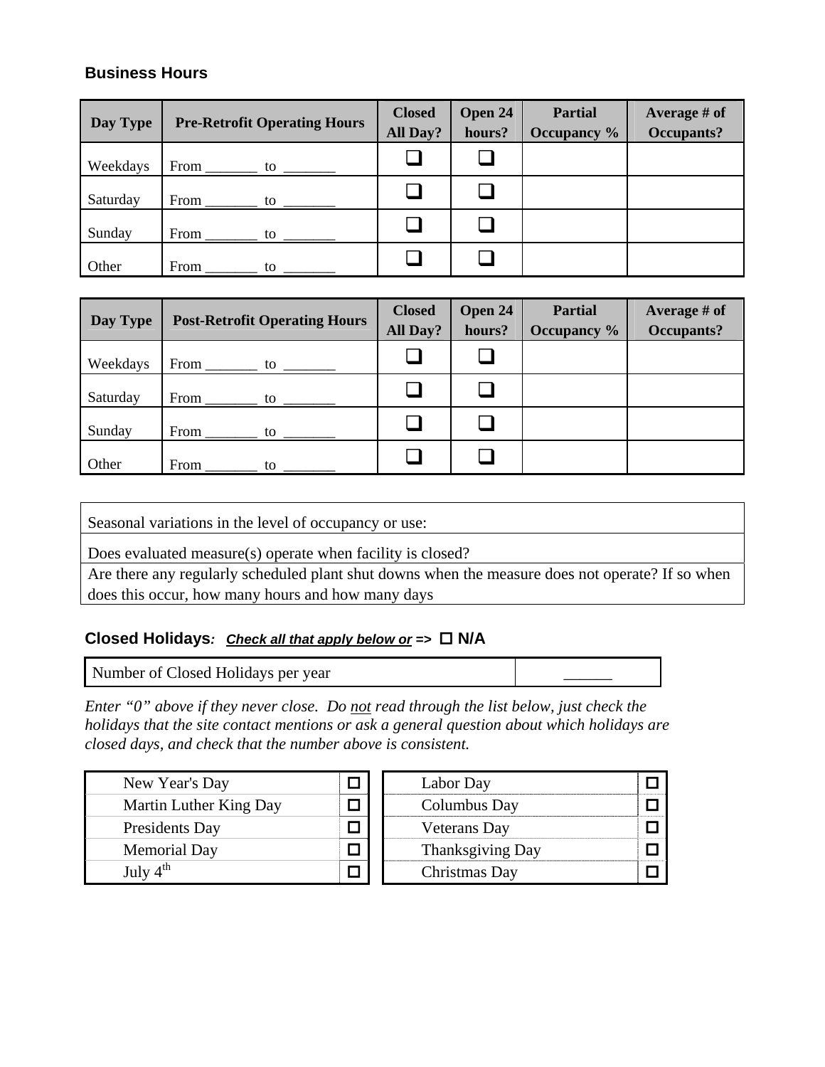### Business Hours

| Day Type | Pre-Retrofit Operating Hours | Closed All Day? | Open 24 hours? | Partial Occupancy % | Average # of Occupants? |
|---|---|---|---|---|---|
| Weekdays | From _______ to _______ | ❑ | ❑ | | |
| Saturday | From _______ to _______ | ❑ | ❑ | | |
| Sunday | From _______ to _______ | ❑ | ❑ | | |
| Other | From _______ to _______ | ❑ | ❑ | | |

| Day Type | Post-Retrofit Operating Hours | Closed All Day? | Open 24 hours? | Partial Occupancy % | Average # of Occupants? |
|---|---|---|---|---|---|
| Weekdays | From _______ to _______ | ❑ | ❑ | | |
| Saturday | From _______ to _______ | ❑ | ❑ | | |
| Sunday | From _______ to _______ | ❑ | ❑ | | |
| Other | From _______ to _______ | ❑ | ❑ | | |

| |
|---|
| Seasonal variations in the level of occupancy or use: |
| Does evaluated measure(s) operate when facility is closed? |
| Are there any regularly scheduled plant shut downs when the measure does not operate? If so when does this occur, how many hours and how many days |

### Closed Holidays*: __Check all that apply below or__* => ☐ N/A

| Number of Closed Holidays per year | ______ |
|---|---|

*Enter "0" above if they never close. Do __not__ read through the list below, just check the holidays that the site contact mentions or ask a general question about which holidays are closed days, and check that the number above is consistent.*

| Holiday | | Holiday | |
|---|---|---|---|
| New Year's Day | ☐ | Labor Day | ☐ |
| Martin Luther King Day | ☐ | Columbus Day | ☐ |
| Presidents Day | ☐ | Veterans Day | ☐ |
| Memorial Day | ☐ | Thanksgiving Day | ☐ |
| July 4th | ☐ | Christmas Day | ☐ |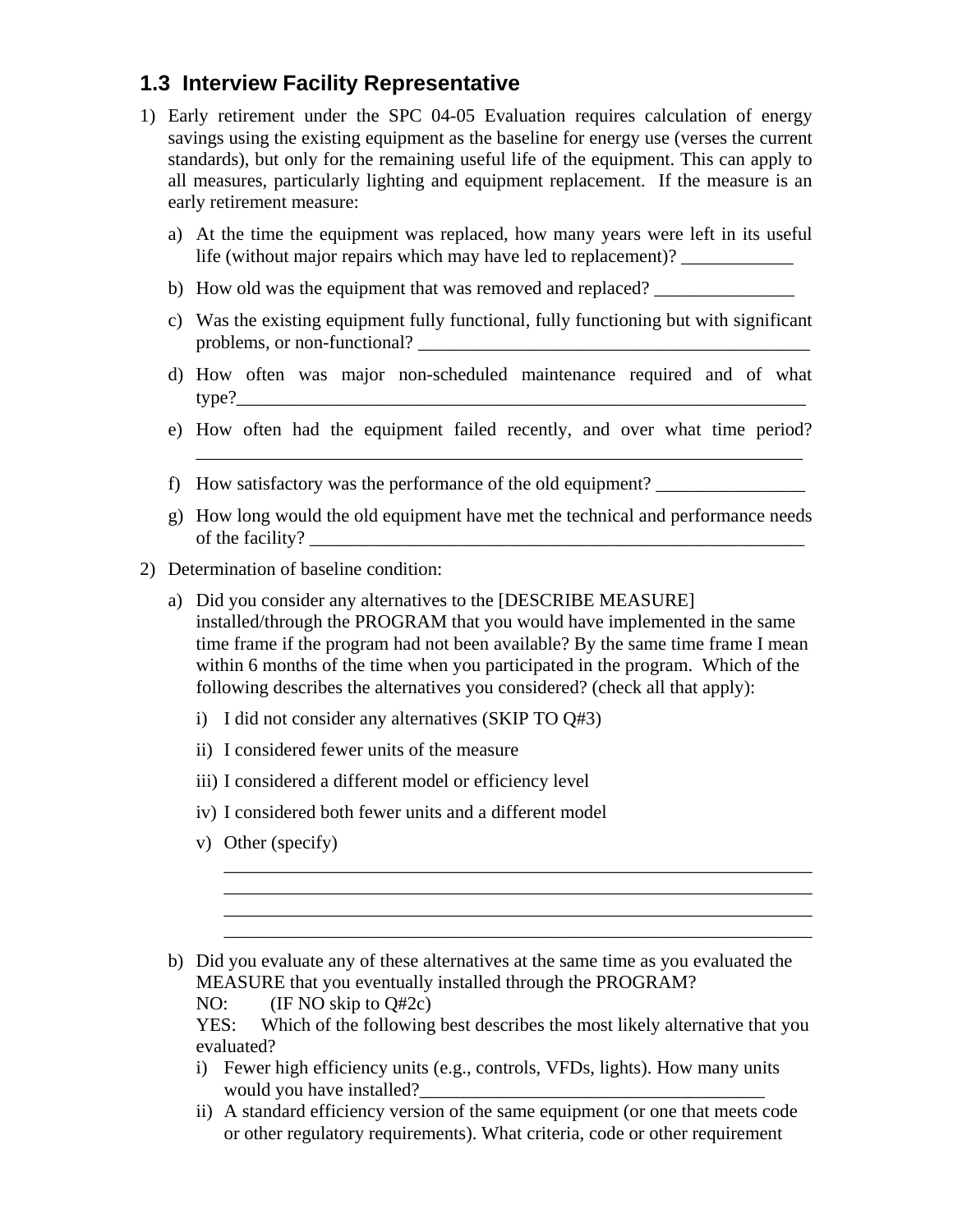## 1.3 Interview Facility Representative

1) Early retirement under the SPC 04-05 Evaluation requires calculation of energy savings using the existing equipment as the baseline for energy use (verses the current standards), but only for the remaining useful life of the equipment. This can apply to all measures, particularly lighting and equipment replacement. If the measure is an early retirement measure:

   a) At the time the equipment was replaced, how many years were left in its useful life (without major repairs which may have led to replacement)? ____________

   b) How old was the equipment that was removed and replaced? _______________

   c) Was the existing equipment fully functional, fully functioning but with significant problems, or non-functional? ___________________________________________

   d) How often was major non-scheduled maintenance required and of what type?_______________________________________________________________

   e) How often had the equipment failed recently, and over what time period? ___________________________________________________________________

   f) How satisfactory was the performance of the old equipment? ________________

   g) How long would the old equipment have met the technical and performance needs of the facility? ________________________________________________________

2) Determination of baseline condition:

   a) Did you consider any alternatives to the [DESCRIBE MEASURE] installed/through the PROGRAM that you would have implemented in the same time frame if the program had not been available? By the same time frame I mean within 6 months of the time when you participated in the program. Which of the following describes the alternatives you considered? (check all that apply):

      i) I did not consider any alternatives (SKIP TO Q#3)

      ii) I considered fewer units of the measure

      iii) I considered a different model or efficiency level

      iv) I considered both fewer units and a different model

      v) Other (specify)
      ___________________________________________________________________
      ___________________________________________________________________
      ___________________________________________________________________
      ___________________________________________________________________

   b) Did you evaluate any of these alternatives at the same time as you evaluated the MEASURE that you eventually installed through the PROGRAM?
   NO: (IF NO skip to Q#2c)
   YES: Which of the following best describes the most likely alternative that you evaluated?

      i) Fewer high efficiency units (e.g., controls, VFDs, lights). How many units would you have installed?_____________________________________

      ii) A standard efficiency version of the same equipment (or one that meets code or other regulatory requirements). What criteria, code or other requirement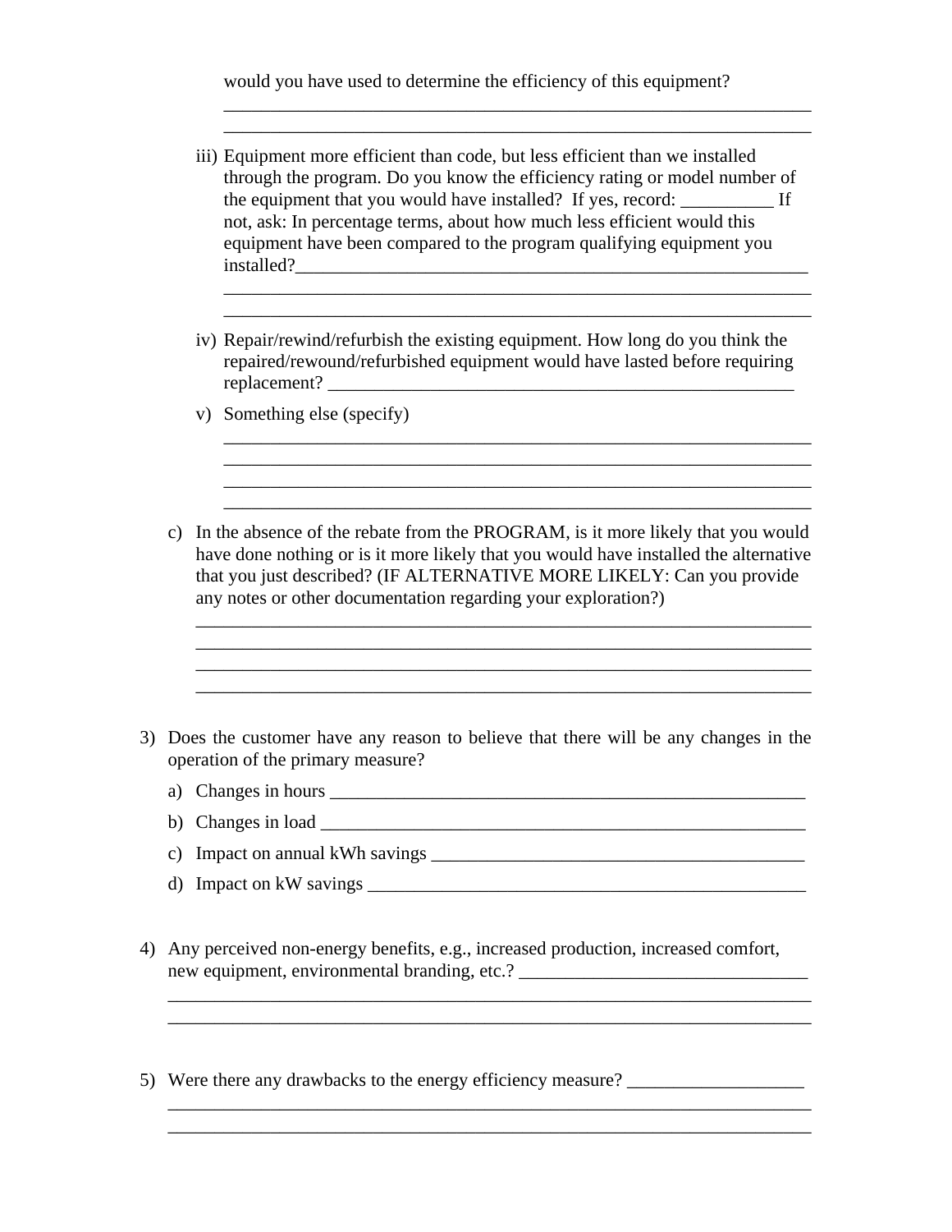would you have used to determine the efficiency of this equipment?
_________________________________________________________________
_________________________________________________________________

iii) Equipment more efficient than code, but less efficient than we installed through the program. Do you know the efficiency rating or model number of the equipment that you would have installed? If yes, record: __________ If not, ask: In percentage terms, about how much less efficient would this equipment have been compared to the program qualifying equipment you installed?_______________________________________________________
_________________________________________________________________
_________________________________________________________________

iv) Repair/rewind/refurbish the existing equipment. How long do you think the repaired/rewound/refurbished equipment would have lasted before requiring replacement? ___________________________________________________

v) Something else (specify)
_________________________________________________________________
_________________________________________________________________
_________________________________________________________________
_________________________________________________________________

c) In the absence of the rebate from the PROGRAM, is it more likely that you would have done nothing or is it more likely that you would have installed the alternative that you just described? (IF ALTERNATIVE MORE LIKELY: Can you provide any notes or other documentation regarding your exploration?)
_____________________________________________________________________
_____________________________________________________________________
_____________________________________________________________________
_____________________________________________________________________

3) Does the customer have any reason to believe that there will be any changes in the operation of the primary measure?

   a) Changes in hours _____________________________________________________
   b) Changes in load ______________________________________________________
   c) Impact on annual kWh savings _________________________________________
   d) Impact on kW savings _________________________________________________

4) Any perceived non-energy benefits, e.g., increased production, increased comfort, new equipment, environmental branding, etc.? _______________________________
_______________________________________________________________________
_______________________________________________________________________

5) Were there any drawbacks to the energy efficiency measure? ___________________
_______________________________________________________________________
_______________________________________________________________________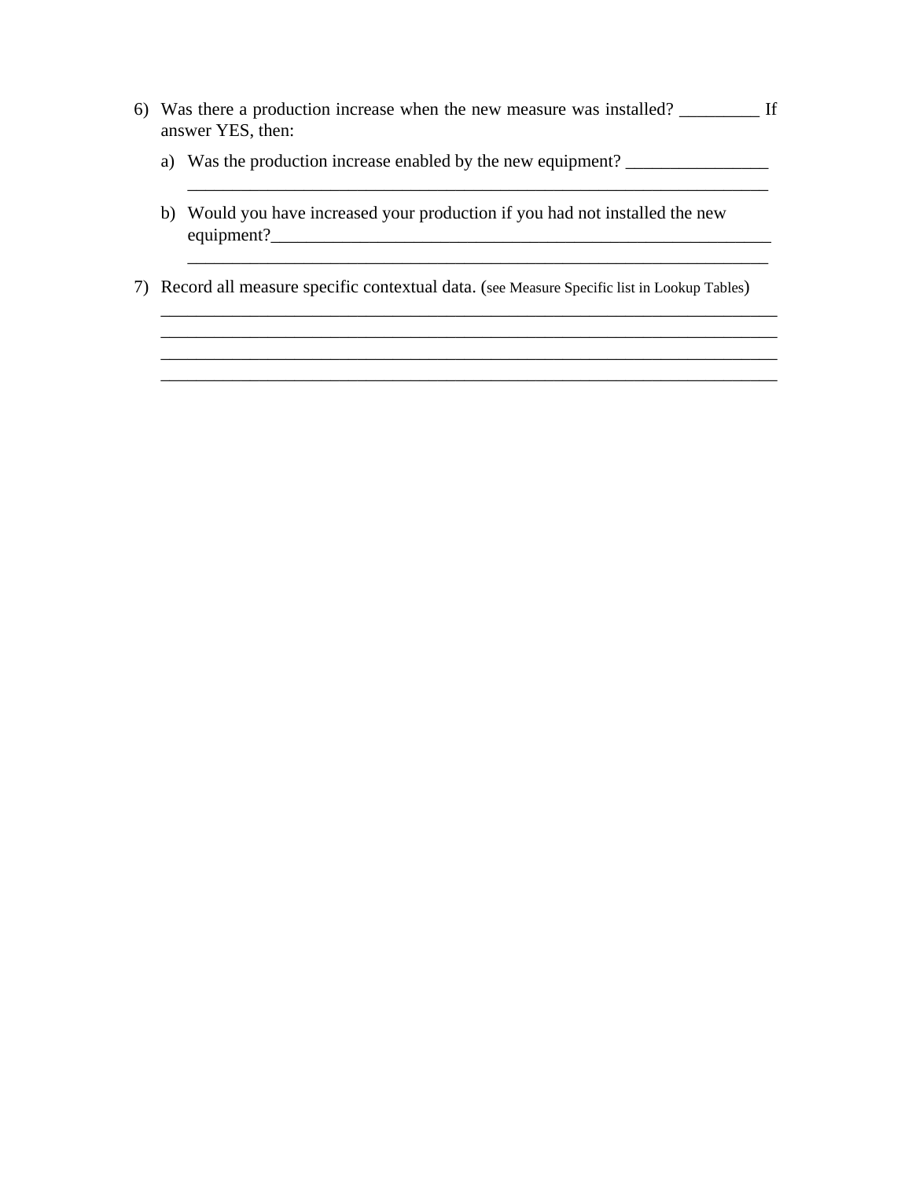6) Was there a production increase when the new measure was installed? _________ If answer YES, then:

   a) Was the production increase enabled by the new equipment? ________________
   ____________________________________________________________________

   b) Would you have increased your production if you had not installed the new equipment?____________________________________________________________
   ____________________________________________________________________

7) Record all measure specific contextual data. (see Measure Specific list in Lookup Tables)
   ________________________________________________________________________
   ________________________________________________________________________
   ________________________________________________________________________
   ________________________________________________________________________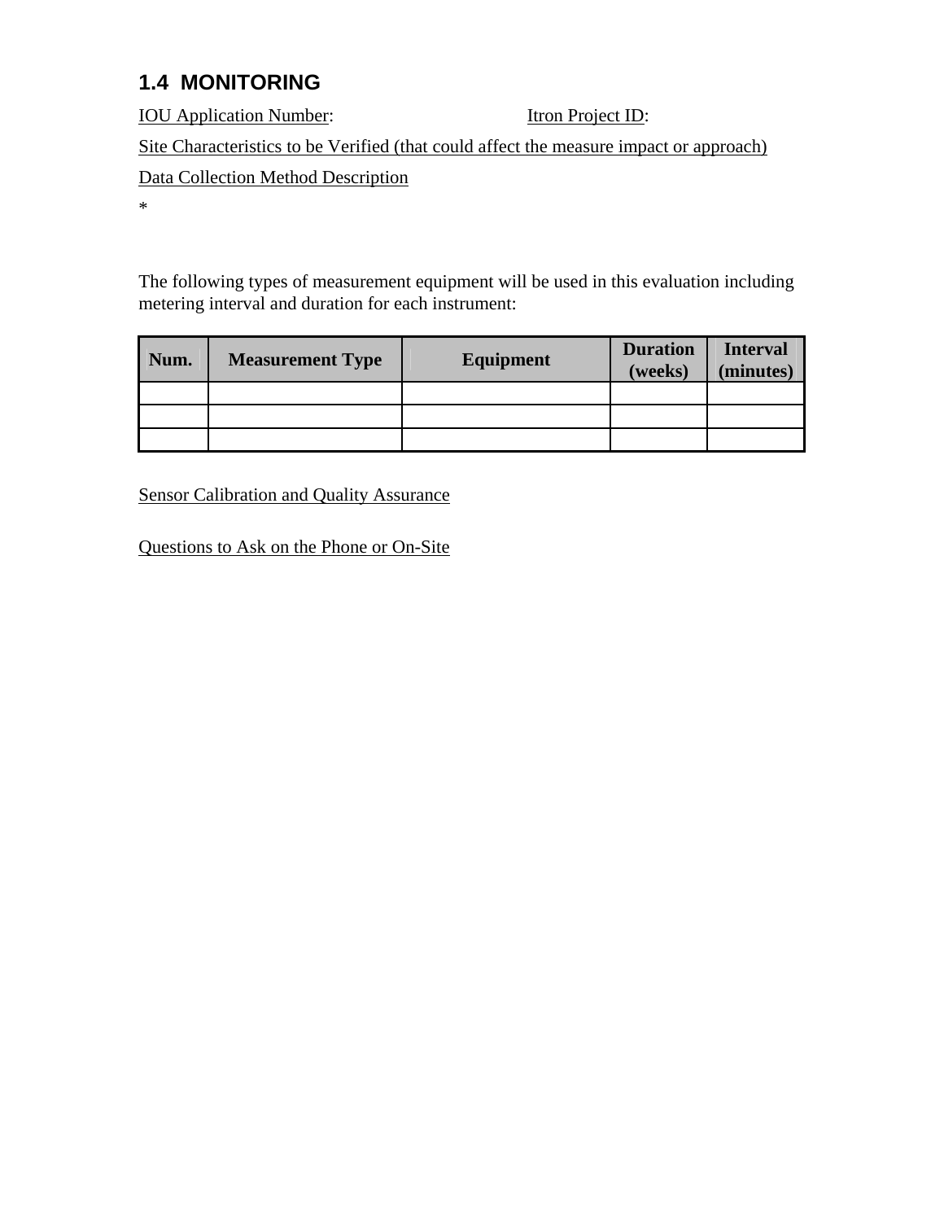## 1.4 MONITORING

IOU Application Number: Itron Project ID:

Site Characteristics to be Verified (that could affect the measure impact or approach)

Data Collection Method Description

*

The following types of measurement equipment will be used in this evaluation including metering interval and duration for each instrument:

| Num. | Measurement Type | Equipment | Duration (weeks) | Interval (minutes) |
| --- | --- | --- | --- | --- |
| | | | | |
| | | | | |
| | | | | |

Sensor Calibration and Quality Assurance

Questions to Ask on the Phone or On-Site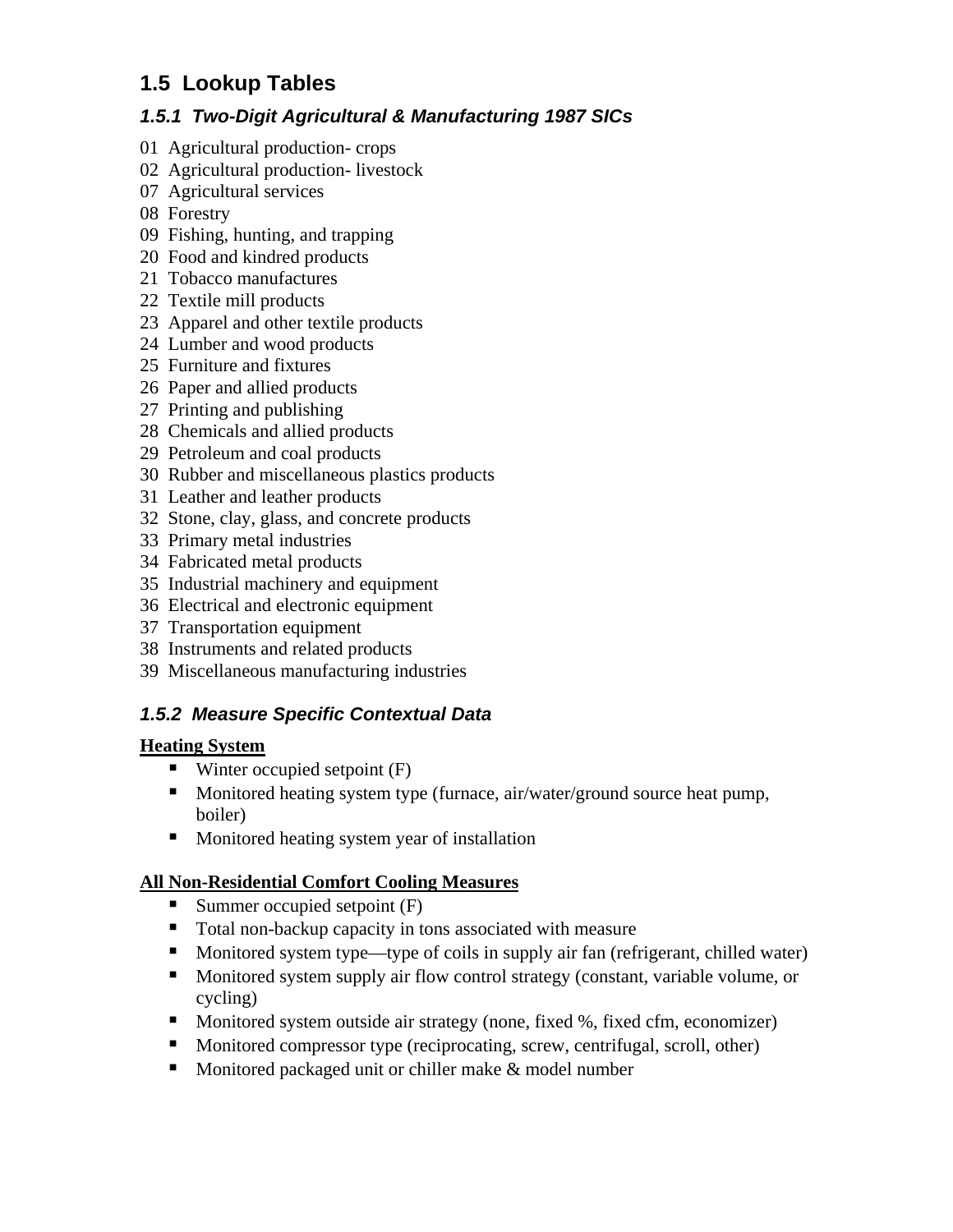## 1.5 Lookup Tables

### *1.5.1 Two-Digit Agricultural & Manufacturing 1987 SICs*

01 Agricultural production- crops
02 Agricultural production- livestock
07 Agricultural services
08 Forestry
09 Fishing, hunting, and trapping
20 Food and kindred products
21 Tobacco manufactures
22 Textile mill products
23 Apparel and other textile products
24 Lumber and wood products
25 Furniture and fixtures
26 Paper and allied products
27 Printing and publishing
28 Chemicals and allied products
29 Petroleum and coal products
30 Rubber and miscellaneous plastics products
31 Leather and leather products
32 Stone, clay, glass, and concrete products
33 Primary metal industries
34 Fabricated metal products
35 Industrial machinery and equipment
36 Electrical and electronic equipment
37 Transportation equipment
38 Instruments and related products
39 Miscellaneous manufacturing industries

### *1.5.2 Measure Specific Contextual Data*

**Heating System**

- Winter occupied setpoint (F)
- Monitored heating system type (furnace, air/water/ground source heat pump, boiler)
- Monitored heating system year of installation

**All Non-Residential Comfort Cooling Measures**

- Summer occupied setpoint (F)
- Total non-backup capacity in tons associated with measure
- Monitored system type—type of coils in supply air fan (refrigerant, chilled water)
- Monitored system supply air flow control strategy (constant, variable volume, or cycling)
- Monitored system outside air strategy (none, fixed %, fixed cfm, economizer)
- Monitored compressor type (reciprocating, screw, centrifugal, scroll, other)
- Monitored packaged unit or chiller make & model number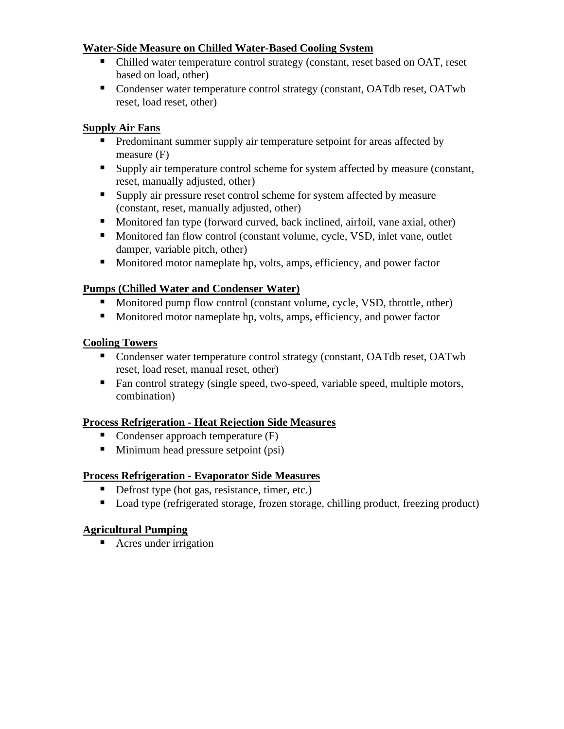**Water-Side Measure on Chilled Water-Based Cooling System**

- Chilled water temperature control strategy (constant, reset based on OAT, reset based on load, other)
- Condenser water temperature control strategy (constant, OATdb reset, OATwb reset, load reset, other)

**Supply Air Fans**

- Predominant summer supply air temperature setpoint for areas affected by measure (F)
- Supply air temperature control scheme for system affected by measure (constant, reset, manually adjusted, other)
- Supply air pressure reset control scheme for system affected by measure (constant, reset, manually adjusted, other)
- Monitored fan type (forward curved, back inclined, airfoil, vane axial, other)
- Monitored fan flow control (constant volume, cycle, VSD, inlet vane, outlet damper, variable pitch, other)
- Monitored motor nameplate hp, volts, amps, efficiency, and power factor

**Pumps (Chilled Water and Condenser Water)**

- Monitored pump flow control (constant volume, cycle, VSD, throttle, other)
- Monitored motor nameplate hp, volts, amps, efficiency, and power factor

**Cooling Towers**

- Condenser water temperature control strategy (constant, OATdb reset, OATwb reset, load reset, manual reset, other)
- Fan control strategy (single speed, two-speed, variable speed, multiple motors, combination)

**Process Refrigeration - Heat Rejection Side Measures**

- Condenser approach temperature (F)
- Minimum head pressure setpoint (psi)

**Process Refrigeration - Evaporator Side Measures**

- Defrost type (hot gas, resistance, timer, etc.)
- Load type (refrigerated storage, frozen storage, chilling product, freezing product)

**Agricultural Pumping**

- Acres under irrigation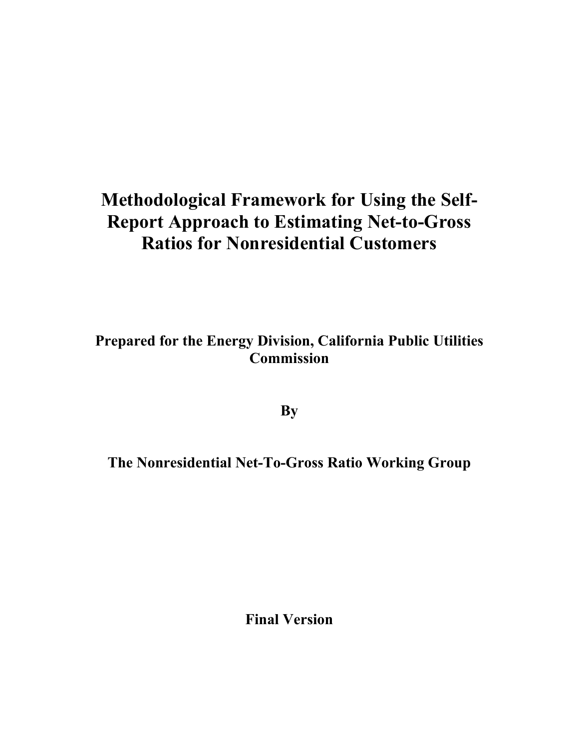# Methodological Framework for Using the Self-Report Approach to Estimating Net-to-Gross Ratios for Nonresidential Customers

**Prepared for the Energy Division, California Public Utilities Commission**

**By**

**The Nonresidential Net-To-Gross Ratio Working Group**

**Final Version**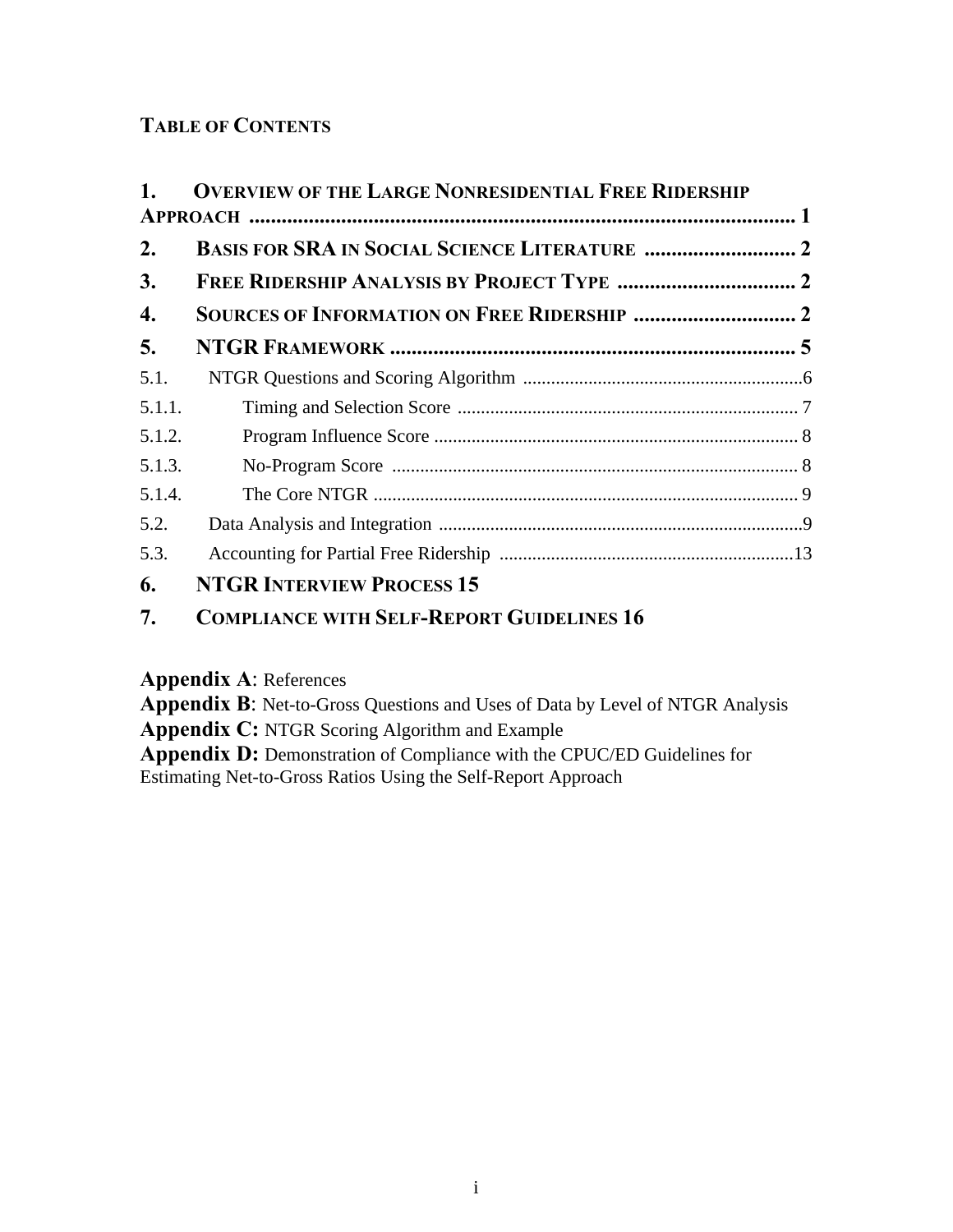# TABLE OF CONTENTS

**1. OVERVIEW OF THE LARGE NONRESIDENTIAL FREE RIDERSHIP APPROACH** .......... 1

**2. BASIS FOR SRA IN SOCIAL SCIENCE LITERATURE** .......... 2

**3. FREE RIDERSHIP ANALYSIS BY PROJECT TYPE** .......... 2

**4. SOURCES OF INFORMATION ON FREE RIDERSHIP** .......... 2

**5. NTGR FRAMEWORK** .......... 5

5.1. NTGR Questions and Scoring Algorithm .......... 6

5.1.1. Timing and Selection Score .......... 7

5.1.2. Program Influence Score .......... 8

5.1.3. No-Program Score .......... 8

5.1.4. The Core NTGR .......... 9

5.2. Data Analysis and Integration .......... 9

5.3. Accounting for Partial Free Ridership .......... 13

**6. NTGR INTERVIEW PROCESS 15**

**7. COMPLIANCE WITH SELF-REPORT GUIDELINES 16**

**Appendix A**: References

**Appendix B**: Net-to-Gross Questions and Uses of Data by Level of NTGR Analysis

**Appendix C:** NTGR Scoring Algorithm and Example

**Appendix D:** Demonstration of Compliance with the CPUC/ED Guidelines for Estimating Net-to-Gross Ratios Using the Self-Report Approach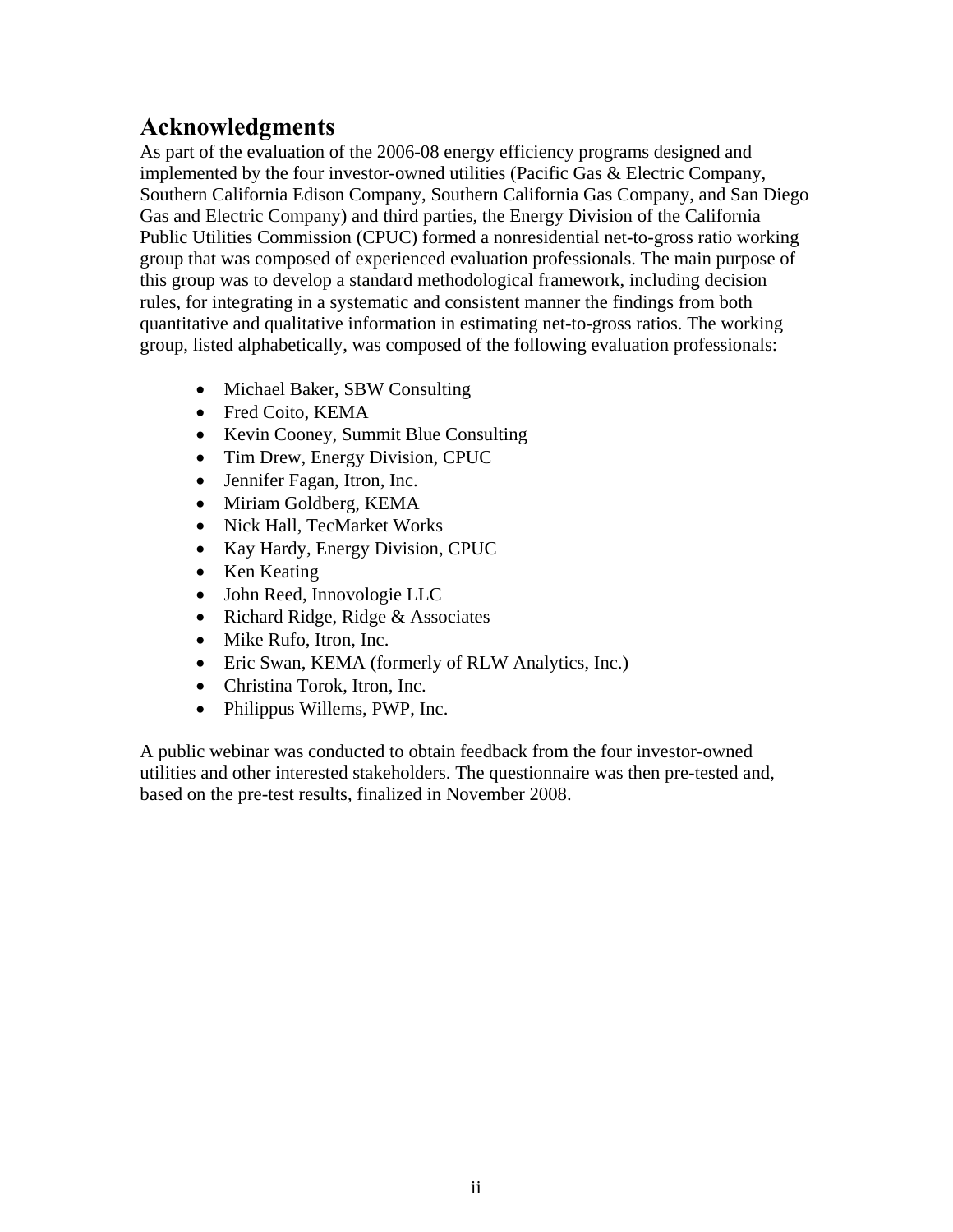## Acknowledgments

As part of the evaluation of the 2006-08 energy efficiency programs designed and implemented by the four investor-owned utilities (Pacific Gas & Electric Company, Southern California Edison Company, Southern California Gas Company, and San Diego Gas and Electric Company) and third parties, the Energy Division of the California Public Utilities Commission (CPUC) formed a nonresidential net-to-gross ratio working group that was composed of experienced evaluation professionals. The main purpose of this group was to develop a standard methodological framework, including decision rules, for integrating in a systematic and consistent manner the findings from both quantitative and qualitative information in estimating net-to-gross ratios. The working group, listed alphabetically, was composed of the following evaluation professionals:

- Michael Baker, SBW Consulting
- Fred Coito, KEMA
- Kevin Cooney, Summit Blue Consulting
- Tim Drew, Energy Division, CPUC
- Jennifer Fagan, Itron, Inc.
- Miriam Goldberg, KEMA
- Nick Hall, TecMarket Works
- Kay Hardy, Energy Division, CPUC
- Ken Keating
- John Reed, Innovologie LLC
- Richard Ridge, Ridge & Associates
- Mike Rufo, Itron, Inc.
- Eric Swan, KEMA (formerly of RLW Analytics, Inc.)
- Christina Torok, Itron, Inc.
- Philippus Willems, PWP, Inc.

A public webinar was conducted to obtain feedback from the four investor-owned utilities and other interested stakeholders. The questionnaire was then pre-tested and, based on the pre-test results, finalized in November 2008.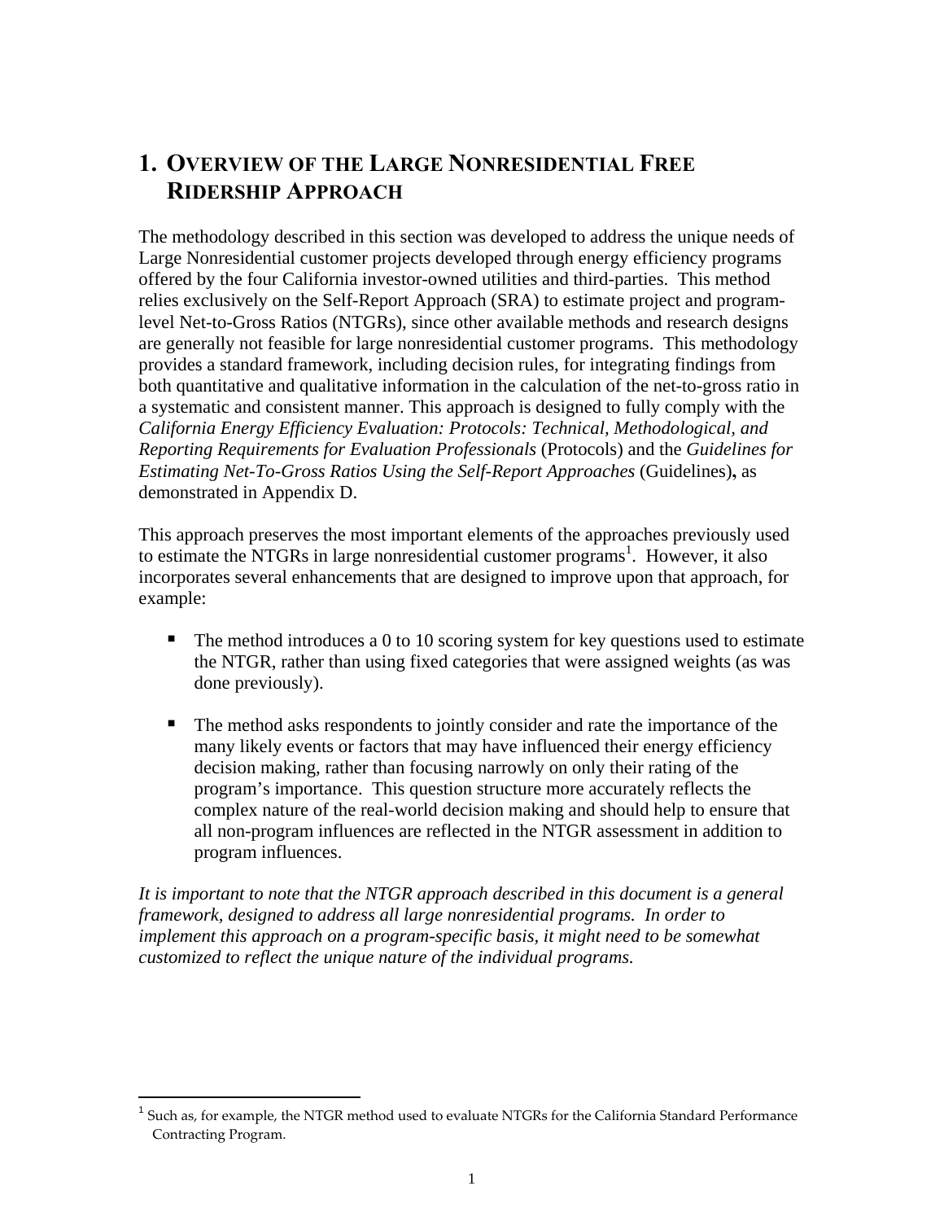# 1. Overview of the Large Nonresidential Free Ridership Approach

The methodology described in this section was developed to address the unique needs of Large Nonresidential customer projects developed through energy efficiency programs offered by the four California investor-owned utilities and third-parties. This method relies exclusively on the Self-Report Approach (SRA) to estimate project and program-level Net-to-Gross Ratios (NTGRs), since other available methods and research designs are generally not feasible for large nonresidential customer programs. This methodology provides a standard framework, including decision rules, for integrating findings from both quantitative and qualitative information in the calculation of the net-to-gross ratio in a systematic and consistent manner. This approach is designed to fully comply with the *California Energy Efficiency Evaluation: Protocols: Technical, Methodological, and Reporting Requirements for Evaluation Professionals* (Protocols) and the *Guidelines for Estimating Net-To-Gross Ratios Using the Self-Report Approaches* (Guidelines)**,** as demonstrated in Appendix D.

This approach preserves the most important elements of the approaches previously used to estimate the NTGRs in large nonresidential customer programs[1]. However, it also incorporates several enhancements that are designed to improve upon that approach, for example:

- The method introduces a 0 to 10 scoring system for key questions used to estimate the NTGR, rather than using fixed categories that were assigned weights (as was done previously).
- The method asks respondents to jointly consider and rate the importance of the many likely events or factors that may have influenced their energy efficiency decision making, rather than focusing narrowly on only their rating of the program's importance. This question structure more accurately reflects the complex nature of the real-world decision making and should help to ensure that all non-program influences are reflected in the NTGR assessment in addition to program influences.

*It is important to note that the NTGR approach described in this document is a general framework, designed to address all large nonresidential programs. In order to implement this approach on a program-specific basis, it might need to be somewhat customized to reflect the unique nature of the individual programs.*

[1] Such as, for example, the NTGR method used to evaluate NTGRs for the California Standard Performance Contracting Program.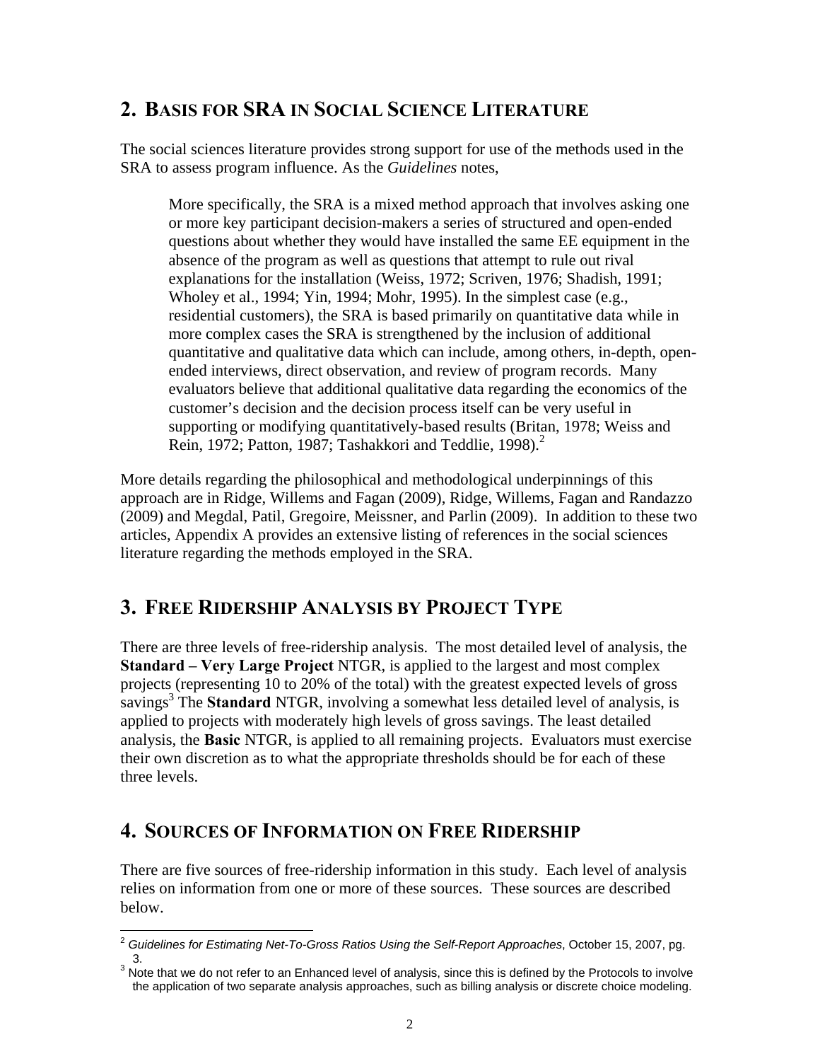## 2. Basis for SRA in Social Science Literature

The social sciences literature provides strong support for use of the methods used in the SRA to assess program influence. As the *Guidelines* notes,

> More specifically, the SRA is a mixed method approach that involves asking one or more key participant decision-makers a series of structured and open-ended questions about whether they would have installed the same EE equipment in the absence of the program as well as questions that attempt to rule out rival explanations for the installation (Weiss, 1972; Scriven, 1976; Shadish, 1991; Wholey et al., 1994; Yin, 1994; Mohr, 1995). In the simplest case (e.g., residential customers), the SRA is based primarily on quantitative data while in more complex cases the SRA is strengthened by the inclusion of additional quantitative and qualitative data which can include, among others, in-depth, open-ended interviews, direct observation, and review of program records. Many evaluators believe that additional qualitative data regarding the economics of the customer's decision and the decision process itself can be very useful in supporting or modifying quantitatively-based results (Britan, 1978; Weiss and Rein, 1972; Patton, 1987; Tashakkori and Teddlie, 1998).[2]

More details regarding the philosophical and methodological underpinnings of this approach are in Ridge, Willems and Fagan (2009), Ridge, Willems, Fagan and Randazzo (2009) and Megdal, Patil, Gregoire, Meissner, and Parlin (2009). In addition to these two articles, Appendix A provides an extensive listing of references in the social sciences literature regarding the methods employed in the SRA.

## 3. Free Ridership Analysis by Project Type

There are three levels of free-ridership analysis. The most detailed level of analysis, the **Standard – Very Large Project** NTGR, is applied to the largest and most complex projects (representing 10 to 20% of the total) with the greatest expected levels of gross savings[3] The **Standard** NTGR, involving a somewhat less detailed level of analysis, is applied to projects with moderately high levels of gross savings. The least detailed analysis, the **Basic** NTGR, is applied to all remaining projects. Evaluators must exercise their own discretion as to what the appropriate thresholds should be for each of these three levels.

## 4. Sources of Information on Free Ridership

There are five sources of free-ridership information in this study. Each level of analysis relies on information from one or more of these sources. These sources are described below.

---

[2] *Guidelines for Estimating Net-To-Gross Ratios Using the Self-Report Approaches*, October 15, 2007, pg. 3.

[3] Note that we do not refer to an Enhanced level of analysis, since this is defined by the Protocols to involve the application of two separate analysis approaches, such as billing analysis or discrete choice modeling.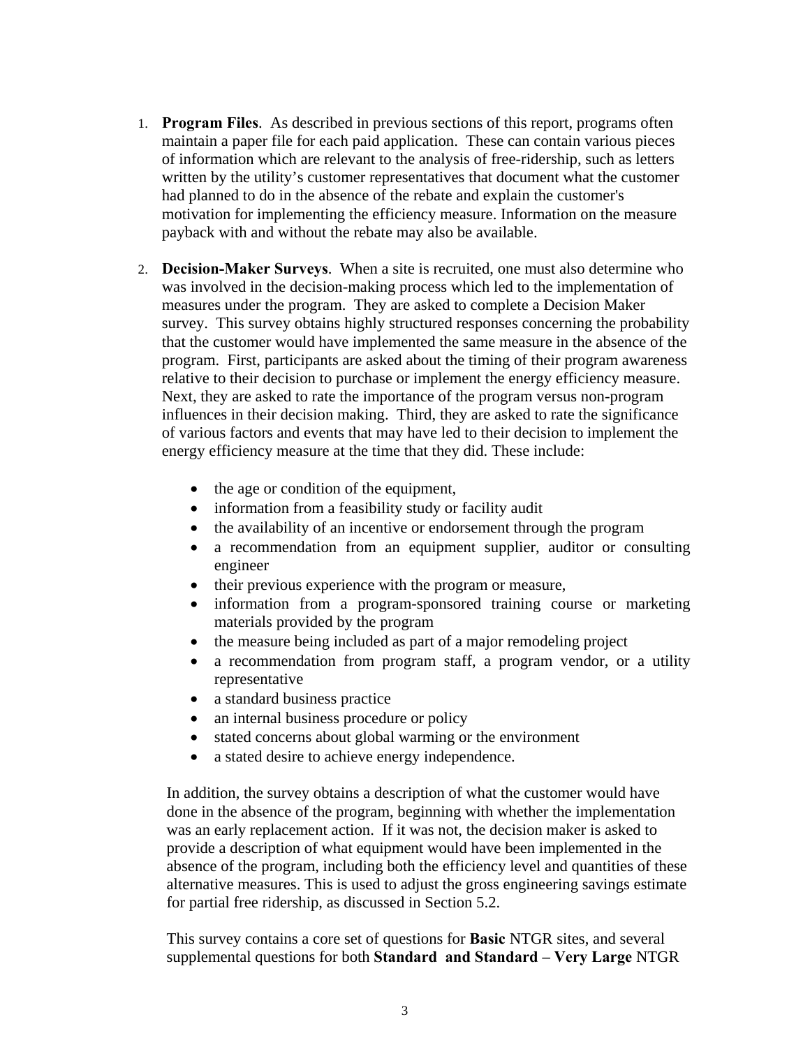1. **Program Files**. As described in previous sections of this report, programs often maintain a paper file for each paid application. These can contain various pieces of information which are relevant to the analysis of free-ridership, such as letters written by the utility's customer representatives that document what the customer had planned to do in the absence of the rebate and explain the customer's motivation for implementing the efficiency measure. Information on the measure payback with and without the rebate may also be available.

2. **Decision-Maker Surveys**. When a site is recruited, one must also determine who was involved in the decision-making process which led to the implementation of measures under the program. They are asked to complete a Decision Maker survey. This survey obtains highly structured responses concerning the probability that the customer would have implemented the same measure in the absence of the program. First, participants are asked about the timing of their program awareness relative to their decision to purchase or implement the energy efficiency measure. Next, they are asked to rate the importance of the program versus non-program influences in their decision making. Third, they are asked to rate the significance of various factors and events that may have led to their decision to implement the energy efficiency measure at the time that they did. These include:

    - the age or condition of the equipment,
    - information from a feasibility study or facility audit
    - the availability of an incentive or endorsement through the program
    - a recommendation from an equipment supplier, auditor or consulting engineer
    - their previous experience with the program or measure,
    - information from a program-sponsored training course or marketing materials provided by the program
    - the measure being included as part of a major remodeling project
    - a recommendation from program staff, a program vendor, or a utility representative
    - a standard business practice
    - an internal business procedure or policy
    - stated concerns about global warming or the environment
    - a stated desire to achieve energy independence.

    In addition, the survey obtains a description of what the customer would have done in the absence of the program, beginning with whether the implementation was an early replacement action. If it was not, the decision maker is asked to provide a description of what equipment would have been implemented in the absence of the program, including both the efficiency level and quantities of these alternative measures. This is used to adjust the gross engineering savings estimate for partial free ridership, as discussed in Section 5.2.

    This survey contains a core set of questions for **Basic** NTGR sites, and several supplemental questions for both **Standard and Standard – Very Large** NTGR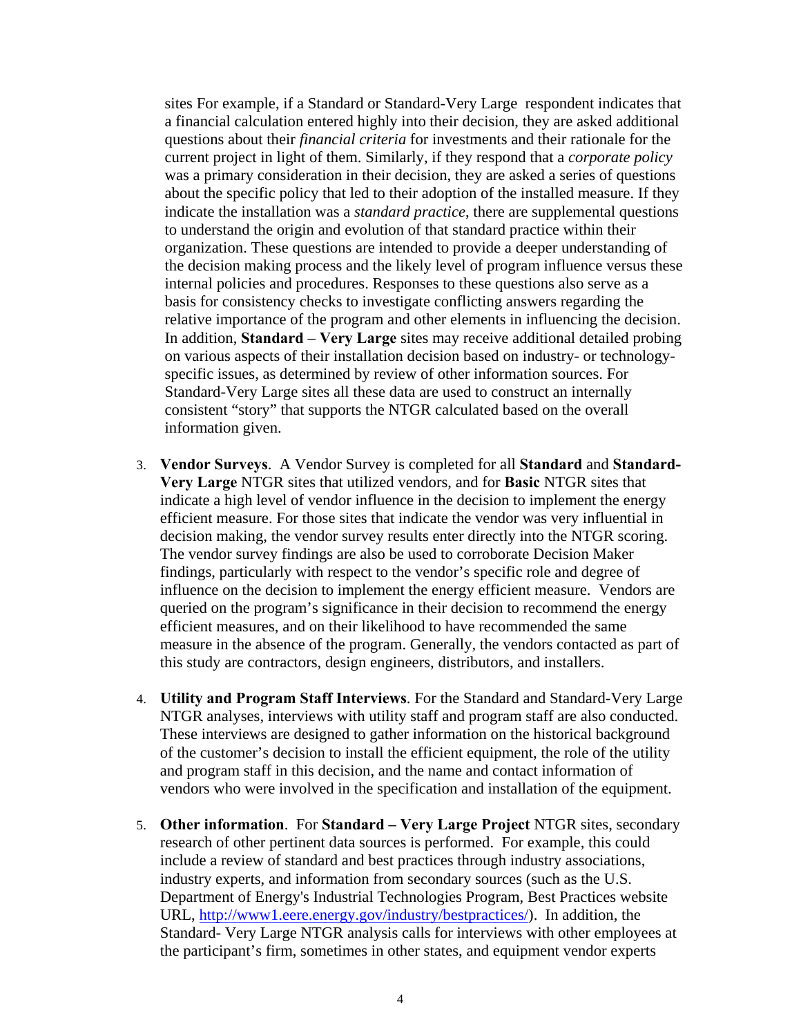sites For example, if a Standard or Standard-Very Large respondent indicates that a financial calculation entered highly into their decision, they are asked additional questions about their *financial criteria* for investments and their rationale for the current project in light of them. Similarly, if they respond that a *corporate policy* was a primary consideration in their decision, they are asked a series of questions about the specific policy that led to their adoption of the installed measure. If they indicate the installation was a *standard practice*, there are supplemental questions to understand the origin and evolution of that standard practice within their organization. These questions are intended to provide a deeper understanding of the decision making process and the likely level of program influence versus these internal policies and procedures. Responses to these questions also serve as a basis for consistency checks to investigate conflicting answers regarding the relative importance of the program and other elements in influencing the decision. In addition, **Standard – Very Large** sites may receive additional detailed probing on various aspects of their installation decision based on industry- or technology-specific issues, as determined by review of other information sources. For Standard-Very Large sites all these data are used to construct an internally consistent "story" that supports the NTGR calculated based on the overall information given.

3. **Vendor Surveys**. A Vendor Survey is completed for all **Standard** and **Standard-Very Large** NTGR sites that utilized vendors, and for **Basic** NTGR sites that indicate a high level of vendor influence in the decision to implement the energy efficient measure. For those sites that indicate the vendor was very influential in decision making, the vendor survey results enter directly into the NTGR scoring. The vendor survey findings are also be used to corroborate Decision Maker findings, particularly with respect to the vendor's specific role and degree of influence on the decision to implement the energy efficient measure. Vendors are queried on the program's significance in their decision to recommend the energy efficient measures, and on their likelihood to have recommended the same measure in the absence of the program. Generally, the vendors contacted as part of this study are contractors, design engineers, distributors, and installers.

4. **Utility and Program Staff Interviews**. For the Standard and Standard-Very Large NTGR analyses, interviews with utility staff and program staff are also conducted. These interviews are designed to gather information on the historical background of the customer's decision to install the efficient equipment, the role of the utility and program staff in this decision, and the name and contact information of vendors who were involved in the specification and installation of the equipment.

5. **Other information**. For **Standard – Very Large Project** NTGR sites, secondary research of other pertinent data sources is performed. For example, this could include a review of standard and best practices through industry associations, industry experts, and information from secondary sources (such as the U.S. Department of Energy's Industrial Technologies Program, Best Practices website URL, [http://www1.eere.energy.gov/industry/bestpractices/](http://www1.eere.energy.gov/industry/bestpractices/)). In addition, the Standard- Very Large NTGR analysis calls for interviews with other employees at the participant's firm, sometimes in other states, and equipment vendor experts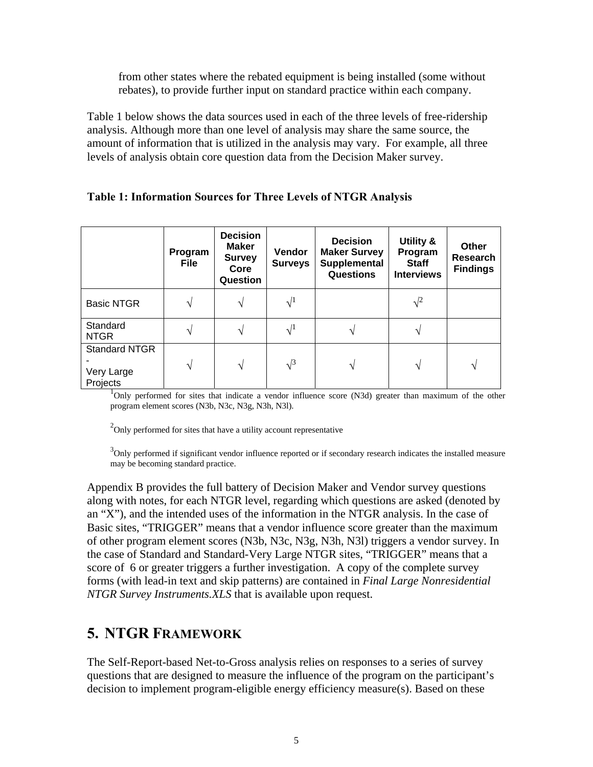from other states where the rebated equipment is being installed (some without rebates), to provide further input on standard practice within each company.

Table 1 below shows the data sources used in each of the three levels of free-ridership analysis. Although more than one level of analysis may share the same source, the amount of information that is utilized in the analysis may vary. For example, all three levels of analysis obtain core question data from the Decision Maker survey.

**Table 1: Information Sources for Three Levels of NTGR Analysis**

| | Program File | Decision Maker Survey Core Question | Vendor Surveys | Decision Maker Survey Supplemental Questions | Utility & Program Staff Interviews | Other Research Findings |
|---|---|---|---|---|---|---|
| Basic NTGR | √ | √ | √[1] | | √[2] | |
| Standard NTGR | √ | √ | √[1] | √ | √ | |
| Standard NTGR - Very Large Projects | √ | √ | √[3] | √ | √ | √ |

[1]Only performed for sites that indicate a vendor influence score (N3d) greater than maximum of the other program element scores (N3b, N3c, N3g, N3h, N3l).

[2]Only performed for sites that have a utility account representative

[3]Only performed if significant vendor influence reported or if secondary research indicates the installed measure may be becoming standard practice.

Appendix B provides the full battery of Decision Maker and Vendor survey questions along with notes, for each NTGR level, regarding which questions are asked (denoted by an "X"), and the intended uses of the information in the NTGR analysis. In the case of Basic sites, "TRIGGER" means that a vendor influence score greater than the maximum of other program element scores (N3b, N3c, N3g, N3h, N3l) triggers a vendor survey. In the case of Standard and Standard-Very Large NTGR sites, "TRIGGER" means that a score of 6 or greater triggers a further investigation. A copy of the complete survey forms (with lead-in text and skip patterns) are contained in *Final Large Nonresidential NTGR Survey Instruments.XLS* that is available upon request.

# 5. NTGR FRAMEWORK

The Self-Report-based Net-to-Gross analysis relies on responses to a series of survey questions that are designed to measure the influence of the program on the participant's decision to implement program-eligible energy efficiency measure(s). Based on these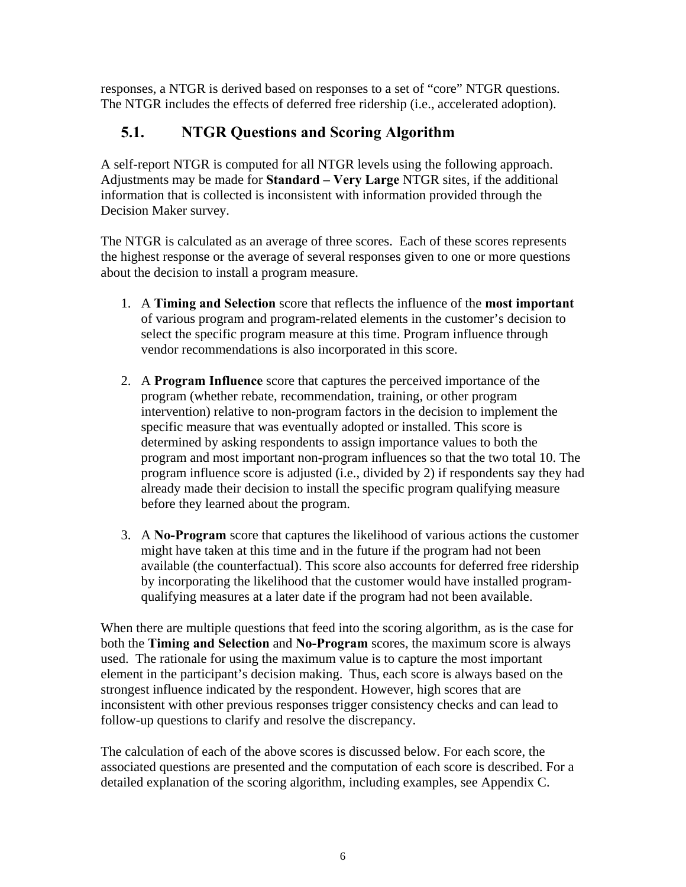responses, a NTGR is derived based on responses to a set of "core" NTGR questions. The NTGR includes the effects of deferred free ridership (i.e., accelerated adoption).

## 5.1. NTGR Questions and Scoring Algorithm

A self-report NTGR is computed for all NTGR levels using the following approach. Adjustments may be made for **Standard – Very Large** NTGR sites, if the additional information that is collected is inconsistent with information provided through the Decision Maker survey.

The NTGR is calculated as an average of three scores. Each of these scores represents the highest response or the average of several responses given to one or more questions about the decision to install a program measure.

1. A **Timing and Selection** score that reflects the influence of the **most important** of various program and program-related elements in the customer's decision to select the specific program measure at this time. Program influence through vendor recommendations is also incorporated in this score.

2. A **Program Influence** score that captures the perceived importance of the program (whether rebate, recommendation, training, or other program intervention) relative to non-program factors in the decision to implement the specific measure that was eventually adopted or installed. This score is determined by asking respondents to assign importance values to both the program and most important non-program influences so that the two total 10. The program influence score is adjusted (i.e., divided by 2) if respondents say they had already made their decision to install the specific program qualifying measure before they learned about the program.

3. A **No-Program** score that captures the likelihood of various actions the customer might have taken at this time and in the future if the program had not been available (the counterfactual). This score also accounts for deferred free ridership by incorporating the likelihood that the customer would have installed program-qualifying measures at a later date if the program had not been available.

When there are multiple questions that feed into the scoring algorithm, as is the case for both the **Timing and Selection** and **No-Program** scores, the maximum score is always used. The rationale for using the maximum value is to capture the most important element in the participant's decision making. Thus, each score is always based on the strongest influence indicated by the respondent. However, high scores that are inconsistent with other previous responses trigger consistency checks and can lead to follow-up questions to clarify and resolve the discrepancy.

The calculation of each of the above scores is discussed below. For each score, the associated questions are presented and the computation of each score is described. For a detailed explanation of the scoring algorithm, including examples, see Appendix C.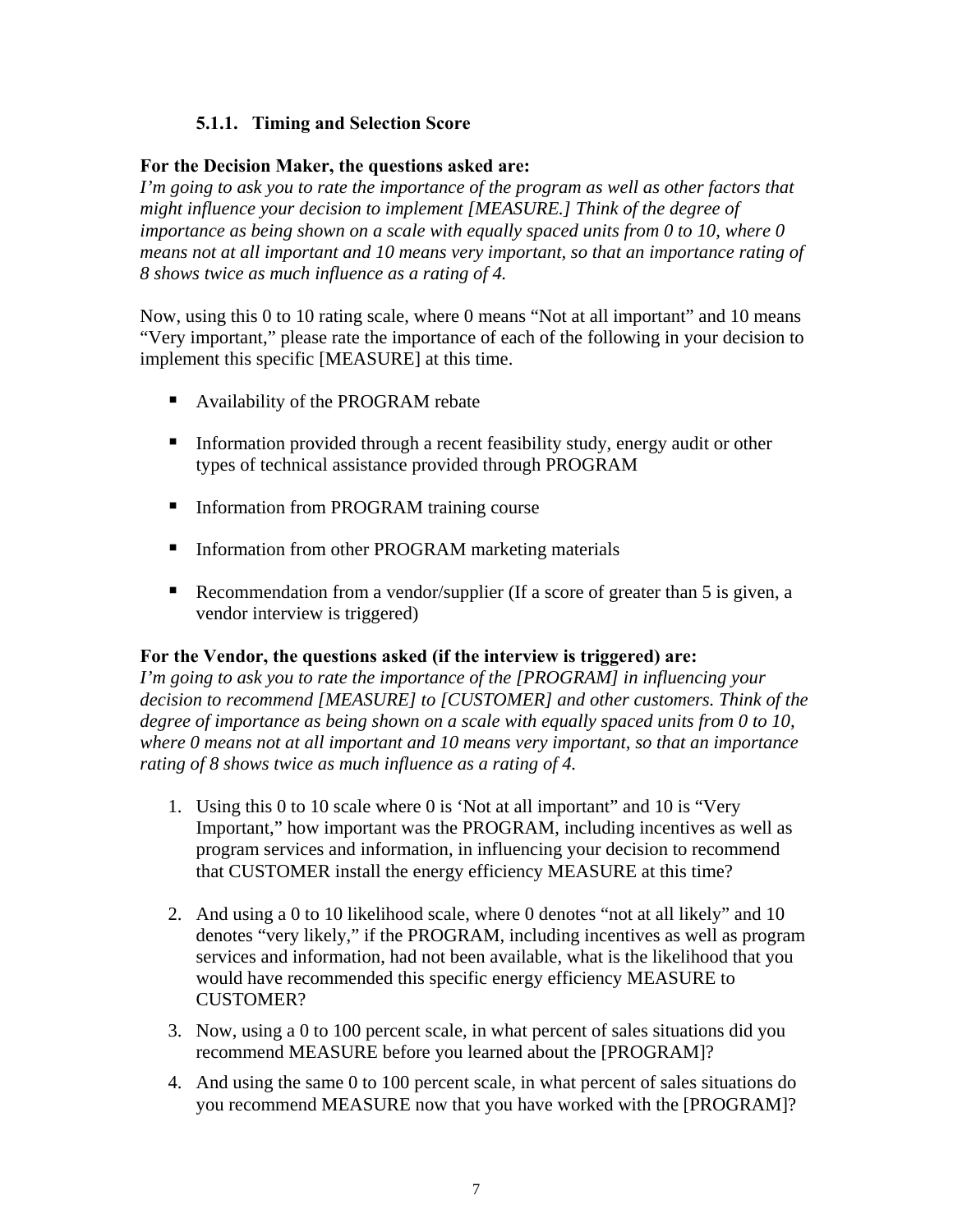#### 5.1.1. Timing and Selection Score

**For the Decision Maker, the questions asked are:**
*I'm going to ask you to rate the importance of the program as well as other factors that might influence your decision to implement [MEASURE.] Think of the degree of importance as being shown on a scale with equally spaced units from 0 to 10, where 0 means not at all important and 10 means very important, so that an importance rating of 8 shows twice as much influence as a rating of 4.*

Now, using this 0 to 10 rating scale, where 0 means "Not at all important" and 10 means "Very important," please rate the importance of each of the following in your decision to implement this specific [MEASURE] at this time.

- Availability of the PROGRAM rebate
- Information provided through a recent feasibility study, energy audit or other types of technical assistance provided through PROGRAM
- Information from PROGRAM training course
- Information from other PROGRAM marketing materials
- Recommendation from a vendor/supplier (If a score of greater than 5 is given, a vendor interview is triggered)

**For the Vendor, the questions asked (if the interview is triggered) are:**
*I'm going to ask you to rate the importance of the [PROGRAM] in influencing your decision to recommend [MEASURE] to [CUSTOMER] and other customers. Think of the degree of importance as being shown on a scale with equally spaced units from 0 to 10, where 0 means not at all important and 10 means very important, so that an importance rating of 8 shows twice as much influence as a rating of 4.*

1. Using this 0 to 10 scale where 0 is 'Not at all important" and 10 is "Very Important," how important was the PROGRAM, including incentives as well as program services and information, in influencing your decision to recommend that CUSTOMER install the energy efficiency MEASURE at this time?
2. And using a 0 to 10 likelihood scale, where 0 denotes "not at all likely" and 10 denotes "very likely," if the PROGRAM, including incentives as well as program services and information, had not been available, what is the likelihood that you would have recommended this specific energy efficiency MEASURE to CUSTOMER?
3. Now, using a 0 to 100 percent scale, in what percent of sales situations did you recommend MEASURE before you learned about the [PROGRAM]?
4. And using the same 0 to 100 percent scale, in what percent of sales situations do you recommend MEASURE now that you have worked with the [PROGRAM]?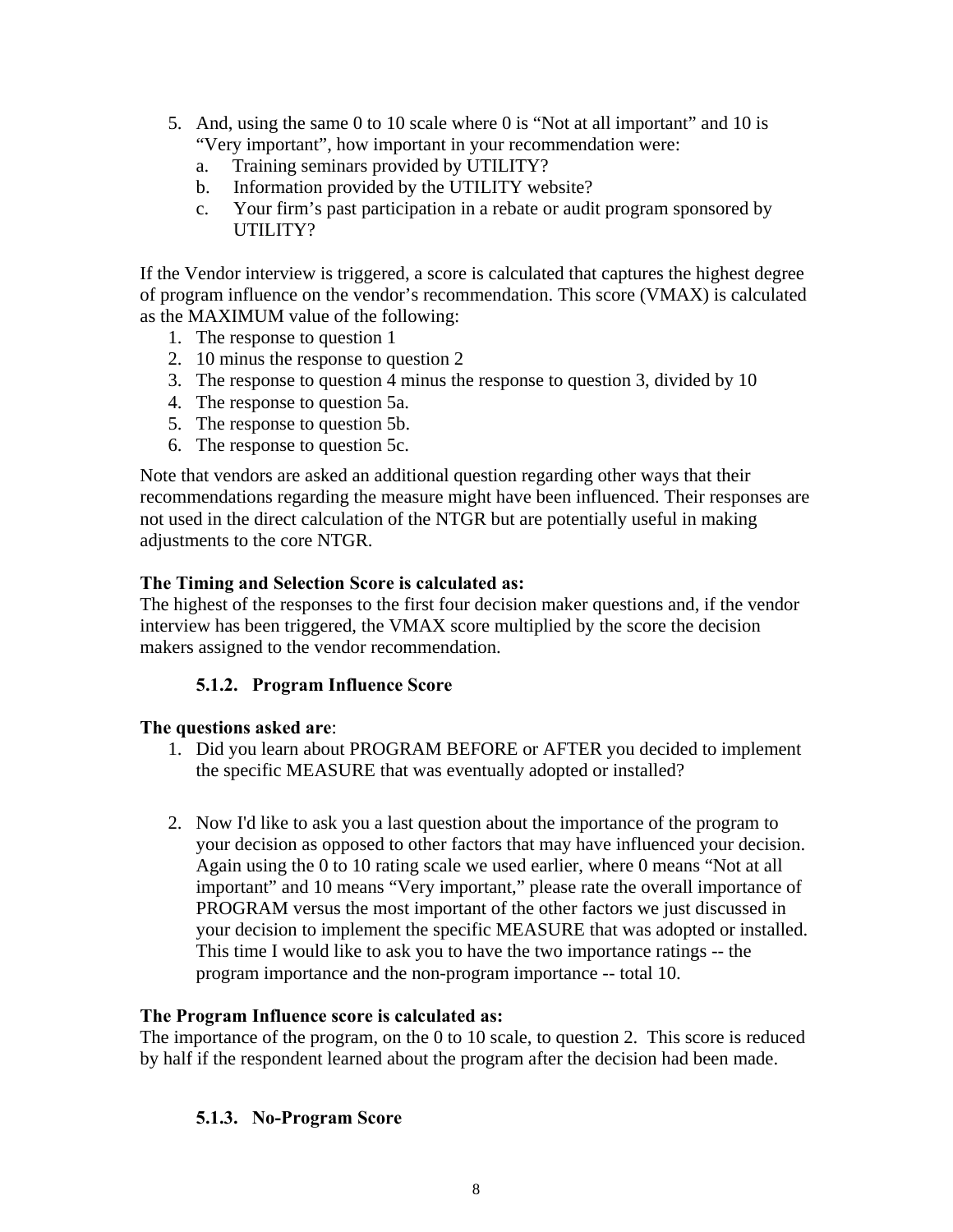5. And, using the same 0 to 10 scale where 0 is “Not at all important” and 10 is “Very important”, how important in your recommendation were:
   a. Training seminars provided by UTILITY?
   b. Information provided by the UTILITY website?
   c. Your firm’s past participation in a rebate or audit program sponsored by UTILITY?

If the Vendor interview is triggered, a score is calculated that captures the highest degree of program influence on the vendor’s recommendation. This score (VMAX) is calculated as the MAXIMUM value of the following:

1. The response to question 1
2. 10 minus the response to question 2
3. The response to question 4 minus the response to question 3, divided by 10
4. The response to question 5a.
5. The response to question 5b.
6. The response to question 5c.

Note that vendors are asked an additional question regarding other ways that their recommendations regarding the measure might have been influenced. Their responses are not used in the direct calculation of the NTGR but are potentially useful in making adjustments to the core NTGR.

**The Timing and Selection Score is calculated as:**
The highest of the responses to the first four decision maker questions and, if the vendor interview has been triggered, the VMAX score multiplied by the score the decision makers assigned to the vendor recommendation.

### 5.1.2. Program Influence Score

**The questions asked are**:

1. Did you learn about PROGRAM BEFORE or AFTER you decided to implement the specific MEASURE that was eventually adopted or installed?

2. Now I'd like to ask you a last question about the importance of the program to your decision as opposed to other factors that may have influenced your decision. Again using the 0 to 10 rating scale we used earlier, where 0 means “Not at all important” and 10 means “Very important,” please rate the overall importance of PROGRAM versus the most important of the other factors we just discussed in your decision to implement the specific MEASURE that was adopted or installed. This time I would like to ask you to have the two importance ratings -- the program importance and the non-program importance -- total 10.

**The Program Influence score is calculated as:**
The importance of the program, on the 0 to 10 scale, to question 2. This score is reduced by half if the respondent learned about the program after the decision had been made.

### 5.1.3. No-Program Score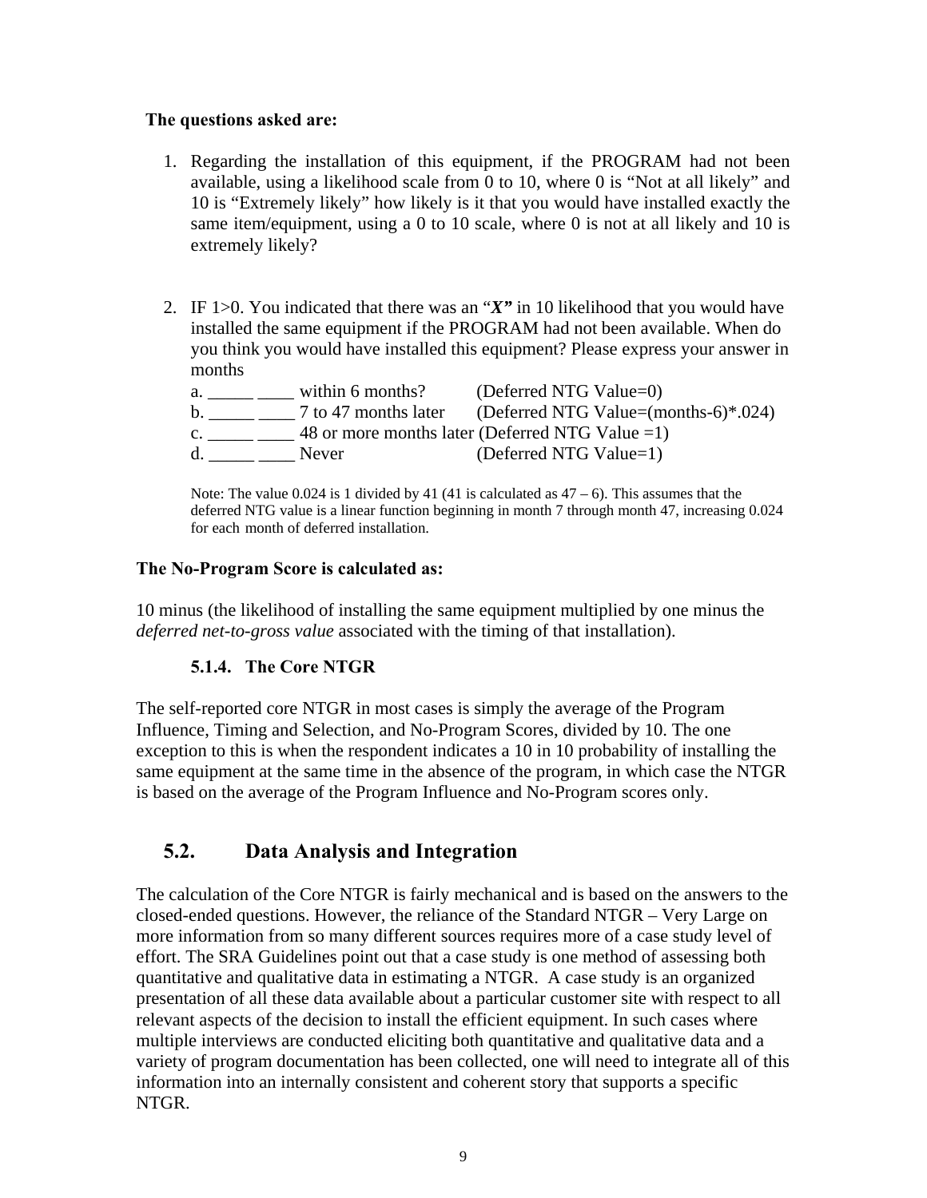**The questions asked are:**

1. Regarding the installation of this equipment, if the PROGRAM had not been available, using a likelihood scale from 0 to 10, where 0 is "Not at all likely" and 10 is "Extremely likely" how likely is it that you would have installed exactly the same item/equipment, using a 0 to 10 scale, where 0 is not at all likely and 10 is extremely likely?

2. IF 1>0. You indicated that there was an "***X"*** in 10 likelihood that you would have installed the same equipment if the PROGRAM had not been available. When do you think you would have installed this equipment? Please express your answer in months

   a. _____ ____ within 6 months? (Deferred NTG Value=0)
   b. _____ ____ 7 to 47 months later (Deferred NTG Value=(months-6)*.024)
   c. _____ ____ 48 or more months later (Deferred NTG Value =1)
   d. _____ ____ Never (Deferred NTG Value=1)

   Note: The value 0.024 is 1 divided by 41 (41 is calculated as 47 – 6). This assumes that the deferred NTG value is a linear function beginning in month 7 through month 47, increasing 0.024 for each month of deferred installation.

**The No-Program Score is calculated as:**

10 minus (the likelihood of installing the same equipment multiplied by one minus the *deferred net-to-gross value* associated with the timing of that installation).

### 5.1.4. The Core NTGR

The self-reported core NTGR in most cases is simply the average of the Program Influence, Timing and Selection, and No-Program Scores, divided by 10. The one exception to this is when the respondent indicates a 10 in 10 probability of installing the same equipment at the same time in the absence of the program, in which case the NTGR is based on the average of the Program Influence and No-Program scores only.

## 5.2. Data Analysis and Integration

The calculation of the Core NTGR is fairly mechanical and is based on the answers to the closed-ended questions. However, the reliance of the Standard NTGR – Very Large on more information from so many different sources requires more of a case study level of effort. The SRA Guidelines point out that a case study is one method of assessing both quantitative and qualitative data in estimating a NTGR. A case study is an organized presentation of all these data available about a particular customer site with respect to all relevant aspects of the decision to install the efficient equipment. In such cases where multiple interviews are conducted eliciting both quantitative and qualitative data and a variety of program documentation has been collected, one will need to integrate all of this information into an internally consistent and coherent story that supports a specific NTGR.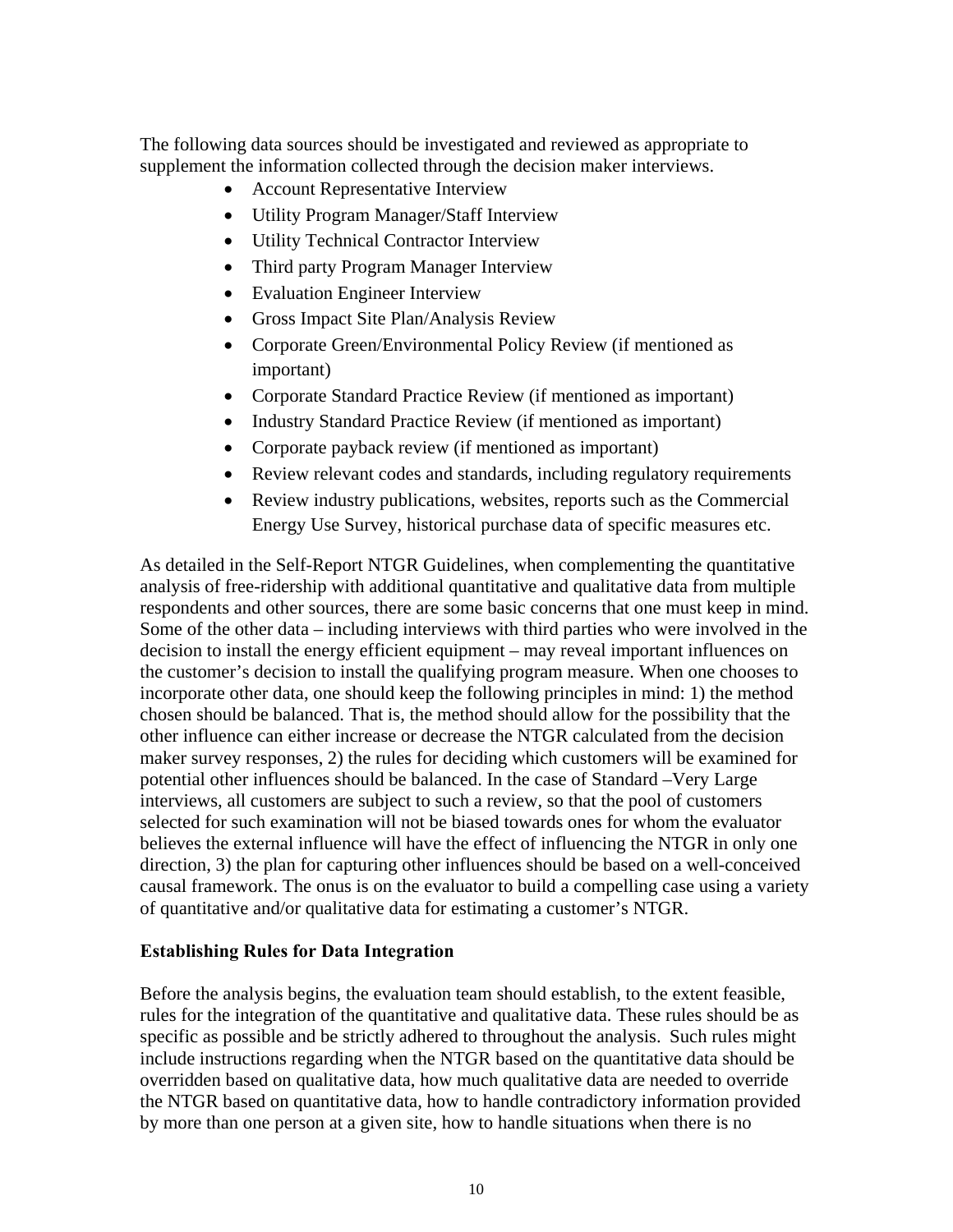The following data sources should be investigated and reviewed as appropriate to supplement the information collected through the decision maker interviews.

- Account Representative Interview
- Utility Program Manager/Staff Interview
- Utility Technical Contractor Interview
- Third party Program Manager Interview
- Evaluation Engineer Interview
- Gross Impact Site Plan/Analysis Review
- Corporate Green/Environmental Policy Review (if mentioned as important)
- Corporate Standard Practice Review (if mentioned as important)
- Industry Standard Practice Review (if mentioned as important)
- Corporate payback review (if mentioned as important)
- Review relevant codes and standards, including regulatory requirements
- Review industry publications, websites, reports such as the Commercial Energy Use Survey, historical purchase data of specific measures etc.

As detailed in the Self-Report NTGR Guidelines, when complementing the quantitative analysis of free-ridership with additional quantitative and qualitative data from multiple respondents and other sources, there are some basic concerns that one must keep in mind. Some of the other data – including interviews with third parties who were involved in the decision to install the energy efficient equipment – may reveal important influences on the customer's decision to install the qualifying program measure. When one chooses to incorporate other data, one should keep the following principles in mind: 1) the method chosen should be balanced. That is, the method should allow for the possibility that the other influence can either increase or decrease the NTGR calculated from the decision maker survey responses, 2) the rules for deciding which customers will be examined for potential other influences should be balanced. In the case of Standard –Very Large interviews, all customers are subject to such a review, so that the pool of customers selected for such examination will not be biased towards ones for whom the evaluator believes the external influence will have the effect of influencing the NTGR in only one direction, 3) the plan for capturing other influences should be based on a well-conceived causal framework. The onus is on the evaluator to build a compelling case using a variety of quantitative and/or qualitative data for estimating a customer's NTGR.

**Establishing Rules for Data Integration**

Before the analysis begins, the evaluation team should establish, to the extent feasible, rules for the integration of the quantitative and qualitative data. These rules should be as specific as possible and be strictly adhered to throughout the analysis. Such rules might include instructions regarding when the NTGR based on the quantitative data should be overridden based on qualitative data, how much qualitative data are needed to override the NTGR based on quantitative data, how to handle contradictory information provided by more than one person at a given site, how to handle situations when there is no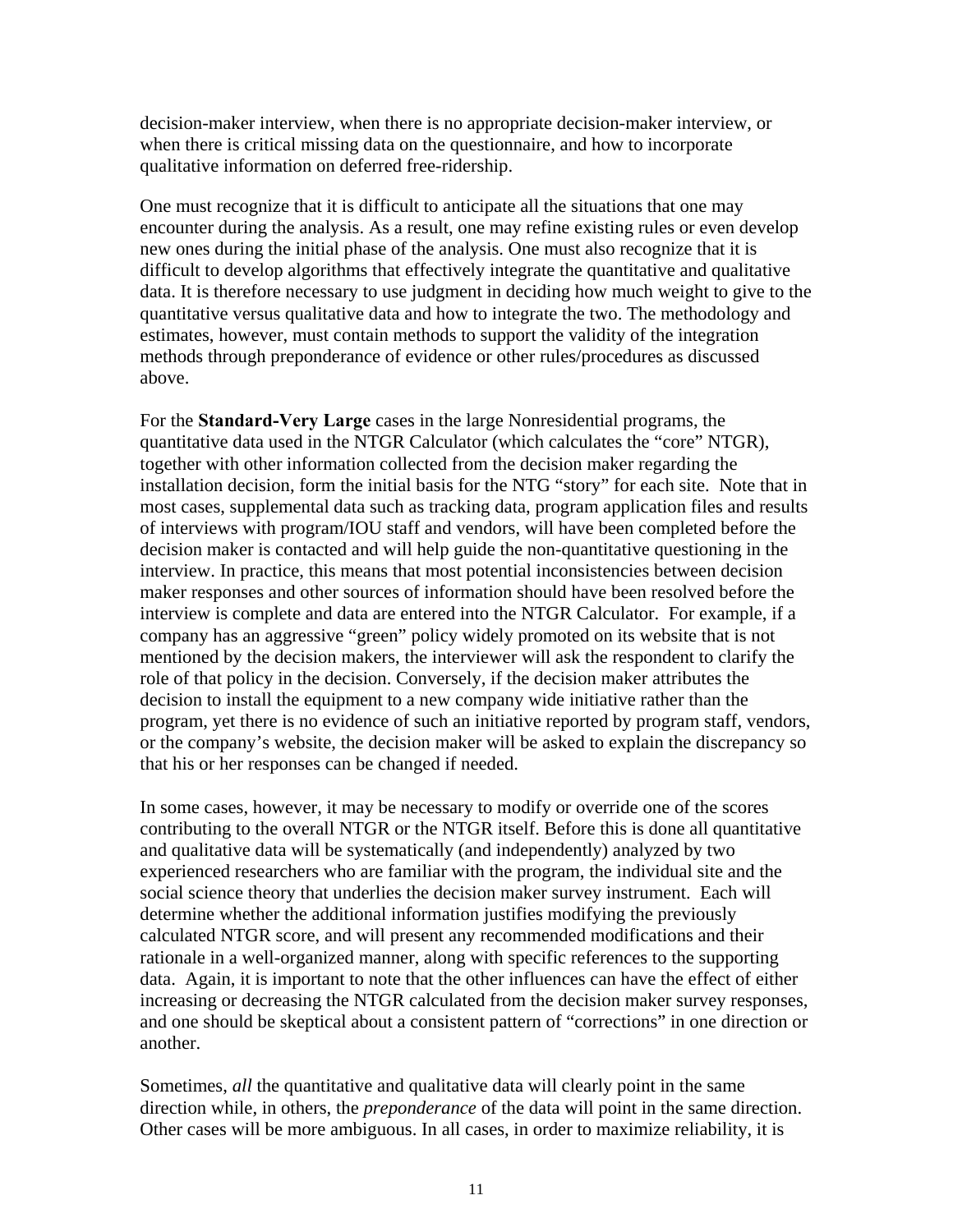decision-maker interview, when there is no appropriate decision-maker interview, or when there is critical missing data on the questionnaire, and how to incorporate qualitative information on deferred free-ridership.

One must recognize that it is difficult to anticipate all the situations that one may encounter during the analysis. As a result, one may refine existing rules or even develop new ones during the initial phase of the analysis. One must also recognize that it is difficult to develop algorithms that effectively integrate the quantitative and qualitative data. It is therefore necessary to use judgment in deciding how much weight to give to the quantitative versus qualitative data and how to integrate the two. The methodology and estimates, however, must contain methods to support the validity of the integration methods through preponderance of evidence or other rules/procedures as discussed above.

For the **Standard-Very Large** cases in the large Nonresidential programs, the quantitative data used in the NTGR Calculator (which calculates the "core" NTGR), together with other information collected from the decision maker regarding the installation decision, form the initial basis for the NTG "story" for each site. Note that in most cases, supplemental data such as tracking data, program application files and results of interviews with program/IOU staff and vendors, will have been completed before the decision maker is contacted and will help guide the non-quantitative questioning in the interview. In practice, this means that most potential inconsistencies between decision maker responses and other sources of information should have been resolved before the interview is complete and data are entered into the NTGR Calculator. For example, if a company has an aggressive "green" policy widely promoted on its website that is not mentioned by the decision makers, the interviewer will ask the respondent to clarify the role of that policy in the decision. Conversely, if the decision maker attributes the decision to install the equipment to a new company wide initiative rather than the program, yet there is no evidence of such an initiative reported by program staff, vendors, or the company's website, the decision maker will be asked to explain the discrepancy so that his or her responses can be changed if needed.

In some cases, however, it may be necessary to modify or override one of the scores contributing to the overall NTGR or the NTGR itself. Before this is done all quantitative and qualitative data will be systematically (and independently) analyzed by two experienced researchers who are familiar with the program, the individual site and the social science theory that underlies the decision maker survey instrument. Each will determine whether the additional information justifies modifying the previously calculated NTGR score, and will present any recommended modifications and their rationale in a well-organized manner, along with specific references to the supporting data. Again, it is important to note that the other influences can have the effect of either increasing or decreasing the NTGR calculated from the decision maker survey responses, and one should be skeptical about a consistent pattern of "corrections" in one direction or another.

Sometimes, *all* the quantitative and qualitative data will clearly point in the same direction while, in others, the *preponderance* of the data will point in the same direction. Other cases will be more ambiguous. In all cases, in order to maximize reliability, it is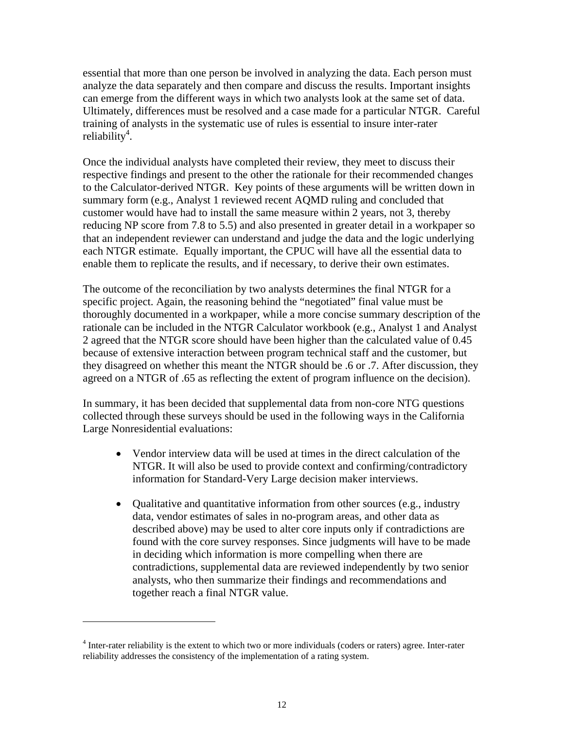essential that more than one person be involved in analyzing the data. Each person must analyze the data separately and then compare and discuss the results. Important insights can emerge from the different ways in which two analysts look at the same set of data. Ultimately, differences must be resolved and a case made for a particular NTGR. Careful training of analysts in the systematic use of rules is essential to insure inter-rater reliability[4].

Once the individual analysts have completed their review, they meet to discuss their respective findings and present to the other the rationale for their recommended changes to the Calculator-derived NTGR. Key points of these arguments will be written down in summary form (e.g., Analyst 1 reviewed recent AQMD ruling and concluded that customer would have had to install the same measure within 2 years, not 3, thereby reducing NP score from 7.8 to 5.5) and also presented in greater detail in a workpaper so that an independent reviewer can understand and judge the data and the logic underlying each NTGR estimate. Equally important, the CPUC will have all the essential data to enable them to replicate the results, and if necessary, to derive their own estimates.

The outcome of the reconciliation by two analysts determines the final NTGR for a specific project. Again, the reasoning behind the "negotiated" final value must be thoroughly documented in a workpaper, while a more concise summary description of the rationale can be included in the NTGR Calculator workbook (e.g., Analyst 1 and Analyst 2 agreed that the NTGR score should have been higher than the calculated value of 0.45 because of extensive interaction between program technical staff and the customer, but they disagreed on whether this meant the NTGR should be .6 or .7. After discussion, they agreed on a NTGR of .65 as reflecting the extent of program influence on the decision).

In summary, it has been decided that supplemental data from non-core NTG questions collected through these surveys should be used in the following ways in the California Large Nonresidential evaluations:

- Vendor interview data will be used at times in the direct calculation of the NTGR. It will also be used to provide context and confirming/contradictory information for Standard-Very Large decision maker interviews.

- Qualitative and quantitative information from other sources (e.g., industry data, vendor estimates of sales in no-program areas, and other data as described above) may be used to alter core inputs only if contradictions are found with the core survey responses. Since judgments will have to be made in deciding which information is more compelling when there are contradictions, supplemental data are reviewed independently by two senior analysts, who then summarize their findings and recommendations and together reach a final NTGR value.

---

[4] Inter-rater reliability is the extent to which two or more individuals (coders or raters) agree. Inter-rater reliability addresses the consistency of the implementation of a rating system.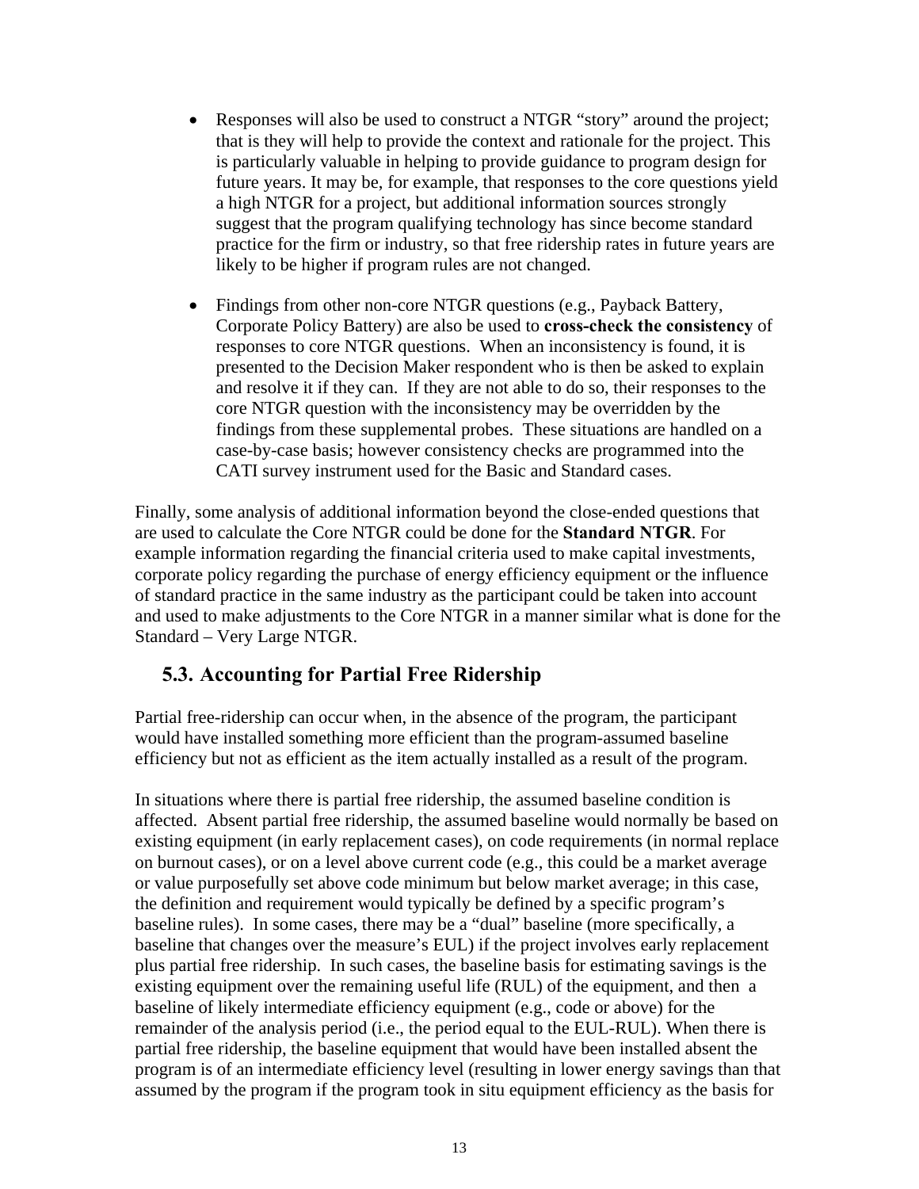- Responses will also be used to construct a NTGR "story" around the project; that is they will help to provide the context and rationale for the project. This is particularly valuable in helping to provide guidance to program design for future years. It may be, for example, that responses to the core questions yield a high NTGR for a project, but additional information sources strongly suggest that the program qualifying technology has since become standard practice for the firm or industry, so that free ridership rates in future years are likely to be higher if program rules are not changed.

- Findings from other non-core NTGR questions (e.g., Payback Battery, Corporate Policy Battery) are also be used to **cross-check the consistency** of responses to core NTGR questions. When an inconsistency is found, it is presented to the Decision Maker respondent who is then be asked to explain and resolve it if they can. If they are not able to do so, their responses to the core NTGR question with the inconsistency may be overridden by the findings from these supplemental probes. These situations are handled on a case-by-case basis; however consistency checks are programmed into the CATI survey instrument used for the Basic and Standard cases.

Finally, some analysis of additional information beyond the close-ended questions that are used to calculate the Core NTGR could be done for the **Standard NTGR**. For example information regarding the financial criteria used to make capital investments, corporate policy regarding the purchase of energy efficiency equipment or the influence of standard practice in the same industry as the participant could be taken into account and used to make adjustments to the Core NTGR in a manner similar what is done for the Standard – Very Large NTGR.

## 5.3. Accounting for Partial Free Ridership

Partial free-ridership can occur when, in the absence of the program, the participant would have installed something more efficient than the program-assumed baseline efficiency but not as efficient as the item actually installed as a result of the program.

In situations where there is partial free ridership, the assumed baseline condition is affected. Absent partial free ridership, the assumed baseline would normally be based on existing equipment (in early replacement cases), on code requirements (in normal replace on burnout cases), or on a level above current code (e.g., this could be a market average or value purposefully set above code minimum but below market average; in this case, the definition and requirement would typically be defined by a specific program's baseline rules). In some cases, there may be a "dual" baseline (more specifically, a baseline that changes over the measure's EUL) if the project involves early replacement plus partial free ridership. In such cases, the baseline basis for estimating savings is the existing equipment over the remaining useful life (RUL) of the equipment, and then a baseline of likely intermediate efficiency equipment (e.g., code or above) for the remainder of the analysis period (i.e., the period equal to the EUL-RUL). When there is partial free ridership, the baseline equipment that would have been installed absent the program is of an intermediate efficiency level (resulting in lower energy savings than that assumed by the program if the program took in situ equipment efficiency as the basis for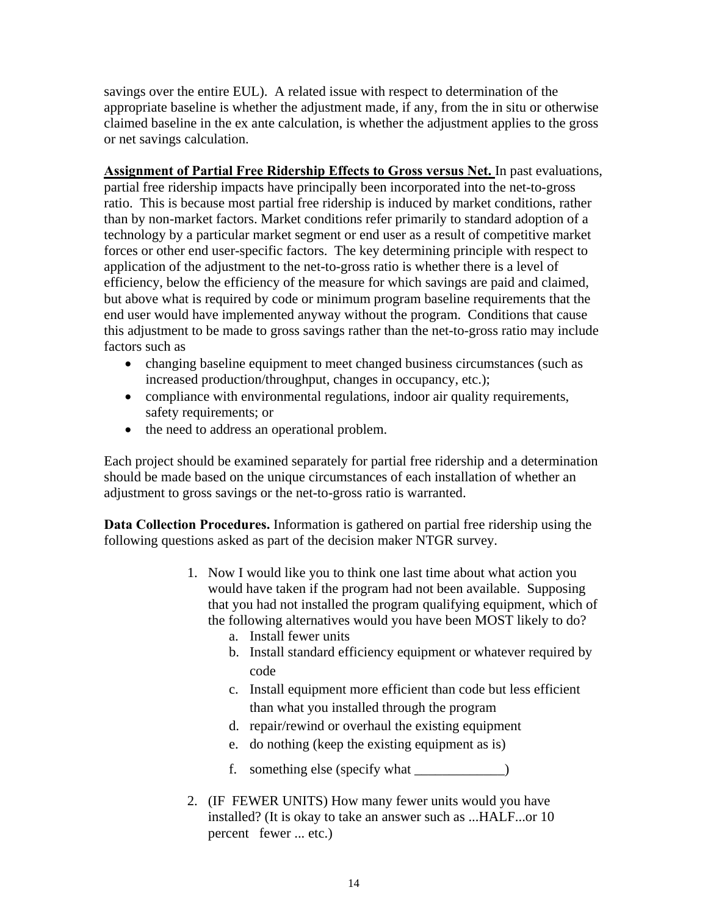savings over the entire EUL). A related issue with respect to determination of the appropriate baseline is whether the adjustment made, if any, from the in situ or otherwise claimed baseline in the ex ante calculation, is whether the adjustment applies to the gross or net savings calculation.

**Assignment of Partial Free Ridership Effects to Gross versus Net.** In past evaluations, partial free ridership impacts have principally been incorporated into the net-to-gross ratio. This is because most partial free ridership is induced by market conditions, rather than by non-market factors. Market conditions refer primarily to standard adoption of a technology by a particular market segment or end user as a result of competitive market forces or other end user-specific factors. The key determining principle with respect to application of the adjustment to the net-to-gross ratio is whether there is a level of efficiency, below the efficiency of the measure for which savings are paid and claimed, but above what is required by code or minimum program baseline requirements that the end user would have implemented anyway without the program. Conditions that cause this adjustment to be made to gross savings rather than the net-to-gross ratio may include factors such as

- changing baseline equipment to meet changed business circumstances (such as increased production/throughput, changes in occupancy, etc.);
- compliance with environmental regulations, indoor air quality requirements, safety requirements; or
- the need to address an operational problem.

Each project should be examined separately for partial free ridership and a determination should be made based on the unique circumstances of each installation of whether an adjustment to gross savings or the net-to-gross ratio is warranted.

**Data Collection Procedures.** Information is gathered on partial free ridership using the following questions asked as part of the decision maker NTGR survey.

1. Now I would like you to think one last time about what action you would have taken if the program had not been available. Supposing that you had not installed the program qualifying equipment, which of the following alternatives would you have been MOST likely to do?
   a. Install fewer units
   b. Install standard efficiency equipment or whatever required by code
   c. Install equipment more efficient than code but less efficient than what you installed through the program
   d. repair/rewind or overhaul the existing equipment
   e. do nothing (keep the existing equipment as is)
   f. something else (specify what _____________)
2. (IF FEWER UNITS) How many fewer units would you have installed? (It is okay to take an answer such as ...HALF...or 10 percent fewer ... etc.)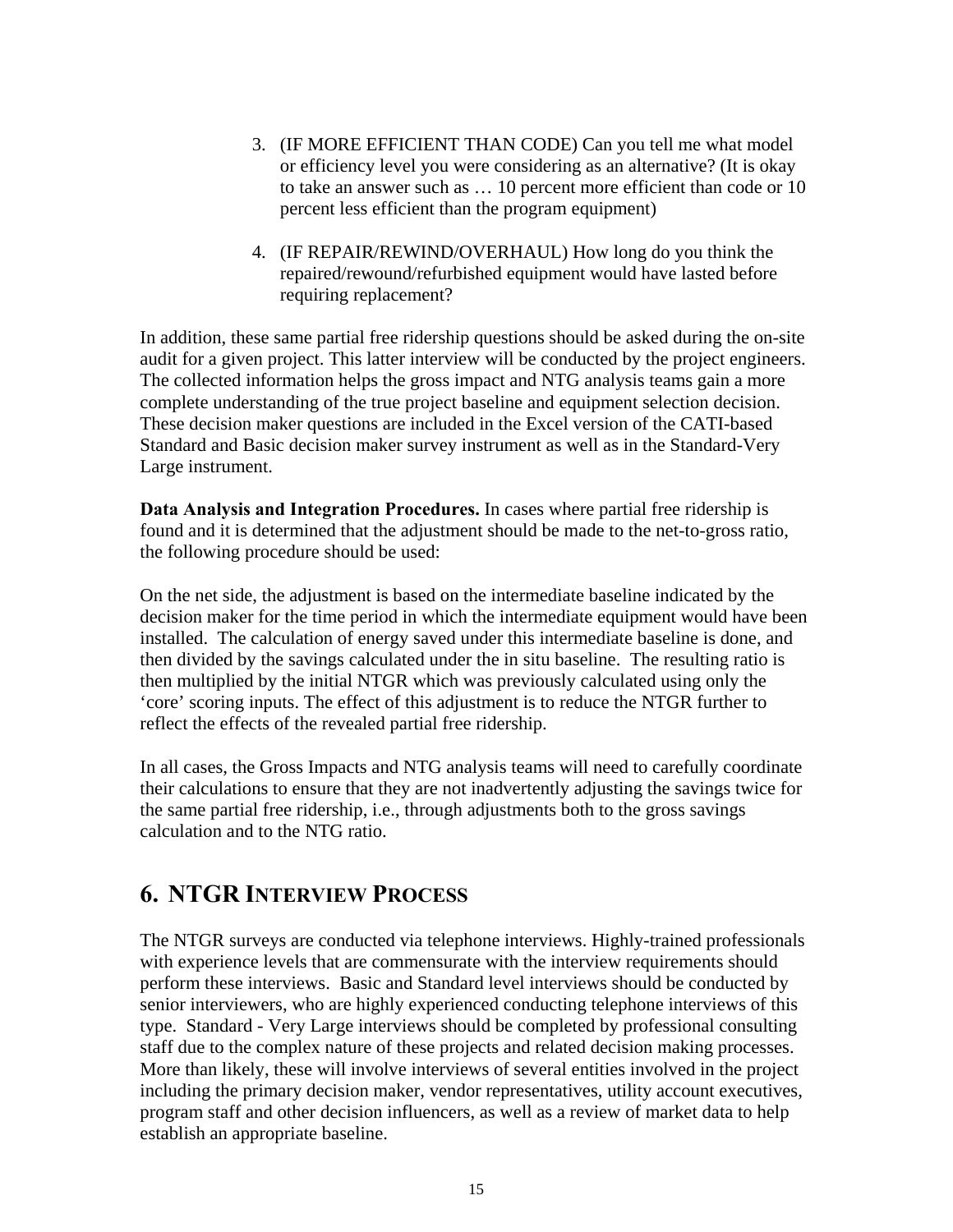3. (IF MORE EFFICIENT THAN CODE) Can you tell me what model or efficiency level you were considering as an alternative? (It is okay to take an answer such as … 10 percent more efficient than code or 10 percent less efficient than the program equipment)
4. (IF REPAIR/REWIND/OVERHAUL) How long do you think the repaired/rewound/refurbished equipment would have lasted before requiring replacement?

In addition, these same partial free ridership questions should be asked during the on-site audit for a given project. This latter interview will be conducted by the project engineers. The collected information helps the gross impact and NTG analysis teams gain a more complete understanding of the true project baseline and equipment selection decision. These decision maker questions are included in the Excel version of the CATI-based Standard and Basic decision maker survey instrument as well as in the Standard-Very Large instrument.

**Data Analysis and Integration Procedures.** In cases where partial free ridership is found and it is determined that the adjustment should be made to the net-to-gross ratio, the following procedure should be used:

On the net side, the adjustment is based on the intermediate baseline indicated by the decision maker for the time period in which the intermediate equipment would have been installed. The calculation of energy saved under this intermediate baseline is done, and then divided by the savings calculated under the in situ baseline. The resulting ratio is then multiplied by the initial NTGR which was previously calculated using only the 'core' scoring inputs. The effect of this adjustment is to reduce the NTGR further to reflect the effects of the revealed partial free ridership.

In all cases, the Gross Impacts and NTG analysis teams will need to carefully coordinate their calculations to ensure that they are not inadvertently adjusting the savings twice for the same partial free ridership, i.e., through adjustments both to the gross savings calculation and to the NTG ratio.

# 6. NTGR Interview Process

The NTGR surveys are conducted via telephone interviews. Highly-trained professionals with experience levels that are commensurate with the interview requirements should perform these interviews. Basic and Standard level interviews should be conducted by senior interviewers, who are highly experienced conducting telephone interviews of this type. Standard - Very Large interviews should be completed by professional consulting staff due to the complex nature of these projects and related decision making processes. More than likely, these will involve interviews of several entities involved in the project including the primary decision maker, vendor representatives, utility account executives, program staff and other decision influencers, as well as a review of market data to help establish an appropriate baseline.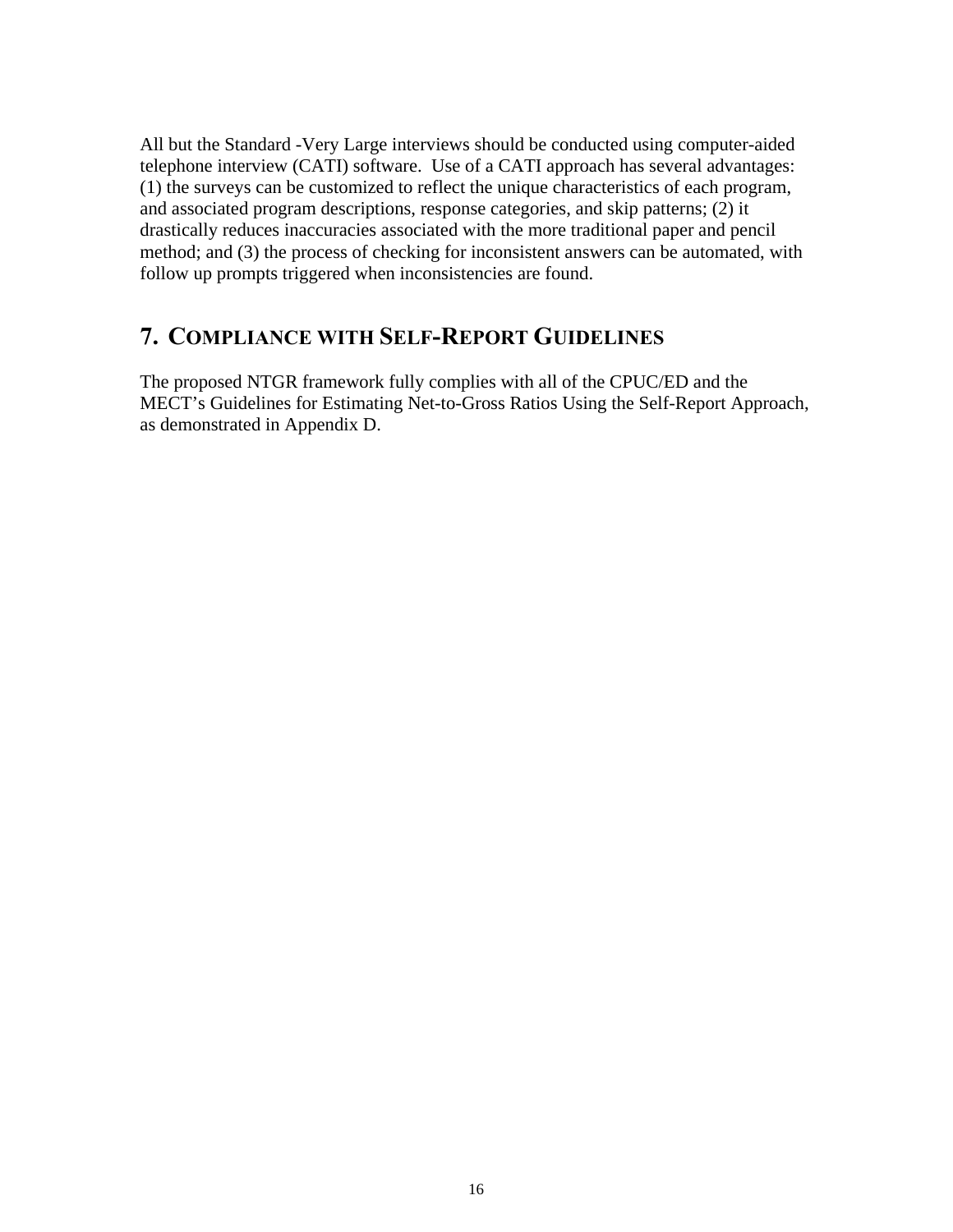All but the Standard -Very Large interviews should be conducted using computer-aided telephone interview (CATI) software. Use of a CATI approach has several advantages: (1) the surveys can be customized to reflect the unique characteristics of each program, and associated program descriptions, response categories, and skip patterns; (2) it drastically reduces inaccuracies associated with the more traditional paper and pencil method; and (3) the process of checking for inconsistent answers can be automated, with follow up prompts triggered when inconsistencies are found.

# 7. Compliance with Self-Report Guidelines

The proposed NTGR framework fully complies with all of the CPUC/ED and the MECT's Guidelines for Estimating Net-to-Gross Ratios Using the Self-Report Approach, as demonstrated in Appendix D.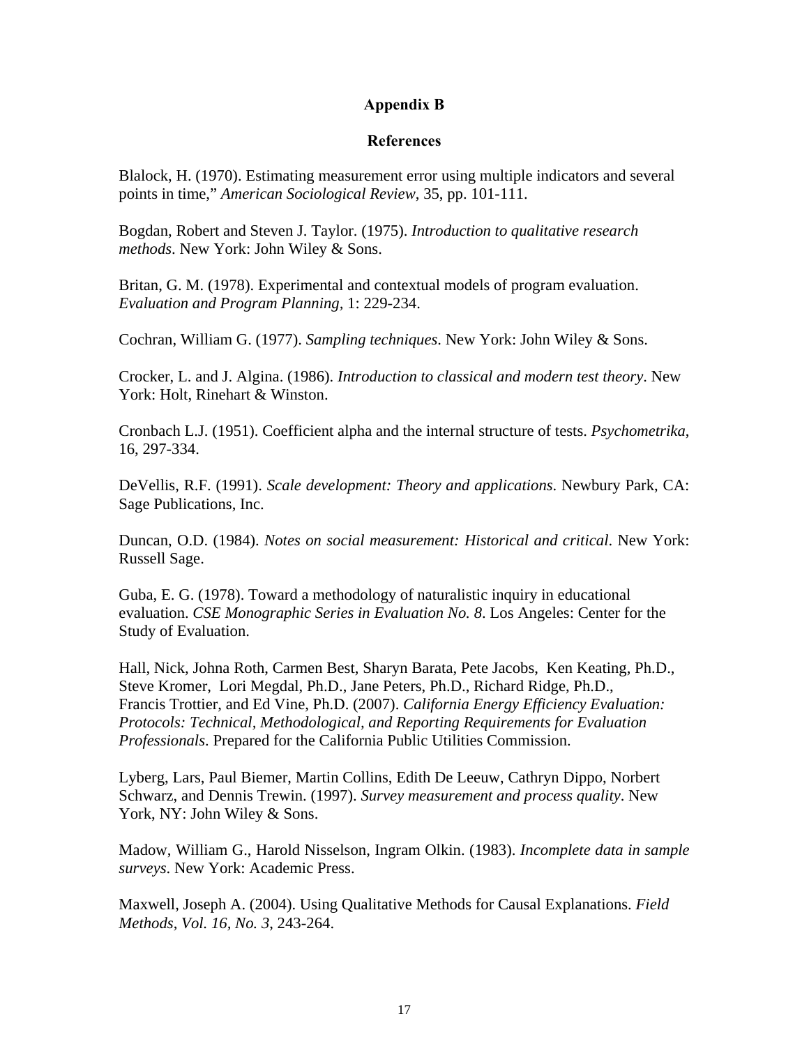# Appendix B

## References

Blalock, H. (1970). Estimating measurement error using multiple indicators and several points in time," *American Sociological Review*, 35, pp. 101-111.

Bogdan, Robert and Steven J. Taylor. (1975). *Introduction to qualitative research methods*. New York: John Wiley & Sons.

Britan, G. M. (1978). Experimental and contextual models of program evaluation. *Evaluation and Program Planning,* 1: 229-234.

Cochran, William G. (1977). *Sampling techniques*. New York: John Wiley & Sons.

Crocker, L. and J. Algina. (1986). *Introduction to classical and modern test theory*. New York: Holt, Rinehart & Winston.

Cronbach L.J. (1951). Coefficient alpha and the internal structure of tests. *Psychometrika*, 16, 297-334.

DeVellis, R.F. (1991). *Scale development: Theory and applications*. Newbury Park, CA: Sage Publications, Inc.

Duncan, O.D. (1984). *Notes on social measurement: Historical and critical*. New York: Russell Sage.

Guba, E. G. (1978). Toward a methodology of naturalistic inquiry in educational evaluation. *CSE Monographic Series in Evaluation No. 8*. Los Angeles: Center for the Study of Evaluation.

Hall, Nick, Johna Roth, Carmen Best, Sharyn Barata, Pete Jacobs, Ken Keating, Ph.D., Steve Kromer, Lori Megdal, Ph.D., Jane Peters, Ph.D., Richard Ridge, Ph.D., Francis Trottier, and Ed Vine, Ph.D. (2007). *California Energy Efficiency Evaluation: Protocols: Technical, Methodological, and Reporting Requirements for Evaluation Professionals*. Prepared for the California Public Utilities Commission.

Lyberg, Lars, Paul Biemer, Martin Collins, Edith De Leeuw, Cathryn Dippo, Norbert Schwarz, and Dennis Trewin. (1997). *Survey measurement and process quality*. New York, NY: John Wiley & Sons.

Madow, William G., Harold Nisselson, Ingram Olkin. (1983). *Incomplete data in sample surveys*. New York: Academic Press.

Maxwell, Joseph A. (2004). Using Qualitative Methods for Causal Explanations. *Field Methods, Vol. 16, No. 3*, 243-264.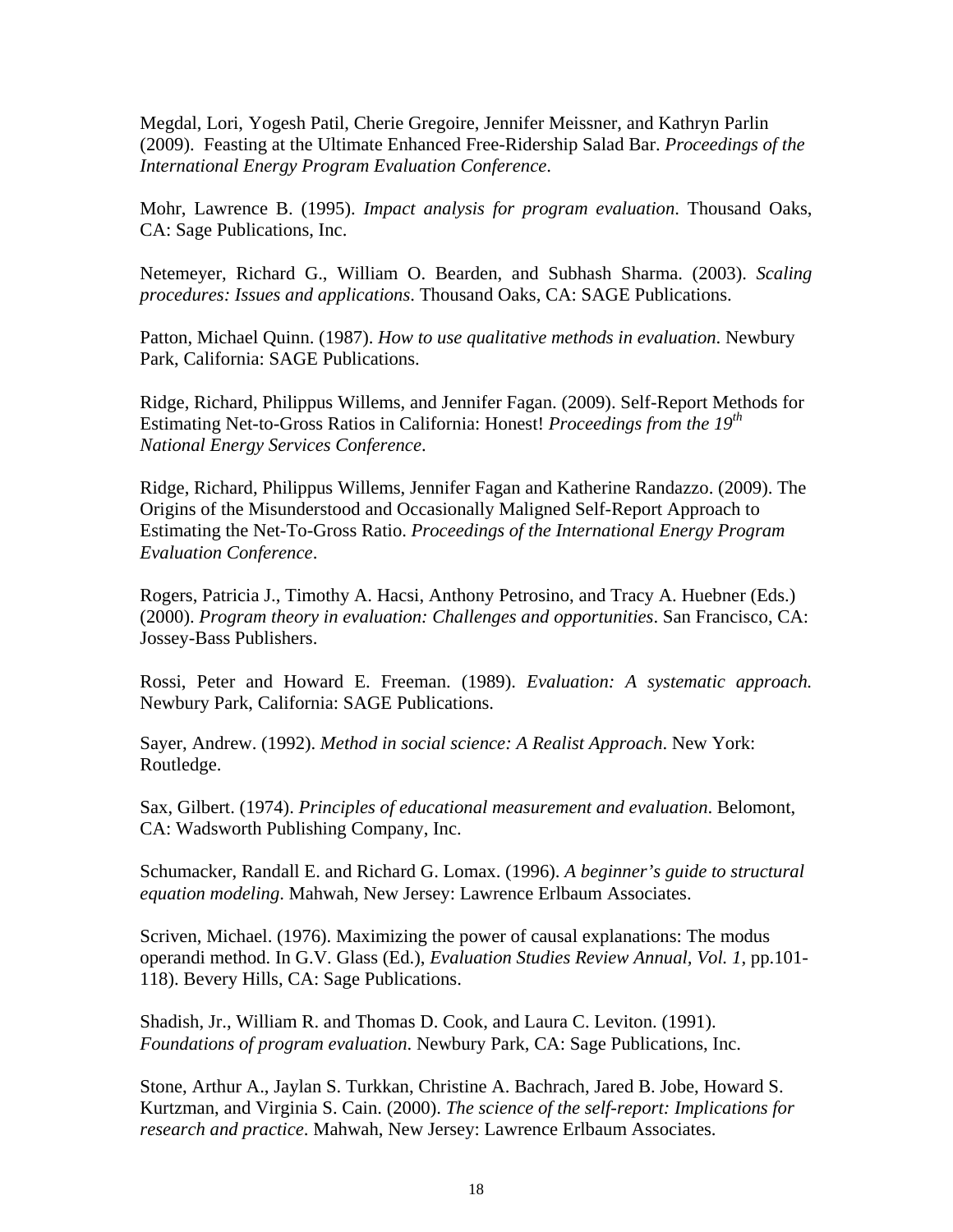Megdal, Lori, Yogesh Patil, Cherie Gregoire, Jennifer Meissner, and Kathryn Parlin (2009). Feasting at the Ultimate Enhanced Free-Ridership Salad Bar. *Proceedings of the International Energy Program Evaluation Conference*.

Mohr, Lawrence B. (1995). *Impact analysis for program evaluation*. Thousand Oaks, CA: Sage Publications, Inc.

Netemeyer, Richard G., William O. Bearden, and Subhash Sharma. (2003). *Scaling procedures: Issues and applications*. Thousand Oaks, CA: SAGE Publications.

Patton, Michael Quinn. (1987). *How to use qualitative methods in evaluation*. Newbury Park, California: SAGE Publications.

Ridge, Richard, Philippus Willems, and Jennifer Fagan. (2009). Self-Report Methods for Estimating Net-to-Gross Ratios in California: Honest! *Proceedings from the 19th National Energy Services Conference*.

Ridge, Richard, Philippus Willems, Jennifer Fagan and Katherine Randazzo. (2009). The Origins of the Misunderstood and Occasionally Maligned Self-Report Approach to Estimating the Net-To-Gross Ratio. *Proceedings of the International Energy Program Evaluation Conference*.

Rogers, Patricia J., Timothy A. Hacsi, Anthony Petrosino, and Tracy A. Huebner (Eds.) (2000). *Program theory in evaluation: Challenges and opportunities*. San Francisco, CA: Jossey-Bass Publishers.

Rossi, Peter and Howard E. Freeman. (1989). *Evaluation: A systematic approach.* Newbury Park, California: SAGE Publications.

Sayer, Andrew. (1992). *Method in social science: A Realist Approach*. New York: Routledge.

Sax, Gilbert. (1974). *Principles of educational measurement and evaluation*. Belomont, CA: Wadsworth Publishing Company, Inc.

Schumacker, Randall E. and Richard G. Lomax. (1996). *A beginner's guide to structural equation modeling*. Mahwah, New Jersey: Lawrence Erlbaum Associates.

Scriven, Michael. (1976). Maximizing the power of causal explanations: The modus operandi method. In G.V. Glass (Ed.), *Evaluation Studies Review Annual, Vol. 1*, pp.101-118). Bevery Hills, CA: Sage Publications.

Shadish, Jr., William R. and Thomas D. Cook, and Laura C. Leviton. (1991). *Foundations of program evaluation*. Newbury Park, CA: Sage Publications, Inc.

Stone, Arthur A., Jaylan S. Turkkan, Christine A. Bachrach, Jared B. Jobe, Howard S. Kurtzman, and Virginia S. Cain. (2000). *The science of the self-report: Implications for research and practice*. Mahwah, New Jersey: Lawrence Erlbaum Associates.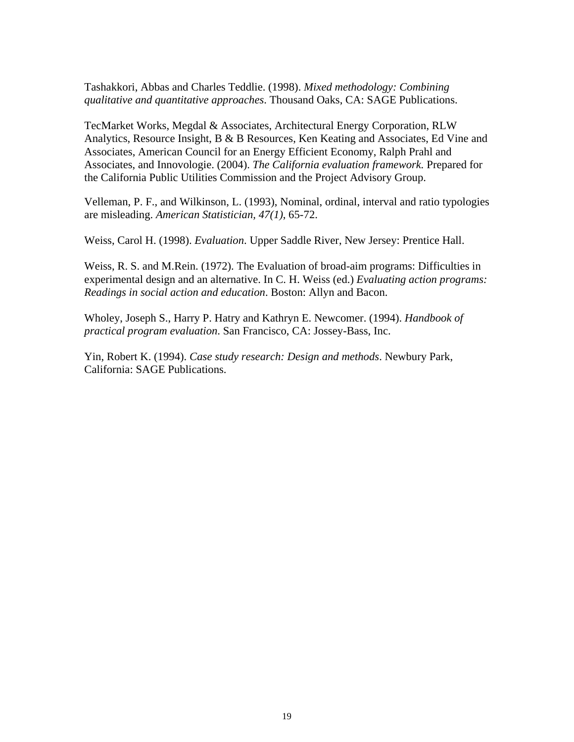Tashakkori, Abbas and Charles Teddlie. (1998). *Mixed methodology: Combining qualitative and quantitative approaches*. Thousand Oaks, CA: SAGE Publications.

TecMarket Works, Megdal & Associates, Architectural Energy Corporation, RLW Analytics, Resource Insight, B & B Resources, Ken Keating and Associates, Ed Vine and Associates, American Council for an Energy Efficient Economy, Ralph Prahl and Associates, and Innovologie. (2004). *The California evaluation framework*. Prepared for the California Public Utilities Commission and the Project Advisory Group.

Velleman, P. F., and Wilkinson, L. (1993), Nominal, ordinal, interval and ratio typologies are misleading. *American Statistician, 47(1)*, 65-72.

Weiss, Carol H. (1998). *Evaluation*. Upper Saddle River, New Jersey: Prentice Hall.

Weiss, R. S. and M.Rein. (1972). The Evaluation of broad-aim programs: Difficulties in experimental design and an alternative. In C. H. Weiss (ed.) *Evaluating action programs: Readings in social action and education*. Boston: Allyn and Bacon.

Wholey, Joseph S., Harry P. Hatry and Kathryn E. Newcomer. (1994). *Handbook of practical program evaluation*. San Francisco, CA: Jossey-Bass, Inc.

Yin, Robert K. (1994). *Case study research: Design and methods*. Newbury Park, California: SAGE Publications.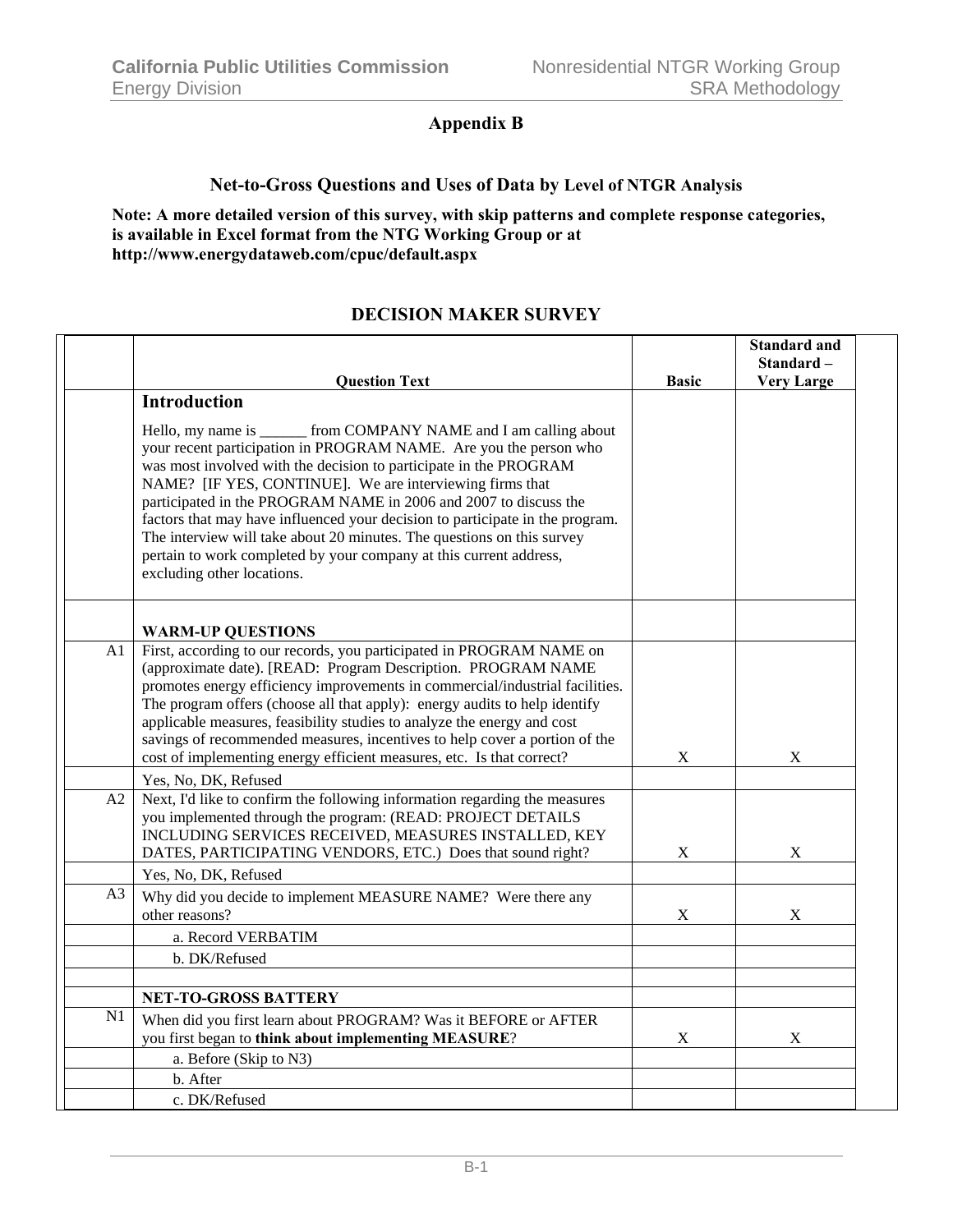# Appendix B

## Net-to-Gross Questions and Uses of Data by Level of NTGR Analysis

**Note: A more detailed version of this survey, with skip patterns and complete response categories, is available in Excel format from the NTG Working Group or at http://www.energydataweb.com/cpuc/default.aspx**

## DECISION MAKER SURVEY

| | Question Text | Basic | Standard and Standard – Very Large |
|---|---|---|---|
| | **Introduction**<br><br>Hello, my name is ______ from COMPANY NAME and I am calling about your recent participation in PROGRAM NAME. Are you the person who was most involved with the decision to participate in the PROGRAM NAME? [IF YES, CONTINUE]. We are interviewing firms that participated in the PROGRAM NAME in 2006 and 2007 to discuss the factors that may have influenced your decision to participate in the program. The interview will take about 20 minutes. The questions on this survey pertain to work completed by your company at this current address, excluding other locations. | | |
| | **WARM-UP QUESTIONS** | | |
| A1 | First, according to our records, you participated in PROGRAM NAME on (approximate date). [READ: Program Description. PROGRAM NAME promotes energy efficiency improvements in commercial/industrial facilities. The program offers (choose all that apply): energy audits to help identify applicable measures, feasibility studies to analyze the energy and cost savings of recommended measures, incentives to help cover a portion of the cost of implementing energy efficient measures, etc. Is that correct? | X | X |
| | Yes, No, DK, Refused | | |
| A2 | Next, I'd like to confirm the following information regarding the measures you implemented through the program: (READ: PROJECT DETAILS INCLUDING SERVICES RECEIVED, MEASURES INSTALLED, KEY DATES, PARTICIPATING VENDORS, ETC.) Does that sound right? | X | X |
| | Yes, No, DK, Refused | | |
| A3 | Why did you decide to implement MEASURE NAME? Were there any other reasons? | X | X |
| | a. Record VERBATIM | | |
| | b. DK/Refused | | |
| | | | |
| | **NET-TO-GROSS BATTERY** | | |
| N1 | When did you first learn about PROGRAM? Was it BEFORE or AFTER you first began to **think about implementing MEASURE**? | X | X |
| | a. Before (Skip to N3) | | |
| | b. After | | |
| | c. DK/Refused | | |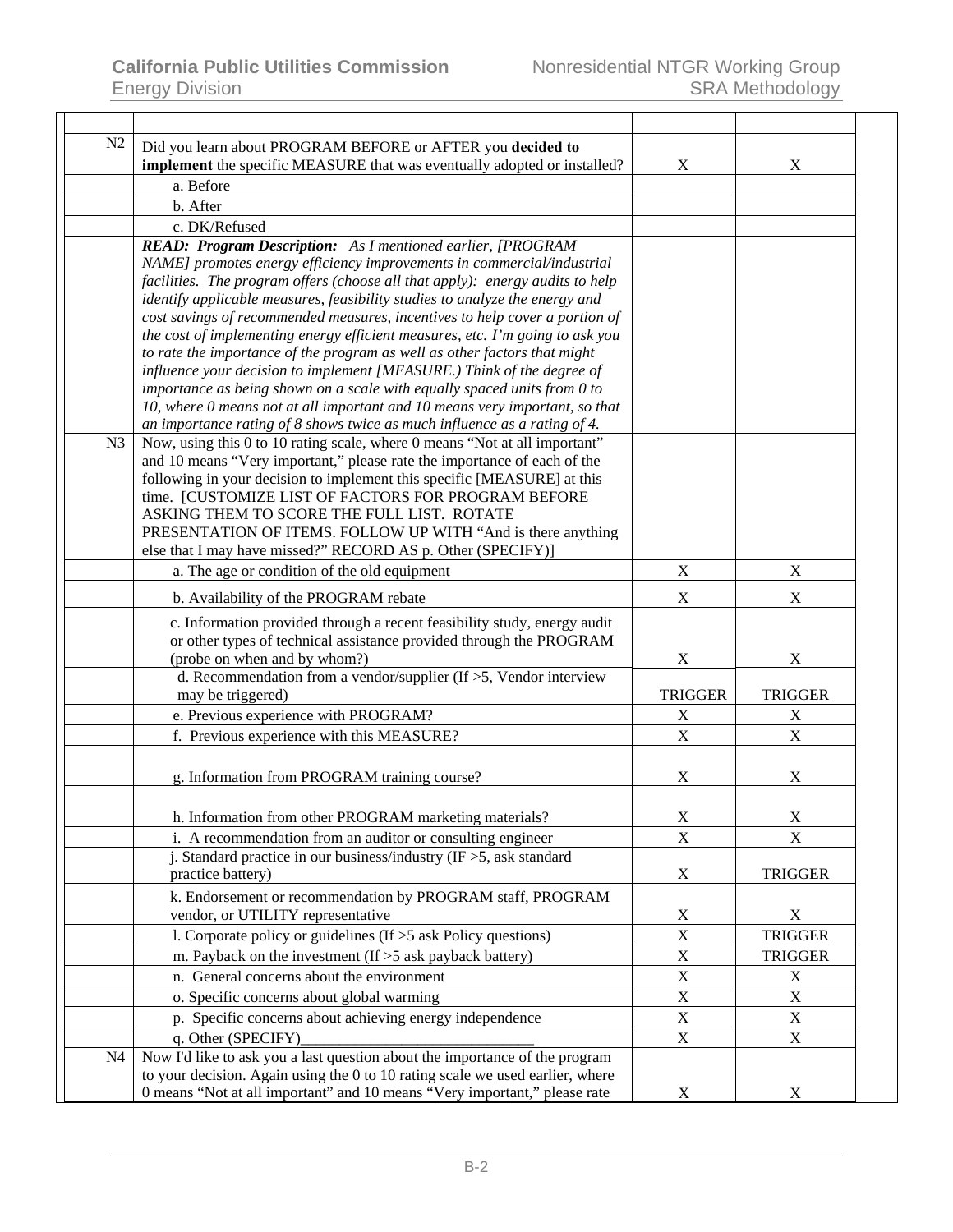| | | | |
|---|---|---|---|
| N2 | Did you learn about PROGRAM BEFORE or AFTER you **decided to implement** the specific MEASURE that was eventually adopted or installed? | X | X |
| | a. Before | | |
| | b. After | | |
| | c. DK/Refused | | |
| | ***READ: Program Description:*** *As I mentioned earlier, [PROGRAM NAME] promotes energy efficiency improvements in commercial/industrial facilities. The program offers (choose all that apply): energy audits to help identify applicable measures, feasibility studies to analyze the energy and cost savings of recommended measures, incentives to help cover a portion of the cost of implementing energy efficient measures, etc. I'm going to ask you to rate the importance of the program as well as other factors that might influence your decision to implement [MEASURE.) Think of the degree of importance as being shown on a scale with equally spaced units from 0 to 10, where 0 means not at all important and 10 means very important, so that an importance rating of 8 shows twice as much influence as a rating of 4.* | | |
| N3 | Now, using this 0 to 10 rating scale, where 0 means "Not at all important" and 10 means "Very important," please rate the importance of each of the following in your decision to implement this specific [MEASURE] at this time. [CUSTOMIZE LIST OF FACTORS FOR PROGRAM BEFORE ASKING THEM TO SCORE THE FULL LIST. ROTATE PRESENTATION OF ITEMS. FOLLOW UP WITH "And is there anything else that I may have missed?" RECORD AS p. Other (SPECIFY)] | | |
| | a. The age or condition of the old equipment | X | X |
| | b. Availability of the PROGRAM rebate | X | X |
| | c. Information provided through a recent feasibility study, energy audit or other types of technical assistance provided through the PROGRAM (probe on when and by whom?) | X | X |
| | d. Recommendation from a vendor/supplier (If >5, Vendor interview may be triggered) | TRIGGER | TRIGGER |
| | e. Previous experience with PROGRAM? | X | X |
| | f. Previous experience with this MEASURE? | X | X |
| | g. Information from PROGRAM training course? | X | X |
| | h. Information from other PROGRAM marketing materials? | X | X |
| | i. A recommendation from an auditor or consulting engineer | X | X |
| | j. Standard practice in our business/industry (IF >5, ask standard practice battery) | X | TRIGGER |
| | k. Endorsement or recommendation by PROGRAM staff, PROGRAM vendor, or UTILITY representative | X | X |
| | l. Corporate policy or guidelines (If >5 ask Policy questions) | X | TRIGGER |
| | m. Payback on the investment (If >5 ask payback battery) | X | TRIGGER |
| | n. General concerns about the environment | X | X |
| | o. Specific concerns about global warming | X | X |
| | p. Specific concerns about achieving energy independence | X | X |
| | q. Other (SPECIFY)______________________________ | X | X |
| N4 | Now I'd like to ask you a last question about the importance of the program to your decision. Again using the 0 to 10 rating scale we used earlier, where 0 means "Not at all important" and 10 means "Very important," please rate | X | X |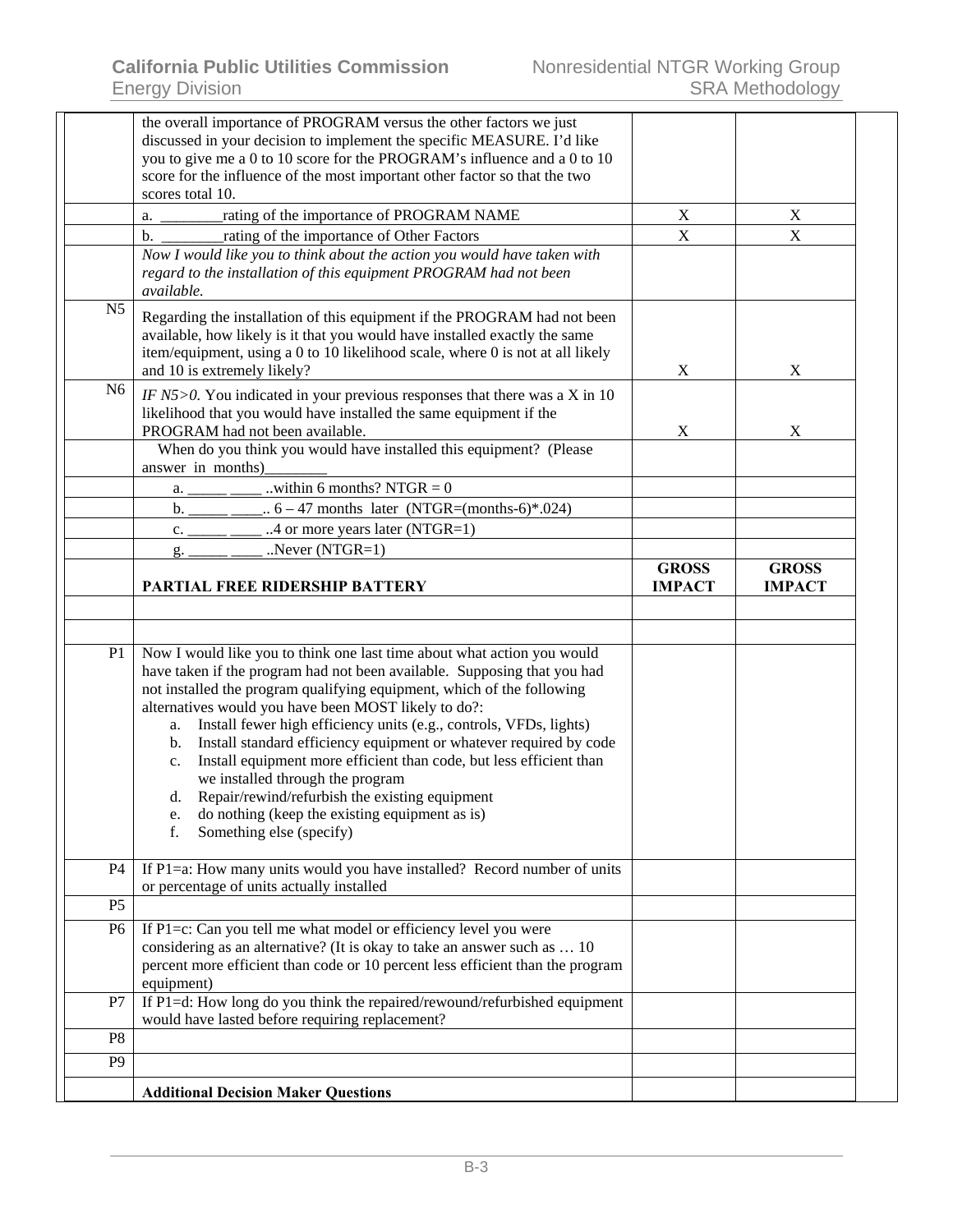| | | | |
|---|---|---|---|
| | the overall importance of PROGRAM versus the other factors we just discussed in your decision to implement the specific MEASURE. I'd like you to give me a 0 to 10 score for the PROGRAM's influence and a 0 to 10 score for the influence of the most important other factor so that the two scores total 10. | | |
| | a. ________rating of the importance of PROGRAM NAME | X | X |
| | b. ________rating of the importance of Other Factors | X | X |
| | *Now I would like you to think about the action you would have taken with regard to the installation of this equipment PROGRAM had not been available.* | | |
| N5 | Regarding the installation of this equipment if the PROGRAM had not been available, how likely is it that you would have installed exactly the same item/equipment, using a 0 to 10 likelihood scale, where 0 is not at all likely and 10 is extremely likely? | X | X |
| N6 | *IF N5>0.* You indicated in your previous responses that there was a X in 10 likelihood that you would have installed the same equipment if the PROGRAM had not been available. | X | X |
| | When do you think you would have installed this equipment? (Please answer in months)________ | | |
| | a. _____ ____ ..within 6 months? NTGR = 0 | | |
| | b. _____ ____.. 6 – 47 months later (NTGR=(months-6)*.024) | | |
| | c. _____ ____ ..4 or more years later (NTGR=1) | | |
| | g. _____ ____ ..Never (NTGR=1) | | |
| | **PARTIAL FREE RIDERSHIP BATTERY** | **GROSS IMPACT** | **GROSS IMPACT** |
| | | | |
| | | | |
| P1 | Now I would like you to think one last time about what action you would have taken if the program had not been available. Supposing that you had not installed the program qualifying equipment, which of the following alternatives would you have been MOST likely to do?: <br>a. Install fewer high efficiency units (e.g., controls, VFDs, lights) <br>b. Install standard efficiency equipment or whatever required by code <br>c. Install equipment more efficient than code, but less efficient than we installed through the program <br>d. Repair/rewind/refurbish the existing equipment <br>e. do nothing (keep the existing equipment as is) <br>f. Something else (specify) | | |
| P4 | If P1=a: How many units would you have installed? Record number of units or percentage of units actually installed | | |
| P5 | | | |
| P6 | If P1=c: Can you tell me what model or efficiency level you were considering as an alternative? (It is okay to take an answer such as … 10 percent more efficient than code or 10 percent less efficient than the program equipment) | | |
| P7 | If P1=d: How long do you think the repaired/rewound/refurbished equipment would have lasted before requiring replacement? | | |
| P8 | | | |
| P9 | | | |
| | **Additional Decision Maker Questions** | | |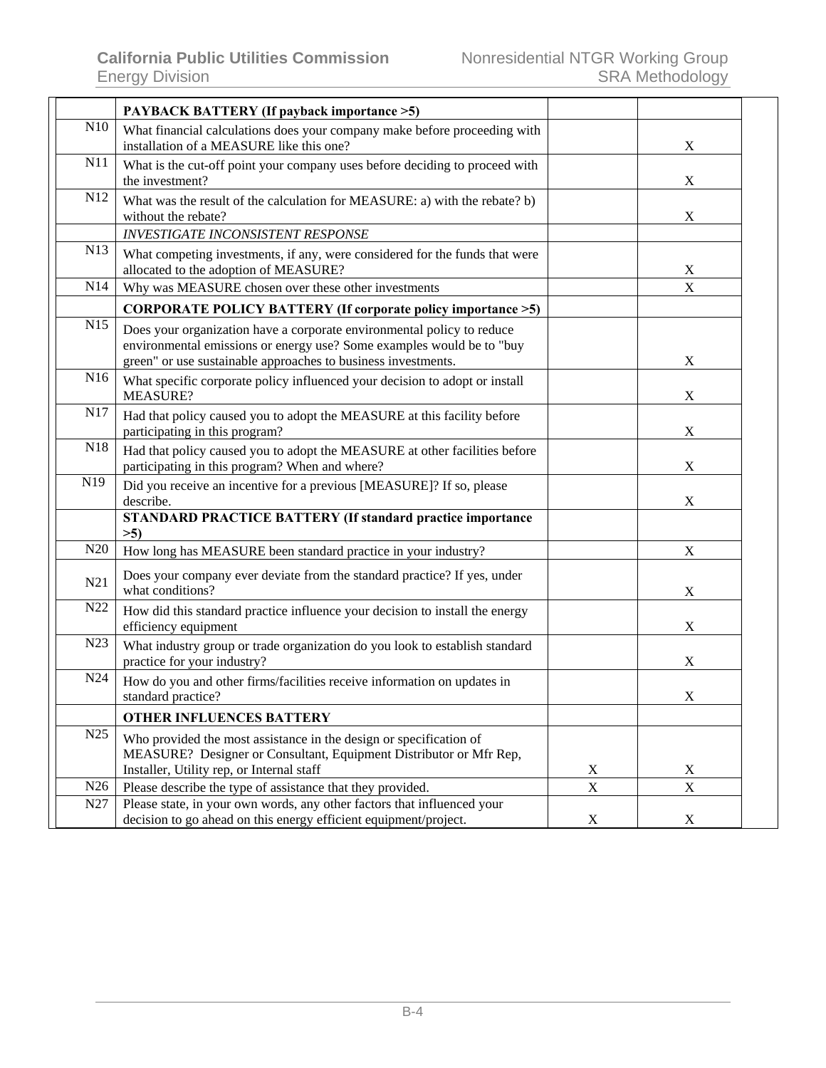| | | | |
|---|---|---|---|
| | **PAYBACK BATTERY (If payback importance >5)** | | |
| N10 | What financial calculations does your company make before proceeding with installation of a MEASURE like this one? | | X |
| N11 | What is the cut-off point your company uses before deciding to proceed with the investment? | | X |
| N12 | What was the result of the calculation for MEASURE: a) with the rebate? b) without the rebate? | | X |
| | *INVESTIGATE INCONSISTENT RESPONSE* | | |
| N13 | What competing investments, if any, were considered for the funds that were allocated to the adoption of MEASURE? | | X |
| N14 | Why was MEASURE chosen over these other investments | | X |
| | **CORPORATE POLICY BATTERY (If corporate policy importance >5)** | | |
| N15 | Does your organization have a corporate environmental policy to reduce environmental emissions or energy use? Some examples would be to "buy green" or use sustainable approaches to business investments. | | X |
| N16 | What specific corporate policy influenced your decision to adopt or install MEASURE? | | X |
| N17 | Had that policy caused you to adopt the MEASURE at this facility before participating in this program? | | X |
| N18 | Had that policy caused you to adopt the MEASURE at other facilities before participating in this program? When and where? | | X |
| N19 | Did you receive an incentive for a previous [MEASURE]? If so, please describe. | | X |
| | **STANDARD PRACTICE BATTERY (If standard practice importance >5)** | | |
| N20 | How long has MEASURE been standard practice in your industry? | | X |
| N21 | Does your company ever deviate from the standard practice? If yes, under what conditions? | | X |
| N22 | How did this standard practice influence your decision to install the energy efficiency equipment | | X |
| N23 | What industry group or trade organization do you look to establish standard practice for your industry? | | X |
| N24 | How do you and other firms/facilities receive information on updates in standard practice? | | X |
| | **OTHER INFLUENCES BATTERY** | | |
| N25 | Who provided the most assistance in the design or specification of MEASURE? Designer or Consultant, Equipment Distributor or Mfr Rep, Installer, Utility rep, or Internal staff | X | X |
| N26 | Please describe the type of assistance that they provided. | X | X |
| N27 | Please state, in your own words, any other factors that influenced your decision to go ahead on this energy efficient equipment/project. | X | X |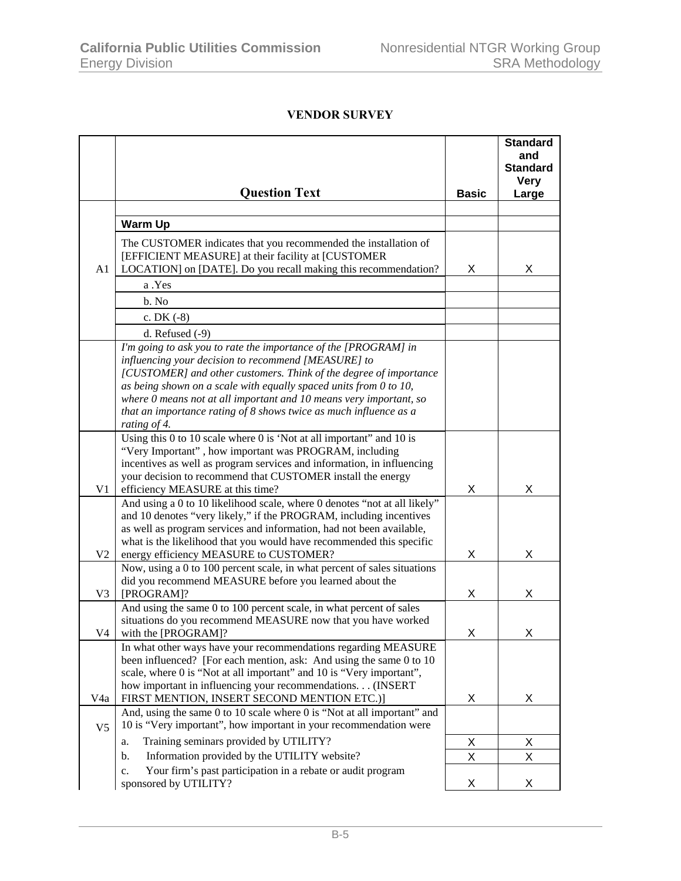## VENDOR SURVEY

| | Question Text | Basic | Standard and Standard Very Large |
|---|---|---|---|
| | | | |
| | **Warm Up** | | |
| A1 | The CUSTOMER indicates that you recommended the installation of [EFFICIENT MEASURE] at their facility at [CUSTOMER LOCATION] on [DATE]. Do you recall making this recommendation? | X | X |
| | a .Yes | | |
| | b. No | | |
| | c. DK (-8) | | |
| | d. Refused (-9) | | |
| | *I'm going to ask you to rate the importance of the [PROGRAM] in influencing your decision to recommend [MEASURE] to [CUSTOMER] and other customers. Think of the degree of importance as being shown on a scale with equally spaced units from 0 to 10, where 0 means not at all important and 10 means very important, so that an importance rating of 8 shows twice as much influence as a rating of 4.* | | |
| V1 | Using this 0 to 10 scale where 0 is 'Not at all important" and 10 is "Very Important" , how important was PROGRAM, including incentives as well as program services and information, in influencing your decision to recommend that CUSTOMER install the energy efficiency MEASURE at this time? | X | X |
| V2 | And using a 0 to 10 likelihood scale, where 0 denotes "not at all likely" and 10 denotes "very likely," if the PROGRAM, including incentives as well as program services and information, had not been available, what is the likelihood that you would have recommended this specific energy efficiency MEASURE to CUSTOMER? | X | X |
| V3 | Now, using a 0 to 100 percent scale, in what percent of sales situations did you recommend MEASURE before you learned about the [PROGRAM]? | X | X |
| V4 | And using the same 0 to 100 percent scale, in what percent of sales situations do you recommend MEASURE now that you have worked with the [PROGRAM]? | X | X |
| V4a | In what other ways have your recommendations regarding MEASURE been influenced? [For each mention, ask: And using the same 0 to 10 scale, where 0 is "Not at all important" and 10 is "Very important", how important in influencing your recommendations. . . (INSERT FIRST MENTION, INSERT SECOND MENTION ETC.)] | X | X |
| V5 | And, using the same 0 to 10 scale where 0 is "Not at all important" and 10 is "Very important", how important in your recommendation were | | |
| | a. Training seminars provided by UTILITY? | X | X |
| | b. Information provided by the UTILITY website? | X | X |
| | c. Your firm's past participation in a rebate or audit program sponsored by UTILITY? | X | X |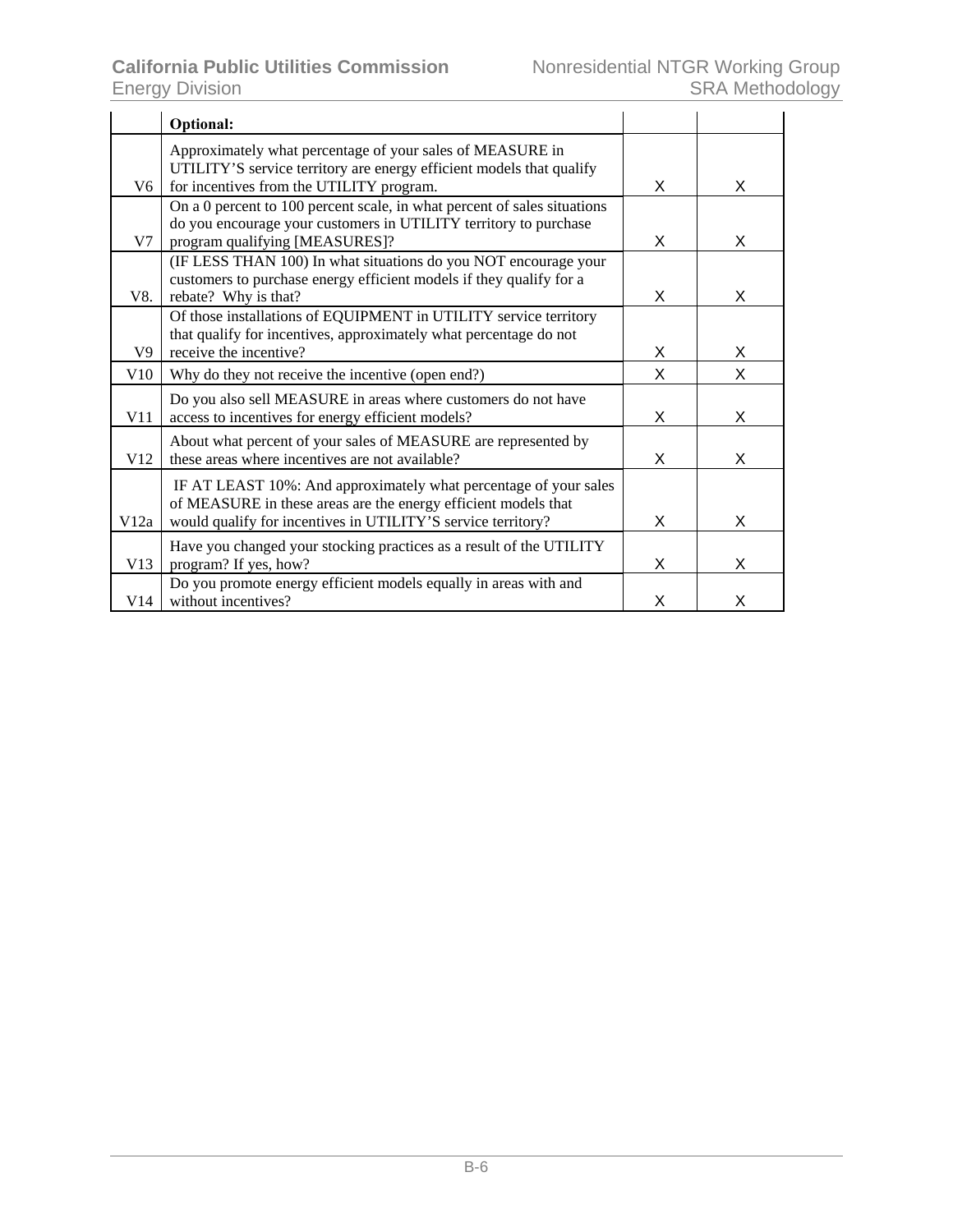| | **Optional:** | | |
|---|---|---|---|
| V6 | Approximately what percentage of your sales of MEASURE in UTILITY'S service territory are energy efficient models that qualify for incentives from the UTILITY program. | X | X |
| V7 | On a 0 percent to 100 percent scale, in what percent of sales situations do you encourage your customers in UTILITY territory to purchase program qualifying [MEASURES]? | X | X |
| V8. | (IF LESS THAN 100) In what situations do you NOT encourage your customers to purchase energy efficient models if they qualify for a rebate? Why is that? | X | X |
| V9 | Of those installations of EQUIPMENT in UTILITY service territory that qualify for incentives, approximately what percentage do not receive the incentive? | X | X |
| V10 | Why do they not receive the incentive (open end?) | X | X |
| V11 | Do you also sell MEASURE in areas where customers do not have access to incentives for energy efficient models? | X | X |
| V12 | About what percent of your sales of MEASURE are represented by these areas where incentives are not available? | X | X |
| V12a | IF AT LEAST 10%: And approximately what percentage of your sales of MEASURE in these areas are the energy efficient models that would qualify for incentives in UTILITY'S service territory? | X | X |
| V13 | Have you changed your stocking practices as a result of the UTILITY program? If yes, how? | X | X |
| V14 | Do you promote energy efficient models equally in areas with and without incentives? | X | X |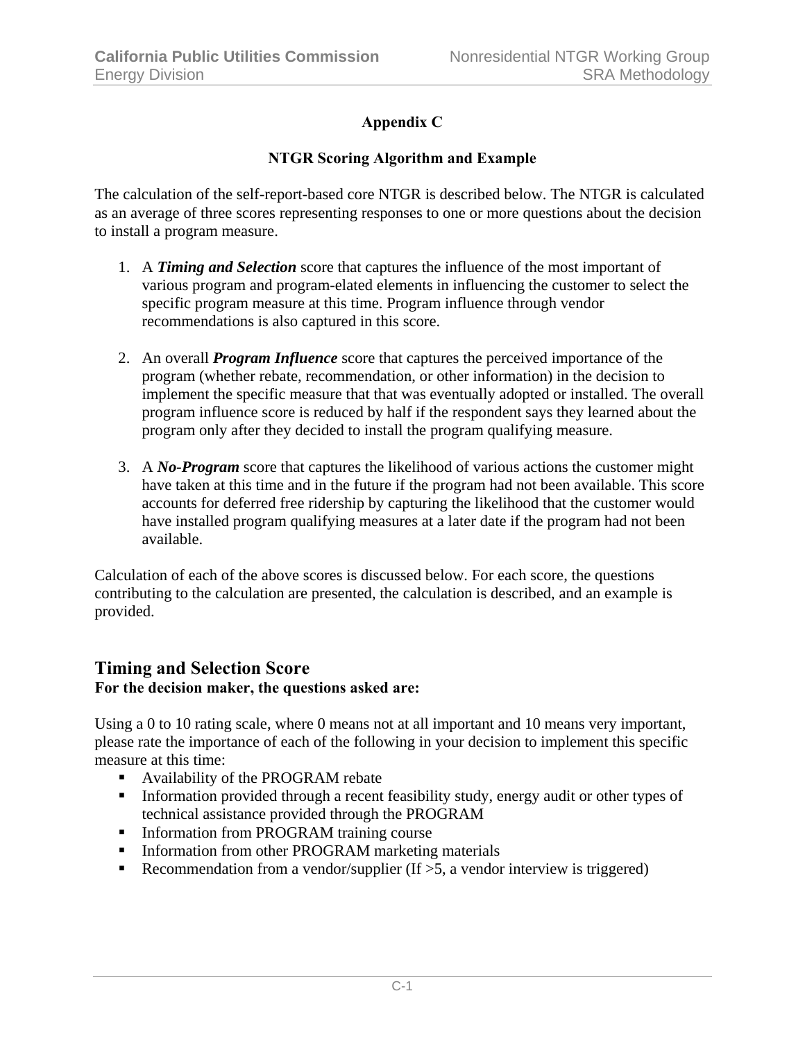# Appendix C

## NTGR Scoring Algorithm and Example

The calculation of the self-report-based core NTGR is described below. The NTGR is calculated as an average of three scores representing responses to one or more questions about the decision to install a program measure.

1. A ***Timing and Selection*** score that captures the influence of the most important of various program and program-elated elements in influencing the customer to select the specific program measure at this time. Program influence through vendor recommendations is also captured in this score.

2. An overall ***Program Influence*** score that captures the perceived importance of the program (whether rebate, recommendation, or other information) in the decision to implement the specific measure that that was eventually adopted or installed. The overall program influence score is reduced by half if the respondent says they learned about the program only after they decided to install the program qualifying measure.

3. A ***No-Program*** score that captures the likelihood of various actions the customer might have taken at this time and in the future if the program had not been available. This score accounts for deferred free ridership by capturing the likelihood that the customer would have installed program qualifying measures at a later date if the program had not been available.

Calculation of each of the above scores is discussed below. For each score, the questions contributing to the calculation are presented, the calculation is described, and an example is provided.

## Timing and Selection Score

**For the decision maker, the questions asked are:**

Using a 0 to 10 rating scale, where 0 means not at all important and 10 means very important, please rate the importance of each of the following in your decision to implement this specific measure at this time:

- Availability of the PROGRAM rebate
- Information provided through a recent feasibility study, energy audit or other types of technical assistance provided through the PROGRAM
- Information from PROGRAM training course
- Information from other PROGRAM marketing materials
- Recommendation from a vendor/supplier (If >5, a vendor interview is triggered)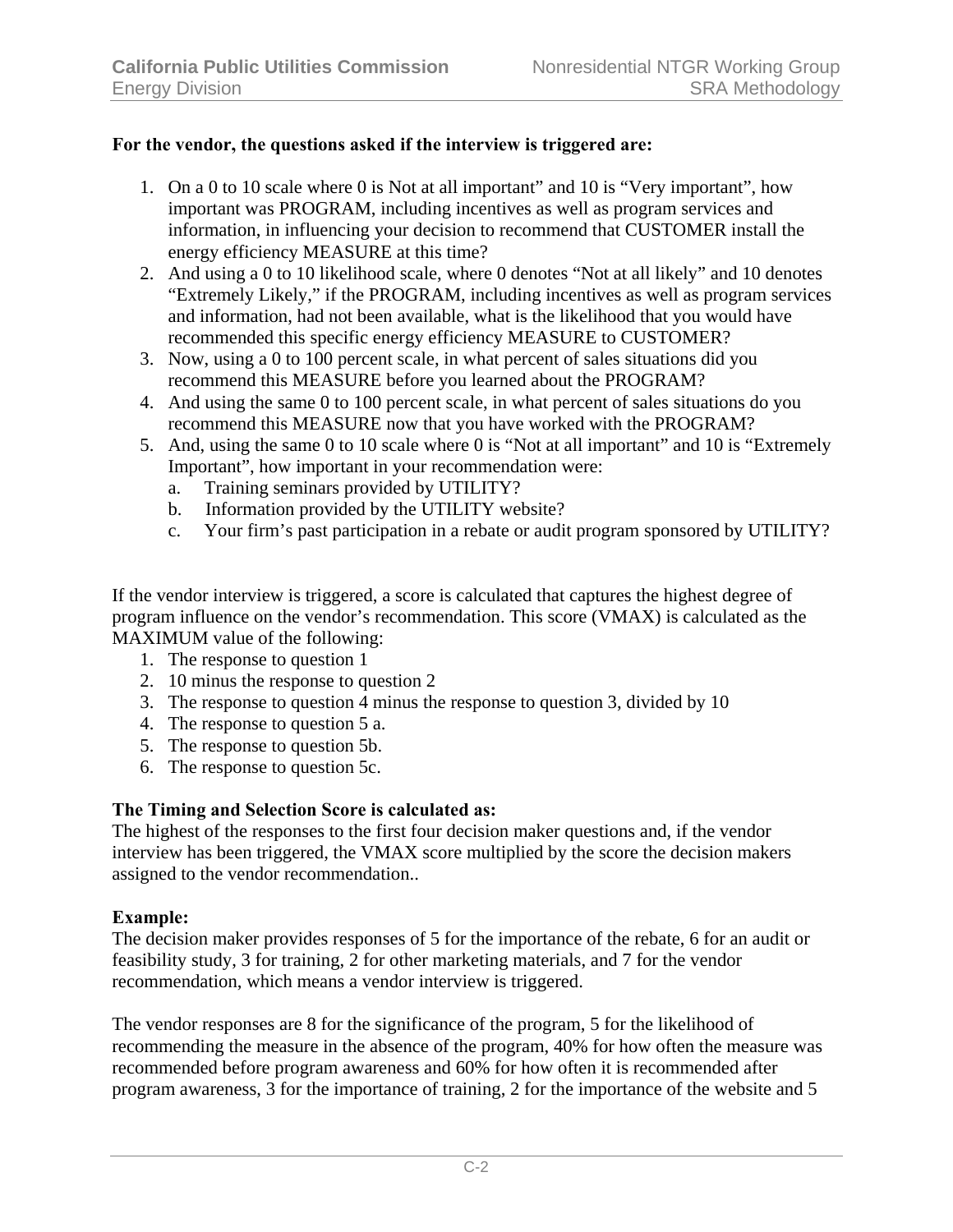**For the vendor, the questions asked if the interview is triggered are:**

1. On a 0 to 10 scale where 0 is Not at all important" and 10 is "Very important", how important was PROGRAM, including incentives as well as program services and information, in influencing your decision to recommend that CUSTOMER install the energy efficiency MEASURE at this time?
2. And using a 0 to 10 likelihood scale, where 0 denotes "Not at all likely" and 10 denotes "Extremely Likely," if the PROGRAM, including incentives as well as program services and information, had not been available, what is the likelihood that you would have recommended this specific energy efficiency MEASURE to CUSTOMER?
3. Now, using a 0 to 100 percent scale, in what percent of sales situations did you recommend this MEASURE before you learned about the PROGRAM?
4. And using the same 0 to 100 percent scale, in what percent of sales situations do you recommend this MEASURE now that you have worked with the PROGRAM?
5. And, using the same 0 to 10 scale where 0 is "Not at all important" and 10 is "Extremely Important", how important in your recommendation were:
   a. Training seminars provided by UTILITY?
   b. Information provided by the UTILITY website?
   c. Your firm's past participation in a rebate or audit program sponsored by UTILITY?

If the vendor interview is triggered, a score is calculated that captures the highest degree of program influence on the vendor's recommendation. This score (VMAX) is calculated as the MAXIMUM value of the following:

1. The response to question 1
2. 10 minus the response to question 2
3. The response to question 4 minus the response to question 3, divided by 10
4. The response to question 5 a.
5. The response to question 5b.
6. The response to question 5c.

**The Timing and Selection Score is calculated as:**
The highest of the responses to the first four decision maker questions and, if the vendor interview has been triggered, the VMAX score multiplied by the score the decision makers assigned to the vendor recommendation..

**Example:**
The decision maker provides responses of 5 for the importance of the rebate, 6 for an audit or feasibility study, 3 for training, 2 for other marketing materials, and 7 for the vendor recommendation, which means a vendor interview is triggered.

The vendor responses are 8 for the significance of the program, 5 for the likelihood of recommending the measure in the absence of the program, 40% for how often the measure was recommended before program awareness and 60% for how often it is recommended after program awareness, 3 for the importance of training, 2 for the importance of the website and 5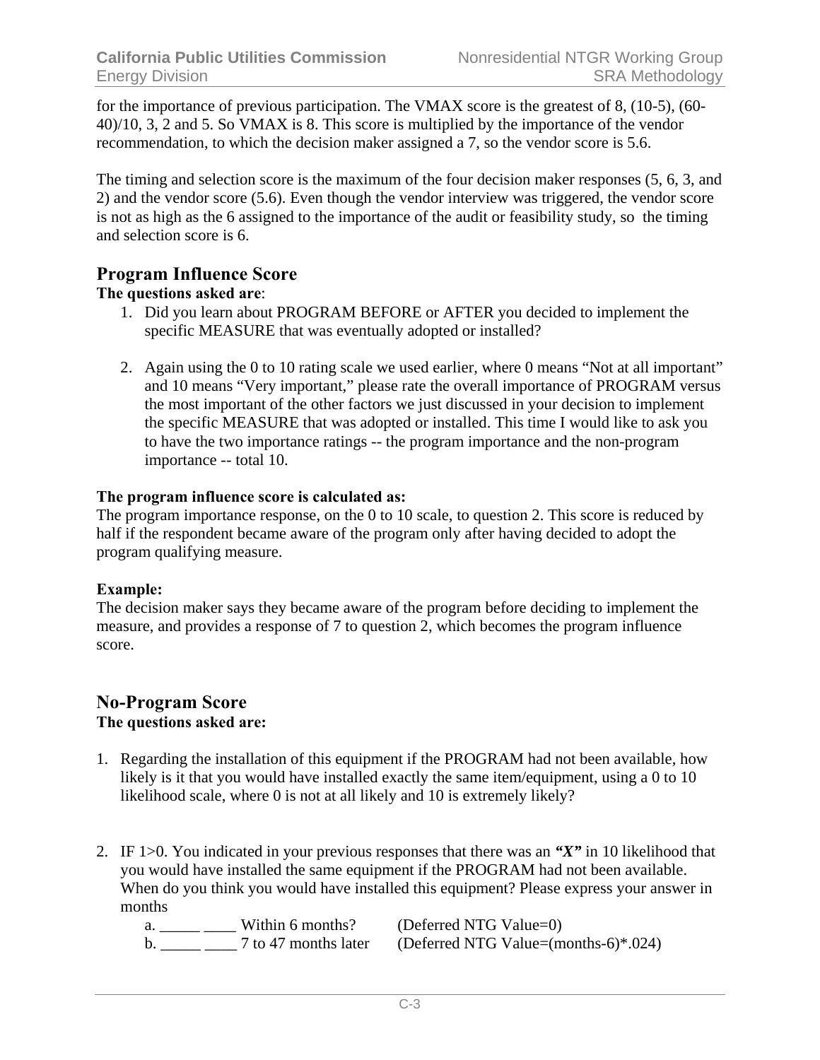for the importance of previous participation. The VMAX score is the greatest of 8, (10-5), (60-40)/10, 3, 2 and 5. So VMAX is 8. This score is multiplied by the importance of the vendor recommendation, to which the decision maker assigned a 7, so the vendor score is 5.6.

The timing and selection score is the maximum of the four decision maker responses (5, 6, 3, and 2) and the vendor score (5.6). Even though the vendor interview was triggered, the vendor score is not as high as the 6 assigned to the importance of the audit or feasibility study, so the timing and selection score is 6.

## Program Influence Score

**The questions asked are**:

1. Did you learn about PROGRAM BEFORE or AFTER you decided to implement the specific MEASURE that was eventually adopted or installed?

2. Again using the 0 to 10 rating scale we used earlier, where 0 means "Not at all important" and 10 means "Very important," please rate the overall importance of PROGRAM versus the most important of the other factors we just discussed in your decision to implement the specific MEASURE that was adopted or installed. This time I would like to ask you to have the two importance ratings -- the program importance and the non-program importance -- total 10.

**The program influence score is calculated as:**

The program importance response, on the 0 to 10 scale, to question 2. This score is reduced by half if the respondent became aware of the program only after having decided to adopt the program qualifying measure.

**Example:**

The decision maker says they became aware of the program before deciding to implement the measure, and provides a response of 7 to question 2, which becomes the program influence score.

## No-Program Score

**The questions asked are:**

1. Regarding the installation of this equipment if the PROGRAM had not been available, how likely is it that you would have installed exactly the same item/equipment, using a 0 to 10 likelihood scale, where 0 is not at all likely and 10 is extremely likely?

2. IF 1>0. You indicated in your previous responses that there was an ***"X"*** in 10 likelihood that you would have installed the same equipment if the PROGRAM had not been available. When do you think you would have installed this equipment? Please express your answer in months

   a. _____ ____ Within 6 months? (Deferred NTG Value=0)
   
   b. _____ ____ 7 to 47 months later (Deferred NTG Value=(months-6)*.024)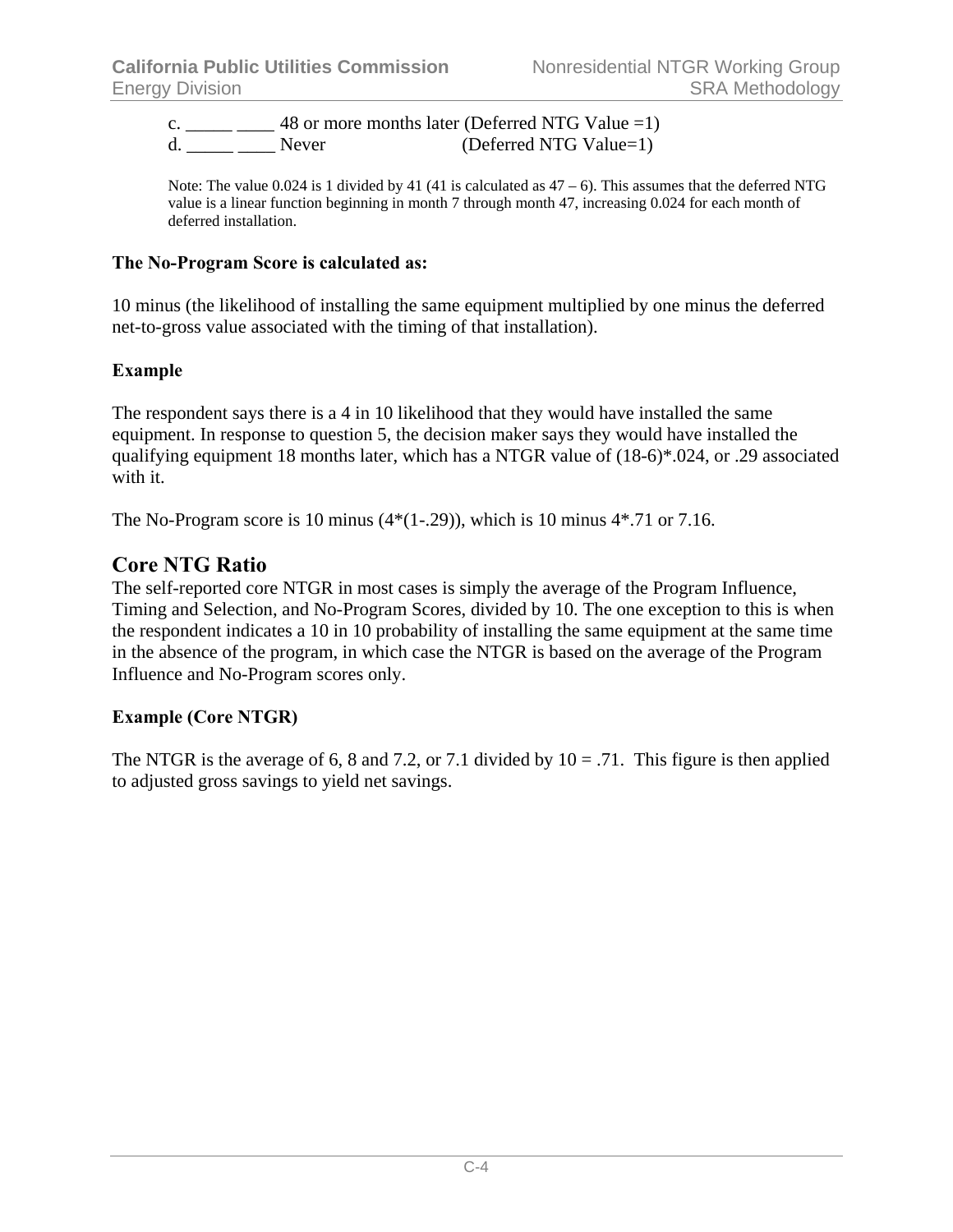c. _____ ____ 48 or more months later (Deferred NTG Value =1)
d. _____ ____ Never (Deferred NTG Value=1)

Note: The value 0.024 is 1 divided by 41 (41 is calculated as 47 – 6). This assumes that the deferred NTG value is a linear function beginning in month 7 through month 47, increasing 0.024 for each month of deferred installation.

**The No-Program Score is calculated as:**

10 minus (the likelihood of installing the same equipment multiplied by one minus the deferred net-to-gross value associated with the timing of that installation).

**Example**

The respondent says there is a 4 in 10 likelihood that they would have installed the same equipment. In response to question 5, the decision maker says they would have installed the qualifying equipment 18 months later, which has a NTGR value of (18-6)*.024, or .29 associated with it.

The No-Program score is 10 minus (4*(1-.29)), which is 10 minus 4*.71 or 7.16.

## Core NTG Ratio

The self-reported core NTGR in most cases is simply the average of the Program Influence, Timing and Selection, and No-Program Scores, divided by 10. The one exception to this is when the respondent indicates a 10 in 10 probability of installing the same equipment at the same time in the absence of the program, in which case the NTGR is based on the average of the Program Influence and No-Program scores only.

**Example (Core NTGR)**

The NTGR is the average of 6, 8 and 7.2, or 7.1 divided by 10 = .71. This figure is then applied to adjusted gross savings to yield net savings.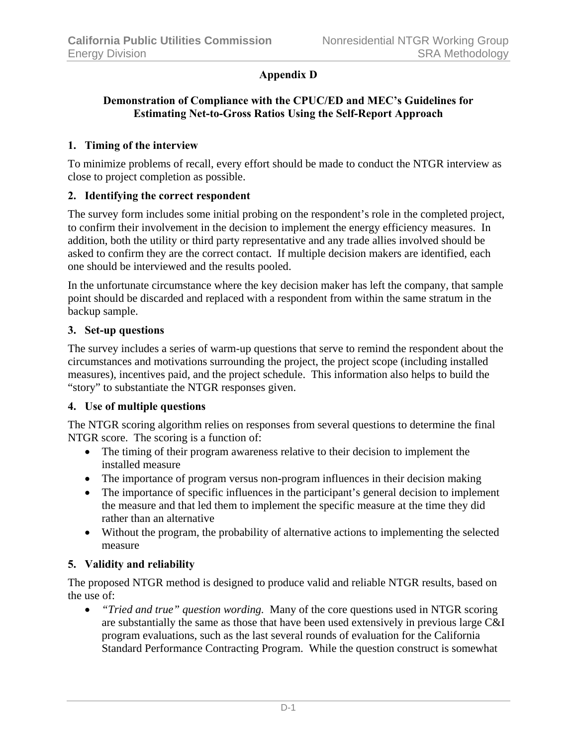# Appendix D

## Demonstration of Compliance with the CPUC/ED and MEC's Guidelines for Estimating Net-to-Gross Ratios Using the Self-Report Approach

### 1. Timing of the interview

To minimize problems of recall, every effort should be made to conduct the NTGR interview as close to project completion as possible.

### 2. Identifying the correct respondent

The survey form includes some initial probing on the respondent's role in the completed project, to confirm their involvement in the decision to implement the energy efficiency measures. In addition, both the utility or third party representative and any trade allies involved should be asked to confirm they are the correct contact. If multiple decision makers are identified, each one should be interviewed and the results pooled.

In the unfortunate circumstance where the key decision maker has left the company, that sample point should be discarded and replaced with a respondent from within the same stratum in the backup sample.

### 3. Set-up questions

The survey includes a series of warm-up questions that serve to remind the respondent about the circumstances and motivations surrounding the project, the project scope (including installed measures), incentives paid, and the project schedule. This information also helps to build the "story" to substantiate the NTGR responses given.

### 4. Use of multiple questions

The NTGR scoring algorithm relies on responses from several questions to determine the final NTGR score. The scoring is a function of:

- The timing of their program awareness relative to their decision to implement the installed measure
- The importance of program versus non-program influences in their decision making
- The importance of specific influences in the participant's general decision to implement the measure and that led them to implement the specific measure at the time they did rather than an alternative
- Without the program, the probability of alternative actions to implementing the selected measure

### 5. Validity and reliability

The proposed NTGR method is designed to produce valid and reliable NTGR results, based on the use of:

- *"Tried and true" question wording.* Many of the core questions used in NTGR scoring are substantially the same as those that have been used extensively in previous large C&I program evaluations, such as the last several rounds of evaluation for the California Standard Performance Contracting Program. While the question construct is somewhat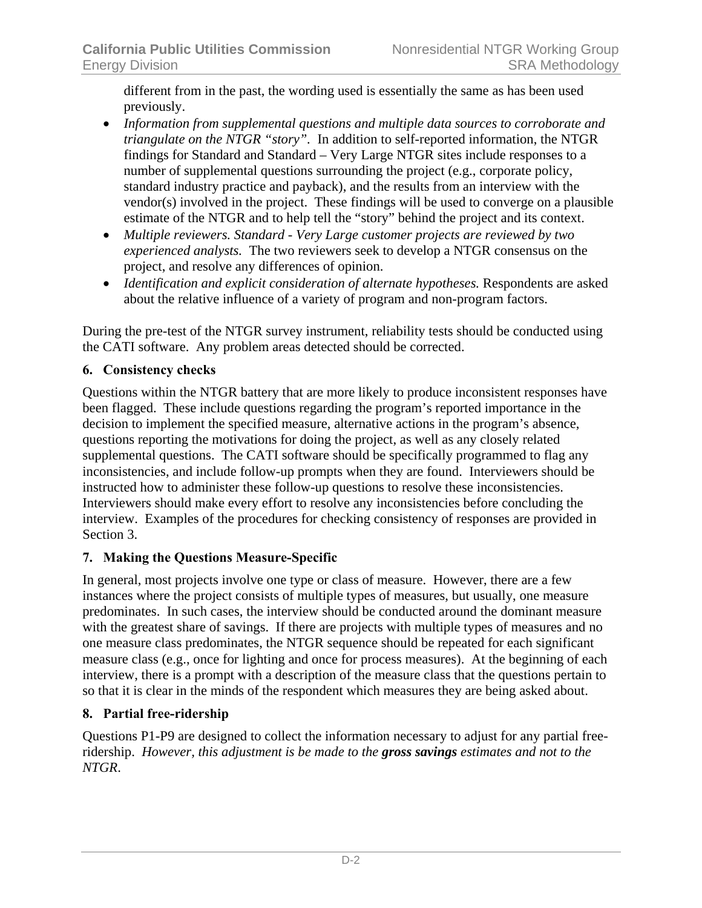different from in the past, the wording used is essentially the same as has been used previously.

- *Information from supplemental questions and multiple data sources to corroborate and triangulate on the NTGR "story"*. In addition to self-reported information, the NTGR findings for Standard and Standard – Very Large NTGR sites include responses to a number of supplemental questions surrounding the project (e.g., corporate policy, standard industry practice and payback), and the results from an interview with the vendor(s) involved in the project. These findings will be used to converge on a plausible estimate of the NTGR and to help tell the "story" behind the project and its context.
- *Multiple reviewers. Standard - Very Large customer projects are reviewed by two experienced analysts.* The two reviewers seek to develop a NTGR consensus on the project, and resolve any differences of opinion.
- *Identification and explicit consideration of alternate hypotheses.* Respondents are asked about the relative influence of a variety of program and non-program factors.

During the pre-test of the NTGR survey instrument, reliability tests should be conducted using the CATI software. Any problem areas detected should be corrected.

**6. Consistency checks**

Questions within the NTGR battery that are more likely to produce inconsistent responses have been flagged. These include questions regarding the program's reported importance in the decision to implement the specified measure, alternative actions in the program's absence, questions reporting the motivations for doing the project, as well as any closely related supplemental questions. The CATI software should be specifically programmed to flag any inconsistencies, and include follow-up prompts when they are found. Interviewers should be instructed how to administer these follow-up questions to resolve these inconsistencies. Interviewers should make every effort to resolve any inconsistencies before concluding the interview. Examples of the procedures for checking consistency of responses are provided in Section 3.

**7. Making the Questions Measure-Specific**

In general, most projects involve one type or class of measure. However, there are a few instances where the project consists of multiple types of measures, but usually, one measure predominates. In such cases, the interview should be conducted around the dominant measure with the greatest share of savings. If there are projects with multiple types of measures and no one measure class predominates, the NTGR sequence should be repeated for each significant measure class (e.g., once for lighting and once for process measures). At the beginning of each interview, there is a prompt with a description of the measure class that the questions pertain to so that it is clear in the minds of the respondent which measures they are being asked about.

**8. Partial free-ridership**

Questions P1-P9 are designed to collect the information necessary to adjust for any partial free-ridership. *However, this adjustment is be made to the **gross savings** estimates and not to the NTGR.*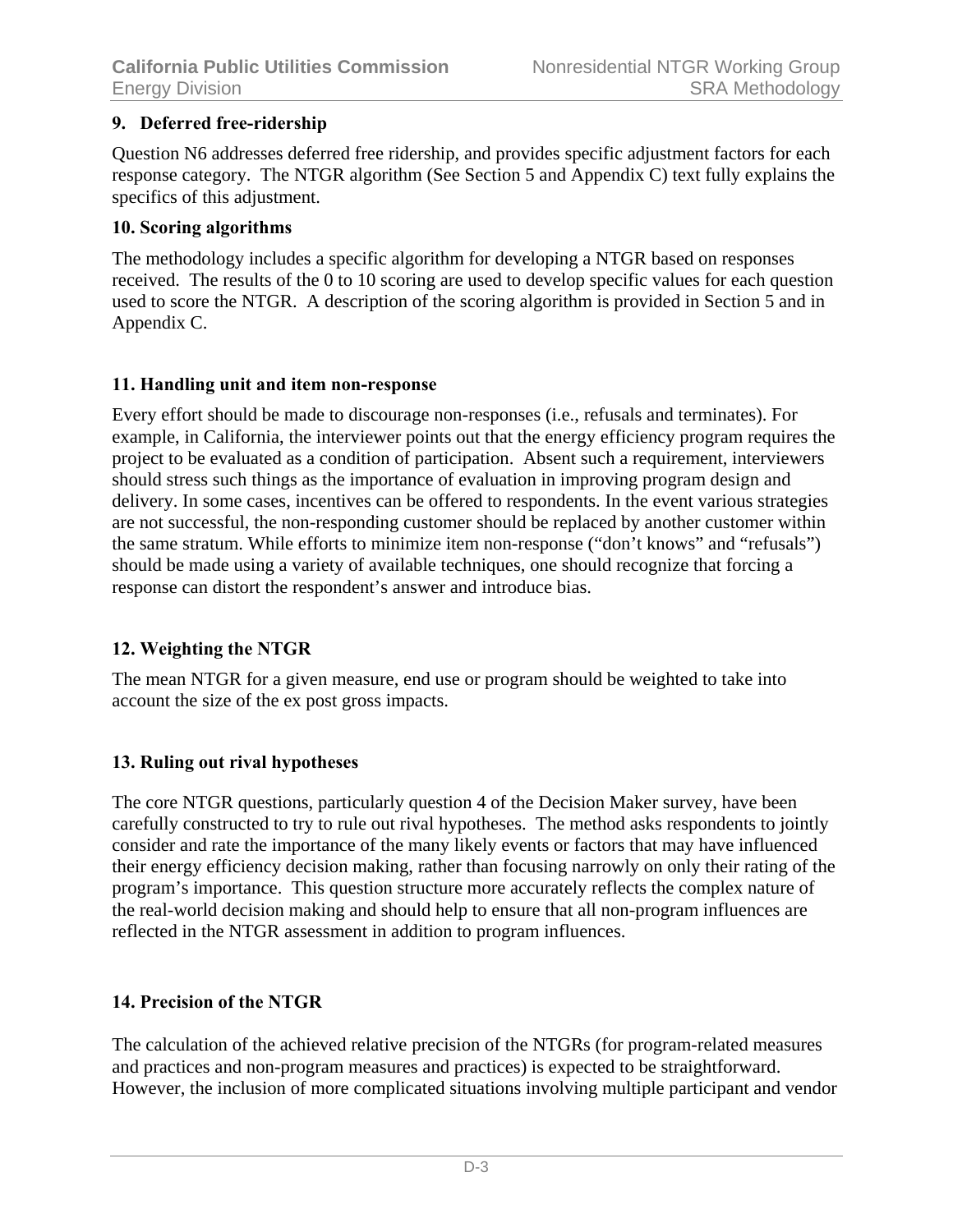**9. Deferred free-ridership**

Question N6 addresses deferred free ridership, and provides specific adjustment factors for each response category. The NTGR algorithm (See Section 5 and Appendix C) text fully explains the specifics of this adjustment.

**10. Scoring algorithms**

The methodology includes a specific algorithm for developing a NTGR based on responses received. The results of the 0 to 10 scoring are used to develop specific values for each question used to score the NTGR. A description of the scoring algorithm is provided in Section 5 and in Appendix C.

**11. Handling unit and item non-response**

Every effort should be made to discourage non-responses (i.e., refusals and terminates). For example, in California, the interviewer points out that the energy efficiency program requires the project to be evaluated as a condition of participation. Absent such a requirement, interviewers should stress such things as the importance of evaluation in improving program design and delivery. In some cases, incentives can be offered to respondents. In the event various strategies are not successful, the non-responding customer should be replaced by another customer within the same stratum. While efforts to minimize item non-response ("don't knows" and "refusals") should be made using a variety of available techniques, one should recognize that forcing a response can distort the respondent's answer and introduce bias.

**12. Weighting the NTGR**

The mean NTGR for a given measure, end use or program should be weighted to take into account the size of the ex post gross impacts.

**13. Ruling out rival hypotheses**

The core NTGR questions, particularly question 4 of the Decision Maker survey, have been carefully constructed to try to rule out rival hypotheses. The method asks respondents to jointly consider and rate the importance of the many likely events or factors that may have influenced their energy efficiency decision making, rather than focusing narrowly on only their rating of the program's importance. This question structure more accurately reflects the complex nature of the real-world decision making and should help to ensure that all non-program influences are reflected in the NTGR assessment in addition to program influences.

**14. Precision of the NTGR**

The calculation of the achieved relative precision of the NTGRs (for program-related measures and practices and non-program measures and practices) is expected to be straightforward. However, the inclusion of more complicated situations involving multiple participant and vendor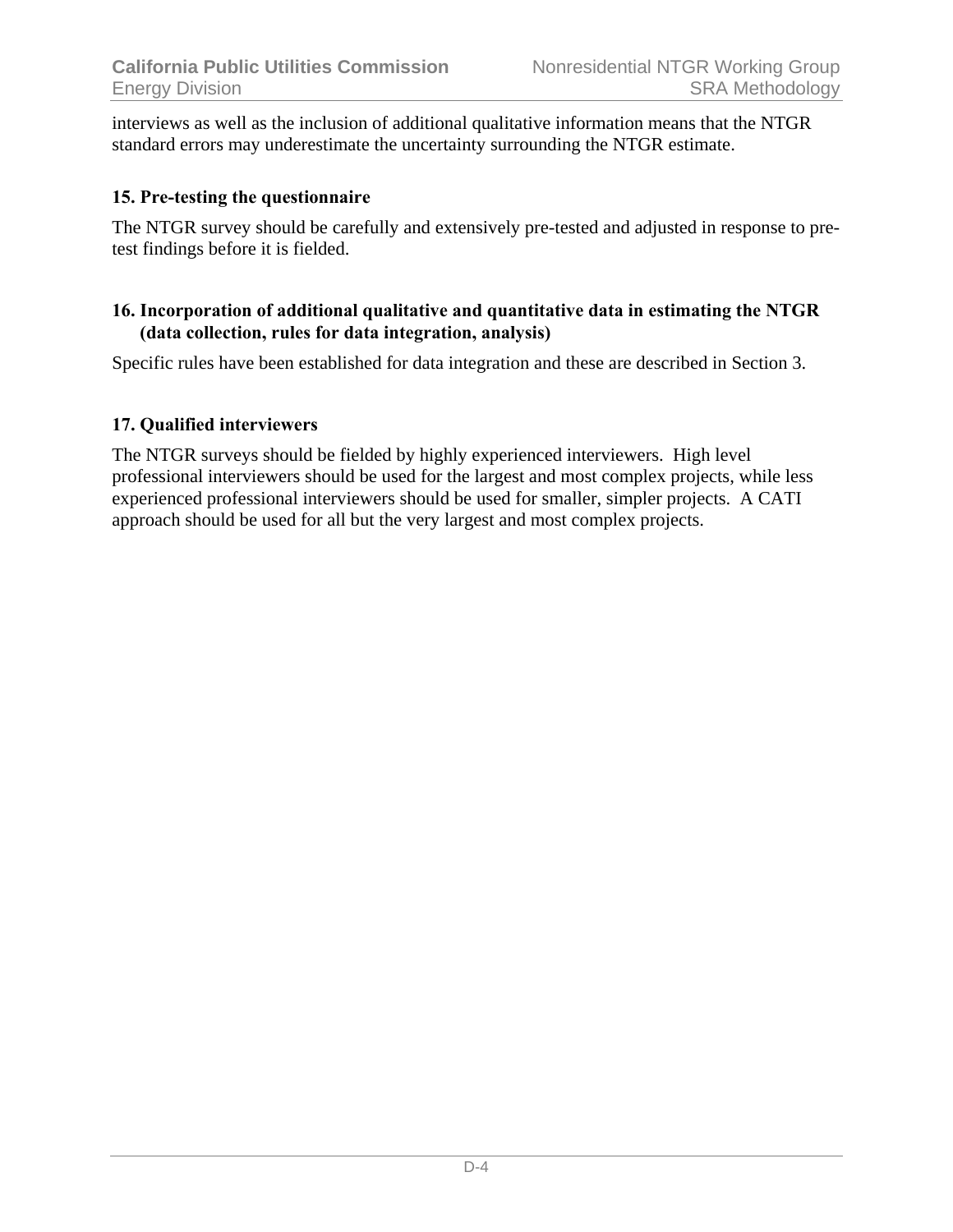interviews as well as the inclusion of additional qualitative information means that the NTGR standard errors may underestimate the uncertainty surrounding the NTGR estimate.

### 15. Pre-testing the questionnaire

The NTGR survey should be carefully and extensively pre-tested and adjusted in response to pre-test findings before it is fielded.

### 16. Incorporation of additional qualitative and quantitative data in estimating the NTGR (data collection, rules for data integration, analysis)

Specific rules have been established for data integration and these are described in Section 3.

### 17. Qualified interviewers

The NTGR surveys should be fielded by highly experienced interviewers. High level professional interviewers should be used for the largest and most complex projects, while less experienced professional interviewers should be used for smaller, simpler projects. A CATI approach should be used for all but the very largest and most complex projects.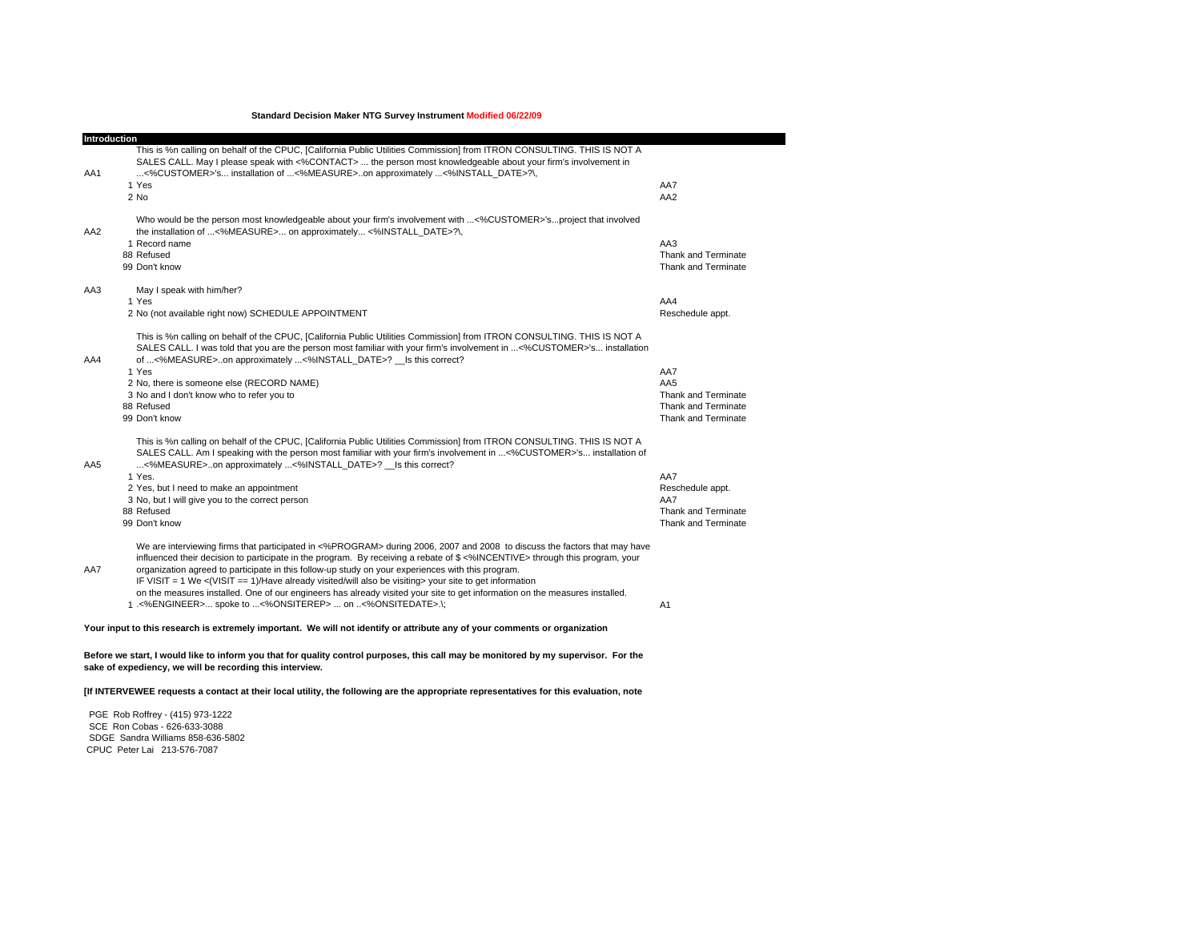**Standard Decision Maker NTG Survey Instrument Modified 06/22/09**

| **Introduction** | | | |
|---|---|---|---|
| AA1 | | This is %n calling on behalf of the CPUC, [California Public Utilities Commission] from ITRON CONSULTING. THIS IS NOT A SALES CALL. May I please speak with <%CONTACT> ... the person most knowledgeable about your firm's involvement in ...<%CUSTOMER>'s... installation of ...<%MEASURE>..on approximately ...<%INSTALL_DATE>?\, | |
| | 1 | Yes | AA7 |
| | 2 | No | AA2 |
| AA2 | | Who would be the person most knowledgeable about your firm's involvement with ...<%CUSTOMER>'s...project that involved the installation of ...<%MEASURE>... on approximately... <%INSTALL_DATE>?\, | |
| | 1 | Record name | AA3 |
| | 88 | Refused | Thank and Terminate |
| | 99 | Don't know | Thank and Terminate |
| AA3 | | May I speak with him/her? | |
| | 1 | Yes | AA4 |
| | 2 | No (not available right now) SCHEDULE APPOINTMENT | Reschedule appt. |
| AA4 | | This is %n calling on behalf of the CPUC, [California Public Utilities Commission] from ITRON CONSULTING. THIS IS NOT A SALES CALL. I was told that you are the person most familiar with your firm's involvement in ...<%CUSTOMER>'s... installation of ...<%MEASURE>..on approximately ...<%INSTALL_DATE>? __Is this correct? | |
| | 1 | Yes | AA7 |
| | 2 | No, there is someone else (RECORD NAME) | AA5 |
| | 3 | No and I don't know who to refer you to | Thank and Terminate |
| | 88 | Refused | Thank and Terminate |
| | 99 | Don't know | Thank and Terminate |
| AA5 | | This is %n calling on behalf of the CPUC, [California Public Utilities Commission] from ITRON CONSULTING. THIS IS NOT A SALES CALL. Am I speaking with the person most familiar with your firm's involvement in ...<%CUSTOMER>'s... installation of ...<%MEASURE>..on approximately ...<%INSTALL_DATE>? __Is this correct? | |
| | 1 | Yes. | AA7 |
| | 2 | Yes, but I need to make an appointment | Reschedule appt. |
| | 3 | No, but I will give you to the correct person | AA7 |
| | 88 | Refused | Thank and Terminate |
| | 99 | Don't know | Thank and Terminate |
| AA7 | | We are interviewing firms that participated in <%PROGRAM> during 2006, 2007 and 2008 to discuss the factors that may have influenced their decision to participate in the program. By receiving a rebate of $ <%INCENTIVE> through this program, your organization agreed to participate in this follow-up study on your experiences with this program. IF VISIT = 1 We <(VISIT == 1)/Have already visited/will also be visiting> your site to get information on the measures installed. One of our engineers has already visited your site to get information on the measures installed. | |
| | 1 | .<%ENGINEER>... spoke to ...<%ONSITEREP> ... on ..<%ONSITEDATE>.\; | A1 |

**Your input to this research is extremely important. We will not identify or attribute any of your comments or organization**

**Before we start, I would like to inform you that for quality control purposes, this call may be monitored by my supervisor. For the sake of expediency, we will be recording this interview.**

**[If INTERVEWEE requests a contact at their local utility, the following are the appropriate representatives for this evaluation, note**

PGE Rob Roffrey - (415) 973-1222
SCE Ron Cobas - 626-633-3088
SDGE Sandra Williams 858-636-5802
CPUC Peter Lai 213-576-7087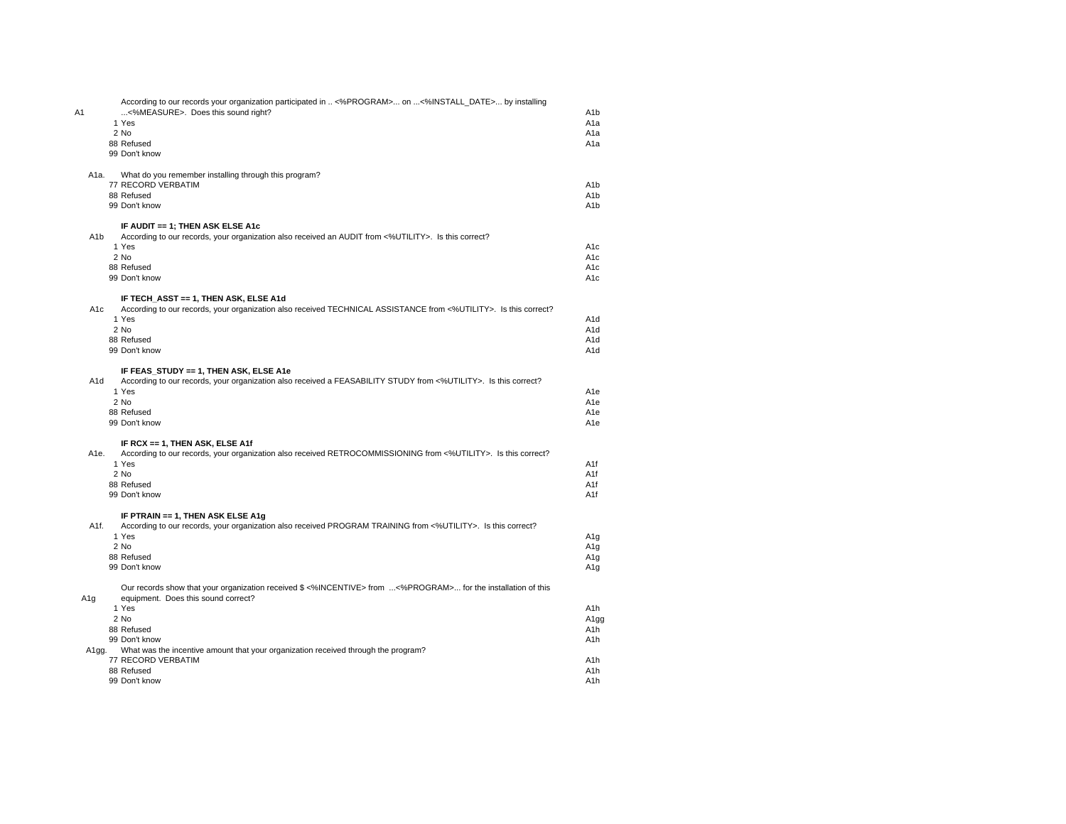| | | |
|---|---|---|
| A1 | According to our records your organization participated in .. <%PROGRAM>... on ...<%INSTALL_DATE>... by installing ...<%MEASURE>. Does this sound right? | A1b |
| | 1 Yes | A1b |
| | 2 No | A1a |
| | 88 Refused | A1a |
| | 99 Don't know | A1a |
| | | |
| A1a. | What do you remember installing through this program? | |
| | 77 RECORD VERBATIM | A1b |
| | 88 Refused | A1b |
| | 99 Don't know | A1b |
| | | |
| | **IF AUDIT == 1; THEN ASK ELSE A1c** | |
| A1b | According to our records, your organization also received an AUDIT from <%UTILITY>. Is this correct? | |
| | 1 Yes | A1c |
| | 2 No | A1c |
| | 88 Refused | A1c |
| | 99 Don't know | A1c |
| | | |
| | **IF TECH_ASST == 1, THEN ASK, ELSE A1d** | |
| A1c | According to our records, your organization also received TECHNICAL ASSISTANCE from <%UTILITY>. Is this correct? | |
| | 1 Yes | A1d |
| | 2 No | A1d |
| | 88 Refused | A1d |
| | 99 Don't know | A1d |
| | | |
| | **IF FEAS_STUDY == 1, THEN ASK, ELSE A1e** | |
| A1d | According to our records, your organization also received a FEASABILITY STUDY from <%UTILITY>. Is this correct? | |
| | 1 Yes | A1e |
| | 2 No | A1e |
| | 88 Refused | A1e |
| | 99 Don't know | A1e |
| | | |
| | **IF RCX == 1, THEN ASK, ELSE A1f** | |
| A1e. | According to our records, your organization also received RETROCOMMISSIONING from <%UTILITY>. Is this correct? | |
| | 1 Yes | A1f |
| | 2 No | A1f |
| | 88 Refused | A1f |
| | 99 Don't know | A1f |
| | | |
| | **IF PTRAIN == 1, THEN ASK ELSE A1g** | |
| A1f. | According to our records, your organization also received PROGRAM TRAINING from <%UTILITY>. Is this correct? | |
| | 1 Yes | A1g |
| | 2 No | A1g |
| | 88 Refused | A1g |
| | 99 Don't know | A1g |
| | | |
| A1g | Our records show that your organization received $ <%INCENTIVE> from ...<%PROGRAM>... for the installation of this equipment. Does this sound correct? | |
| | 1 Yes | A1h |
| | 2 No | A1gg |
| | 88 Refused | A1h |
| | 99 Don't know | A1h |
| A1gg. | What was the incentive amount that your organization received through the program? | |
| | 77 RECORD VERBATIM | A1h |
| | 88 Refused | A1h |
| | 99 Don't know | A1h |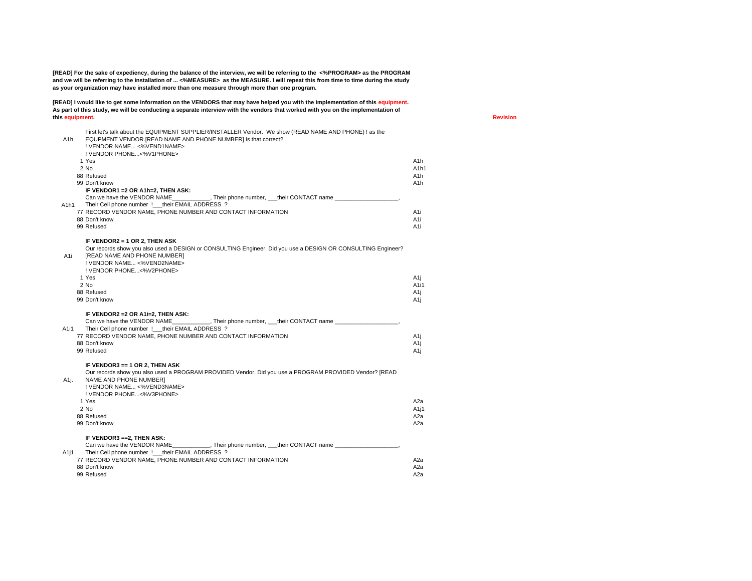**[READ] For the sake of expediency, during the balance of the interview, we will be referring to the <%PROGRAM> as the PROGRAM and we will be referring to the installation of ... <%MEASURE> as the MEASURE. I will repeat this from time to time during the study as your organization may have installed more than one measure through more than one program.**

**[READ] I would like to get some information on the VENDORS that may have helped you with the implementation of this equipment. As part of this study, we will be conducting a separate interview with the vendors that worked with you on the implementation of this equipment.**

Revision

| | | |
|---|---|---|
| A1h | First let's talk about the EQUIPMENT SUPPLIER/INSTALLER Vendor. We show (READ NAME AND PHONE) ! as the EQUPMENT VENDOR.[READ NAME AND PHONE NUMBER] Is that correct? | |
| | ! VENDOR NAME... <%VEND1NAME> | |
| | ! VENDOR PHONE...<%V1PHONE> | |
| | 1 Yes | A1h |
| | 2 No | A1h1 |
| | 88 Refused | A1h |
| | 99 Don't know | A1h |
| | **IF VENDOR1 =2 OR A1h=2, THEN ASK:** | |
| A1h1 | Can we have the VENDOR NAME___________, Their phone number, ___their CONTACT name ___________________, Their Cell phone number !___their EMAIL ADDRESS ? | |
| | 77 RECORD VENDOR NAME, PHONE NUMBER AND CONTACT INFORMATION | A1i |
| | 88 Don't know | A1i |
| | 99 Refused | A1i |
| | **IF VENDOR2 = 1 OR 2, THEN ASK** | |
| A1i | Our records show you also used a DESIGN or CONSULTING Engineer. Did you use a DESIGN OR CONSULTING Engineer? [READ NAME AND PHONE NUMBER] | |
| | ! VENDOR NAME... <%VEND2NAME> | |
| | ! VENDOR PHONE...<%V2PHONE> | |
| | 1 Yes | A1j |
| | 2 No | A1i1 |
| | 88 Refused | A1j |
| | 99 Don't know | A1j |
| | **IF VENDOR2 =2 OR A1i=2, THEN ASK:** | |
| A1i1 | Can we have the VENDOR NAME___________, Their phone number, ___their CONTACT name ___________________, Their Cell phone number !___their EMAIL ADDRESS ? | |
| | 77 RECORD VENDOR NAME, PHONE NUMBER AND CONTACT INFORMATION | A1j |
| | 88 Don't know | A1j |
| | 99 Refused | A1j |
| | **IF VENDOR3 == 1 OR 2, THEN ASK** | |
| A1j. | Our records show you also used a PROGRAM PROVIDED Vendor. Did you use a PROGRAM PROVIDED Vendor? [READ NAME AND PHONE NUMBER] | |
| | ! VENDOR NAME... <%VEND3NAME> | |
| | ! VENDOR PHONE...<%V3PHONE> | |
| | 1 Yes | A2a |
| | 2 No | A1j1 |
| | 88 Refused | A2a |
| | 99 Don't know | A2a |
| | **IF VENDOR3 ==2, THEN ASK:** | |
| A1j1 | Can we have the VENDOR NAME___________, Their phone number, ___their CONTACT name ___________________, Their Cell phone number !___their EMAIL ADDRESS ? | |
| | 77 RECORD VENDOR NAME, PHONE NUMBER AND CONTACT INFORMATION | A2a |
| | 88 Don't know | A2a |
| | 99 Refused | A2a |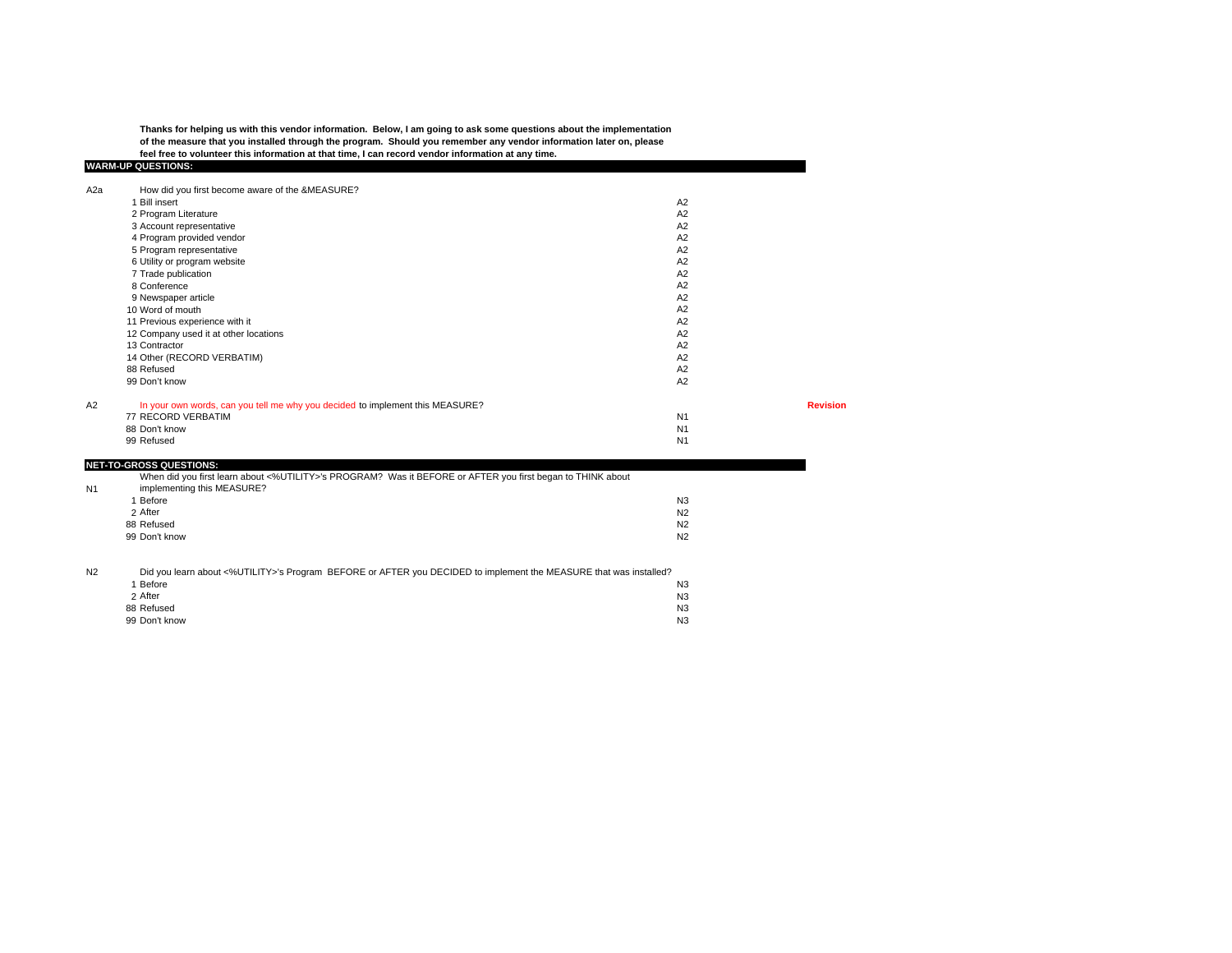**Thanks for helping us with this vendor information. Below, I am going to ask some questions about the implementation of the measure that you installed through the program. Should you remember any vendor information later on, please feel free to volunteer this information at that time, I can record vendor information at any time.**

**WARM-UP QUESTIONS:**

| | | | |
|---|---|---|---|
| A2a | How did you first become aware of the &MEASURE? | | |
| | 1 Bill insert | A2 | |
| | 2 Program Literature | A2 | |
| | 3 Account representative | A2 | |
| | 4 Program provided vendor | A2 | |
| | 5 Program representative | A2 | |
| | 6 Utility or program website | A2 | |
| | 7 Trade publication | A2 | |
| | 8 Conference | A2 | |
| | 9 Newspaper article | A2 | |
| | 10 Word of mouth | A2 | |
| | 11 Previous experience with it | A2 | |
| | 12 Company used it at other locations | A2 | |
| | 13 Contractor | A2 | |
| | 14 Other (RECORD VERBATIM) | A2 | |
| | 88 Refused | A2 | |
| | 99 Don't know | A2 | |
| A2 | In your own words, can you tell me why you decided to implement this MEASURE? | | **Revision** |
| | 77 RECORD VERBATIM | N1 | |
| | 88 Don't know | N1 | |
| | 99 Refused | N1 | |

**NET-TO-GROSS QUESTIONS:**

| | | |
|---|---|---|
| N1 | When did you first learn about <%UTILITY>'s PROGRAM? Was it BEFORE or AFTER you first began to THINK about implementing this MEASURE? | |
| | 1 Before | N3 |
| | 2 After | N2 |
| | 88 Refused | N2 |
| | 99 Don't know | N2 |
| N2 | Did you learn about <%UTILITY>'s Program BEFORE or AFTER you DECIDED to implement the MEASURE that was installed? | |
| | 1 Before | N3 |
| | 2 After | N3 |
| | 88 Refused | N3 |
| | 99 Don't know | N3 |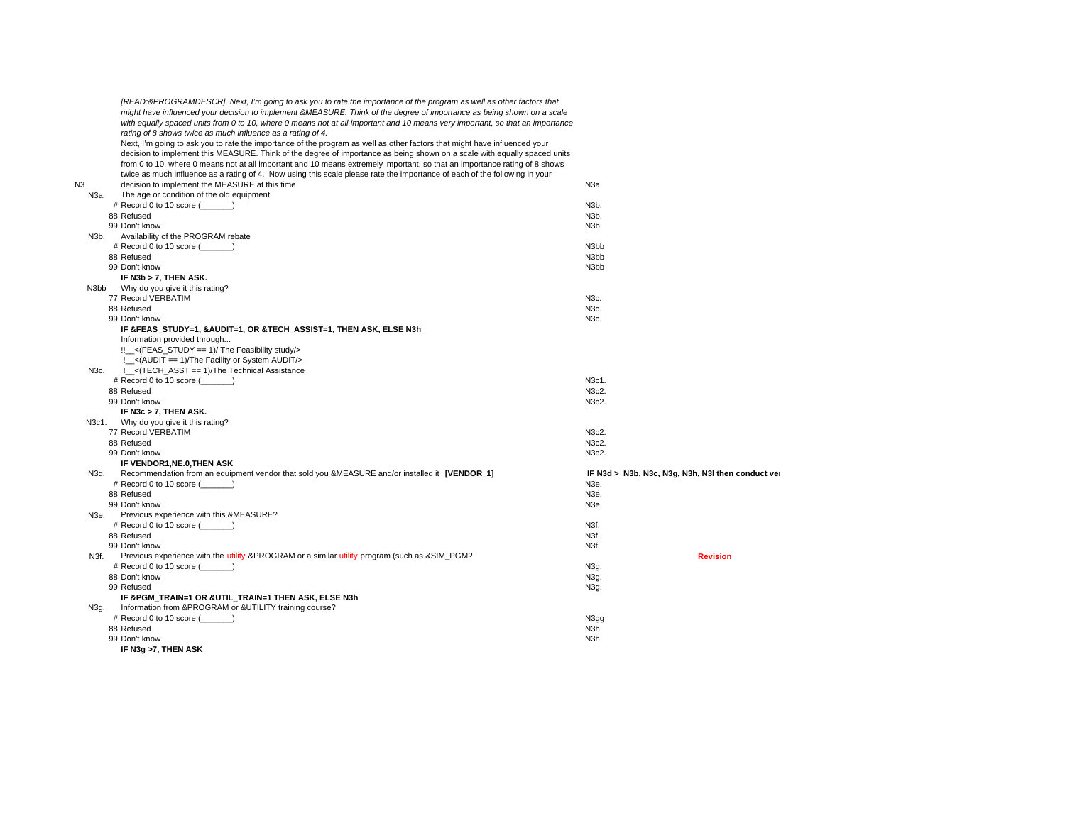*[READ:&PROGRAMDESCR]. Next, I'm going to ask you to rate the importance of the program as well as other factors that might have influenced your decision to implement &MEASURE. Think of the degree of importance as being shown on a scale with equally spaced units from 0 to 10, where 0 means not at all important and 10 means very important, so that an importance rating of 8 shows twice as much influence as a rating of 4.*

| | | | Skip to | |
|---|---|---|---|---|
| N3 | | Next, I'm going to ask you to rate the importance of the program as well as other factors that might have influenced your decision to implement this MEASURE. Think of the degree of importance as being shown on a scale with equally spaced units from 0 to 10, where 0 means not at all important and 10 means extremely important, so that an importance rating of 8 shows twice as much influence as a rating of 4. Now using this scale please rate the importance of each of the following in your decision to implement the MEASURE at this time. | N3a. | |
| N3a. | | The age or condition of the old equipment | | |
| | # | Record 0 to 10 score (_______) | N3b. | |
| | 88 | Refused | N3b. | |
| | 99 | Don't know | N3b. | |
| N3b. | | Availability of the PROGRAM rebate | | |
| | # | Record 0 to 10 score (_______) | N3bb | |
| | 88 | Refused | N3bb | |
| | 99 | Don't know | N3bb | |
| | | **IF N3b > 7, THEN ASK.** | | |
| N3bb | | Why do you give it this rating? | | |
| | 77 | Record VERBATIM | N3c. | |
| | 88 | Refused | N3c. | |
| | 99 | Don't know | N3c. | |
| | | **IF &FEAS_STUDY=1, &AUDIT=1, OR &TECH_ASSIST=1, THEN ASK, ELSE N3h** | | |
| N3c. | | Information provided through...<br>!!__<(FEAS_STUDY == 1)/ The Feasibility study/><br>!__<(AUDIT == 1)/The Facility or System AUDIT/><br>!__<(TECH_ASST == 1)/The Technical Assistance | | |
| | # | Record 0 to 10 score (_______) | N3c1. | |
| | 88 | Refused | N3c2. | |
| | 99 | Don't know | N3c2. | |
| | | **IF N3c > 7, THEN ASK.** | | |
| N3c1. | | Why do you give it this rating? | | |
| | 77 | Record VERBATIM | N3c2. | |
| | 88 | Refused | N3c2. | |
| | 99 | Don't know | N3c2. | |
| | | **IF VENDOR1,NE.0,THEN ASK** | | |
| N3d. | | Recommendation from an equipment vendor that sold you &MEASURE and/or installed it **[VENDOR_1]** | **IF N3d > N3b, N3c, N3g, N3h, N3l then conduct ve** | |
| | # | Record 0 to 10 score (_______) | N3e. | |
| | 88 | Refused | N3e. | |
| | 99 | Don't know | N3e. | |
| N3e. | | Previous experience with this &MEASURE? | | |
| | # | Record 0 to 10 score (_______) | N3f. | |
| | 88 | Refused | N3f. | |
| | 99 | Don't know | N3f. | |
| N3f. | | Previous experience with the utility &PROGRAM or a similar utility program (such as &SIM_PGM? | | **Revision** |
| | # | Record 0 to 10 score (_______) | N3g. | |
| | 88 | Don't know | N3g. | |
| | 99 | Refused | N3g. | |
| | | **IF &PGM_TRAIN=1 OR &UTIL_TRAIN=1 THEN ASK, ELSE N3h** | | |
| N3g. | | Information from &PROGRAM or &UTILITY training course? | | |
| | # | Record 0 to 10 score (_______) | N3gg | |
| | 88 | Refused | N3h | |
| | 99 | Don't know | N3h | |
| | | **IF N3g >7, THEN ASK** | | |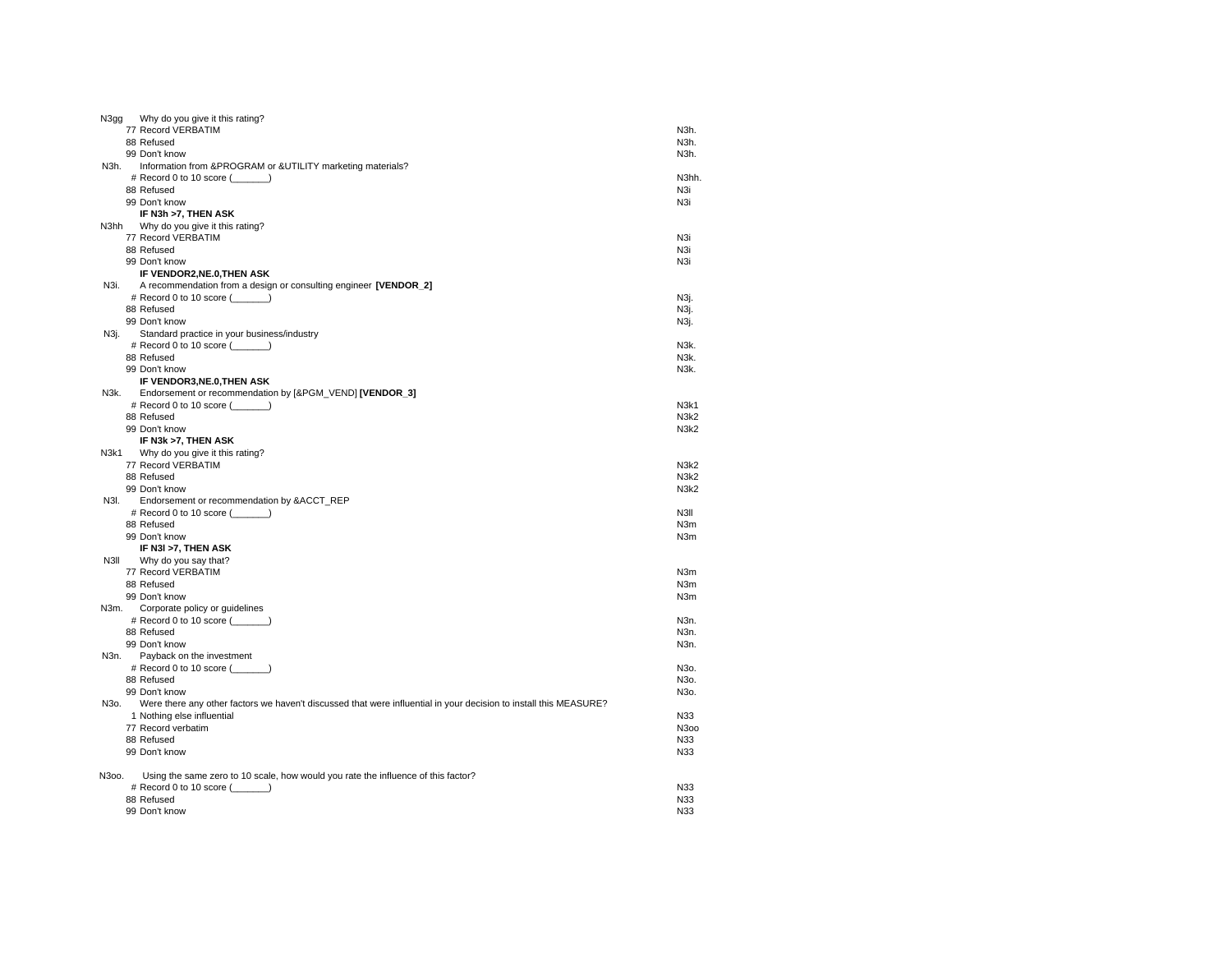| | | |
|---|---|---|
| N3gg | Why do you give it this rating? | |
| | 77 Record VERBATIM | N3h. |
| | 88 Refused | N3h. |
| | 99 Don't know | N3h. |
| N3h. | Information from &PROGRAM or &UTILITY marketing materials? | |
| | # Record 0 to 10 score (_______) | N3hh. |
| | 88 Refused | N3i |
| | 99 Don't know | N3i |
| | **IF N3h >7, THEN ASK** | |
| N3hh | Why do you give it this rating? | |
| | 77 Record VERBATIM | N3i |
| | 88 Refused | N3i |
| | 99 Don't know | N3i |
| | **IF VENDOR2,NE.0,THEN ASK** | |
| N3i. | A recommendation from a design or consulting engineer **[VENDOR_2]** | |
| | # Record 0 to 10 score (_______) | N3j. |
| | 88 Refused | N3j. |
| | 99 Don't know | N3j. |
| N3j. | Standard practice in your business/industry | |
| | # Record 0 to 10 score (_______) | N3k. |
| | 88 Refused | N3k. |
| | 99 Don't know | N3k. |
| | **IF VENDOR3,NE.0,THEN ASK** | |
| N3k. | Endorsement or recommendation by [&PGM_VEND] **[VENDOR_3]** | |
| | # Record 0 to 10 score (_______) | N3k1 |
| | 88 Refused | N3k2 |
| | 99 Don't know | N3k2 |
| | **IF N3k >7, THEN ASK** | |
| N3k1 | Why do you give it this rating? | |
| | 77 Record VERBATIM | N3k2 |
| | 88 Refused | N3k2 |
| | 99 Don't know | N3k2 |
| N3l. | Endorsement or recommendation by &ACCT_REP | |
| | # Record 0 to 10 score (_______) | N3ll |
| | 88 Refused | N3m |
| | 99 Don't know | N3m |
| | **IF N3l >7, THEN ASK** | |
| N3ll | Why do you say that? | |
| | 77 Record VERBATIM | N3m |
| | 88 Refused | N3m |
| | 99 Don't know | N3m |
| N3m. | Corporate policy or guidelines | |
| | # Record 0 to 10 score (_______) | N3n. |
| | 88 Refused | N3n. |
| | 99 Don't know | N3n. |
| N3n. | Payback on the investment | |
| | # Record 0 to 10 score (_______) | N3o. |
| | 88 Refused | N3o. |
| | 99 Don't know | N3o. |
| N3o. | Were there any other factors we haven't discussed that were influential in your decision to install this MEASURE? | |
| | 1 Nothing else influential | N33 |
| | 77 Record verbatim | N3oo |
| | 88 Refused | N33 |
| | 99 Don't know | N33 |
| N3oo. | Using the same zero to 10 scale, how would you rate the influence of this factor? | |
| | # Record 0 to 10 score (_______) | N33 |
| | 88 Refused | N33 |
| | 99 Don't know | N33 |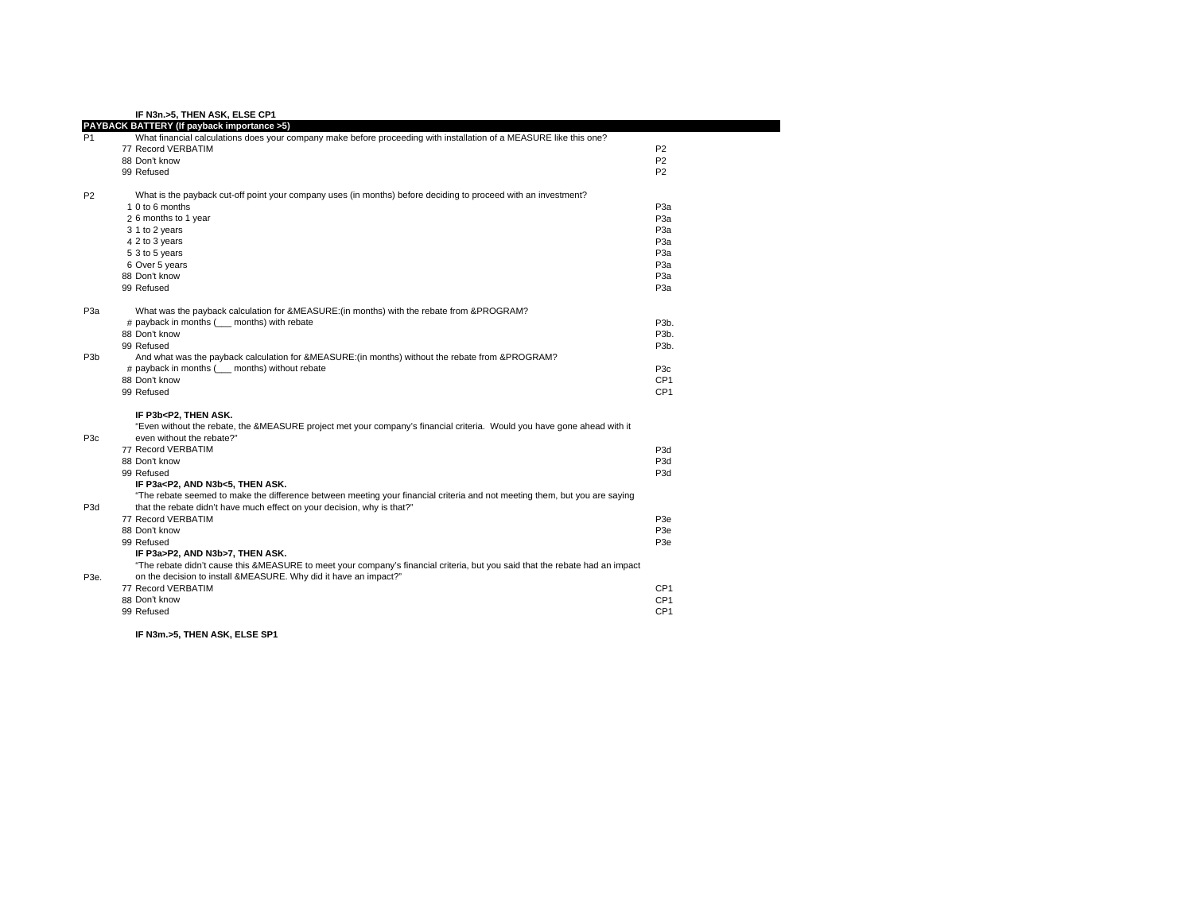**IF N3n.>5, THEN ASK, ELSE CP1**

**PAYBACK BATTERY (If payback importance >5)**

| | | | |
|---|---|---|---|
| P1 | | What financial calculations does your company make before proceeding with installation of a MEASURE like this one? | |
| | 77 | Record VERBATIM | P2 |
| | 88 | Don't know | P2 |
| | 99 | Refused | P2 |
| P2 | | What is the payback cut-off point your company uses (in months) before deciding to proceed with an investment? | |
| | 1 | 0 to 6 months | P3a |
| | 2 | 6 months to 1 year | P3a |
| | 3 | 1 to 2 years | P3a |
| | 4 | 2 to 3 years | P3a |
| | 5 | 3 to 5 years | P3a |
| | 6 | Over 5 years | P3a |
| | 88 | Don't know | P3a |
| | 99 | Refused | P3a |
| P3a | | What was the payback calculation for &MEASURE:(in months) with the rebate from &PROGRAM? | |
| | # | payback in months (___ months) with rebate | P3b. |
| | 88 | Don't know | P3b. |
| | 99 | Refused | P3b. |
| P3b | | And what was the payback calculation for &MEASURE:(in months) without the rebate from &PROGRAM? | |
| | # | payback in months (___ months) without rebate | P3c |
| | 88 | Don't know | CP1 |
| | 99 | Refused | CP1 |
| | | **IF P3b<P2, THEN ASK.** | |
| P3c | | "Even without the rebate, the &MEASURE project met your company's financial criteria. Would you have gone ahead with it even without the rebate?" | |
| | 77 | Record VERBATIM | P3d |
| | 88 | Don't know | P3d |
| | 99 | Refused | P3d |
| | | **IF P3a<P2, AND N3b<5, THEN ASK.** | |
| P3d | | "The rebate seemed to make the difference between meeting your financial criteria and not meeting them, but you are saying that the rebate didn't have much effect on your decision, why is that?" | |
| | 77 | Record VERBATIM | P3e |
| | 88 | Don't know | P3e |
| | 99 | Refused | P3e |
| | | **IF P3a>P2, AND N3b>7, THEN ASK.** | |
| P3e. | | "The rebate didn't cause this &MEASURE to meet your company's financial criteria, but you said that the rebate had an impact on the decision to install &MEASURE. Why did it have an impact?" | |
| | 77 | Record VERBATIM | CP1 |
| | 88 | Don't know | CP1 |
| | 99 | Refused | CP1 |

**IF N3m.>5, THEN ASK, ELSE SP1**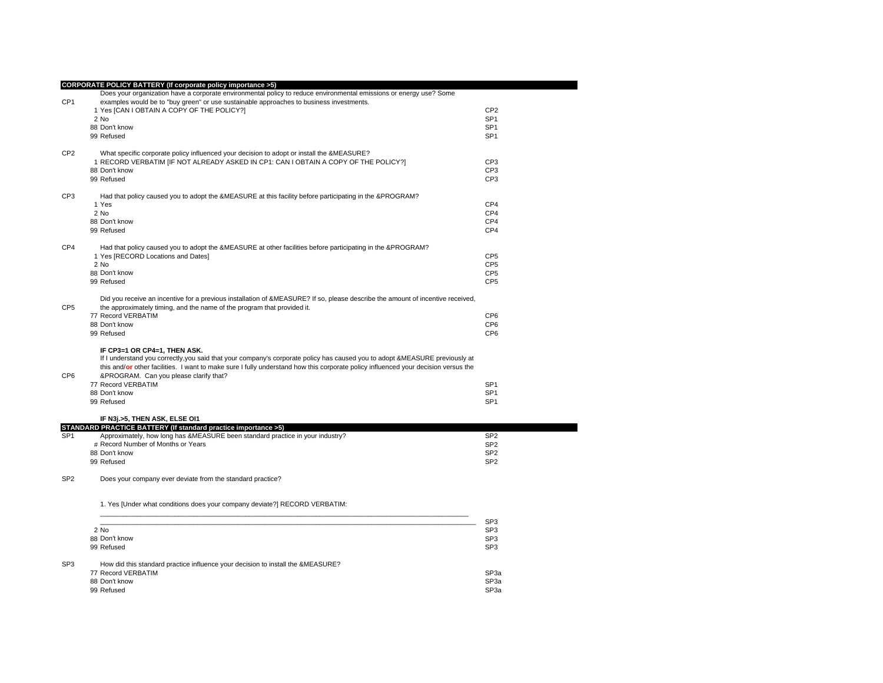## CORPORATE POLICY BATTERY (If corporate policy importance >5)

| | | |
|---|---|---|
| CP1 | Does your organization have a corporate environmental policy to reduce environmental emissions or energy use? Some examples would be to "buy green" or use sustainable approaches to business investments. | |
| | 1 Yes [CAN I OBTAIN A COPY OF THE POLICY?] | CP2 |
| | 2 No | SP1 |
| | 88 Don't know | SP1 |
| | 99 Refused | SP1 |
| CP2 | What specific corporate policy influenced your decision to adopt or install the &MEASURE? | |
| | 1 RECORD VERBATIM [IF NOT ALREADY ASKED IN CP1: CAN I OBTAIN A COPY OF THE POLICY?] | CP3 |
| | 88 Don't know | CP3 |
| | 99 Refused | CP3 |
| CP3 | Had that policy caused you to adopt the &MEASURE at this facility before participating in the &PROGRAM? | |
| | 1 Yes | CP4 |
| | 2 No | CP4 |
| | 88 Don't know | CP4 |
| | 99 Refused | CP4 |
| CP4 | Had that policy caused you to adopt the &MEASURE at other facilities before participating in the &PROGRAM? | |
| | 1 Yes [RECORD Locations and Dates] | CP5 |
| | 2 No | CP5 |
| | 88 Don't know | CP5 |
| | 99 Refused | CP5 |
| CP5 | Did you receive an incentive for a previous installation of &MEASURE? If so, please describe the amount of incentive received, the approximately timing, and the name of the program that provided it. | |
| | 77 Record VERBATIM | CP6 |
| | 88 Don't know | CP6 |
| | 99 Refused | CP6 |
| CP6 | **IF CP3=1 OR CP4=1, THEN ASK.** If I understand you correctly,you said that your company's corporate policy has caused you to adopt &MEASURE previously at this and/**or** other facilities. I want to make sure I fully understand how this corporate policy influenced your decision versus the &PROGRAM. Can you please clarify that? | |
| | 77 Record VERBATIM | SP1 |
| | 88 Don't know | SP1 |
| | 99 Refused | SP1 |

**IF N3j.>5, THEN ASK, ELSE OI1**

## STANDARD PRACTICE BATTERY (If standard practice importance >5)

| | | |
|---|---|---|
| SP1 | Approximately, how long has &MEASURE been standard practice in your industry? | SP2 |
| | # Record Number of Months or Years | SP2 |
| | 88 Don't know | SP2 |
| | 99 Refused | SP2 |
| SP2 | Does your company ever deviate from the standard practice? | |
| | 1. Yes [Under what conditions does your company deviate?] RECORD VERBATIM: ____________________ | SP3 |
| | 2 No | SP3 |
| | 88 Don't know | SP3 |
| | 99 Refused | SP3 |
| SP3 | How did this standard practice influence your decision to install the &MEASURE? | |
| | 77 Record VERBATIM | SP3a |
| | 88 Don't know | SP3a |
| | 99 Refused | SP3a |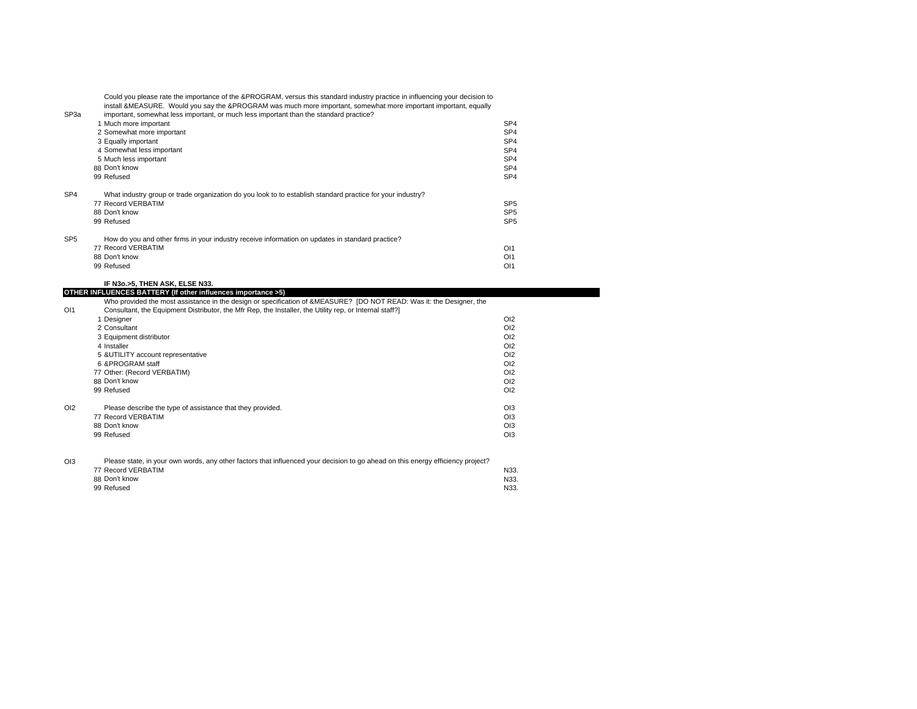| | | | |
|---|---|---|---|
| SP3a | | Could you please rate the importance of the &PROGRAM, versus this standard industry practice in influencing your decision to install &MEASURE. Would you say the &PROGRAM was much more important, somewhat more important important, equally important, somewhat less important, or much less important than the standard practice? | |
| | 1 | Much more important | SP4 |
| | 2 | Somewhat more important | SP4 |
| | 3 | Equally important | SP4 |
| | 4 | Somewhat less important | SP4 |
| | 5 | Much less important | SP4 |
| | 88 | Don't know | SP4 |
| | 99 | Refused | SP4 |
| | | | |
| SP4 | | What industry group or trade organization do you look to to establish standard practice for your industry? | |
| | 77 | Record VERBATIM | SP5 |
| | 88 | Don't know | SP5 |
| | 99 | Refused | SP5 |
| | | | |
| SP5 | | How do you and other firms in your industry receive information on updates in standard practice? | |
| | 77 | Record VERBATIM | OI1 |
| | 88 | Don't know | OI1 |
| | 99 | Refused | OI1 |
| | | | |
| | | **IF N3o.>5, THEN ASK, ELSE N33.** | |
| **OTHER INFLUENCES BATTERY (If other influences importance >5)** | | | |
| OI1 | | Who provided the most assistance in the design or specification of &MEASURE? [DO NOT READ: Was it: the Designer, the Consultant, the Equipment Distributor, the Mfr Rep, the Installer, the Utility rep, or Internal staff?] | |
| | 1 | Designer | OI2 |
| | 2 | Consultant | OI2 |
| | 3 | Equipment distributor | OI2 |
| | 4 | Installer | OI2 |
| | 5 | &UTILITY account representative | OI2 |
| | 6 | &PROGRAM staff | OI2 |
| | 77 | Other: (Record VERBATIM) | OI2 |
| | 88 | Don't know | OI2 |
| | 99 | Refused | OI2 |
| | | | |
| OI2 | | Please describe the type of assistance that they provided. | OI3 |
| | 77 | Record VERBATIM | OI3 |
| | 88 | Don't know | OI3 |
| | 99 | Refused | OI3 |
| | | | |
| OI3 | | Please state, in your own words, any other factors that influenced your decision to go ahead on this energy efficiency project? | |
| | 77 | Record VERBATIM | N33. |
| | 88 | Don't know | N33. |
| | 99 | Refused | N33. |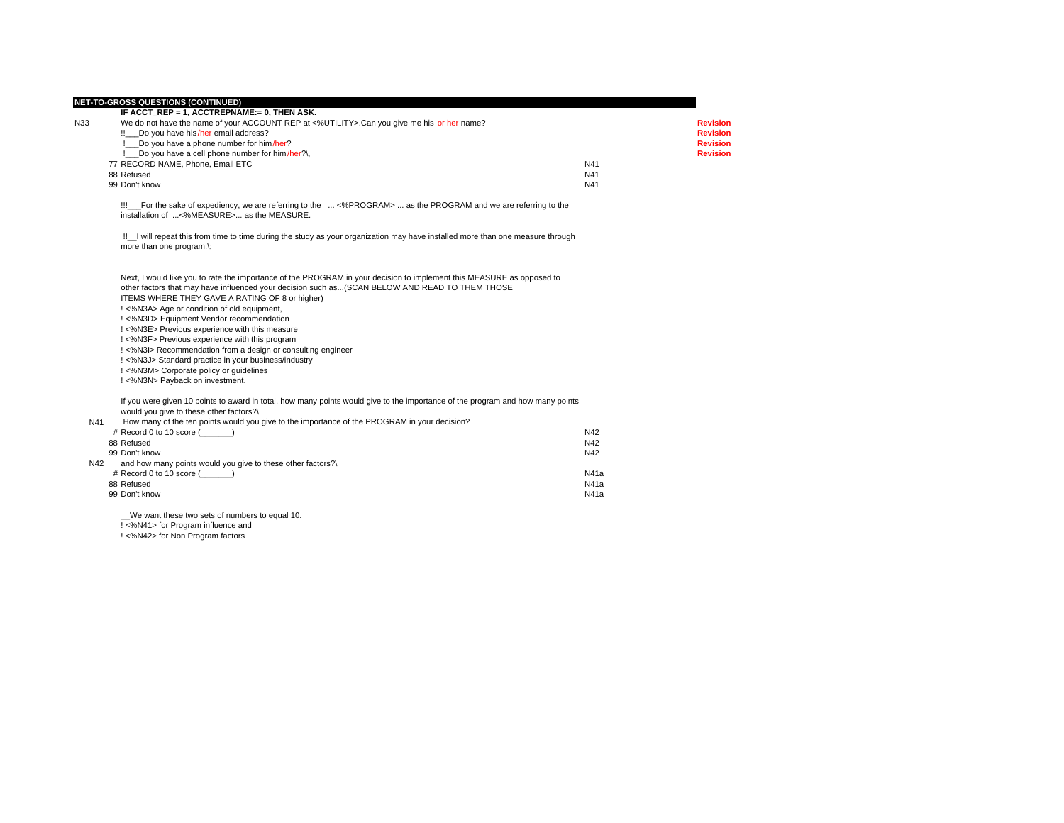## NET-TO-GROSS QUESTIONS (CONTINUED)

**IF ACCT_REP = 1, ACCTREPNAME:= 0, THEN ASK.**

| | | | |
|---|---|---|---|
| N33 | We do not have the name of your ACCOUNT REP at <%UTILITY>.Can you give me his or her name? | | **Revision** |
| | !!___Do you have his/her email address? | | **Revision** |
| | !___Do you have a phone number for him/her? | | **Revision** |
| | !___Do you have a cell phone number for him/her?\, | | **Revision** |
| | 77 RECORD NAME, Phone, Email ETC | N41 | |
| | 88 Refused | N41 | |
| | 99 Don't know | N41 | |

!!!___For the sake of expediency, we are referring to the ... <%PROGRAM> ... as the PROGRAM and we are referring to the installation of ...<%MEASURE>... as the MEASURE.

!!__I will repeat this from time to time during the study as your organization may have installed more than one measure through more than one program.\;

Next, I would like you to rate the importance of the PROGRAM in your decision to implement this MEASURE as opposed to other factors that may have influenced your decision such as...(SCAN BELOW AND READ TO THEM THOSE ITEMS WHERE THEY GAVE A RATING OF 8 or higher)

! <%N3A> Age or condition of old equipment,
! <%N3D> Equipment Vendor recommendation
! <%N3E> Previous experience with this measure
! <%N3F> Previous experience with this program
! <%N3I> Recommendation from a design or consulting engineer
! <%N3J> Standard practice in your business/industry
! <%N3M> Corporate policy or guidelines
! <%N3N> Payback on investment.

If you were given 10 points to award in total, how many points would give to the importance of the program and how many points would you give to these other factors?\

| | | |
|---|---|---|
| N41 | How many of the ten points would you give to the importance of the PROGRAM in your decision? | |
| | # Record 0 to 10 score (_______) | N42 |
| | 88 Refused | N42 |
| | 99 Don't know | N42 |
| N42 | and how many points would you give to these other factors?\ | |
| | # Record 0 to 10 score (_______) | N41a |
| | 88 Refused | N41a |
| | 99 Don't know | N41a |

__We want these two sets of numbers to equal 10.
! <%N41> for Program influence and
! <%N42> for Non Program factors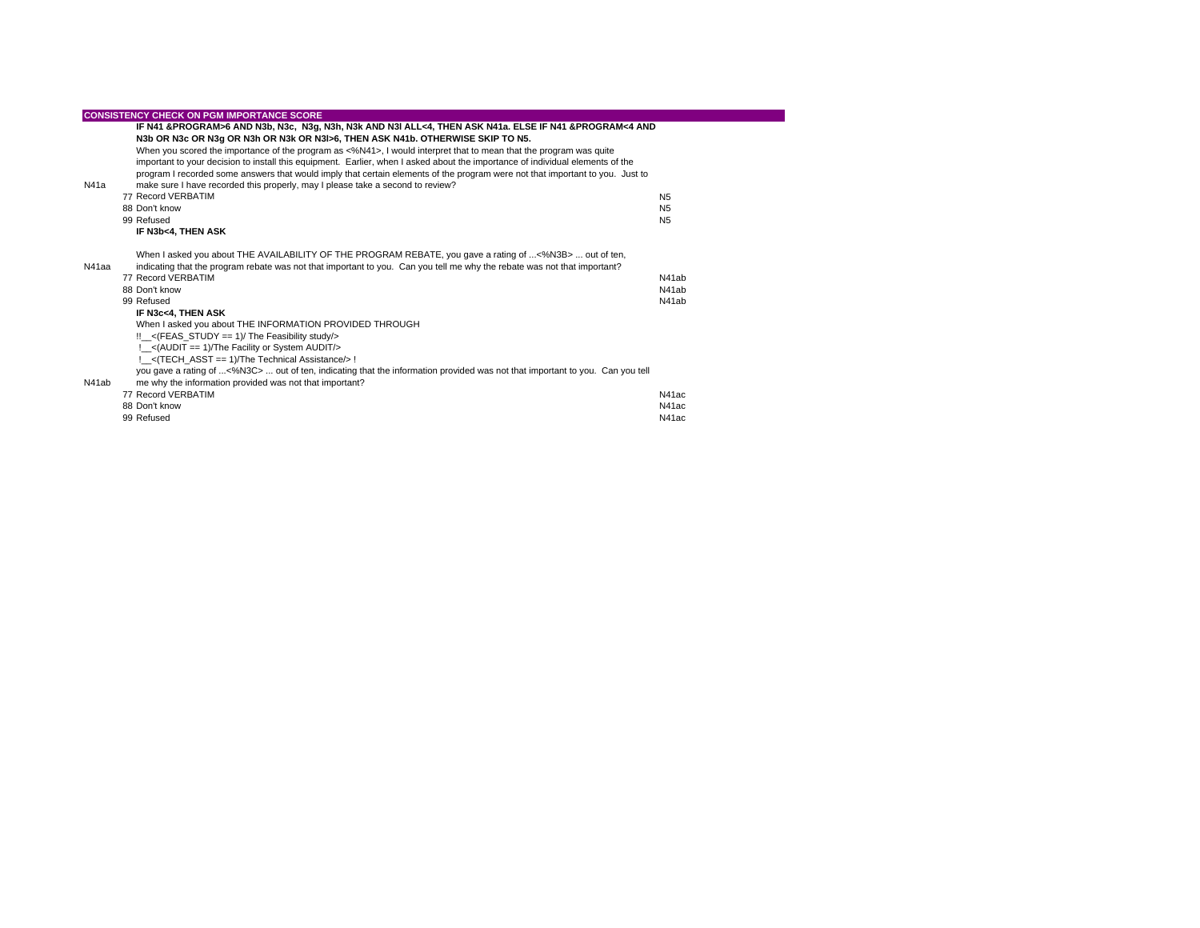## CONSISTENCY CHECK ON PGM IMPORTANCE SCORE

**IF N41 &PROGRAM>6 AND N3b, N3c, N3g, N3h, N3k AND N3l ALL<4, THEN ASK N41a. ELSE IF N41 &PROGRAM<4 AND N3b OR N3c OR N3g OR N3h OR N3k OR N3l>6, THEN ASK N41b. OTHERWISE SKIP TO N5.**

N41a When you scored the importance of the program as <%N41>, I would interpret that to mean that the program was quite important to your decision to install this equipment. Earlier, when I asked about the importance of individual elements of the program I recorded some answers that would imply that certain elements of the program were not that important to you. Just to make sure I have recorded this properly, may I please take a second to review?

| Code | Response | Skip |
|---|---|---|
| 77 | Record VERBATIM | N5 |
| 88 | Don't know | N5 |
| 99 | Refused | N5 |

**IF N3b<4, THEN ASK**

N41aa When I asked you about THE AVAILABILITY OF THE PROGRAM REBATE, you gave a rating of ...<%N3B> ... out of ten, indicating that the program rebate was not that important to you. Can you tell me why the rebate was not that important?

| Code | Response | Skip |
|---|---|---|
| 77 | Record VERBATIM | N41ab |
| 88 | Don't know | N41ab |
| 99 | Refused | N41ab |

**IF N3c<4, THEN ASK**

N41ab When I asked you about THE INFORMATION PROVIDED THROUGH
!!__<(FEAS_STUDY == 1)/ The Feasibility study/>
!__<(AUDIT == 1)/The Facility or System AUDIT/>
!__<(TECH_ASST == 1)/The Technical Assistance/> !
you gave a rating of ...<%N3C> ... out of ten, indicating that the information provided was not that important to you. Can you tell me why the information provided was not that important?

| Code | Response | Skip |
|---|---|---|
| 77 | Record VERBATIM | N41ac |
| 88 | Don't know | N41ac |
| 99 | Refused | N41ac |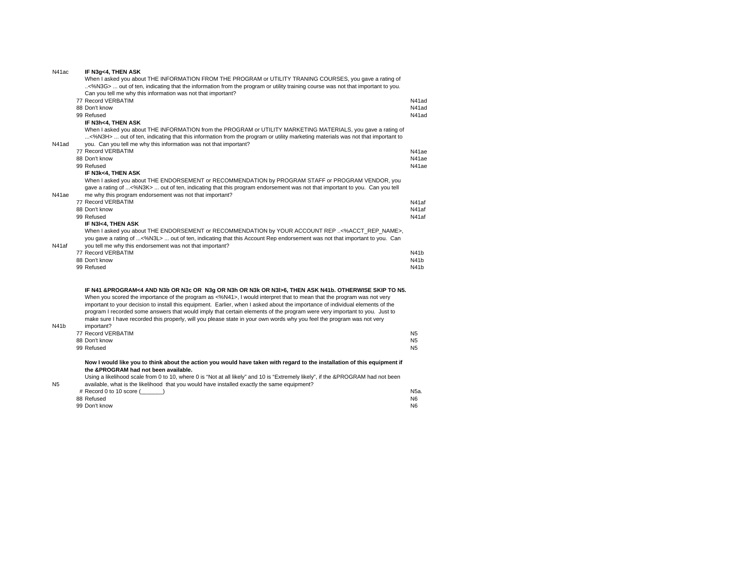| | | | |
|---|---|---|---|
| N41ac | | **IF N3g<4, THEN ASK**<br>When I asked you about THE INFORMATION FROM THE PROGRAM or UTILITY TRANING COURSES, you gave a rating of ..<%N3G> ... out of ten, indicating that the information from the program or utility training course was not that important to you. Can you tell me why this information was not that important? | |
| | 77 | Record VERBATIM | N41ad |
| | 88 | Don't know | N41ad |
| | 99 | Refused | N41ad |
| N41ad | | **IF N3h<4, THEN ASK**<br>When I asked you about THE INFORMATION from the PROGRAM or UTILITY MARKETING MATERIALS, you gave a rating of ...<%N3H> ... out of ten, indicating that this information from the program or utility marketing materials was not that important to you. Can you tell me why this information was not that important? | |
| | 77 | Record VERBATIM | N41ae |
| | 88 | Don't know | N41ae |
| | 99 | Refused | N41ae |
| N41ae | | **IF N3k<4, THEN ASK**<br>When I asked you about THE ENDORSEMENT or RECOMMENDATION by PROGRAM STAFF or PROGRAM VENDOR, you gave a rating of ...<%N3K> ... out of ten, indicating that this program endorsement was not that important to you. Can you tell me why this program endorsement was not that important? | |
| | 77 | Record VERBATIM | N41af |
| | 88 | Don't know | N41af |
| | 99 | Refused | N41af |
| N41af | | **IF N3l<4, THEN ASK**<br>When I asked you about THE ENDORSEMENT or RECOMMENDATION by YOUR ACCOUNT REP ..<%ACCT_REP_NAME>, you gave a rating of ...<%N3L> ... out of ten, indicating that this Account Rep endorsement was not that important to you. Can you tell me why this endorsement was not that important? | |
| | 77 | Record VERBATIM | N41b |
| | 88 | Don't know | N41b |
| | 99 | Refused | N41b |
| N41b | | **IF N41 &PROGRAM<4 AND N3b OR N3c OR N3g OR N3h OR N3k OR N3l>6, THEN ASK N41b. OTHERWISE SKIP TO N5.**<br>When you scored the importance of the program as <%N41>, I would interpret that to mean that the program was not very important to your decision to install this equipment. Earlier, when I asked about the importance of individual elements of the program I recorded some answers that would imply that certain elements of the program were very important to you. Just to make sure I have recorded this properly, will you please state in your own words why you feel the program was not very important? | |
| | 77 | Record VERBATIM | N5 |
| | 88 | Don't know | N5 |
| | 99 | Refused | N5 |
| N5 | | **Now I would like you to think about the action you would have taken with regard to the installation of this equipment if the &PROGRAM had not been available.**<br>Using a likelihood scale from 0 to 10, where 0 is "Not at all likely" and 10 is "Extremely likely", if the &PROGRAM had not been available, what is the likelihood that you would have installed exactly the same equipment? | |
| | # | Record 0 to 10 score (_______) | N5a. |
| | 88 | Refused | N6 |
| | 99 | Don't know | N6 |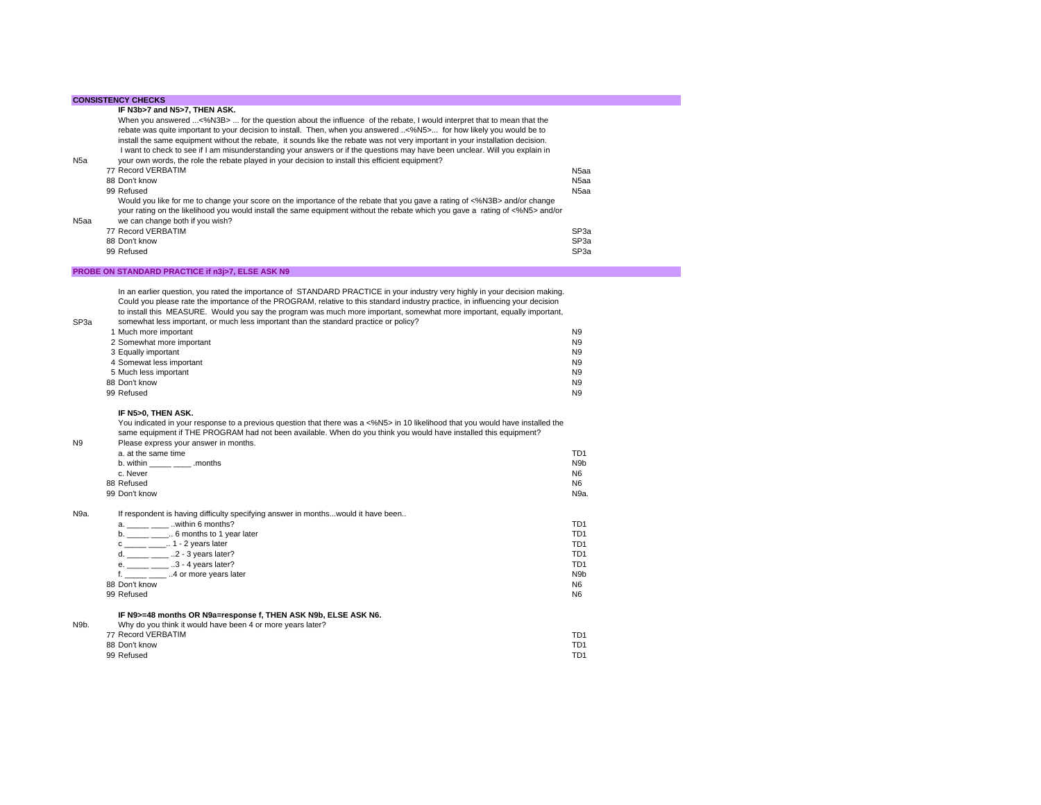## CONSISTENCY CHECKS

**IF N3b>7 and N5>7, THEN ASK.**

| | | |
|---|---|---|
| N5a | When you answered ...<%N3B> ... for the question about the influence of the rebate, I would interpret that to mean that the rebate was quite important to your decision to install. Then, when you answered ..<%N5>... for how likely you would be to install the same equipment without the rebate, it sounds like the rebate was not very important in your installation decision. I want to check to see if I am misunderstanding your answers or if the questions may have been unclear. Will you explain in your own words, the role the rebate played in your decision to install this efficient equipment? | |
| | 77 Record VERBATIM | N5aa |
| | 88 Don't know | N5aa |
| | 99 Refused | N5aa |
| N5aa | Would you like for me to change your score on the importance of the rebate that you gave a rating of <%N3B> and/or change your rating on the likelihood you would install the same equipment without the rebate which you gave a rating of <%N5> and/or we can change both if you wish? | |
| | 77 Record VERBATIM | SP3a |
| | 88 Don't know | SP3a |
| | 99 Refused | SP3a |

## PROBE ON STANDARD PRACTICE if n3j>7, ELSE ASK N9

| | | |
|---|---|---|
| SP3a | In an earlier question, you rated the importance of STANDARD PRACTICE in your industry very highly in your decision making. Could you please rate the importance of the PROGRAM, relative to this standard industry practice, in influencing your decision to install this MEASURE. Would you say the program was much more important, somewhat more important, equally important, somewhat less important, or much less important than the standard practice or policy? | |
| | 1 Much more important | N9 |
| | 2 Somewhat more important | N9 |
| | 3 Equally important | N9 |
| | 4 Somewat less important | N9 |
| | 5 Much less important | N9 |
| | 88 Don't know | N9 |
| | 99 Refused | N9 |

**IF N5>0, THEN ASK.**

| | | |
|---|---|---|
| N9 | You indicated in your response to a previous question that there was a <%N5> in 10 likelihood that you would have installed the same equipment if THE PROGRAM had not been available. When do you think you would have installed this equipment? Please express your answer in months. | |
| | a. at the same time | TD1 |
| | b. within _____ ____ .months | N9b |
| | c. Never | N6 |
| | 88 Refused | N6 |
| | 99 Don't know | N9a. |
| N9a. | If respondent is having difficulty specifying answer in months...would it have been.. | |
| | a. _____ ____ ..within 6 months? | TD1 |
| | b. _____ ____.. 6 months to 1 year later | TD1 |
| | c _____ ____.. 1 - 2 years later | TD1 |
| | d. _____ ____ ..2 - 3 years later? | TD1 |
| | e. _____ ____ ..3 - 4 years later? | TD1 |
| | f. _____ ____ ..4 or more years later | N9b |
| | 88 Don't know | N6 |
| | 99 Refused | N6 |

**IF N9>=48 months OR N9a=response f, THEN ASK N9b, ELSE ASK N6.**

| | | |
|---|---|---|
| N9b. | Why do you think it would have been 4 or more years later? | |
| | 77 Record VERBATIM | TD1 |
| | 88 Don't know | TD1 |
| | 99 Refused | TD1 |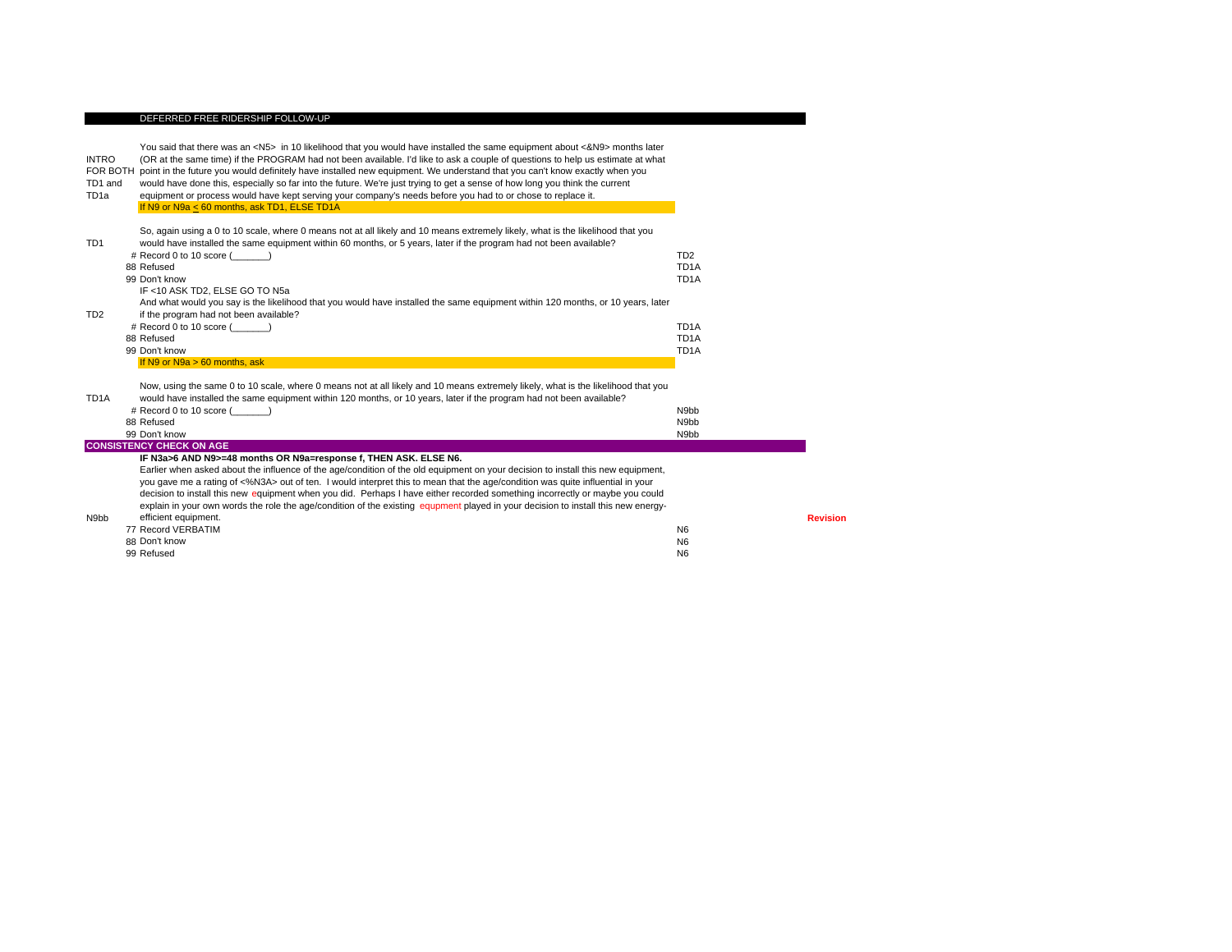## DEFERRED FREE RIDERSHIP FOLLOW-UP

| | | | |
|---|---|---|---|
| INTRO FOR BOTH TD1 and TD1a | You said that there was an <N5> in 10 likelihood that you would have installed the same equipment about <&N9> months later (OR at the same time) if the PROGRAM had not been available. I'd like to ask a couple of questions to help us estimate at what point in the future you would definitely have installed new equipment. We understand that you can't know exactly when you would have done this, especially so far into the future. We're just trying to get a sense of how long you think the current equipment or process would have kept serving your company's needs before you had to or chose to replace it. | | |
| | If N9 or N9a < 60 months, ask TD1, ELSE TD1A | | |
| TD1 | So, again using a 0 to 10 scale, where 0 means not at all likely and 10 means extremely likely, what is the likelihood that you would have installed the same equipment within 60 months, or 5 years, later if the program had not been available? | | |
| | # Record 0 to 10 score (_______) | TD2 | |
| | 88 Refused | TD1A | |
| | 99 Don't know | TD1A | |
| | IF <10 ASK TD2, ELSE GO TO N5a | | |
| TD2 | And what would you say is the likelihood that you would have installed the same equipment within 120 months, or 10 years, later if the program had not been available? | | |
| | # Record 0 to 10 score (_______) | TD1A | |
| | 88 Refused | TD1A | |
| | 99 Don't know | TD1A | |
| | If N9 or N9a > 60 months, ask | | |
| TD1A | Now, using the same 0 to 10 scale, where 0 means not at all likely and 10 means extremely likely, what is the likelihood that you would have installed the same equipment within 120 months, or 10 years, later if the program had not been available? | | |
| | # Record 0 to 10 score (_______) | N9bb | |
| | 88 Refused | N9bb | |
| | 99 Don't know | N9bb | |
| **CONSISTENCY CHECK ON AGE** | | | |
| | **IF N3a>6 AND N9>=48 months OR N9a=response f, THEN ASK. ELSE N6.** | | |
| N9bb | Earlier when asked about the influence of the age/condition of the old equipment on your decision to install this new equipment, you gave me a rating of <%N3A> out of ten. I would interpret this to mean that the age/condition was quite influential in your decision to install this new equipment when you did. Perhaps I have either recorded something incorrectly or maybe you could explain in your own words the role the age/condition of the existing equpment played in your decision to install this new energy-efficient equipment. | | Revision |
| | 77 Record VERBATIM | N6 | |
| | 88 Don't know | N6 | |
| | 99 Refused | N6 | |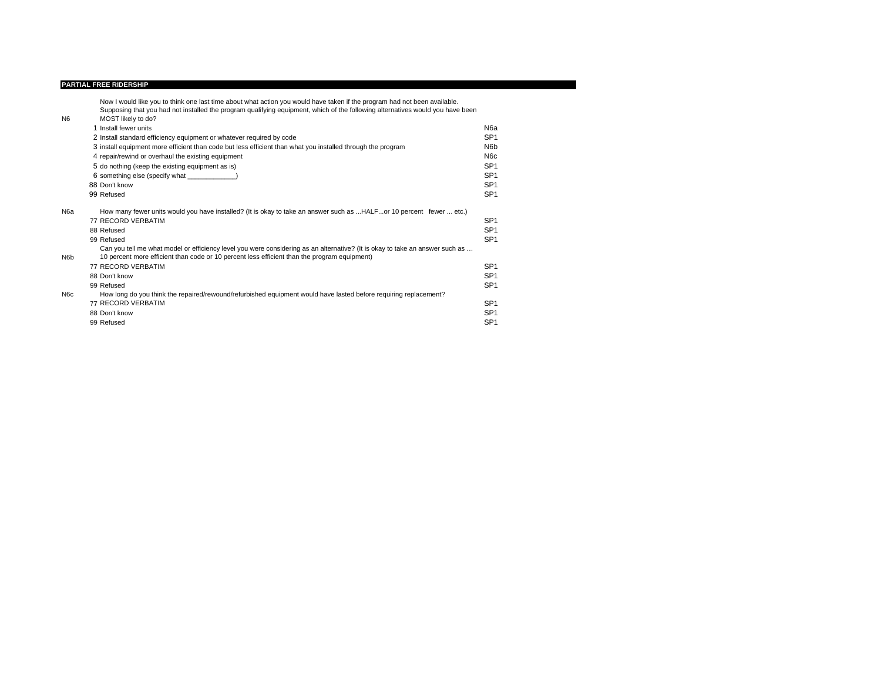## PARTIAL FREE RIDERSHIP

| | | | |
|---|---|---|---|
| N6 | | Now I would like you to think one last time about what action you would have taken if the program had not been available. Supposing that you had not installed the program qualifying equipment, which of the following alternatives would you have been MOST likely to do? | |
| | 1 | Install fewer units | N6a |
| | 2 | Install standard efficiency equipment or whatever required by code | SP1 |
| | 3 | install equipment more efficient than code but less efficient than what you installed through the program | N6b |
| | 4 | repair/rewind or overhaul the existing equipment | N6c |
| | 5 | do nothing (keep the existing equipment as is) | SP1 |
| | 6 | something else (specify what _____________) | SP1 |
| | 88 | Don't know | SP1 |
| | 99 | Refused | SP1 |
| N6a | | How many fewer units would you have installed? (It is okay to take an answer such as ...HALF...or 10 percent fewer ... etc.) | |
| | 77 | RECORD VERBATIM | SP1 |
| | 88 | Refused | SP1 |
| | 99 | Refused | SP1 |
| N6b | | Can you tell me what model or efficiency level you were considering as an alternative? (It is okay to take an answer such as … 10 percent more efficient than code or 10 percent less efficient than the program equipment) | |
| | 77 | RECORD VERBATIM | SP1 |
| | 88 | Don't know | SP1 |
| | 99 | Refused | SP1 |
| N6c | | How long do you think the repaired/rewound/refurbished equipment would have lasted before requiring replacement? | |
| | 77 | RECORD VERBATIM | SP1 |
| | 88 | Don't know | SP1 |
| | 99 | Refused | SP1 |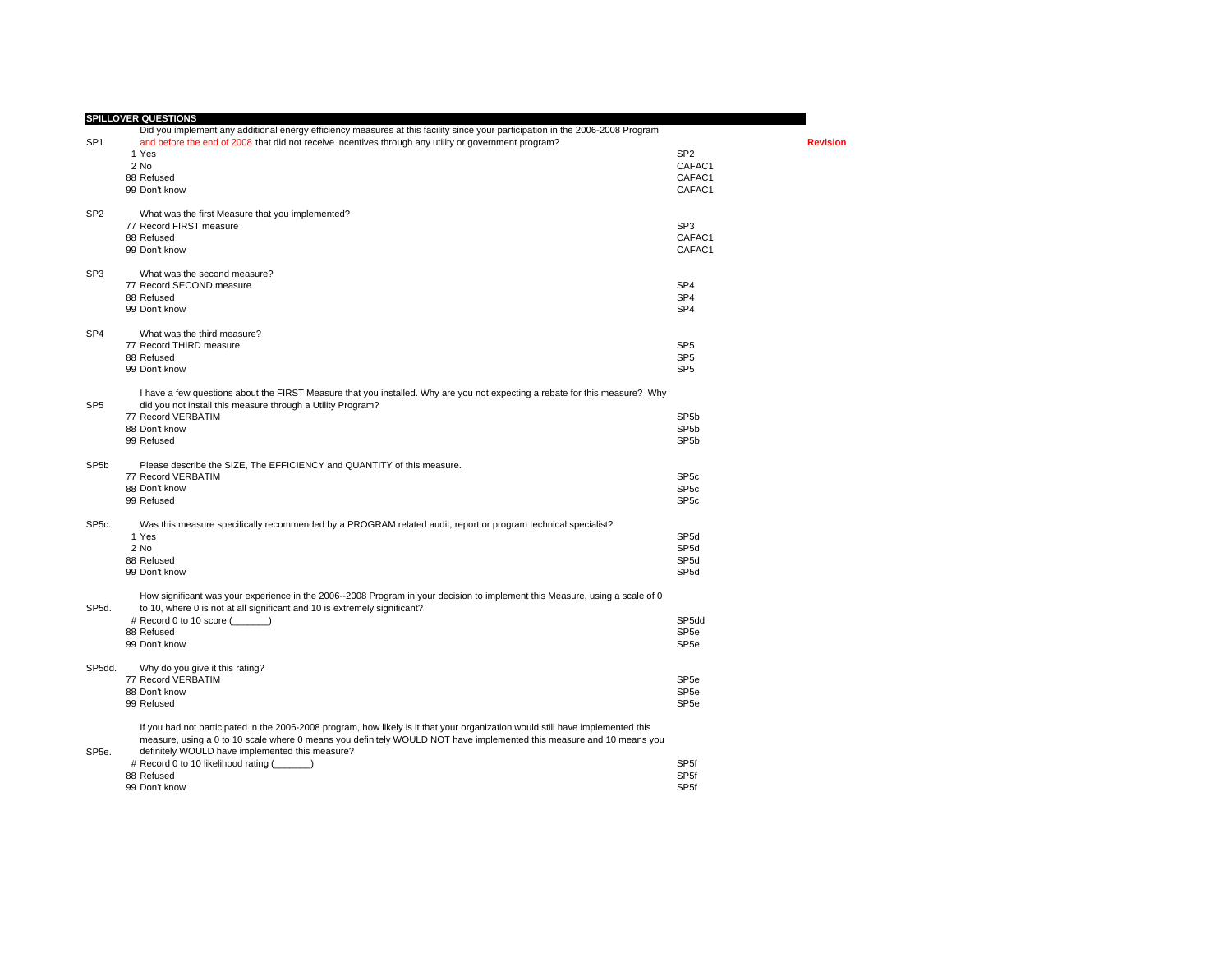## SPILLOVER QUESTIONS

| | | | |
|---|---|---|---|
| SP1 | Did you implement any additional energy efficiency measures at this facility since your participation in the 2006-2008 Program and before the end of 2008 that did not receive incentives through any utility or government program? | | Revision |
| | 1 Yes | SP2 | |
| | 2 No | CAFAC1 | |
| | 88 Refused | CAFAC1 | |
| | 99 Don't know | CAFAC1 | |
| SP2 | What was the first Measure that you implemented? | | |
| | 77 Record FIRST measure | SP3 | |
| | 88 Refused | CAFAC1 | |
| | 99 Don't know | CAFAC1 | |
| SP3 | What was the second measure? | | |
| | 77 Record SECOND measure | SP4 | |
| | 88 Refused | SP4 | |
| | 99 Don't know | SP4 | |
| SP4 | What was the third measure? | | |
| | 77 Record THIRD measure | SP5 | |
| | 88 Refused | SP5 | |
| | 99 Don't know | SP5 | |
| SP5 | I have a few questions about the FIRST Measure that you installed. Why are you not expecting a rebate for this measure? Why did you not install this measure through a Utility Program? | | |
| | 77 Record VERBATIM | SP5b | |
| | 88 Don't know | SP5b | |
| | 99 Refused | SP5b | |
| SP5b | Please describe the SIZE, The EFFICIENCY and QUANTITY of this measure. | | |
| | 77 Record VERBATIM | SP5c | |
| | 88 Don't know | SP5c | |
| | 99 Refused | SP5c | |
| SP5c. | Was this measure specifically recommended by a PROGRAM related audit, report or program technical specialist? | | |
| | 1 Yes | SP5d | |
| | 2 No | SP5d | |
| | 88 Refused | SP5d | |
| | 99 Don't know | SP5d | |
| SP5d. | How significant was your experience in the 2006--2008 Program in your decision to implement this Measure, using a scale of 0 to 10, where 0 is not at all significant and 10 is extremely significant? | | |
| | # Record 0 to 10 score (_______) | SP5dd | |
| | 88 Refused | SP5e | |
| | 99 Don't know | SP5e | |
| SP5dd. | Why do you give it this rating? | | |
| | 77 Record VERBATIM | SP5e | |
| | 88 Don't know | SP5e | |
| | 99 Refused | SP5e | |
| SP5e. | If you had not participated in the 2006-2008 program, how likely is it that your organization would still have implemented this measure, using a 0 to 10 scale where 0 means you definitely WOULD NOT have implemented this measure and 10 means you definitely WOULD have implemented this measure? | | |
| | # Record 0 to 10 likelihood rating (_______) | SP5f | |
| | 88 Refused | SP5f | |
| | 99 Don't know | SP5f | |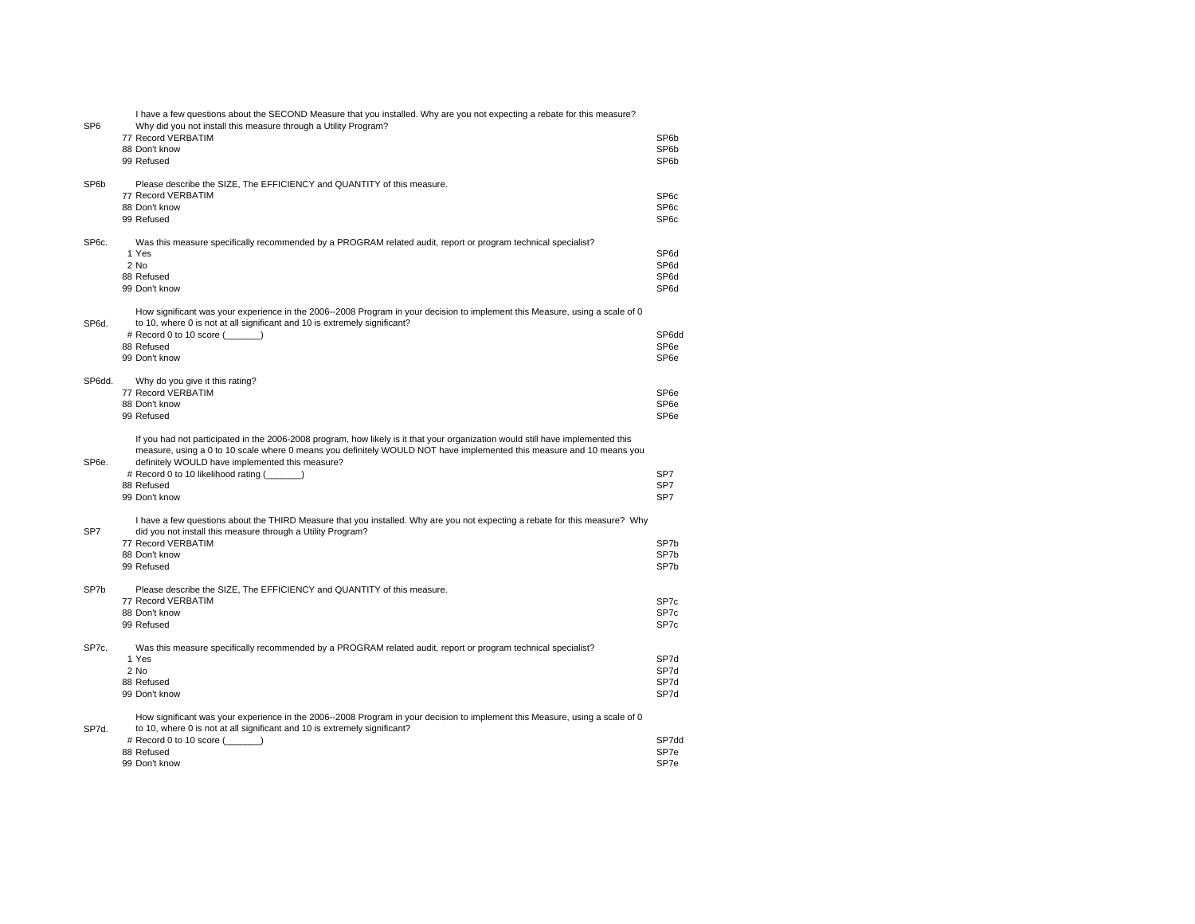| | | |
|---|---|---|
| SP6 | I have a few questions about the SECOND Measure that you installed. Why are you not expecting a rebate for this measure? Why did you not install this measure through a Utility Program? | |
| | 77 Record VERBATIM | SP6b |
| | 88 Don't know | SP6b |
| | 99 Refused | SP6b |
| | | |
| SP6b | Please describe the SIZE, The EFFICIENCY and QUANTITY of this measure. | |
| | 77 Record VERBATIM | SP6c |
| | 88 Don't know | SP6c |
| | 99 Refused | SP6c |
| | | |
| SP6c. | Was this measure specifically recommended by a PROGRAM related audit, report or program technical specialist? | |
| | 1 Yes | SP6d |
| | 2 No | SP6d |
| | 88 Refused | SP6d |
| | 99 Don't know | SP6d |
| | | |
| SP6d. | How significant was your experience in the 2006--2008 Program in your decision to implement this Measure, using a scale of 0 to 10, where 0 is not at all significant and 10 is extremely significant? | |
| | # Record 0 to 10 score (_______) | SP6dd |
| | 88 Refused | SP6e |
| | 99 Don't know | SP6e |
| | | |
| SP6dd. | Why do you give it this rating? | |
| | 77 Record VERBATIM | SP6e |
| | 88 Don't know | SP6e |
| | 99 Refused | SP6e |
| | | |
| SP6e. | If you had not participated in the 2006-2008 program, how likely is it that your organization would still have implemented this measure, using a 0 to 10 scale where 0 means you definitely WOULD NOT have implemented this measure and 10 means you definitely WOULD have implemented this measure? | |
| | # Record 0 to 10 likelihood rating (_______) | SP7 |
| | 88 Refused | SP7 |
| | 99 Don't know | SP7 |
| | | |
| SP7 | I have a few questions about the THIRD Measure that you installed. Why are you not expecting a rebate for this measure? Why did you not install this measure through a Utility Program? | |
| | 77 Record VERBATIM | SP7b |
| | 88 Don't know | SP7b |
| | 99 Refused | SP7b |
| | | |
| SP7b | Please describe the SIZE, The EFFICIENCY and QUANTITY of this measure. | |
| | 77 Record VERBATIM | SP7c |
| | 88 Don't know | SP7c |
| | 99 Refused | SP7c |
| | | |
| SP7c. | Was this measure specifically recommended by a PROGRAM related audit, report or program technical specialist? | |
| | 1 Yes | SP7d |
| | 2 No | SP7d |
| | 88 Refused | SP7d |
| | 99 Don't know | SP7d |
| | | |
| SP7d. | How significant was your experience in the 2006--2008 Program in your decision to implement this Measure, using a scale of 0 to 10, where 0 is not at all significant and 10 is extremely significant? | |
| | # Record 0 to 10 score (_______) | SP7dd |
| | 88 Refused | SP7e |
| | 99 Don't know | SP7e |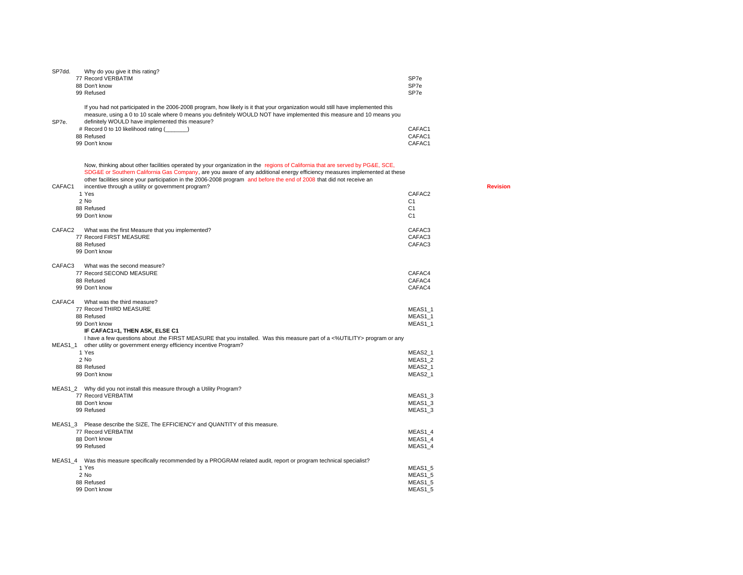| | | | | |
|---|---|---|---|---|
| SP7dd. | | Why do you give it this rating? | | |
| | 77 | Record VERBATIM | SP7e | |
| | 88 | Don't know | SP7e | |
| | 99 | Refused | SP7e | |
| SP7e. | | If you had not participated in the 2006-2008 program, how likely is it that your organization would still have implemented this measure, using a 0 to 10 scale where 0 means you definitely WOULD NOT have implemented this measure and 10 means you definitely WOULD have implemented this measure? | | |
| | # | Record 0 to 10 likelihood rating (_______) | CAFAC1 | |
| | 88 | Refused | CAFAC1 | |
| | 99 | Don't know | CAFAC1 | |
| CAFAC1 | | Now, thinking about other facilities operated by your organization in the regions of California that are served by PG&E, SCE, SDG&E or Southern California Gas Company, are you aware of any additional energy efficiency measures implemented at these other facilities since your participation in the 2006-2008 program and before the end of 2008 that did not receive an incentive through a utility or government program? | | Revision |
| | 1 | Yes | CAFAC2 | |
| | 2 | No | C1 | |
| | 88 | Refused | C1 | |
| | 99 | Don't know | C1 | |
| CAFAC2 | | What was the first Measure that you implemented? | CAFAC3 | |
| | 77 | Record FIRST MEASURE | CAFAC3 | |
| | 88 | Refused | CAFAC3 | |
| | 99 | Don't know | | |
| CAFAC3 | | What was the second measure? | | |
| | 77 | Record SECOND MEASURE | CAFAC4 | |
| | 88 | Refused | CAFAC4 | |
| | 99 | Don't know | CAFAC4 | |
| CAFAC4 | | What was the third measure? | | |
| | 77 | Record THIRD MEASURE | MEAS1_1 | |
| | 88 | Refused | MEAS1_1 | |
| | 99 | Don't know | MEAS1_1 | |
| | | **IF CAFAC1=1, THEN ASK, ELSE C1** | | |
| MEAS1_1 | | I have a few questions about .the FIRST MEASURE that you installed. Was this measure part of a <%UTILITY> program or any other utility or government energy efficiency incentive Program? | | |
| | 1 | Yes | MEAS2_1 | |
| | 2 | No | MEAS1_2 | |
| | 88 | Refused | MEAS2_1 | |
| | 99 | Don't know | MEAS2_1 | |
| MEAS1_2 | | Why did you not install this measure through a Utility Program? | | |
| | 77 | Record VERBATIM | MEAS1_3 | |
| | 88 | Don't know | MEAS1_3 | |
| | 99 | Refused | MEAS1_3 | |
| MEAS1_3 | | Please describe the SIZE, The EFFICIENCY and QUANTITY of this measure. | | |
| | 77 | Record VERBATIM | MEAS1_4 | |
| | 88 | Don't know | MEAS1_4 | |
| | 99 | Refused | MEAS1_4 | |
| MEAS1_4 | | Was this measure specifically recommended by a PROGRAM related audit, report or program technical specialist? | | |
| | 1 | Yes | MEAS1_5 | |
| | 2 | No | MEAS1_5 | |
| | 88 | Refused | MEAS1_5 | |
| | 99 | Don't know | MEAS1_5 | |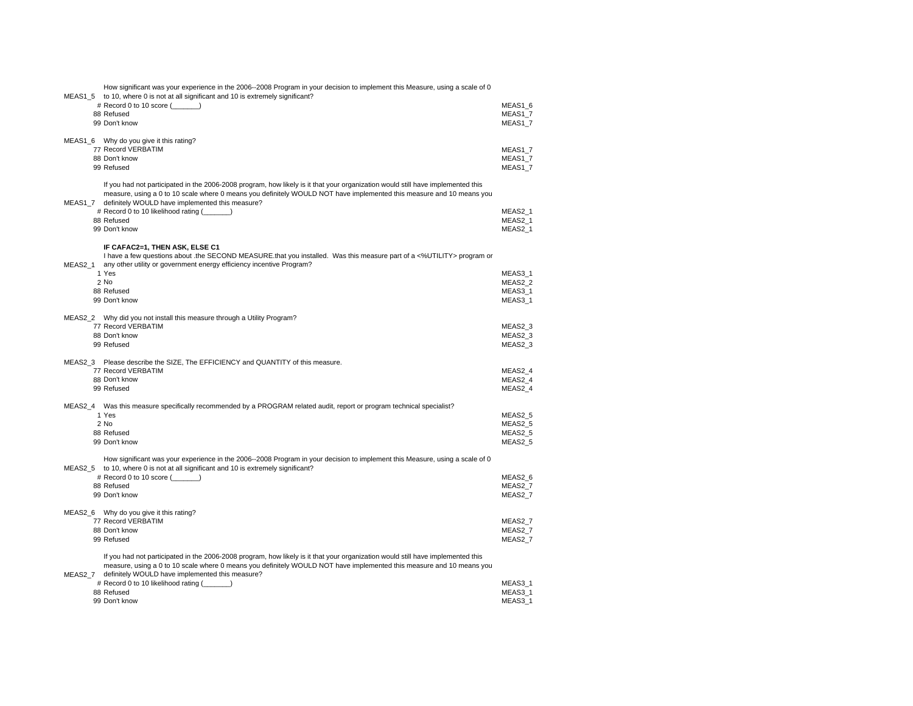| | | |
|---|---|---|
| MEAS1_5 | How significant was your experience in the 2006--2008 Program in your decision to implement this Measure, using a scale of 0 to 10, where 0 is not at all significant and 10 is extremely significant? | |
| | # Record 0 to 10 score (_______) | MEAS1_6 |
| | 88 Refused | MEAS1_7 |
| | 99 Don't know | MEAS1_7 |
| | | |
| MEAS1_6 | Why do you give it this rating? | |
| | 77 Record VERBATIM | MEAS1_7 |
| | 88 Don't know | MEAS1_7 |
| | 99 Refused | MEAS1_7 |
| | | |
| MEAS1_7 | If you had not participated in the 2006-2008 program, how likely is it that your organization would still have implemented this measure, using a 0 to 10 scale where 0 means you definitely WOULD NOT have implemented this measure and 10 means you definitely WOULD have implemented this measure? | |
| | # Record 0 to 10 likelihood rating (_______) | MEAS2_1 |
| | 88 Refused | MEAS2_1 |
| | 99 Don't know | MEAS2_1 |
| | | |
| | **IF CAFAC2=1, THEN ASK, ELSE C1** | |
| MEAS2_1 | I have a few questions about .the SECOND MEASURE.that you installed. Was this measure part of a <%UTILITY> program or any other utility or government energy efficiency incentive Program? | |
| | 1 Yes | MEAS3_1 |
| | 2 No | MEAS2_2 |
| | 88 Refused | MEAS3_1 |
| | 99 Don't know | MEAS3_1 |
| | | |
| MEAS2_2 | Why did you not install this measure through a Utility Program? | |
| | 77 Record VERBATIM | MEAS2_3 |
| | 88 Don't know | MEAS2_3 |
| | 99 Refused | MEAS2_3 |
| | | |
| MEAS2_3 | Please describe the SIZE, The EFFICIENCY and QUANTITY of this measure. | |
| | 77 Record VERBATIM | MEAS2_4 |
| | 88 Don't know | MEAS2_4 |
| | 99 Refused | MEAS2_4 |
| | | |
| MEAS2_4 | Was this measure specifically recommended by a PROGRAM related audit, report or program technical specialist? | |
| | 1 Yes | MEAS2_5 |
| | 2 No | MEAS2_5 |
| | 88 Refused | MEAS2_5 |
| | 99 Don't know | MEAS2_5 |
| | | |
| MEAS2_5 | How significant was your experience in the 2006--2008 Program in your decision to implement this Measure, using a scale of 0 to 10, where 0 is not at all significant and 10 is extremely significant? | |
| | # Record 0 to 10 score (_______) | MEAS2_6 |
| | 88 Refused | MEAS2_7 |
| | 99 Don't know | MEAS2_7 |
| | | |
| MEAS2_6 | Why do you give it this rating? | |
| | 77 Record VERBATIM | MEAS2_7 |
| | 88 Don't know | MEAS2_7 |
| | 99 Refused | MEAS2_7 |
| | | |
| MEAS2_7 | If you had not participated in the 2006-2008 program, how likely is it that your organization would still have implemented this measure, using a 0 to 10 scale where 0 means you definitely WOULD NOT have implemented this measure and 10 means you definitely WOULD have implemented this measure? | |
| | # Record 0 to 10 likelihood rating (_______) | MEAS3_1 |
| | 88 Refused | MEAS3_1 |
| | 99 Don't know | MEAS3_1 |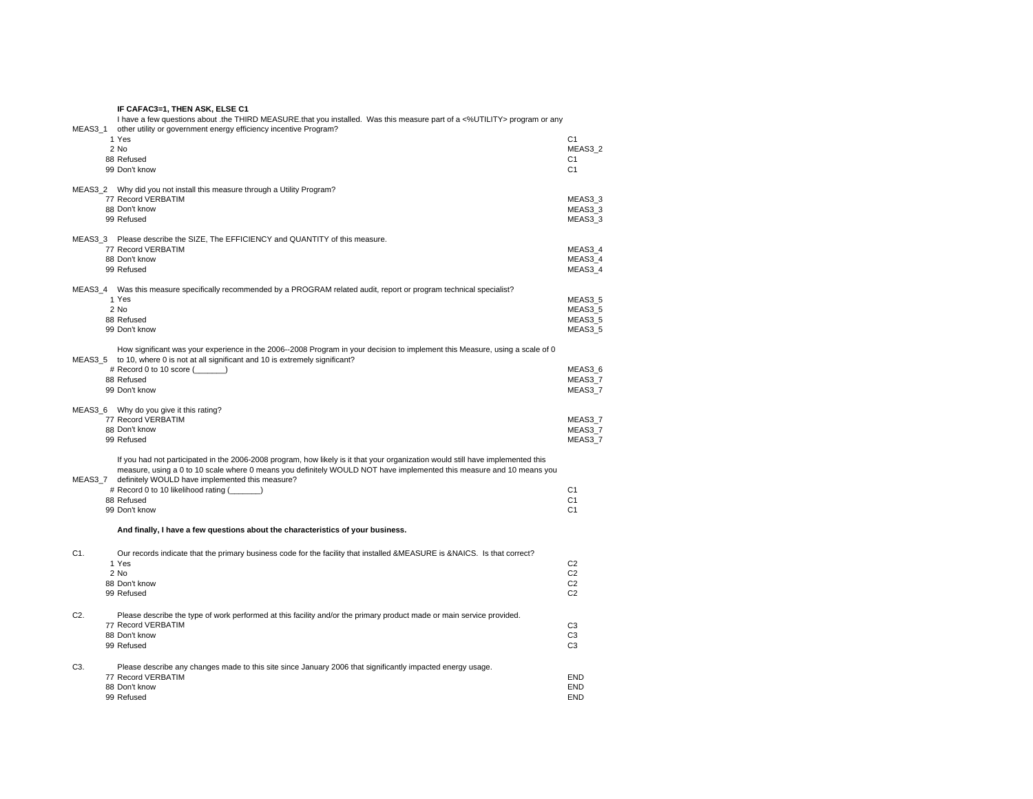**IF CAFAC3=1, THEN ASK, ELSE C1**

| | | |
|---|---|---|
| MEAS3_1 | I have a few questions about .the THIRD MEASURE.that you installed. Was this measure part of a <%UTILITY> program or any other utility or government energy efficiency incentive Program? | |
| | 1 Yes | C1 |
| | 2 No | MEAS3_2 |
| | 88 Refused | C1 |
| | 99 Don't know | C1 |
| | | |
| MEAS3_2 | Why did you not install this measure through a Utility Program? | |
| | 77 Record VERBATIM | MEAS3_3 |
| | 88 Don't know | MEAS3_3 |
| | 99 Refused | MEAS3_3 |
| | | |
| MEAS3_3 | Please describe the SIZE, The EFFICIENCY and QUANTITY of this measure. | |
| | 77 Record VERBATIM | MEAS3_4 |
| | 88 Don't know | MEAS3_4 |
| | 99 Refused | MEAS3_4 |
| | | |
| MEAS3_4 | Was this measure specifically recommended by a PROGRAM related audit, report or program technical specialist? | |
| | 1 Yes | MEAS3_5 |
| | 2 No | MEAS3_5 |
| | 88 Refused | MEAS3_5 |
| | 99 Don't know | MEAS3_5 |
| | | |
| MEAS3_5 | How significant was your experience in the 2006--2008 Program in your decision to implement this Measure, using a scale of 0 to 10, where 0 is not at all significant and 10 is extremely significant? | |
| | # Record 0 to 10 score (_______) | MEAS3_6 |
| | 88 Refused | MEAS3_7 |
| | 99 Don't know | MEAS3_7 |
| | | |
| MEAS3_6 | Why do you give it this rating? | |
| | 77 Record VERBATIM | MEAS3_7 |
| | 88 Don't know | MEAS3_7 |
| | 99 Refused | MEAS3_7 |
| | | |
| MEAS3_7 | If you had not participated in the 2006-2008 program, how likely is it that your organization would still have implemented this measure, using a 0 to 10 scale where 0 means you definitely WOULD NOT have implemented this measure and 10 means you definitely WOULD have implemented this measure? | |
| | # Record 0 to 10 likelihood rating (_______) | C1 |
| | 88 Refused | C1 |
| | 99 Don't know | C1 |

**And finally, I have a few questions about the characteristics of your business.**

| | | |
|---|---|---|
| C1. | Our records indicate that the primary business code for the facility that installed &MEASURE is &NAICS. Is that correct? | |
| | 1 Yes | C2 |
| | 2 No | C2 |
| | 88 Don't know | C2 |
| | 99 Refused | C2 |
| | | |
| C2. | Please describe the type of work performed at this facility and/or the primary product made or main service provided. | |
| | 77 Record VERBATIM | C3 |
| | 88 Don't know | C3 |
| | 99 Refused | C3 |
| | | |
| C3. | Please describe any changes made to this site since January 2006 that significantly impacted energy usage. | |
| | 77 Record VERBATIM | END |
| | 88 Don't know | END |
| | 99 Refused | END |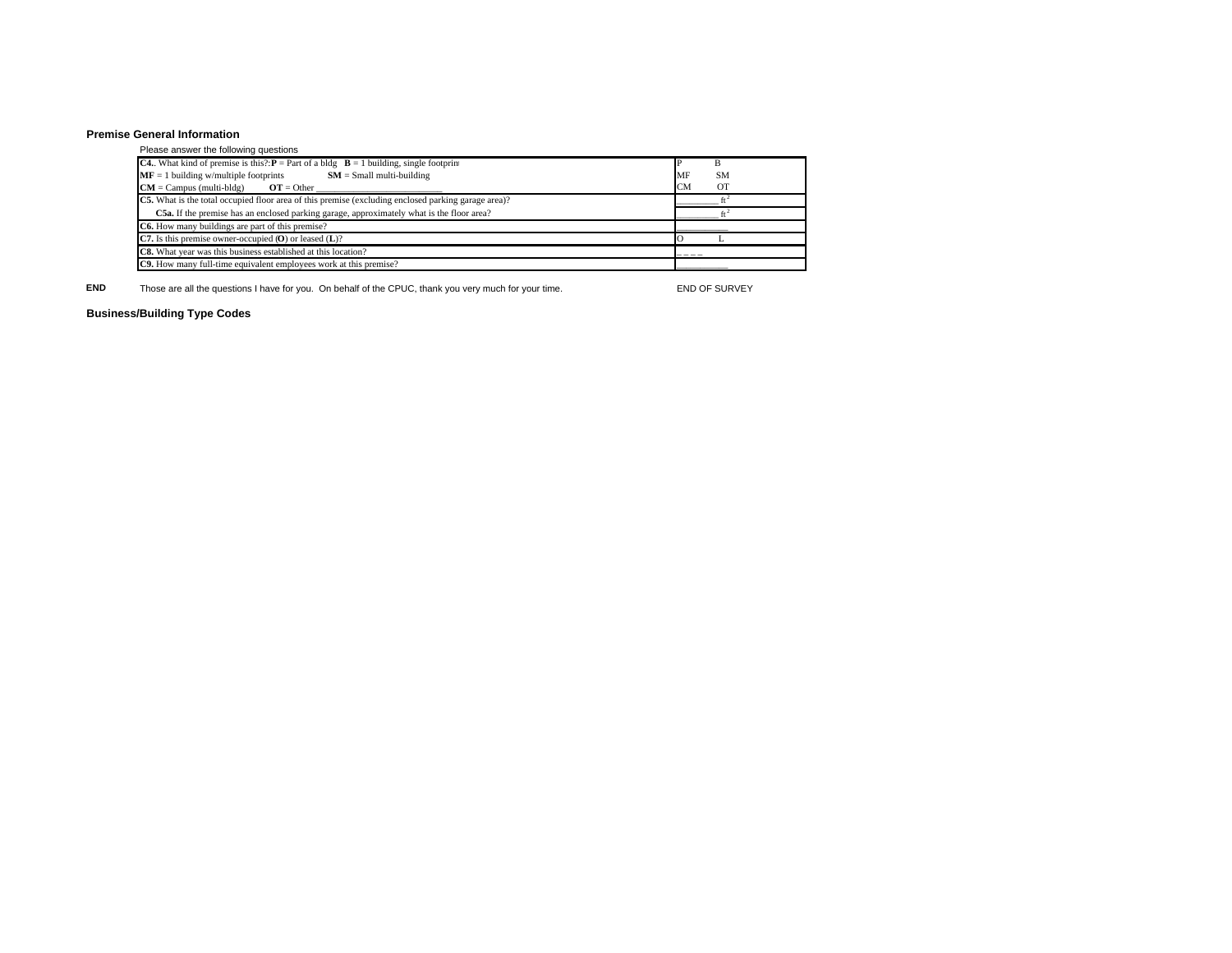## Premise General Information

Please answer the following questions

| Question | Response |
|---|---|
| **C4.**. What kind of premise is this?: **P** = Part of a bldg **B** = 1 building, single footprint<br>**MF** = 1 building w/multiple footprints **SM** = Small multi-building<br>**CM** = Campus (multi-bldg) **OT** = Other ____________________________ | P B<br>MF SM<br>CM OT |
| **C5.** What is the total occupied floor area of this premise (excluding enclosed parking garage area)? | __________ $ft^2$ |
| **C5a.** If the premise has an enclosed parking garage, approximately what is the floor area? | __________ $ft^2$ |
| **C6.** How many buildings are part of this premise? | ___________ |
| **C7.** Is this premise owner-occupied (**O**) or leased (**L**)? | O L |
| **C8.** What year was this business established at this location? | _ _ _ _ |
| **C9.** How many full-time equivalent employees work at this premise? | ___________ |

**END** Those are all the questions I have for you. On behalf of the CPUC, thank you very much for your time. END OF SURVEY

## Business/Building Type Codes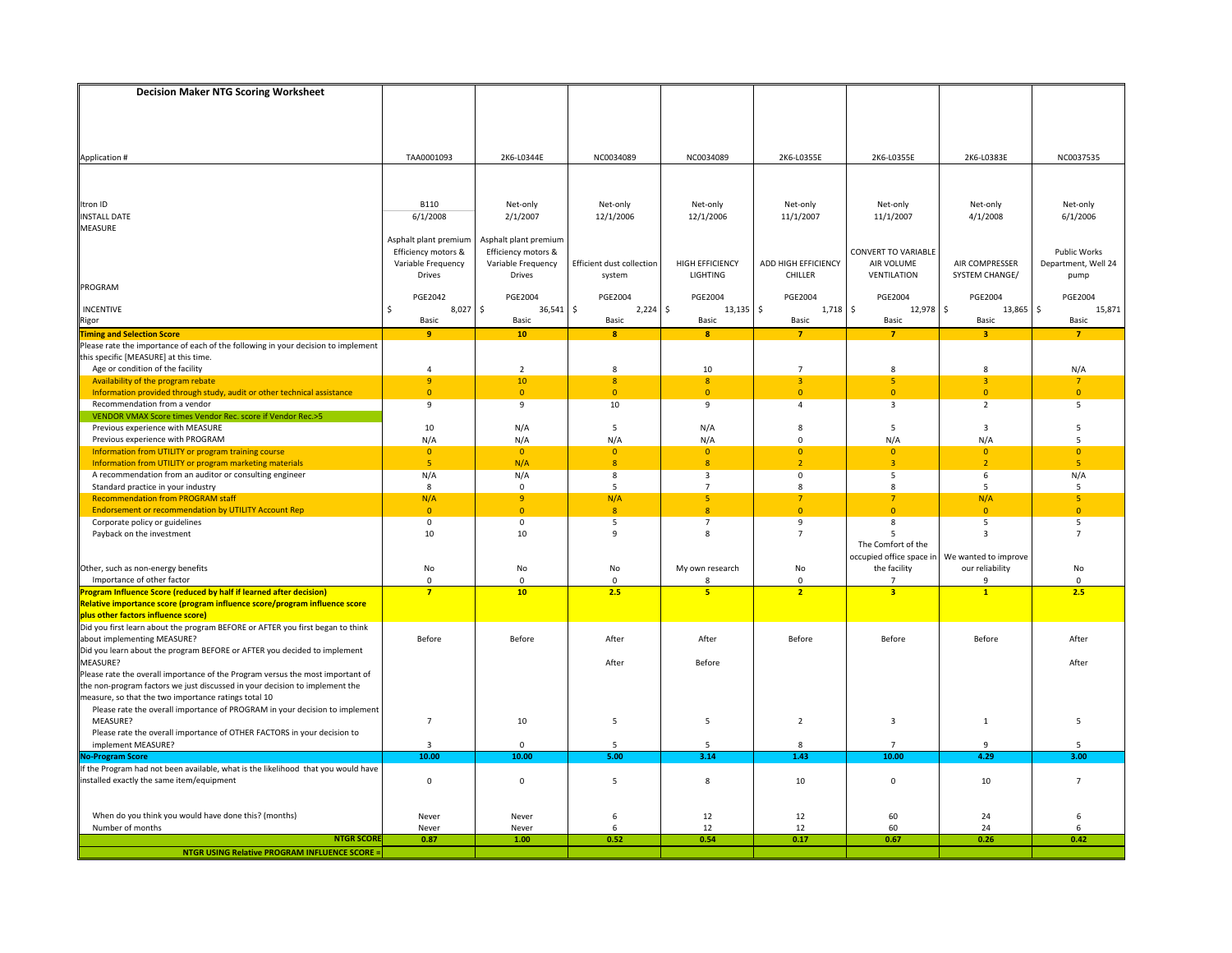## Decision Maker NTG Scoring Worksheet

| Application # | TAA0001093 | 2K6-L0344E | NC0034089 | NC0034089 | 2K6-L0355E | 2K6-L0355E | 2K6-L0383E | NC0037535 |
|---|---|---|---|---|---|---|---|---|
| Itron ID | B110 | Net-only | Net-only | Net-only | Net-only | Net-only | Net-only | Net-only |
| INSTALL DATE | 6/1/2008 | 2/1/2007 | 12/1/2006 | 12/1/2006 | 11/1/2007 | 11/1/2007 | 4/1/2008 | 6/1/2006 |
| MEASURE | Asphalt plant premium Efficiency motors & Variable Frequency Drives | Asphalt plant premium Efficiency motors & Variable Frequency Drives | Efficient dust collection system | HIGH EFFICIENCY LIGHTING | ADD HIGH EFFICIENCY CHILLER | CONVERT TO VARIABLE AIR VOLUME VENTILATION | AIR COMPRESSER SYSTEM CHANGE/ | Public Works Department, Well 24 pump |
| PROGRAM | PGE2042 | PGE2004 | PGE2004 | PGE2004 | PGE2004 | PGE2004 | PGE2004 | PGE2004 |
| INCENTIVE | $ 8,027 | $ 36,541 | $ 2,224 | $ 13,135 | $ 1,718 | $ 12,978 | $ 13,865 | $ 15,871 |
| Rigor | Basic | Basic | Basic | Basic | Basic | Basic | Basic | Basic |
| **Timing and Selection Score** | **9** | **10** | **8** | **8** | **7** | **7** | **3** | **7** |
| Please rate the importance of each of the following in your decision to implement this specific [MEASURE] at this time. | | | | | | | | |
| Age or condition of the facility | 4 | 2 | 8 | 10 | 7 | 8 | 8 | N/A |
| Availability of the program rebate | 9 | 10 | 8 | 8 | 3 | 5 | 3 | 7 |
| Information provided through study, audit or other technical assistance | 0 | 0 | 0 | 0 | 0 | 0 | 0 | 0 |
| Recommendation from a vendor | 9 | 9 | 10 | 9 | 4 | 3 | 2 | 5 |
| VENDOR VMAX Score times Vendor Rec. score if Vendor Rec.>5 | | | | | | | | |
| Previous experience with MEASURE | 10 | N/A | 5 | N/A | 8 | 5 | 3 | 5 |
| Previous experience with PROGRAM | N/A | N/A | N/A | N/A | 0 | N/A | N/A | 5 |
| Information from UTILITY or program training course | 0 | 0 | 0 | 0 | 0 | 0 | 0 | 0 |
| Information from UTILITY or program marketing materials | 5 | N/A | 8 | 8 | 2 | 3 | 2 | 5 |
| A recommendation from an auditor or consulting engineer | N/A | N/A | 8 | 3 | 0 | 5 | 6 | N/A |
| Standard practice in your industry | 8 | 0 | 5 | 7 | 8 | 8 | 5 | 5 |
| Recommendation from PROGRAM staff | N/A | 9 | N/A | 5 | 7 | 7 | N/A | 5 |
| Endorsement or recommendation by UTILITY Account Rep | 0 | 0 | 8 | 8 | 0 | 0 | 0 | 0 |
| Corporate policy or guidelines | 0 | 0 | 5 | 7 | 9 | 8 | 5 | 5 |
| Payback on the investment | 10 | 10 | 9 | 8 | 7 | 5 | 3 | 7 |
| Other, such as non-energy benefits | No | No | No | My own research | No | The Comfort of the occupied office space in the facility | We wanted to improve our reliability | No |
| Importance of other factor | 0 | 0 | 0 | 8 | 0 | 7 | 9 | 0 |
| **Program Influence Score (reduced by half if learned after decision)** | **7** | **10** | **2.5** | **5** | **2** | **3** | **1** | **2.5** |
| **Relative importance score (program influence score/program influence score plus other factors influence score)** | | | | | | | | |
| Did you first learn about the program BEFORE or AFTER you first began to think about implementing MEASURE? | Before | Before | After | After | Before | Before | Before | After |
| Did you learn about the program BEFORE or AFTER you decided to implement MEASURE? | | | After | Before | | | | After |
| Please rate the overall importance of the Program versus the most important of the non-program factors we just discussed in your decision to implement the measure, so that the two importance ratings total 10 | | | | | | | | |
| Please rate the overall importance of PROGRAM in your decision to implement MEASURE? | 7 | 10 | 5 | 5 | 2 | 3 | 1 | 5 |
| Please rate the overall importance of OTHER FACTORS in your decision to implement MEASURE? | 3 | 0 | 5 | 5 | 8 | 7 | 9 | 5 |
| **No-Program Score** | **10.00** | **10.00** | **5.00** | **3.14** | **1.43** | **10.00** | **4.29** | **3.00** |
| If the Program had not been available, what is the likelihood that you would have installed exactly the same item/equipment | 0 | 0 | 5 | 8 | 10 | 0 | 10 | 7 |
| When do you think you would have done this? (months) | Never | Never | 6 | 12 | 12 | 60 | 24 | 6 |
| Number of months | Never | Never | 6 | 12 | 12 | 60 | 24 | 6 |
| **NTGR SCORE** | **0.87** | **1.00** | **0.52** | **0.54** | **0.17** | **0.67** | **0.26** | **0.42** |
| **NTGR USING Relative PROGRAM INFLUENCE SCORE =** | | | | | | | | |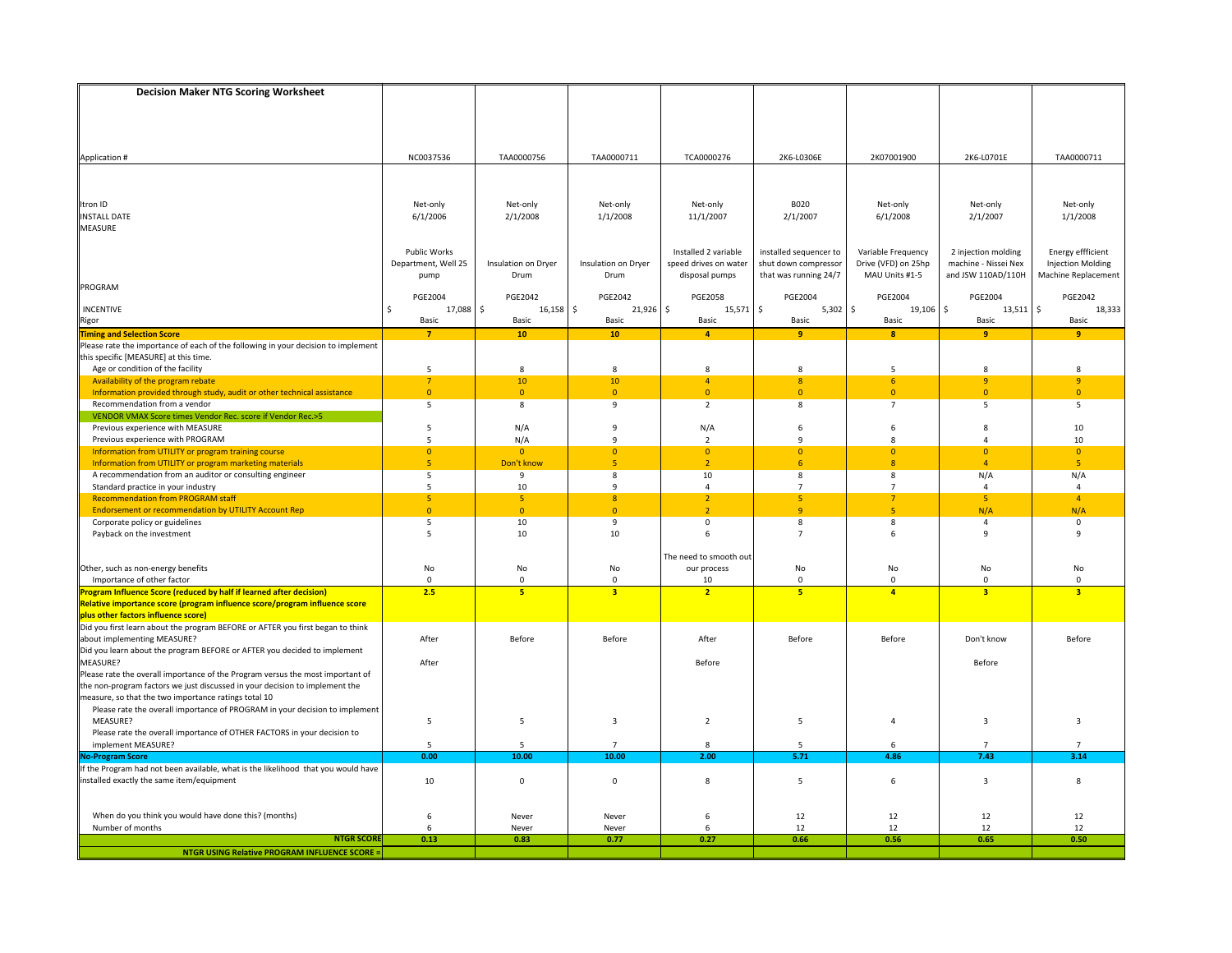**Decision Maker NTG Scoring Worksheet**

| | | | | | | | | |
|---|---|---|---|---|---|---|---|---|
| Application # | NC0037536 | TAA0000756 | TAA0000711 | TCA0000276 | 2K6-L0306E | 2K07001900 | 2K6-L0701E | TAA0000711 |
| Itron ID | Net-only | Net-only | Net-only | Net-only | B020 | Net-only | Net-only | Net-only |
| INSTALL DATE | 6/1/2006 | 2/1/2008 | 1/1/2008 | 11/1/2007 | 2/1/2007 | 6/1/2008 | 2/1/2007 | 1/1/2008 |
| MEASURE | Public Works Department, Well 25 pump | Insulation on Dryer Drum | Insulation on Dryer Drum | Installed 2 variable speed drives on water disposal pumps | installed sequencer to shut down compressor that was running 24/7 | Variable Frequency Drive (VFD) on 25hp MAU Units #1-5 | 2 injection molding machine - Nissei Nex and JSW 110AD/110H | Energy effficient Injection Molding Machine Replacement |
| PROGRAM | PGE2004 | PGE2042 | PGE2042 | PGE2058 | PGE2004 | PGE2004 | PGE2004 | PGE2042 |
| INCENTIVE | $ 17,088 | $ 16,158 | $ 21,926 | $ 15,571 | $ 5,302 | $ 19,106 | $ 13,511 | $ 18,333 |
| Rigor | Basic | Basic | Basic | Basic | Basic | Basic | Basic | Basic |
| **Timing and Selection Score** | **7** | **10** | **10** | **4** | **9** | **8** | **9** | **9** |
| Please rate the importance of each of the following in your decision to implement this specific [MEASURE] at this time. | | | | | | | | |
| Age or condition of the facility | 5 | 8 | 8 | 8 | 8 | 5 | 8 | 8 |
| Availability of the program rebate | 7 | 10 | 10 | 4 | 8 | 6 | 9 | 9 |
| Information provided through study, audit or other technical assistance | 0 | 0 | 0 | 0 | 0 | 0 | 0 | 0 |
| Recommendation from a vendor | 5 | 8 | 9 | 2 | 8 | 7 | 5 | 5 |
| VENDOR VMAX Score times Vendor Rec. score if Vendor Rec.>5 | | | | | | | | |
| Previous experience with MEASURE | 5 | N/A | 9 | N/A | 6 | 6 | 8 | 10 |
| Previous experience with PROGRAM | 5 | N/A | 9 | 2 | 9 | 8 | 4 | 10 |
| Information from UTILITY or program training course | 0 | 0 | 0 | 0 | 0 | 0 | 0 | 0 |
| Information from UTILITY or program marketing materials | 5 | Don't know | 5 | 2 | 6 | 8 | 4 | 5 |
| A recommendation from an auditor or consulting engineer | 5 | 9 | 8 | 10 | 8 | 8 | N/A | N/A |
| Standard practice in your industry | 5 | 10 | 9 | 4 | 7 | 7 | 4 | 4 |
| Recommendation from PROGRAM staff | 5 | 5 | 8 | 2 | 5 | 7 | 5 | 4 |
| Endorsement or recommendation by UTILITY Account Rep | 0 | 0 | 0 | 2 | 9 | 5 | N/A | N/A |
| Corporate policy or guidelines | 5 | 10 | 9 | 0 | 8 | 8 | 4 | 0 |
| Payback on the investment | 5 | 10 | 10 | 6 | 7 | 6 | 9 | 9 |
| Other, such as non-energy benefits | No | No | No | The need to smooth out our process | No | No | No | No |
| Importance of other factor | 0 | 0 | 0 | 10 | 0 | 0 | 0 | 0 |
| **Program Influence Score (reduced by half if learned after decision)** | **2.5** | **5** | **3** | **2** | **5** | **4** | **3** | **3** |
| **Relative importance score (program influence score/program influence score plus other factors influence score)** | | | | | | | | |
| Did you first learn about the program BEFORE or AFTER you first began to think about implementing MEASURE? | After | Before | Before | After | Before | Before | Don't know | Before |
| Did you learn about the program BEFORE or AFTER you decided to implement MEASURE? | After | | | Before | | | Before | |
| Please rate the overall importance of the Program versus the most important of the non-program factors we just discussed in your decision to implement the measure, so that the two importance ratings total 10 | | | | | | | | |
| Please rate the overall importance of PROGRAM in your decision to implement MEASURE? | 5 | 5 | 3 | 2 | 5 | 4 | 3 | 3 |
| Please rate the overall importance of OTHER FACTORS in your decision to implement MEASURE? | 5 | 5 | 7 | 8 | 5 | 6 | 7 | 7 |
| **No-Program Score** | **0.00** | **10.00** | **10.00** | **2.00** | **5.71** | **4.86** | **7.43** | **3.14** |
| If the Program had not been available, what is the likelihood that you would have installed exactly the same item/equipment | 10 | 0 | 0 | 8 | 5 | 6 | 3 | 8 |
| When do you think you would have done this? (months) | 6 | Never | Never | 6 | 12 | 12 | 12 | 12 |
| Number of months | 6 | Never | Never | 6 | 12 | 12 | 12 | 12 |
| **NTGR SCORE** | **0.13** | **0.83** | **0.77** | **0.27** | **0.66** | **0.56** | **0.65** | **0.50** |
| **NTGR USING Relative PROGRAM INFLUENCE SCORE =** | | | | | | | | |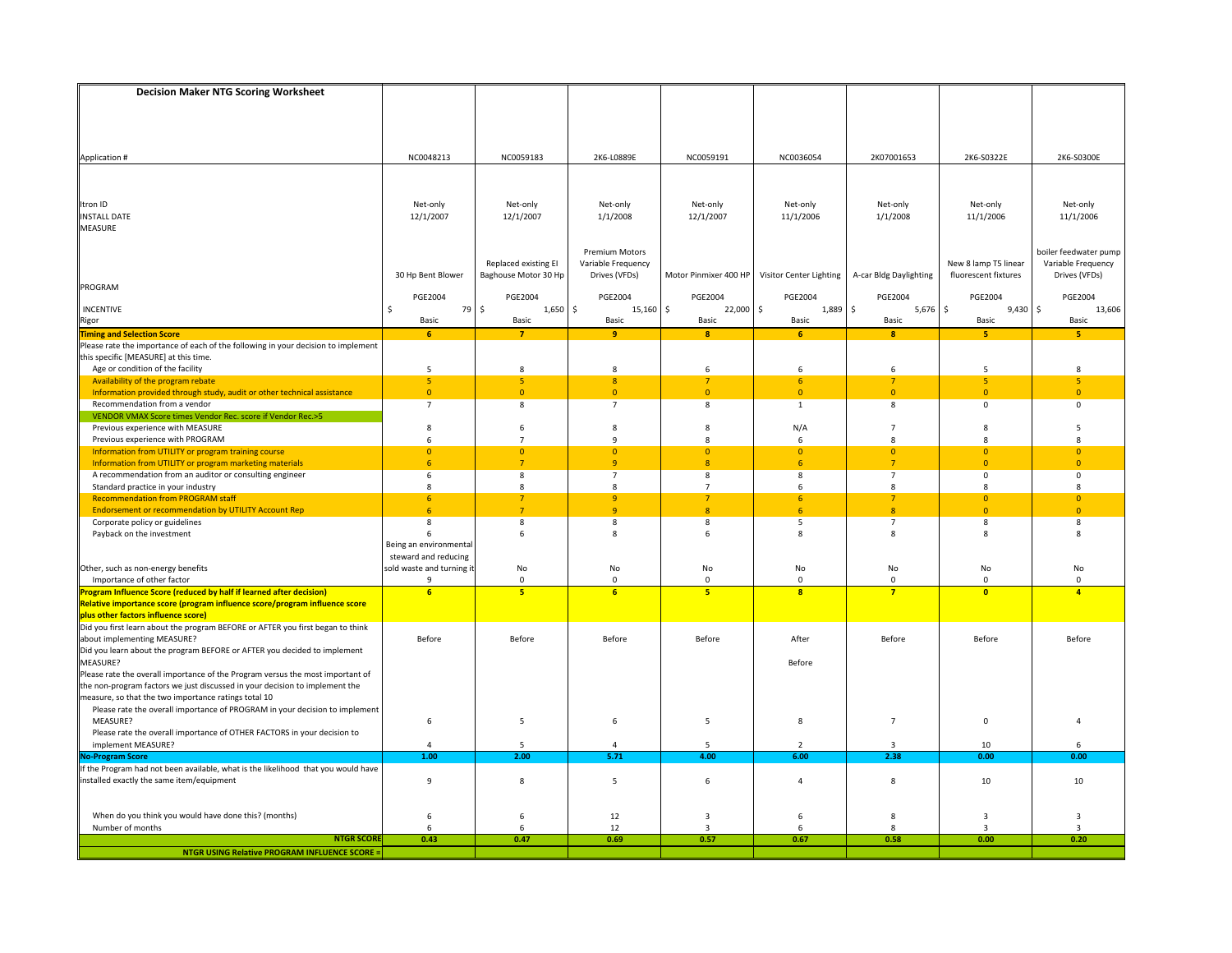## Decision Maker NTG Scoring Worksheet

| | | | | | | | | |
|---|---|---|---|---|---|---|---|---|
| Application # | NC0048213 | NC0059183 | 2K6-L0889E | NC0059191 | NC0036054 | 2K07001653 | 2K6-S0322E | 2K6-S0300E |
| Itron ID | Net-only | Net-only | Net-only | Net-only | Net-only | Net-only | Net-only | Net-only |
| INSTALL DATE | 12/1/2007 | 12/1/2007 | 1/1/2008 | 12/1/2007 | 11/1/2006 | 1/1/2008 | 11/1/2006 | 11/1/2006 |
| MEASURE | 30 Hp Bent Blower | Replaced existing EI Baghouse Motor 30 Hp | Premium Motors Variable Frequency Drives (VFDs) | Motor Pinmixer 400 HP | Visitor Center Lighting | A-car Bldg Daylighting | New 8 lamp T5 linear fluorescent fixtures | boiler feedwater pump Variable Frequency Drives (VFDs) |
| PROGRAM | PGE2004 | PGE2004 | PGE2004 | PGE2004 | PGE2004 | PGE2004 | PGE2004 | PGE2004 |
| INCENTIVE | $ 79 | $ 1,650 | $ 15,160 | $ 22,000 | $ 1,889 | $ 5,676 | $ 9,430 | $ 13,606 |
| Rigor | Basic | Basic | Basic | Basic | Basic | Basic | Basic | Basic |
| **Timing and Selection Score** | **6** | **7** | **9** | **8** | **6** | **8** | **5** | **5** |
| Please rate the importance of each of the following in your decision to implement this specific [MEASURE] at this time. | | | | | | | | |
| Age or condition of the facility | 5 | 8 | 8 | 6 | 6 | 6 | 5 | 8 |
| Availability of the program rebate | 5 | 5 | 8 | 7 | 6 | 7 | 5 | 5 |
| Information provided through study, audit or other technical assistance | 0 | 0 | 0 | 0 | 0 | 0 | 0 | 0 |
| Recommendation from a vendor | 7 | 8 | 7 | 8 | 1 | 8 | 0 | 0 |
| VENDOR VMAX Score times Vendor Rec. score if Vendor Rec.>5 | | | | | | | | |
| Previous experience with MEASURE | 8 | 6 | 8 | 8 | N/A | 7 | 8 | 5 |
| Previous experience with PROGRAM | 6 | 7 | 9 | 8 | 6 | 8 | 8 | 8 |
| Information from UTILITY or program training course | 0 | 0 | 0 | 0 | 0 | 0 | 0 | 0 |
| Information from UTILITY or program marketing materials | 6 | 7 | 9 | 8 | 6 | 7 | 0 | 0 |
| A recommendation from an auditor or consulting engineer | 6 | 8 | 7 | 8 | 8 | 7 | 0 | 0 |
| Standard practice in your industry | 8 | 8 | 8 | 7 | 6 | 8 | 8 | 8 |
| Recommendation from PROGRAM staff | 6 | 7 | 9 | 7 | 6 | 7 | 0 | 0 |
| Endorsement or recommendation by UTILITY Account Rep | 6 | 7 | 9 | 8 | 6 | 8 | 0 | 0 |
| Corporate policy or guidelines | 8 | 8 | 8 | 8 | 5 | 7 | 8 | 8 |
| Payback on the investment | 6 | 6 | 8 | 6 | 8 | 8 | 8 | 8 |
| Other, such as non-energy benefits | Being an environmental steward and reducing sold waste and turning it | No | No | No | No | No | No | No |
| Importance of other factor | 9 | 0 | 0 | 0 | 0 | 0 | 0 | 0 |
| **Program Influence Score (reduced by half if learned after decision)** | **6** | **5** | **6** | **5** | **8** | **7** | **0** | **4** |
| **Relative importance score (program influence score/program influence score plus other factors influence score)** | | | | | | | | |
| Did you first learn about the program BEFORE or AFTER you first began to think about implementing MEASURE? | Before | Before | Before | Before | After | Before | Before | Before |
| Did you learn about the program BEFORE or AFTER you decided to implement MEASURE? | | | | | Before | | | |
| Please rate the overall importance of the Program versus the most important of the non-program factors we just discussed in your decision to implement the measure, so that the two importance ratings total 10 | | | | | | | | |
| Please rate the overall importance of PROGRAM in your decision to implement MEASURE? | 6 | 5 | 6 | 5 | 8 | 7 | 0 | 4 |
| Please rate the overall importance of OTHER FACTORS in your decision to implement MEASURE? | 4 | 5 | 4 | 5 | 2 | 3 | 10 | 6 |
| **No-Program Score** | **1.00** | **2.00** | **5.71** | **4.00** | **6.00** | **2.38** | **0.00** | **0.00** |
| If the Program had not been available, what is the likelihood that you would have installed exactly the same item/equipment | 9 | 8 | 5 | 6 | 4 | 8 | 10 | 10 |
| When do you think you would have done this? (months) | 6 | 6 | 12 | 3 | 6 | 8 | 3 | 3 |
| Number of months | 6 | 6 | 12 | 3 | 6 | 8 | 3 | 3 |
| **NTGR SCORE** | **0.43** | **0.47** | **0.69** | **0.57** | **0.67** | **0.58** | **0.00** | **0.20** |
| **NTGR USING Relative PROGRAM INFLUENCE SCORE =** | | | | | | | | |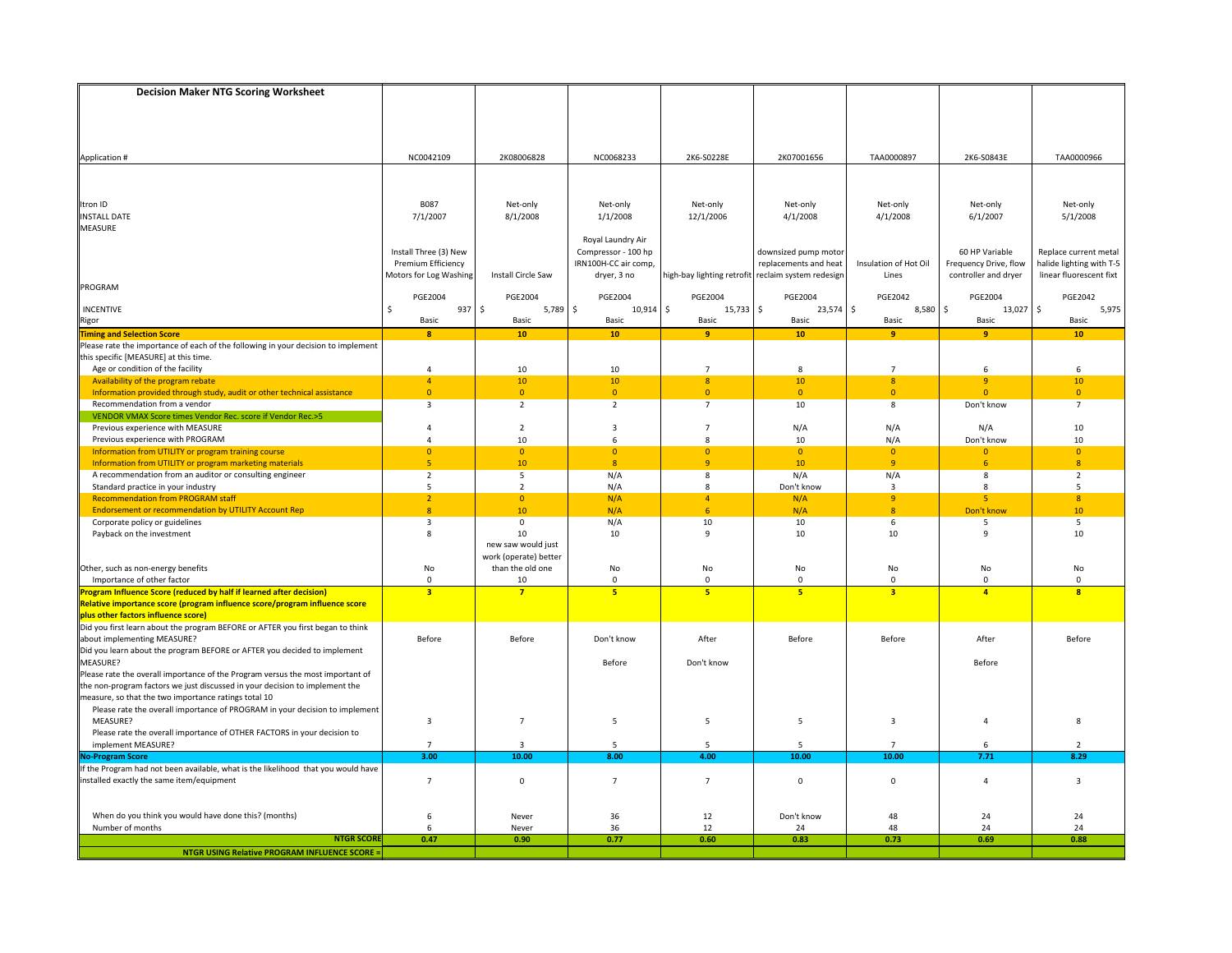| Decision Maker NTG Scoring Worksheet | | | | | | | | |
|---|---|---|---|---|---|---|---|---|
| Application # | NC0042109 | 2K08006828 | NC0068233 | 2K6-S0228E | 2K07001656 | TAA0000897 | 2K6-S0843E | TAA0000966 |
| Itron ID | B087 | Net-only | Net-only | Net-only | Net-only | Net-only | Net-only | Net-only |
| INSTALL DATE | 7/1/2007 | 8/1/2008 | 1/1/2008 | 12/1/2006 | 4/1/2008 | 4/1/2008 | 6/1/2007 | 5/1/2008 |
| MEASURE | Install Three (3) New Premium Efficiency Motors for Log Washing | Install Circle Saw | Royal Laundry Air Compressor - 100 hp IRN100H-CC air comp, dryer, 3 no | high-bay lighting retrofit | downsized pump motor replacements and heat reclaim system redesign | Insulation of Hot Oil Lines | 60 HP Variable Frequency Drive, flow controller and dryer | Replace current metal halide lighting with T-5 linear fluorescent fixt |
| PROGRAM | PGE2004 | PGE2004 | PGE2004 | PGE2004 | PGE2004 | PGE2042 | PGE2004 | PGE2042 |
| INCENTIVE | $ 937 | $ 5,789 | $ 10,914 | $ 15,733 | $ 23,574 | $ 8,580 | $ 13,027 | $ 5,975 |
| Rigor | Basic | Basic | Basic | Basic | Basic | Basic | Basic | Basic |
| **Timing and Selection Score** | **8** | **10** | **10** | **9** | **10** | **9** | **9** | **10** |
| Please rate the importance of each of the following in your decision to implement this specific [MEASURE] at this time. | | | | | | | | |
| Age or condition of the facility | 4 | 10 | 10 | 7 | 8 | 7 | 6 | 6 |
| Availability of the program rebate | 4 | 10 | 10 | 8 | 10 | 8 | 9 | 10 |
| Information provided through study, audit or other technical assistance | 0 | 0 | 0 | 0 | 0 | 0 | 0 | 0 |
| Recommendation from a vendor | 3 | 2 | 2 | 7 | 10 | 8 | Don't know | 7 |
| VENDOR VMAX Score times Vendor Rec. score if Vendor Rec.>5 | | | | | | | | |
| Previous experience with MEASURE | 4 | 2 | 3 | 7 | N/A | N/A | N/A | 10 |
| Previous experience with PROGRAM | 4 | 10 | 6 | 8 | 10 | N/A | Don't know | 10 |
| Information from UTILITY or program training course | 0 | 0 | 0 | 0 | 0 | 0 | 0 | 0 |
| Information from UTILITY or program marketing materials | 5 | 10 | 8 | 9 | 10 | 9 | 6 | 8 |
| A recommendation from an auditor or consulting engineer | 2 | 5 | N/A | 8 | N/A | N/A | 8 | 2 |
| Standard practice in your industry | 5 | 2 | N/A | 8 | Don't know | 3 | 8 | 5 |
| Recommendation from PROGRAM staff | 2 | 0 | N/A | 4 | N/A | 9 | 5 | 8 |
| Endorsement or recommendation by UTILITY Account Rep | 8 | 10 | N/A | 6 | N/A | 8 | Don't know | 10 |
| Corporate policy or guidelines | 3 | 0 | N/A | 10 | 10 | 6 | 5 | 5 |
| Payback on the investment | 8 | 10 | 10 | 9 | 10 | 10 | 9 | 10 |
| Other, such as non-energy benefits | No | new saw would just work (operate) better than the old one | No | No | No | No | No | No |
| Importance of other factor | 0 | 10 | 0 | 0 | 0 | 0 | 0 | 0 |
| **Program Influence Score (reduced by half if learned after decision)** | **3** | **7** | **5** | **5** | **5** | **3** | **4** | **8** |
| **Relative importance score (program influence score/program influence score plus other factors influence score)** | | | | | | | | |
| Did you first learn about the program BEFORE or AFTER you first began to think about implementing MEASURE? | Before | Before | Don't know | After | Before | Before | After | Before |
| Did you learn about the program BEFORE or AFTER you decided to implement MEASURE? | | | Before | Don't know | | | Before | |
| Please rate the overall importance of the Program versus the most important of the non-program factors we just discussed in your decision to implement the measure, so that the two importance ratings total 10 | | | | | | | | |
| Please rate the overall importance of PROGRAM in your decision to implement MEASURE? | 3 | 7 | 5 | 5 | 5 | 3 | 4 | 8 |
| Please rate the overall importance of OTHER FACTORS in your decision to implement MEASURE? | 7 | 3 | 5 | 5 | 5 | 7 | 6 | 2 |
| **No-Program Score** | **3.00** | **10.00** | **8.00** | **4.00** | **10.00** | **10.00** | **7.71** | **8.29** |
| If the Program had not been available, what is the likelihood that you would have installed exactly the same item/equipment | 7 | 0 | 7 | 7 | 0 | 0 | 4 | 3 |
| When do you think you would have done this? (months) | 6 | Never | 36 | 12 | Don't know | 48 | 24 | 24 |
| Number of months | 6 | Never | 36 | 12 | 24 | 48 | 24 | 24 |
| **NTGR SCORE** | **0.47** | **0.90** | **0.77** | **0.60** | **0.83** | **0.73** | **0.69** | **0.88** |
| **NTGR USING Relative PROGRAM INFLUENCE SCORE =** | | | | | | | | |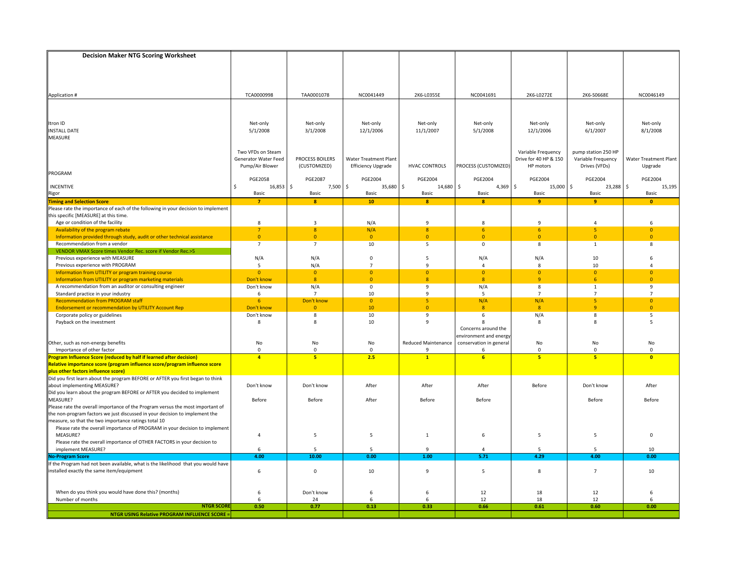## Decision Maker NTG Scoring Worksheet

| Application # | TCA0000998 | TAA0001078 | NC0041449 | 2K6-L0355E | NC0041691 | 2K6-L0272E | 2K6-S0668E | NC0046149 |
|---|---|---|---|---|---|---|---|---|
| Itron ID | Net-only | Net-only | Net-only | Net-only | Net-only | Net-only | Net-only | Net-only |
| INSTALL DATE | 5/1/2008 | 3/1/2008 | 12/1/2006 | 11/1/2007 | 5/1/2008 | 12/1/2006 | 6/1/2007 | 8/1/2008 |
| MEASURE | Two VFDs on Steam Generator Water Feed Pump/Air Blower | PROCESS BOILERS (CUSTOMIZED) | Water Treatment Plant Efficiency Upgrade | HVAC CONTROLS | PROCESS (CUSTOMIZED) | Variable Frequency Drive for 40 HP & 150 HP motors | pump station 250 HP Variable Frequency Drives (VFDs) | Water Treatment Plant Upgrade |
| PROGRAM | PGE2058 | PGE2087 | PGE2004 | PGE2004 | PGE2004 | PGE2004 | PGE2004 | PGE2004 |
| INCENTIVE | $ 16,853 | $ 7,500 | $ 35,680 | $ 14,680 | $ 4,369 | $ 15,000 | $ 23,288 | $ 15,195 |
| Rigor | Basic | Basic | Basic | Basic | Basic | Basic | Basic | Basic |
| **Timing and Selection Score** | **7** | **8** | **10** | **8** | **8** | **9** | **9** | **0** |
| Please rate the importance of each of the following in your decision to implement this specific [MEASURE] at this time. | | | | | | | | |
| Age or condition of the facility | 8 | 3 | N/A | 9 | 8 | 9 | 4 | 6 |
| Availability of the program rebate | 7 | 8 | N/A | 8 | 6 | 6 | 5 | 0 |
| Information provided through study, audit or other technical assistance | 0 | 0 | 0 | 0 | 0 | 0 | 0 | 0 |
| Recommendation from a vendor | 7 | 7 | 10 | 5 | 0 | 8 | 1 | 8 |
| VENDOR VMAX Score times Vendor Rec. score if Vendor Rec.>5 | | | | | | | | |
| Previous experience with MEASURE | N/A | N/A | 0 | 5 | N/A | N/A | 10 | 6 |
| Previous experience with PROGRAM | 5 | N/A | 7 | 9 | 4 | 8 | 10 | 4 |
| Information from UTILITY or program training course | 0 | 0 | 0 | 0 | 0 | 0 | 0 | 0 |
| Information from UTILITY or program marketing materials | Don't know | 8 | 0 | 8 | 8 | 9 | 6 | 0 |
| A recommendation from an auditor or consulting engineer | Don't know | N/A | 0 | 9 | N/A | 8 | 1 | 9 |
| Standard practice in your industry | 6 | 7 | 10 | 9 | 5 | 7 | 7 | 7 |
| Recommendation from PROGRAM staff | 6 | Don't know | 0 | 5 | N/A | N/A | 5 | 0 |
| Endorsement or recommendation by UTILITY Account Rep | Don't know | 0 | 10 | 0 | 8 | 8 | 9 | 0 |
| Corporate policy or guidelines | Don't know | 8 | 10 | 9 | 6 | N/A | 8 | 5 |
| Payback on the investment | 8 | 8 | 10 | 9 | 8 | 8 | 8 | 5 |
| Other, such as non-energy benefits | No | No | No | Reduced Maintenance | Concerns around the environment and energy conservation in general | No | No | No |
| Importance of other factor | 0 | 0 | 0 | 9 | 6 | 0 | 0 | 0 |
| **Program Influence Score (reduced by half if learned after decision)** | **4** | **5** | **2.5** | **1** | **6** | **5** | **5** | **0** |
| **Relative importance score (program influence score/program influence score plus other factors influence score)** | | | | | | | | |
| Did you first learn about the program BEFORE or AFTER you first began to think about implementing MEASURE? | Don't know | Don't know | After | After | After | Before | Don't know | After |
| Did you learn about the program BEFORE or AFTER you decided to implement MEASURE? | Before | Before | After | Before | Before | | Before | Before |
| Please rate the overall importance of the Program versus the most important of the non-program factors we just discussed in your decision to implement the measure, so that the two importance ratings total 10 | | | | | | | | |
| Please rate the overall importance of PROGRAM in your decision to implement MEASURE? | 4 | 5 | 5 | 1 | 6 | 5 | 5 | 0 |
| Please rate the overall importance of OTHER FACTORS in your decision to implement MEASURE? | 6 | 5 | 5 | 9 | 4 | 5 | 5 | 10 |
| **No-Program Score** | **4.00** | **10.00** | **0.00** | **1.00** | **5.71** | **4.29** | **4.00** | **0.00** |
| If the Program had not been available, what is the likelihood that you would have installed exactly the same item/equipment | 6 | 0 | 10 | 9 | 5 | 8 | 7 | 10 |
| When do you think you would have done this? (months) | 6 | Don't know | 6 | 6 | 12 | 18 | 12 | 6 |
| Number of months | 6 | 24 | 6 | 6 | 12 | 18 | 12 | 6 |
| **NTGR SCORE** | **0.50** | **0.77** | **0.13** | **0.33** | **0.66** | **0.61** | **0.60** | **0.00** |
| **NTGR USING Relative PROGRAM INFLUENCE SCORE =** | | | | | | | | |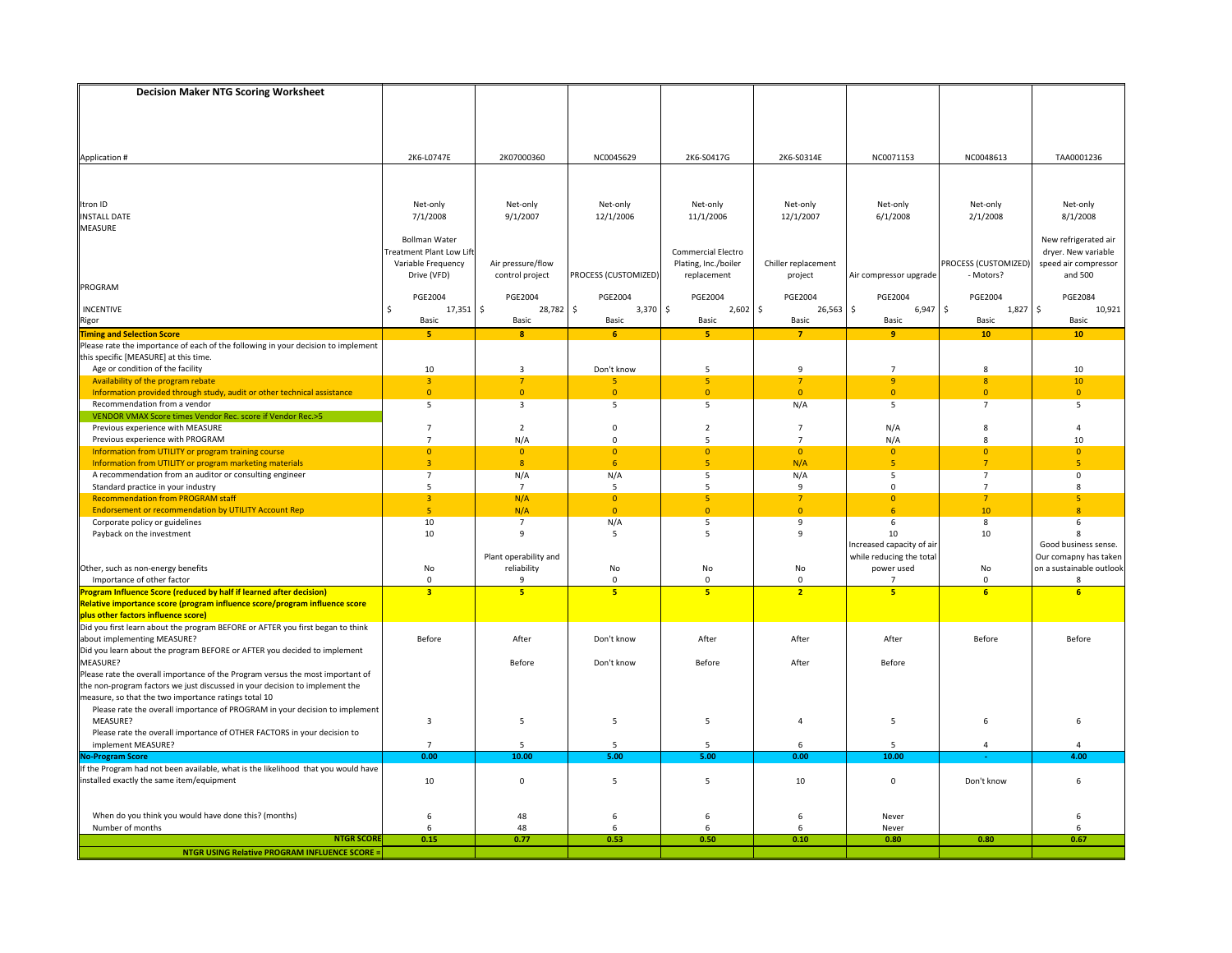## Decision Maker NTG Scoring Worksheet

| | | | | | | | | |
|---|---|---|---|---|---|---|---|---|
| Application # | 2K6-L0747E | 2K07000360 | NC0045629 | 2K6-S0417G | 2K6-S0314E | NC0071153 | NC0048613 | TAA0001236 |
| Itron ID | Net-only | Net-only | Net-only | Net-only | Net-only | Net-only | Net-only | Net-only |
| INSTALL DATE | 7/1/2008 | 9/1/2007 | 12/1/2006 | 11/1/2006 | 12/1/2007 | 6/1/2008 | 2/1/2008 | 8/1/2008 |
| MEASURE | Bollman Water Treatment Plant Low Lift Variable Frequency Drive (VFD) | Air pressure/flow control project | PROCESS (CUSTOMIZED) | Commercial Electro Plating, Inc./boiler replacement | Chiller replacement project | Air compressor upgrade | PROCESS (CUSTOMIZED) - Motors? | New refrigerated air dryer. New variable speed air compressor and 500 |
| PROGRAM | PGE2004 | PGE2004 | PGE2004 | PGE2004 | PGE2004 | PGE2004 | PGE2004 | PGE2084 |
| INCENTIVE | $ 17,351 | $ 28,782 | $ 3,370 | $ 2,602 | $ 26,563 | $ 6,947 | $ 1,827 | $ 10,921 |
| Rigor | Basic | Basic | Basic | Basic | Basic | Basic | Basic | Basic |
| **Timing and Selection Score** | **5** | **8** | **6** | **5** | **7** | **9** | **10** | **10** |
| Please rate the importance of each of the following in your decision to implement this specific [MEASURE] at this time. | | | | | | | | |
| Age or condition of the facility | 10 | 3 | Don't know | 5 | 9 | 7 | 8 | 10 |
| Availability of the program rebate | 3 | 7 | 5 | 5 | 7 | 9 | 8 | 10 |
| Information provided through study, audit or other technical assistance | 0 | 0 | 0 | 0 | 0 | 0 | 0 | 0 |
| Recommendation from a vendor | 5 | 3 | 5 | 5 | N/A | 5 | 7 | 5 |
| VENDOR VMAX Score times Vendor Rec. score if Vendor Rec.>5 | | | | | | | | |
| Previous experience with MEASURE | 7 | 2 | 0 | 2 | 7 | N/A | 8 | 4 |
| Previous experience with PROGRAM | 7 | N/A | 0 | 5 | 7 | N/A | 8 | 10 |
| Information from UTILITY or program training course | 0 | 0 | 0 | 0 | 0 | 0 | 0 | 0 |
| Information from UTILITY or program marketing materials | 3 | 8 | 6 | 5 | N/A | 5 | 7 | 5 |
| A recommendation from an auditor or consulting engineer | 7 | N/A | N/A | 5 | N/A | 5 | 7 | 0 |
| Standard practice in your industry | 5 | 7 | 5 | 5 | 9 | 0 | 7 | 8 |
| Recommendation from PROGRAM staff | 3 | N/A | 0 | 5 | 7 | 0 | 7 | 5 |
| Endorsement or recommendation by UTILITY Account Rep | 5 | N/A | 0 | 0 | 0 | 6 | 10 | 8 |
| Corporate policy or guidelines | 10 | 7 | N/A | 5 | 9 | 6 | 8 | 6 |
| Payback on the investment | 10 | 9 | 5 | 5 | 9 | 10 | 10 | 8 |
| Other, such as non-energy benefits | No | Plant operability and reliability | No | No | No | Increased capacity of air while reducing the total power used | No | Good business sense. Our comapny has taken on a sustainable outlook |
| Importance of other factor | 0 | 9 | 0 | 0 | 0 | 7 | 0 | 8 |
| **Program Influence Score (reduced by half if learned after decision)** | **3** | **5** | **5** | **5** | **2** | **5** | **6** | **6** |
| **Relative importance score (program influence score/program influence score plus other factors influence score)** | | | | | | | | |
| Did you first learn about the program BEFORE or AFTER you first began to think about implementing MEASURE? | Before | After | Don't know | After | After | After | Before | Before |
| Did you learn about the program BEFORE or AFTER you decided to implement MEASURE? | | Before | Don't know | Before | After | Before | | |
| Please rate the overall importance of the Program versus the most important of the non-program factors we just discussed in your decision to implement the measure, so that the two importance ratings total 10 | | | | | | | | |
| Please rate the overall importance of PROGRAM in your decision to implement MEASURE? | 3 | 5 | 5 | 5 | 4 | 5 | 6 | 6 |
| Please rate the overall importance of OTHER FACTORS in your decision to implement MEASURE? | 7 | 5 | 5 | 5 | 6 | 5 | 4 | 4 |
| **No-Program Score** | **0.00** | **10.00** | **5.00** | **5.00** | **0.00** | **10.00** | **-** | **4.00** |
| If the Program had not been available, what is the likelihood that you would have installed exactly the same item/equipment | 10 | 0 | 5 | 5 | 10 | 0 | Don't know | 6 |
| When do you think you would have done this? (months) | 6 | 48 | 6 | 6 | 6 | Never | | 6 |
| Number of months | 6 | 48 | 6 | 6 | 6 | Never | | 6 |
| **NTGR SCORE** | **0.15** | **0.77** | **0.53** | **0.50** | **0.10** | **0.80** | **0.80** | **0.67** |
| **NTGR USING Relative PROGRAM INFLUENCE SCORE =** | | | | | | | | |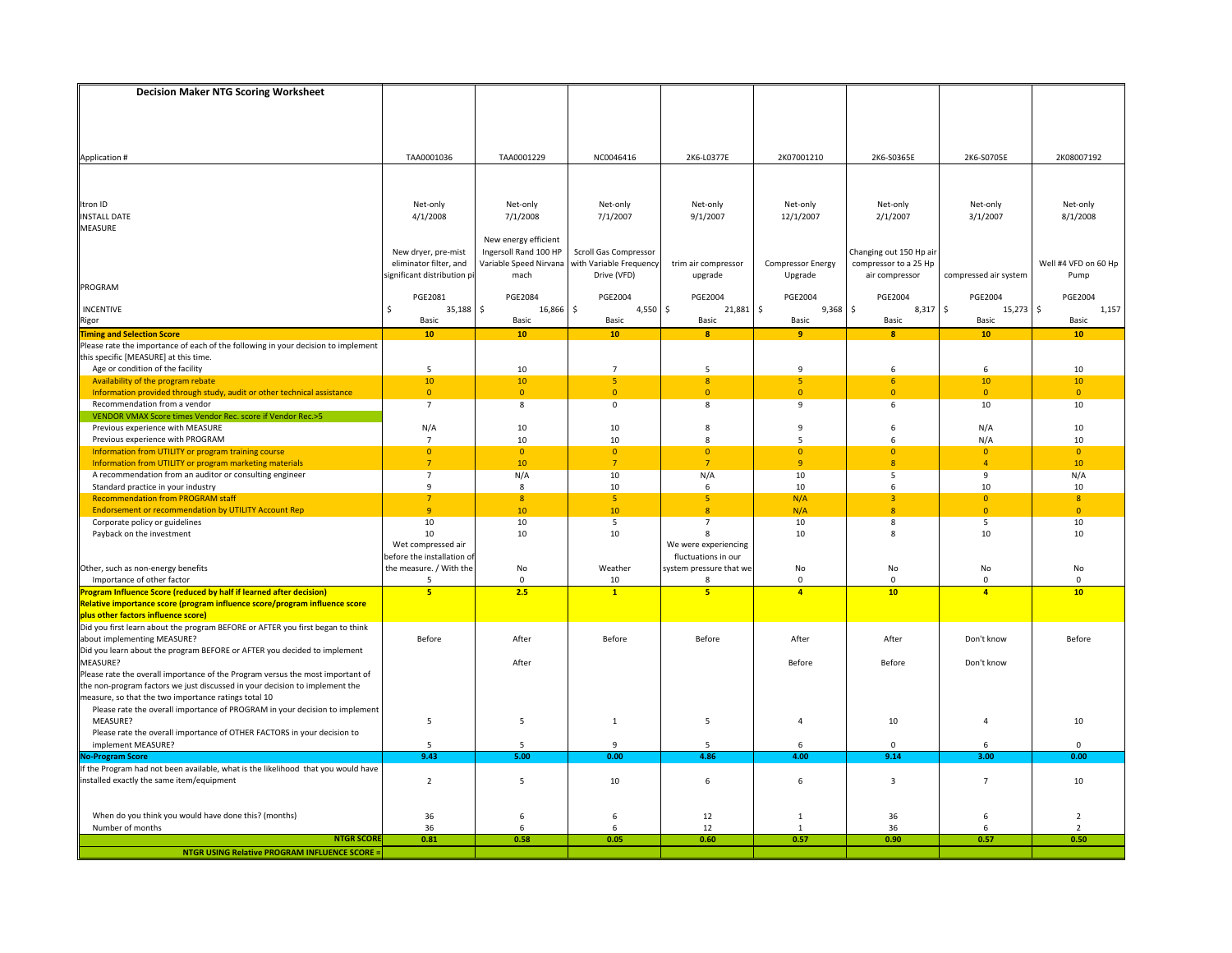| Decision Maker NTG Scoring Worksheet | | | | | | | | |
|---|---|---|---|---|---|---|---|---|
| Application # | TAA0001036 | TAA0001229 | NC0046416 | 2K6-L0377E | 2K07001210 | 2K6-S0365E | 2K6-S0705E | 2K08007192 |
| Itron ID | Net-only | Net-only | Net-only | Net-only | Net-only | Net-only | Net-only | Net-only |
| INSTALL DATE | 4/1/2008 | 7/1/2008 | 7/1/2007 | 9/1/2007 | 12/1/2007 | 2/1/2007 | 3/1/2007 | 8/1/2008 |
| MEASURE | New dryer, pre-mist eliminator filter, and significant distribution pi | New energy efficient Ingersoll Rand 100 HP Variable Speed Nirvana mach | Scroll Gas Compressor with Variable Frequency Drive (VFD) | trim air compressor upgrade | Compressor Energy Upgrade | Changing out 150 Hp air compressor to a 25 Hp air compressor | compressed air system | Well #4 VFD on 60 Hp Pump |
| PROGRAM | PGE2081 | PGE2084 | PGE2004 | PGE2004 | PGE2004 | PGE2004 | PGE2004 | PGE2004 |
| INCENTIVE | $ 35,188 | $ 16,866 | $ 4,550 | $ 21,881 | $ 9,368 | $ 8,317 | $ 15,273 | $ 1,157 |
| Rigor | Basic | Basic | Basic | Basic | Basic | Basic | Basic | Basic |
| **Timing and Selection Score** | **10** | **10** | **10** | **8** | **9** | **8** | **10** | **10** |
| Please rate the importance of each of the following in your decision to implement this specific [MEASURE] at this time. | | | | | | | | |
| Age or condition of the facility | 5 | 10 | 7 | 5 | 9 | 6 | 6 | 10 |
| Availability of the program rebate | 10 | 10 | 5 | 8 | 5 | 6 | 10 | 10 |
| Information provided through study, audit or other technical assistance | 0 | 0 | 0 | 0 | 0 | 0 | 0 | 0 |
| Recommendation from a vendor | 7 | 8 | 0 | 8 | 9 | 6 | 10 | 10 |
| VENDOR VMAX Score times Vendor Rec. score if Vendor Rec.>5 | | | | | | | | |
| Previous experience with MEASURE | N/A | 10 | 10 | 8 | 9 | 6 | N/A | 10 |
| Previous experience with PROGRAM | 7 | 10 | 10 | 8 | 5 | 6 | N/A | 10 |
| Information from UTILITY or program training course | 0 | 0 | 0 | 0 | 0 | 0 | 0 | 0 |
| Information from UTILITY or program marketing materials | 7 | 10 | 7 | 7 | 9 | 8 | 4 | 10 |
| A recommendation from an auditor or consulting engineer | 7 | N/A | 10 | N/A | 10 | 5 | 9 | N/A |
| Standard practice in your industry | 9 | 8 | 10 | 6 | 10 | 6 | 10 | 10 |
| Recommendation from PROGRAM staff | 7 | 8 | 5 | 5 | N/A | 3 | 0 | 8 |
| Endorsement or recommendation by UTILITY Account Rep | 9 | 10 | 10 | 8 | N/A | 8 | 0 | 0 |
| Corporate policy or guidelines | 10 | 10 | 5 | 7 | 10 | 8 | 5 | 10 |
| Payback on the investment | 10 | 10 | 10 | 8 | 10 | 8 | 10 | 10 |
| Other, such as non-energy benefits | Wet compressed air before the installation of the measure. / With the | No | Weather | We were experiencing fluctuations in our system pressure that we | No | No | No | No |
| Importance of other factor | 5 | 0 | 10 | 8 | 0 | 0 | 0 | 0 |
| **Program Influence Score (reduced by half if learned after decision)** | **5** | **2.5** | **1** | **5** | **4** | **10** | **4** | **10** |
| **Relative importance score (program influence score/program influence score plus other factors influence score)** | | | | | | | | |
| Did you first learn about the program BEFORE or AFTER you first began to think about implementing MEASURE? | Before | After | Before | Before | After | After | Don't know | Before |
| Did you learn about the program BEFORE or AFTER you decided to implement MEASURE? | | After | | | Before | Before | Don't know | |
| Please rate the overall importance of the Program versus the most important of the non-program factors we just discussed in your decision to implement the measure, so that the two importance ratings total 10 | | | | | | | | |
| Please rate the overall importance of PROGRAM in your decision to implement MEASURE? | 5 | 5 | 1 | 5 | 4 | 10 | 4 | 10 |
| Please rate the overall importance of OTHER FACTORS in your decision to implement MEASURE? | 5 | 5 | 9 | 5 | 6 | 0 | 6 | 0 |
| **No-Program Score** | **9.43** | **5.00** | **0.00** | **4.86** | **4.00** | **9.14** | **3.00** | **0.00** |
| If the Program had not been available, what is the likelihood that you would have installed exactly the same item/equipment | 2 | 5 | 10 | 6 | 6 | 3 | 7 | 10 |
| When do you think you would have done this? (months) | 36 | 6 | 6 | 12 | 1 | 36 | 6 | 2 |
| Number of months | 36 | 6 | 6 | 12 | 1 | 36 | 6 | 2 |
| **NTGR SCORE** | **0.81** | **0.58** | **0.05** | **0.60** | **0.57** | **0.90** | **0.57** | **0.50** |
| **NTGR USING Relative PROGRAM INFLUENCE SCORE =** | | | | | | | | |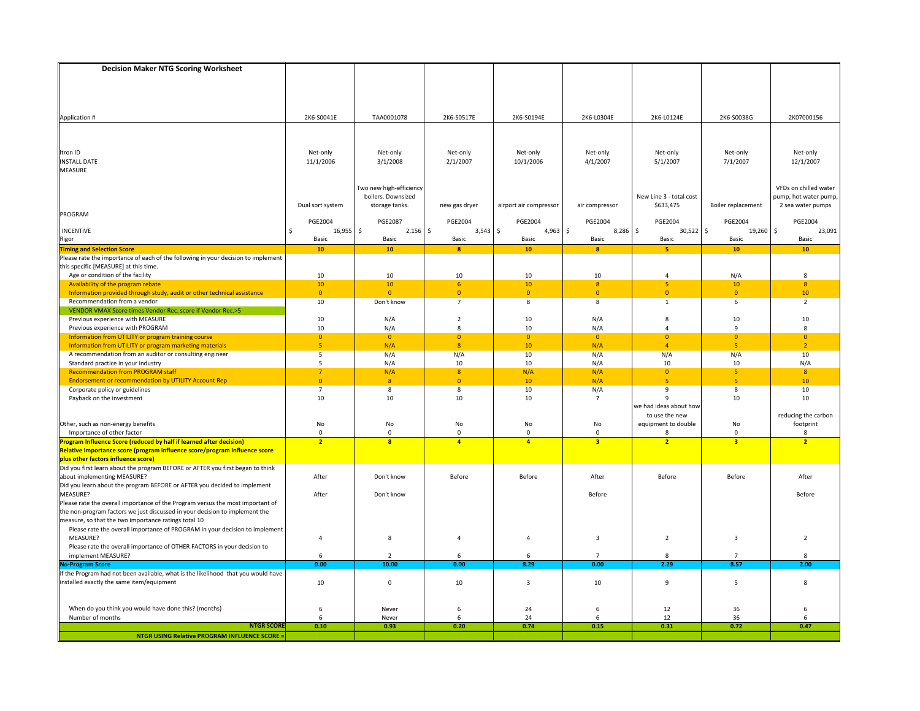# Decision Maker NTG Scoring Worksheet

| Application # | 2K6-S0041E | TAA0001078 | 2K6-S0517E | 2K6-S0194E | 2K6-L0304E | 2K6-L0124E | 2K6-S0038G | 2K07000156 |
|---|---|---|---|---|---|---|---|---|
| Itron ID | Net-only | Net-only | Net-only | Net-only | Net-only | Net-only | Net-only | Net-only |
| INSTALL DATE | 11/1/2006 | 3/1/2008 | 2/1/2007 | 10/1/2006 | 4/1/2007 | 5/1/2007 | 7/1/2007 | 12/1/2007 |
| MEASURE | Dual sort system | Two new high-efficiency boilers. Downsized storage tanks. | new gas dryer | airport air compressor | air compressor | New Line 3 - total cost $633,475 | Boiler replacement | VFDs on chilled water pump, hot water pump, 2 sea water pumps |
| PROGRAM | PGE2004 | PGE2087 | PGE2004 | PGE2004 | PGE2004 | PGE2004 | PGE2004 | PGE2004 |
| INCENTIVE | $ 16,955 | $ 2,156 | $ 3,543 | $ 4,963 | $ 8,286 | $ 30,522 | $ 19,260 | $ 23,091 |
| Rigor | Basic | Basic | Basic | Basic | Basic | Basic | Basic | Basic |
| **Timing and Selection Score** | **10** | **10** | **8** | **10** | **8** | **5** | **10** | **10** |
| Please rate the importance of each of the following in your decision to implement this specific [MEASURE] at this time. | | | | | | | | |
| Age or condition of the facility | 10 | 10 | 10 | 10 | 10 | 4 | N/A | 8 |
| Availability of the program rebate | 10 | 10 | 6 | 10 | 8 | 5 | 10 | 8 |
| Information provided through study, audit or other technical assistance | 0 | 0 | 0 | 0 | 0 | 0 | 0 | 10 |
| Recommendation from a vendor | 10 | Don't know | 7 | 8 | 8 | 1 | 6 | 2 |
| VENDOR VMAX Score times Vendor Rec. score if Vendor Rec.>5 | | | | | | | | |
| Previous experience with MEASURE | 10 | N/A | 2 | 10 | N/A | 8 | 10 | 10 |
| Previous experience with PROGRAM | 10 | N/A | 8 | 10 | N/A | 4 | 9 | 8 |
| Information from UTILITY or program training course | 0 | 0 | 0 | 0 | 0 | 0 | 0 | 0 |
| Information from UTILITY or program marketing materials | 5 | N/A | 8 | 10 | N/A | 4 | 5 | 2 |
| A recommendation from an auditor or consulting engineer | 5 | N/A | N/A | 10 | N/A | N/A | N/A | 10 |
| Standard practice in your industry | 5 | N/A | 10 | 10 | N/A | 10 | 10 | N/A |
| Recommendation from PROGRAM staff | 7 | N/A | 8 | N/A | N/A | 0 | 5 | 8 |
| Endorsement or recommendation by UTILITY Account Rep | 0 | 8 | 0 | 10 | N/A | 5 | 5 | 10 |
| Corporate policy or guidelines | 7 | 8 | 8 | 10 | N/A | 9 | 8 | 10 |
| Payback on the investment | 10 | 10 | 10 | 10 | 7 | 9 | 10 | 10 |
| Other, such as non-energy benefits | No | No | No | No | No | we had ideas about how to use the new equipment to double | No | reducing the carbon footprint |
| Importance of other factor | 0 | 0 | 0 | 0 | 0 | 8 | 0 | 8 |
| **Program Influence Score (reduced by half if learned after decision)** | **2** | **8** | **4** | **4** | **3** | **2** | **3** | **2** |
| **Relative importance score (program influence score/program influence score plus other factors influence score)** | | | | | | | | |
| Did you first learn about the program BEFORE or AFTER you first began to think about implementing MEASURE? | After | Don't know | Before | Before | After | Before | Before | After |
| Did you learn about the program BEFORE or AFTER you decided to implement MEASURE? | After | Don't know | | | Before | | | Before |
| Please rate the overall importance of the Program versus the most important of the non-program factors we just discussed in your decision to implement the measure, so that the two importance ratings total 10 | | | | | | | | |
| Please rate the overall importance of PROGRAM in your decision to implement MEASURE? | 4 | 8 | 4 | 4 | 3 | 2 | 3 | 2 |
| Please rate the overall importance of OTHER FACTORS in your decision to implement MEASURE? | 6 | 2 | 6 | 6 | 7 | 8 | 7 | 8 |
| **No-Program Score** | **0.00** | **10.00** | **0.00** | **8.29** | **0.00** | **2.29** | **8.57** | **2.00** |
| If the Program had not been available, what is the likelihood that you would have installed exactly the same item/equipment | 10 | 0 | 10 | 3 | 10 | 9 | 5 | 8 |
| When do you think you would have done this? (months) | 6 | Never | 6 | 24 | 6 | 12 | 36 | 6 |
| Number of months | 6 | Never | 6 | 24 | 6 | 12 | 36 | 6 |
| **NTGR SCORE** | **0.10** | **0.93** | **0.20** | **0.74** | **0.15** | **0.31** | **0.72** | **0.47** |
| **NTGR USING Relative PROGRAM INFLUENCE SCORE =** | | | | | | | | |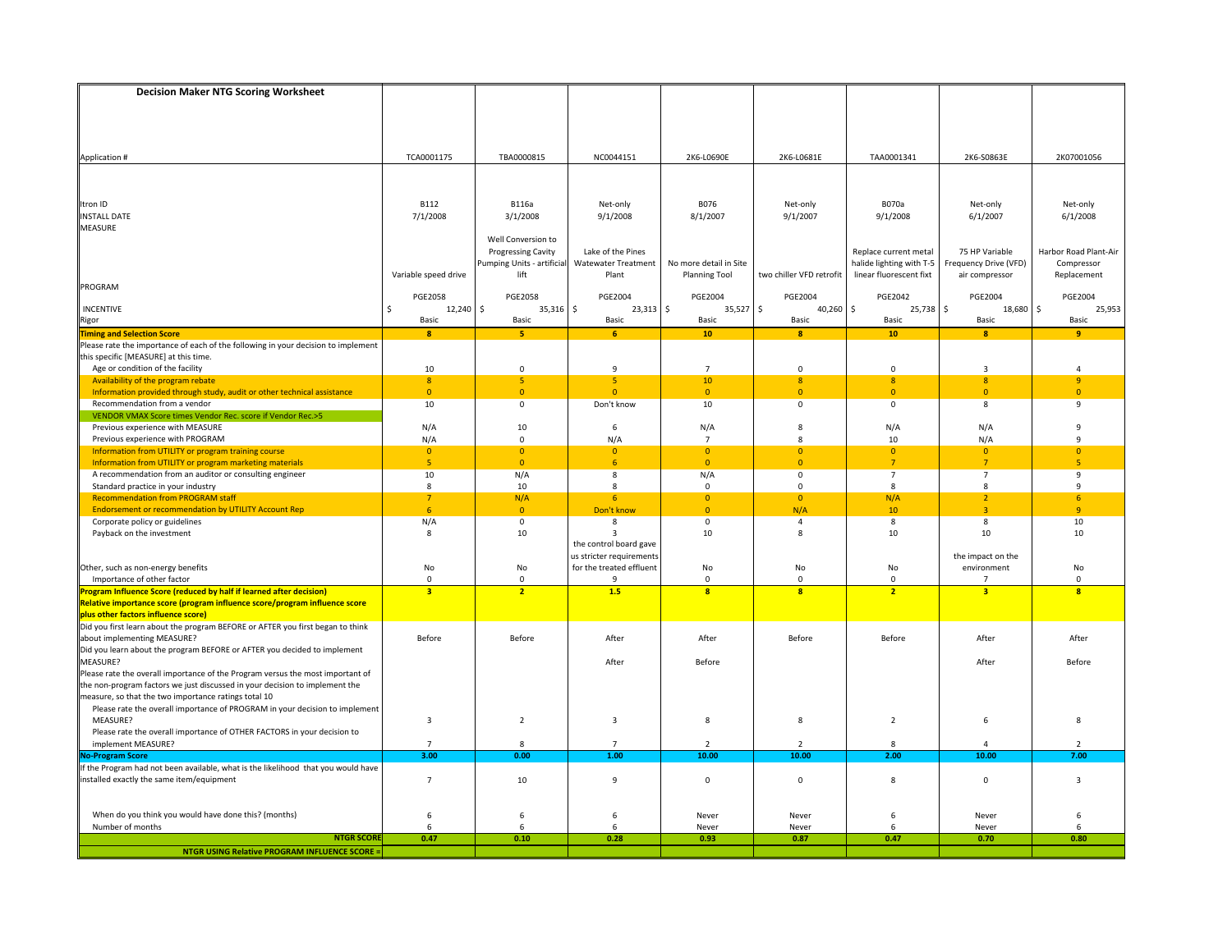| Decision Maker NTG Scoring Worksheet | | | | | | | | |
|---|---|---|---|---|---|---|---|---|
| Application # | TCA0001175 | TBA0000815 | NC0044151 | 2K6-L0690E | 2K6-L0681E | TAA0001341 | 2K6-S0863E | 2K07001056 |
| Itron ID | B112 | B116a | Net-only | B076 | Net-only | B070a | Net-only | Net-only |
| INSTALL DATE | 7/1/2008 | 3/1/2008 | 9/1/2008 | 8/1/2007 | 9/1/2007 | 9/1/2008 | 6/1/2007 | 6/1/2008 |
| MEASURE | Variable speed drive | Well Conversion to Progressing Cavity Pumping Units - artificial lift | Lake of the Pines Watewater Treatment Plant | No more detail in Site Planning Tool | two chiller VFD retrofit | Replace current metal halide lighting with T-5 linear fluorescent fixt | 75 HP Variable Frequency Drive (VFD) air compressor | Harbor Road Plant-Air Compressor Replacement |
| PROGRAM | PGE2058 | PGE2058 | PGE2004 | PGE2004 | PGE2004 | PGE2042 | PGE2004 | PGE2004 |
| INCENTIVE | $ 12,240 | $ 35,316 | $ 23,313 | $ 35,527 | $ 40,260 | $ 25,738 | $ 18,680 | $ 25,953 |
| Rigor | Basic | Basic | Basic | Basic | Basic | Basic | Basic | Basic |
| **Timing and Selection Score** | **8** | **5** | **6** | **10** | **8** | **10** | **8** | **9** |
| Please rate the importance of each of the following in your decision to implement this specific [MEASURE] at this time. | | | | | | | | |
| Age or condition of the facility | 10 | 0 | 9 | 7 | 0 | 0 | 3 | 4 |
| Availability of the program rebate | 8 | 5 | 5 | 10 | 8 | 8 | 8 | 9 |
| Information provided through study, audit or other technical assistance | 0 | 0 | 0 | 0 | 0 | 0 | 0 | 0 |
| Recommendation from a vendor | 10 | 0 | Don't know | 10 | 0 | 0 | 8 | 9 |
| VENDOR VMAX Score times Vendor Rec. score if Vendor Rec.>5 | | | | | | | | |
| Previous experience with MEASURE | N/A | 10 | 6 | N/A | 8 | N/A | N/A | 9 |
| Previous experience with PROGRAM | N/A | 0 | N/A | 7 | 8 | 10 | N/A | 9 |
| Information from UTILITY or program training course | 0 | 0 | 0 | 0 | 0 | 0 | 0 | 0 |
| Information from UTILITY or program marketing materials | 5 | 0 | 6 | 0 | 0 | 7 | 7 | 5 |
| A recommendation from an auditor or consulting engineer | 10 | N/A | 8 | N/A | 0 | 7 | 7 | 9 |
| Standard practice in your industry | 8 | 10 | 8 | 0 | 0 | 8 | 8 | 9 |
| Recommendation from PROGRAM staff | 7 | N/A | 6 | 0 | 0 | N/A | 2 | 6 |
| Endorsement or recommendation by UTILITY Account Rep | 6 | 0 | Don't know | 0 | N/A | 10 | 3 | 9 |
| Corporate policy or guidelines | N/A | 0 | 8 | 0 | 4 | 8 | 8 | 10 |
| Payback on the investment | 8 | 10 | 3 | 10 | 8 | 10 | 10 | 10 |
| Other, such as non-energy benefits | No | No | the control board gave us stricter requirements for the treated effluent | No | No | No | the impact on the environment | No |
| Importance of other factor | 0 | 0 | 9 | 0 | 0 | 0 | 7 | 0 |
| **Program Influence Score (reduced by half if learned after decision)** | **3** | **2** | **1.5** | **8** | **8** | **2** | **3** | **8** |
| **Relative importance score (program influence score/program influence score plus other factors influence score)** | | | | | | | | |
| Did you first learn about the program BEFORE or AFTER you first began to think about implementing MEASURE? | Before | Before | After | After | Before | Before | After | After |
| Did you learn about the program BEFORE or AFTER you decided to implement MEASURE? | | | After | Before | | | After | Before |
| Please rate the overall importance of the Program versus the most important of the non-program factors we just discussed in your decision to implement the measure, so that the two importance ratings total 10 | | | | | | | | |
| Please rate the overall importance of PROGRAM in your decision to implement MEASURE? | 3 | 2 | 3 | 8 | 8 | 2 | 6 | 8 |
| Please rate the overall importance of OTHER FACTORS in your decision to implement MEASURE? | 7 | 8 | 7 | 2 | 2 | 8 | 4 | 2 |
| **No-Program Score** | **3.00** | **0.00** | **1.00** | **10.00** | **10.00** | **2.00** | **10.00** | **7.00** |
| If the Program had not been available, what is the likelihood that you would have installed exactly the same item/equipment | 7 | 10 | 9 | 0 | 0 | 8 | 0 | 3 |
| When do you think you would have done this? (months) | 6 | 6 | 6 | Never | Never | 6 | Never | 6 |
| Number of months | 6 | 6 | 6 | Never | Never | 6 | Never | 6 |
| **NTGR SCORE** | **0.47** | **0.10** | **0.28** | **0.93** | **0.87** | **0.47** | **0.70** | **0.80** |
| **NTGR USING Relative PROGRAM INFLUENCE SCORE =** | | | | | | | | |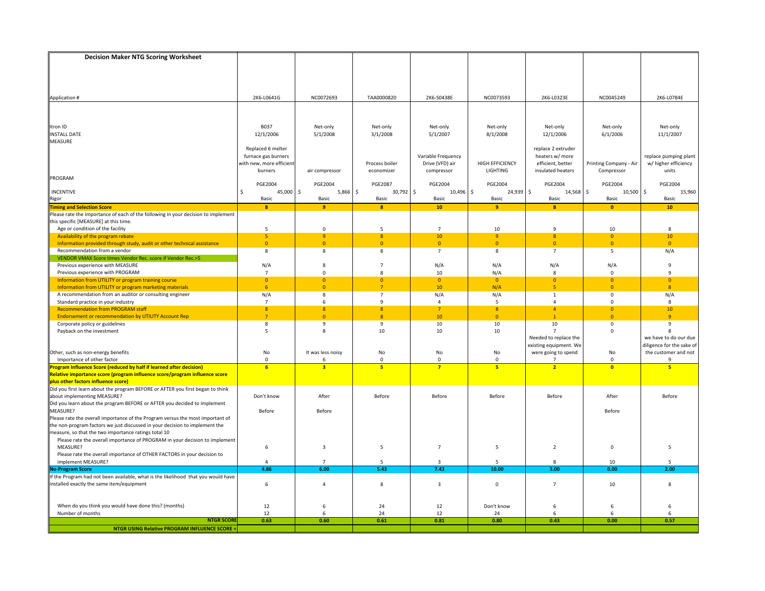| Decision Maker NTG Scoring Worksheet | | | | | | | | |
|---|---|---|---|---|---|---|---|---|
| Application # | 2K6-L0641G | NC0072693 | TAA0000820 | 2K6-S0438E | NC0073593 | 2K6-L0323E | NC0045249 | 2K6-L0784E |
| Itron ID | B037 | Net-only | Net-only | Net-only | Net-only | Net-only | Net-only | Net-only |
| INSTALL DATE | 12/1/2006 | 5/1/2008 | 3/1/2008 | 5/1/2007 | 8/1/2008 | 12/1/2006 | 6/1/2006 | 11/1/2007 |
| MEASURE | Replaced 6 melter furnace gas burners with new, more efficient burners | air compressor | Process boiler economizer | Variable Frequency Drive (VFD) air compressor | HIGH EFFICIENCY LIGHTING | replace 2 extruder heaters w/ more efficient, better insulated heaters | Printing Company - Air Compressor | replace pumping plant w/ higher efficiency units |
| PROGRAM | PGE2004 | PGE2004 | PGE2087 | PGE2004 | PGE2004 | PGE2004 | PGE2004 | PGE2004 |
| INCENTIVE | $ 45,000 | $ 5,866 | $ 30,792 | $ 10,496 | $ 24,939 | $ 14,568 | $ 10,500 | $ 15,960 |
| Rigor | Basic | Basic | Basic | Basic | Basic | Basic | Basic | Basic |
| **Timing and Selection Score** | **8** | **9** | **8** | **10** | **9** | **8** | **0** | **10** |
| Please rate the importance of each of the following in your decision to implement this specific [MEASURE] at this time. | | | | | | | | |
| Age or condition of the facility | 5 | 0 | 5 | 7 | 10 | 9 | 10 | 8 |
| Availability of the program rebate | 5 | 9 | 8 | 10 | 9 | 8 | 0 | 10 |
| Information provided through study, audit or other technical assistance | 0 | 0 | 0 | 0 | 0 | 0 | 0 | 0 |
| Recommendation from a vendor | 8 | 8 | 8 | 7 | 8 | 7 | 5 | N/A |
| VENDOR VMAX Score times Vendor Rec. score if Vendor Rec.>5 | | | | | | | | |
| Previous experience with MEASURE | N/A | 8 | 7 | N/A | N/A | N/A | N/A | 9 |
| Previous experience with PROGRAM | 7 | 0 | 8 | 10 | N/A | 8 | 0 | 9 |
| Information from UTILITY or program training course | 0 | 0 | 0 | 0 | 0 | 0 | 0 | 0 |
| Information from UTILITY or program marketing materials | 6 | 0 | 7 | 10 | N/A | 5 | 0 | 8 |
| A recommendation from an auditor or consulting engineer | N/A | 8 | 7 | N/A | N/A | 1 | 0 | N/A |
| Standard practice in your industry | 7 | 6 | 9 | 4 | 5 | 4 | 0 | 8 |
| Recommendation from PROGRAM staff | 8 | 8 | 8 | 7 | 8 | 4 | 0 | 10 |
| Endorsement or recommendation by UTILITY Account Rep | 7 | 0 | 8 | 10 | 0 | 1 | 0 | 9 |
| Corporate policy or guidelines | 8 | 9 | 9 | 10 | 10 | 10 | 0 | 9 |
| Payback on the investment | 5 | 8 | 10 | 10 | 10 | 7 | 0 | 8 |
| Other, such as non-energy benefits | No | It was less noisy | No | No | No | Needed to replace the existing equipment. We were going to spend | No | we have to do our due diligence for the sake of the customer and not |
| Importance of other factor | 0 | 6 | 0 | 0 | 0 | 7 | 0 | 9 |
| **Program Influence Score (reduced by half if learned after decision)** | **6** | **3** | **5** | **7** | **5** | **2** | **0** | **5** |
| **Relative importance score (program influence score/program influence score plus other factors influence score)** | | | | | | | | |
| Did you first learn about the program BEFORE or AFTER you first began to think about implementing MEASURE? | Don't know | After | Before | Before | Before | Before | After | Before |
| Did you learn about the program BEFORE or AFTER you decided to implement MEASURE? | Before | Before | | | | | Before | |
| Please rate the overall importance of the Program versus the most important of the non-program factors we just discussed in your decision to implement the measure, so that the two importance ratings total 10 | | | | | | | | |
| Please rate the overall importance of PROGRAM in your decision to implement MEASURE? | 6 | 3 | 5 | 7 | 5 | 2 | 0 | 5 |
| Please rate the overall importance of OTHER FACTORS in your decision to implement MEASURE? | 4 | 7 | 5 | 3 | 5 | 8 | 10 | 5 |
| **No-Program Score** | **4.86** | **6.00** | **5.43** | **7.43** | **10.00** | **3.00** | **0.00** | **2.00** |
| If the Program had not been available, what is the likelihood that you would have installed exactly the same item/equipment | 6 | 4 | 8 | 3 | 0 | 7 | 10 | 8 |
| When do you think you would have done this? (months) | 12 | 6 | 24 | 12 | Don't know | 6 | 6 | 6 |
| Number of months | 12 | 6 | 24 | 12 | 24 | 6 | 6 | 6 |
| **NTGR SCORE** | **0.63** | **0.60** | **0.61** | **0.81** | **0.80** | **0.43** | **0.00** | **0.57** |
| **NTGR USING Relative PROGRAM INFLUENCE SCORE =** | | | | | | | | |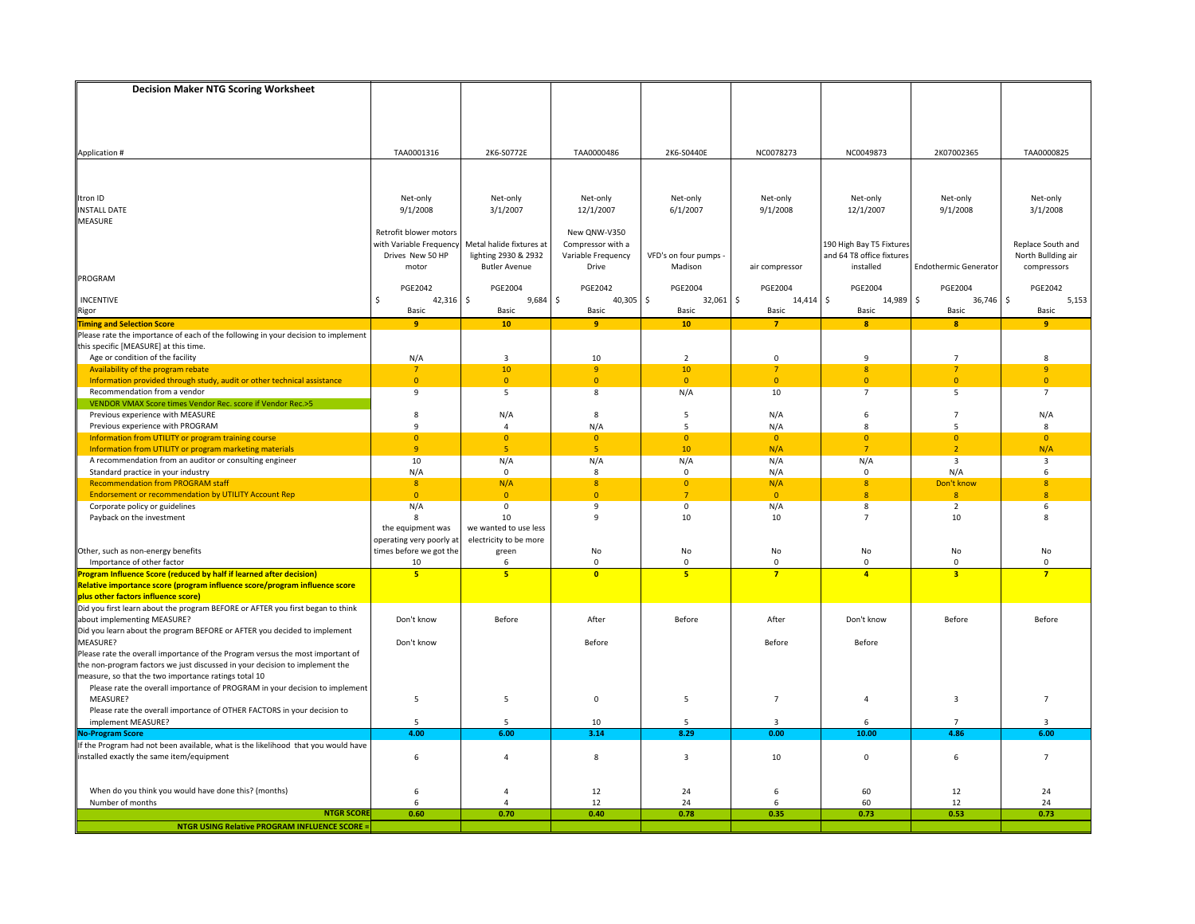**Decision Maker NTG Scoring Worksheet**

| Application # | TAA0001316 | 2K6-S0772E | TAA0000486 | 2K6-S0440E | NC0078273 | NC0049873 | 2K07002365 | TAA0000825 |
|---|---|---|---|---|---|---|---|---|
| Itron ID | Net-only | Net-only | Net-only | Net-only | Net-only | Net-only | Net-only | Net-only |
| INSTALL DATE | 9/1/2008 | 3/1/2007 | 12/1/2007 | 6/1/2007 | 9/1/2008 | 12/1/2007 | 9/1/2008 | 3/1/2008 |
| MEASURE | Retrofit blower motors with Variable Frequency Drives New 50 HP motor | Metal halide fixtures at lighting 2930 & 2932 Butler Avenue | New QNW-V350 Compressor with a Variable Frequency Drive | VFD's on four pumps - Madison | air compressor | 190 High Bay T5 Fixtures and 64 T8 office fixtures installed | Endothermic Generator | Replace South and North Building air compressors |
| PROGRAM | PGE2042 | PGE2004 | PGE2042 | PGE2004 | PGE2004 | PGE2004 | PGE2004 | PGE2042 |
| INCENTIVE | $ 42,316 | $ 9,684 | $ 40,305 | $ 32,061 | $ 14,414 | $ 14,989 | $ 36,746 | $ 5,153 |
| Rigor | Basic | Basic | Basic | Basic | Basic | Basic | Basic | Basic |
| **Timing and Selection Score** | **9** | **10** | **9** | **10** | **7** | **8** | **8** | **9** |
| Please rate the importance of each of the following in your decision to implement this specific [MEASURE] at this time. | | | | | | | | |
| Age or condition of the facility | N/A | 3 | 10 | 2 | 0 | 9 | 7 | 8 |
| Availability of the program rebate | 7 | 10 | 9 | 10 | 7 | 8 | 7 | 9 |
| Information provided through study, audit or other technical assistance | 0 | 0 | 0 | 0 | 0 | 0 | 0 | 0 |
| Recommendation from a vendor | 9 | 5 | 8 | N/A | 10 | 7 | 5 | 7 |
| VENDOR VMAX Score times Vendor Rec. score if Vendor Rec.>5 | | | | | | | | |
| Previous experience with MEASURE | 8 | N/A | 8 | 5 | N/A | 6 | 7 | N/A |
| Previous experience with PROGRAM | 9 | 4 | N/A | 5 | N/A | 8 | 5 | 8 |
| Information from UTILITY or program training course | 0 | 0 | 0 | 0 | 0 | 0 | 0 | 0 |
| Information from UTILITY or program marketing materials | 9 | 5 | 5 | 10 | N/A | 7 | 2 | N/A |
| A recommendation from an auditor or consulting engineer | 10 | N/A | N/A | N/A | N/A | N/A | 3 | 3 |
| Standard practice in your industry | N/A | 0 | 8 | 0 | N/A | 0 | N/A | 6 |
| Recommendation from PROGRAM staff | 8 | N/A | 8 | 0 | N/A | 8 | Don't know | 8 |
| Endorsement or recommendation by UTILITY Account Rep | 0 | 0 | 0 | 7 | 0 | 8 | 8 | 8 |
| Corporate policy or guidelines | N/A | 0 | 9 | 0 | N/A | 8 | 2 | 6 |
| Payback on the investment | 8 | 10 | 9 | 10 | 10 | 7 | 10 | 8 |
| Other, such as non-energy benefits | the equipment was operating very poorly at times before we got the | we wanted to use less electricity to be more green | No | No | No | No | No | No |
| Importance of other factor | 10 | 6 | 0 | 0 | 0 | 0 | 0 | 0 |
| **Program Influence Score (reduced by half if learned after decision)** | **5** | **5** | **0** | **5** | **7** | **4** | **3** | **7** |
| **Relative importance score (program influence score/program influence score plus other factors influence score)** | | | | | | | | |
| Did you first learn about the program BEFORE or AFTER you first began to think about implementing MEASURE? | Don't know | Before | After | Before | After | Don't know | Before | Before |
| Did you learn about the program BEFORE or AFTER you decided to implement MEASURE? | Don't know | | Before | | Before | Before | | |
| Please rate the overall importance of the Program versus the most important of the non-program factors we just discussed in your decision to implement the measure, so that the two importance ratings total 10 | | | | | | | | |
| Please rate the overall importance of PROGRAM in your decision to implement MEASURE? | 5 | 5 | 0 | 5 | 7 | 4 | 3 | 7 |
| Please rate the overall importance of OTHER FACTORS in your decision to implement MEASURE? | 5 | 5 | 10 | 5 | 3 | 6 | 7 | 3 |
| **No-Program Score** | **4.00** | **6.00** | **3.14** | **8.29** | **0.00** | **10.00** | **4.86** | **6.00** |
| If the Program had not been available, what is the likelihood that you would have installed exactly the same item/equipment | 6 | 4 | 8 | 3 | 10 | 0 | 6 | 7 |
| When do you think you would have done this? (months) | 6 | 4 | 12 | 24 | 6 | 60 | 12 | 24 |
| Number of months | 6 | 4 | 12 | 24 | 6 | 60 | 12 | 24 |
| **NTGR SCORE** | **0.60** | **0.70** | **0.40** | **0.78** | **0.35** | **0.73** | **0.53** | **0.73** |
| **NTGR USING Relative PROGRAM INFLUENCE SCORE =** | | | | | | | | |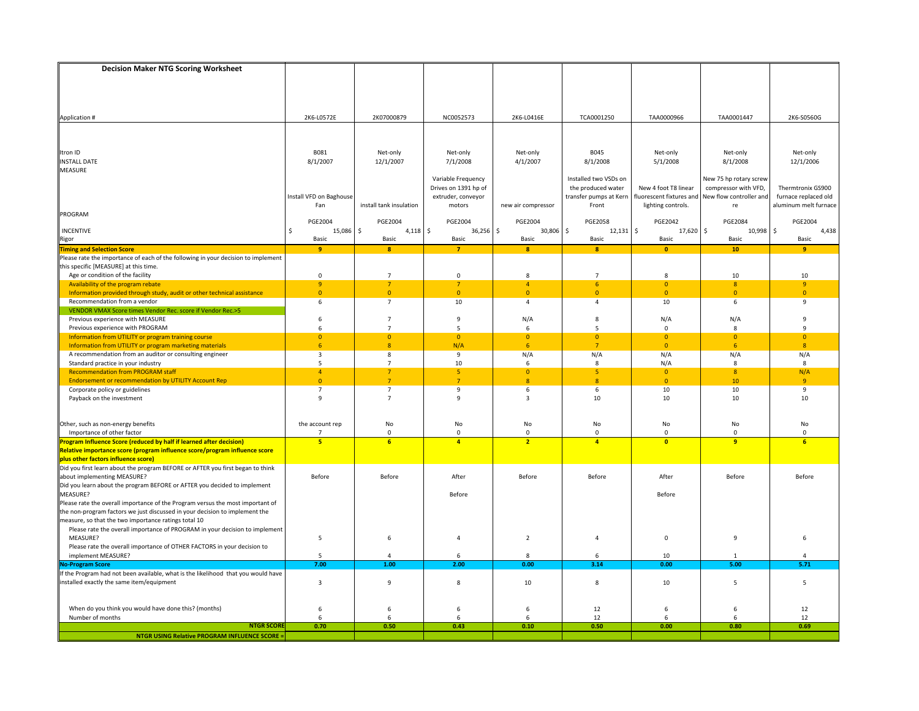| Decision Maker NTG Scoring Worksheet | | | | | | | | |
|---|---|---|---|---|---|---|---|---|
| Application # | 2K6-L0572E | 2K07000879 | NC0052573 | 2K6-L0416E | TCA0001250 | TAA0000966 | TAA0001447 | 2K6-S0560G |
| Itron ID | B081 | Net-only | Net-only | Net-only | B045 | Net-only | Net-only | Net-only |
| INSTALL DATE | 8/1/2007 | 12/1/2007 | 7/1/2008 | 4/1/2007 | 8/1/2008 | 5/1/2008 | 8/1/2008 | 12/1/2006 |
| MEASURE | Install VFD on Baghouse Fan | install tank insulation | Variable Frequency Drives on 1391 hp of extruder, conveyor motors | new air compressor | Installed two VSDs on the produced water transfer pumps at Kern Front | New 4 foot T8 linear fluorescent fixtures and lighting controls. | New 75 hp rotary screw compressor with VFD, New flow controller and re | Thermtronix GS900 furnace replaced old aluminum melt furnace |
| PROGRAM | PGE2004 | PGE2004 | PGE2004 | PGE2004 | PGE2058 | PGE2042 | PGE2084 | PGE2004 |
| INCENTIVE | $ 15,086 | $ 4,118 | $ 36,256 | $ 30,806 | $ 12,131 | $ 17,620 | $ 10,998 | $ 4,438 |
| Rigor | Basic | Basic | Basic | Basic | Basic | Basic | Basic | Basic |
| **Timing and Selection Score** | **9** | **8** | **7** | **8** | **8** | **0** | **10** | **9** |
| Please rate the importance of each of the following in your decision to implement this specific [MEASURE] at this time. | | | | | | | | |
| Age or condition of the facility | 0 | 7 | 0 | 8 | 7 | 8 | 10 | 10 |
| Availability of the program rebate | 9 | 7 | 7 | 4 | 6 | 0 | 8 | 9 |
| Information provided through study, audit or other technical assistance | 0 | 0 | 0 | 0 | 0 | 0 | 0 | 0 |
| Recommendation from a vendor | 6 | 7 | 10 | 4 | 4 | 10 | 6 | 9 |
| VENDOR VMAX Score times Vendor Rec. score if Vendor Rec.>5 | | | | | | | | |
| Previous experience with MEASURE | 6 | 7 | 9 | N/A | 8 | N/A | N/A | 9 |
| Previous experience with PROGRAM | 6 | 7 | 5 | 6 | 5 | 0 | 8 | 9 |
| Information from UTILITY or program training course | 0 | 0 | 0 | 0 | 0 | 0 | 0 | 0 |
| Information from UTILITY or program marketing materials | 6 | 8 | N/A | 6 | 7 | 0 | 6 | 8 |
| A recommendation from an auditor or consulting engineer | 3 | 8 | 9 | N/A | N/A | N/A | N/A | N/A |
| Standard practice in your industry | 5 | 7 | 10 | 6 | 8 | N/A | 8 | 8 |
| Recommendation from PROGRAM staff | 4 | 7 | 5 | 0 | 5 | 0 | 8 | N/A |
| Endorsement or recommendation by UTILITY Account Rep | 0 | 7 | 7 | 8 | 8 | 0 | 10 | 9 |
| Corporate policy or guidelines | 7 | 7 | 9 | 6 | 6 | 10 | 10 | 9 |
| Payback on the investment | 9 | 7 | 9 | 3 | 10 | 10 | 10 | 10 |
| Other, such as non-energy benefits | the account rep | No | No | No | No | No | No | No |
| Importance of other factor | 7 | 0 | 0 | 0 | 0 | 0 | 0 | 0 |
| **Program Influence Score (reduced by half if learned after decision)** | **5** | **6** | **4** | **2** | **4** | **0** | **9** | **6** |
| **Relative importance score (program influence score/program influence score plus other factors influence score)** | | | | | | | | |
| Did you first learn about the program BEFORE or AFTER you first began to think about implementing MEASURE? | Before | Before | After | Before | Before | After | Before | Before |
| Did you learn about the program BEFORE or AFTER you decided to implement MEASURE? | | | Before | | | Before | | |
| Please rate the overall importance of the Program versus the most important of the non-program factors we just discussed in your decision to implement the measure, so that the two importance ratings total 10 | | | | | | | | |
| Please rate the overall importance of PROGRAM in your decision to implement MEASURE? | 5 | 6 | 4 | 2 | 4 | 0 | 9 | 6 |
| Please rate the overall importance of OTHER FACTORS in your decision to implement MEASURE? | 5 | 4 | 6 | 8 | 6 | 10 | 1 | 4 |
| **No-Program Score** | **7.00** | **1.00** | **2.00** | **0.00** | **3.14** | **0.00** | **5.00** | **5.71** |
| If the Program had not been available, what is the likelihood that you would have installed exactly the same item/equipment | 3 | 9 | 8 | 10 | 8 | 10 | 5 | 5 |
| When do you think you would have done this? (months) | 6 | 6 | 6 | 6 | 12 | 6 | 6 | 12 |
| Number of months | 6 | 6 | 6 | 6 | 12 | 6 | 6 | 12 |
| **NTGR SCORE** | **0.70** | **0.50** | **0.43** | **0.10** | **0.50** | **0.00** | **0.80** | **0.69** |
| **NTGR USING Relative PROGRAM INFLUENCE SCORE =** | | | | | | | | |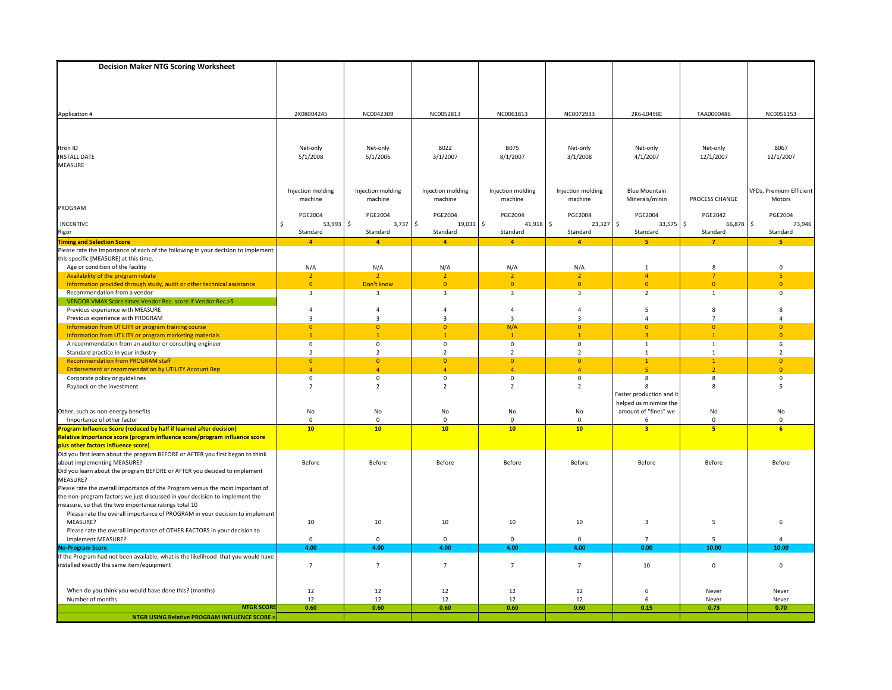# Decision Maker NTG Scoring Worksheet

| Application # | 2K08004245 | NC0042309 | NC0052813 | NC0061813 | NC0072933 | 2K6-L0498E | TAA0000486 | NC0051153 |
|---|---|---|---|---|---|---|---|---|
| Itron ID | Net-only | Net-only | B022 | B075 | Net-only | Net-only | Net-only | B067 |
| INSTALL DATE | 5/1/2008 | 5/1/2006 | 3/1/2007 | 8/1/2007 | 3/1/2008 | 4/1/2007 | 12/1/2007 | 12/1/2007 |
| MEASURE | Injection molding machine | Injection molding machine | Injection molding machine | Injection molding machine | Injection molding machine | Blue Mountain Minerals/minin | PROCESS CHANGE | VFDs, Premium Efficient Motors |
| PROGRAM | PGE2004 | PGE2004 | PGE2004 | PGE2004 | PGE2004 | PGE2004 | PGE2042 | PGE2004 |
| INCENTIVE | $ 53,993 | $ 3,737 | $ 19,031 | $ 41,918 | $ 23,327 | $ 33,575 | $ 66,878 | $ 73,946 |
| Rigor | Standard | Standard | Standard | Standard | Standard | Standard | Standard | Standard |
| **Timing and Selection Score** | **4** | **4** | **4** | **4** | **4** | **5** | **7** | **5** |
| Please rate the importance of each of the following in your decision to implement this specific [MEASURE] at this time. | | | | | | | | |
| Age or condition of the facility | N/A | N/A | N/A | N/A | N/A | 1 | 8 | 0 |
| Availability of the program rebate | 2 | 2 | 2 | 2 | 2 | 4 | 7 | 5 |
| Information provided through study, audit or other technical assistance | 0 | Don't know | 0 | 0 | 0 | 0 | 0 | 0 |
| Recommendation from a vendor | 3 | 3 | 3 | 3 | 3 | 2 | 1 | 0 |
| VENDOR VMAX Score times Vendor Rec. score if Vendor Rec.>5 | | | | | | | | |
| Previous experience with MEASURE | 4 | 4 | 4 | 4 | 4 | 5 | 8 | 8 |
| Previous experience with PROGRAM | 3 | 3 | 3 | 3 | 3 | 4 | 7 | 4 |
| Information from UTILITY or program training course | 0 | 0 | 0 | N/A | 0 | 0 | 0 | 0 |
| Information from UTILITY or program marketing materials | 1 | 1 | 1 | 1 | 1 | 3 | 1 | 0 |
| A recommendation from an auditor or consulting engineer | 0 | 0 | 0 | 0 | 0 | 1 | 1 | 6 |
| Standard practice in your industry | 2 | 2 | 2 | 2 | 2 | 1 | 1 | 2 |
| Recommendation from PROGRAM staff | 0 | 0 | 0 | 0 | 0 | 1 | 1 | 0 |
| Endorsement or recommendation by UTILITY Account Rep | 4 | 4 | 4 | 4 | 4 | 5 | 2 | 0 |
| Corporate policy or guidelines | 0 | 0 | 0 | 0 | 0 | 8 | 8 | 0 |
| Payback on the investment | 2 | 2 | 2 | 2 | 2 | 8 | 8 | 5 |
| Other, such as non-energy benefits | No | No | No | No | No | Faster production and it helped us minimize the amount of "fines" we | No | No |
| Importance of other factor | 0 | 0 | 0 | 0 | 0 | 6 | 0 | 0 |
| **Program Influence Score (reduced by half if learned after decision)** | **10** | **10** | **10** | **10** | **10** | **3** | **5** | **6** |
| **Relative importance score (program influence score/program influence score plus other factors influence score)** | | | | | | | | |
| Did you first learn about the program BEFORE or AFTER you first began to think about implementing MEASURE? | Before | Before | Before | Before | Before | Before | Before | Before |
| Did you learn about the program BEFORE or AFTER you decided to implement MEASURE? | | | | | | | | |
| Please rate the overall importance of the Program versus the most important of the non-program factors we just discussed in your decision to implement the measure, so that the two importance ratings total 10 | | | | | | | | |
| Please rate the overall importance of PROGRAM in your decision to implement MEASURE? | 10 | 10 | 10 | 10 | 10 | 3 | 5 | 6 |
| Please rate the overall importance of OTHER FACTORS in your decision to implement MEASURE? | 0 | 0 | 0 | 0 | 0 | 7 | 5 | 4 |
| **No-Program Score** | **4.00** | **4.00** | **4.00** | **4.00** | **4.00** | **0.00** | **10.00** | **10.00** |
| If the Program had not been available, what is the likelihood that you would have installed exactly the same item/equipment | 7 | 7 | 7 | 7 | 7 | 10 | 0 | 0 |
| When do you think you would have done this? (months) | 12 | 12 | 12 | 12 | 12 | 6 | Never | Never |
| Number of months | 12 | 12 | 12 | 12 | 12 | 6 | Never | Never |
| **NTGR SCORE** | **0.60** | **0.60** | **0.60** | **0.60** | **0.60** | **0.15** | **0.73** | **0.70** |
| **NTGR USING Relative PROGRAM INFLUENCE SCORE =** | | | | | | | | |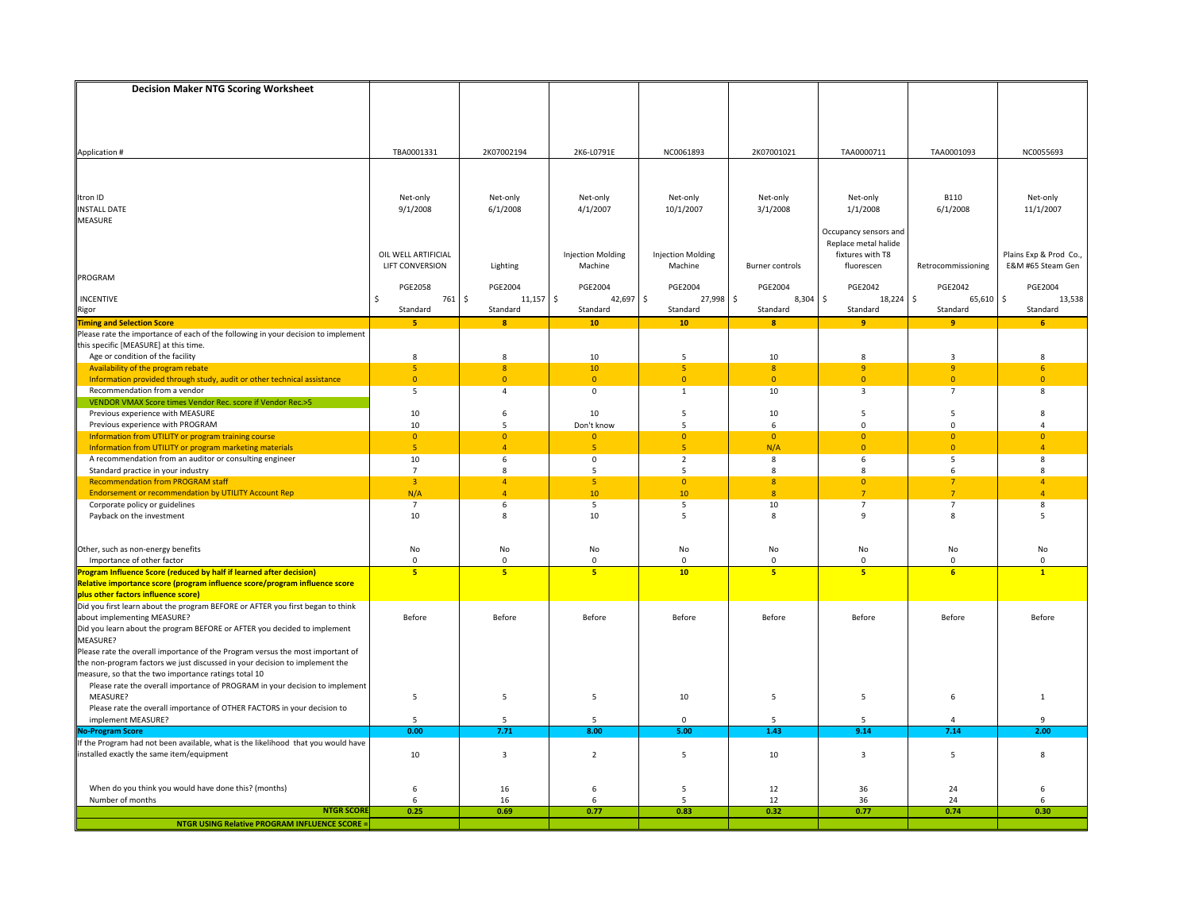| Decision Maker NTG Scoring Worksheet | | | | | | | | |
|---|---|---|---|---|---|---|---|---|
| Application # | TBA0001331 | 2K07002194 | 2K6-L0791E | NC0061893 | 2K07001021 | TAA0000711 | TAA0001093 | NC0055693 |
| Itron ID | Net-only | Net-only | Net-only | Net-only | Net-only | Net-only | B110 | Net-only |
| INSTALL DATE | 9/1/2008 | 6/1/2008 | 4/1/2007 | 10/1/2007 | 3/1/2008 | 1/1/2008 | 6/1/2008 | 11/1/2007 |
| MEASURE | OIL WELL ARTIFICIAL LIFT CONVERSION | Lighting | Injection Molding Machine | Injection Molding Machine | Burner controls | Occupancy sensors and Replace metal halide fixtures with T8 fluorescen | Retrocommissioning | Plains Exp & Prod Co., E&M #65 Steam Gen |
| PROGRAM | PGE2058 | PGE2004 | PGE2004 | PGE2004 | PGE2004 | PGE2042 | PGE2042 | PGE2004 |
| INCENTIVE | $ 761 | $ 11,157 | $ 42,697 | $ 27,998 | $ 8,304 | $ 18,224 | $ 65,610 | $ 13,538 |
| Rigor | Standard | Standard | Standard | Standard | Standard | Standard | Standard | Standard |
| **Timing and Selection Score** | **5** | **8** | **10** | **10** | **8** | **9** | **9** | **6** |
| Please rate the importance of each of the following in your decision to implement this specific [MEASURE] at this time. | | | | | | | | |
| Age or condition of the facility | 8 | 8 | 10 | 5 | 10 | 8 | 3 | 8 |
| Availability of the program rebate | 5 | 8 | 10 | 5 | 8 | 9 | 9 | 6 |
| Information provided through study, audit or other technical assistance | 0 | 0 | 0 | 0 | 0 | 0 | 0 | 0 |
| Recommendation from a vendor | 5 | 4 | 0 | 1 | 10 | 3 | 7 | 8 |
| VENDOR VMAX Score times Vendor Rec. score if Vendor Rec.>5 | | | | | | | | |
| Previous experience with MEASURE | 10 | 6 | 10 | 5 | 10 | 5 | 5 | 8 |
| Previous experience with PROGRAM | 10 | 5 | Don't know | 5 | 6 | 0 | 0 | 4 |
| Information from UTILITY or program training course | 0 | 0 | 0 | 0 | 0 | 0 | 0 | 0 |
| Information from UTILITY or program marketing materials | 5 | 4 | 5 | 5 | N/A | 0 | 0 | 4 |
| A recommendation from an auditor or consulting engineer | 10 | 6 | 0 | 2 | 8 | 6 | 5 | 8 |
| Standard practice in your industry | 7 | 8 | 5 | 5 | 8 | 8 | 6 | 8 |
| Recommendation from PROGRAM staff | 3 | 4 | 5 | 0 | 8 | 0 | 7 | 4 |
| Endorsement or recommendation by UTILITY Account Rep | N/A | 4 | 10 | 10 | 8 | 7 | 7 | 4 |
| Corporate policy or guidelines | 7 | 6 | 5 | 5 | 10 | 7 | 7 | 8 |
| Payback on the investment | 10 | 8 | 10 | 5 | 8 | 9 | 8 | 5 |
| Other, such as non-energy benefits | No | No | No | No | No | No | No | No |
| Importance of other factor | 0 | 0 | 0 | 0 | 0 | 0 | 0 | 0 |
| **Program Influence Score (reduced by half if learned after decision)** | **5** | **5** | **5** | **10** | **5** | **5** | **6** | **1** |
| **Relative importance score (program influence score/program influence score plus other factors influence score)** | | | | | | | | |
| Did you first learn about the program BEFORE or AFTER you first began to think about implementing MEASURE? | Before | Before | Before | Before | Before | Before | Before | Before |
| Did you learn about the program BEFORE or AFTER you decided to implement MEASURE? | | | | | | | | |
| Please rate the overall importance of the Program versus the most important of the non-program factors we just discussed in your decision to implement the measure, so that the two importance ratings total 10 | | | | | | | | |
| Please rate the overall importance of PROGRAM in your decision to implement MEASURE? | 5 | 5 | 5 | 10 | 5 | 5 | 6 | 1 |
| Please rate the overall importance of OTHER FACTORS in your decision to implement MEASURE? | 5 | 5 | 5 | 0 | 5 | 5 | 4 | 9 |
| **No-Program Score** | **0.00** | **7.71** | **8.00** | **5.00** | **1.43** | **9.14** | **7.14** | **2.00** |
| If the Program had not been available, what is the likelihood that you would have installed exactly the same item/equipment | 10 | 3 | 2 | 5 | 10 | 3 | 5 | 8 |
| When do you think you would have done this? (months) | 6 | 16 | 6 | 5 | 12 | 36 | 24 | 6 |
| Number of months | 6 | 16 | 6 | 5 | 12 | 36 | 24 | 6 |
| **NTGR SCORE** | **0.25** | **0.69** | **0.77** | **0.83** | **0.32** | **0.77** | **0.74** | **0.30** |
| **NTGR USING Relative PROGRAM INFLUENCE SCORE =** | | | | | | | | |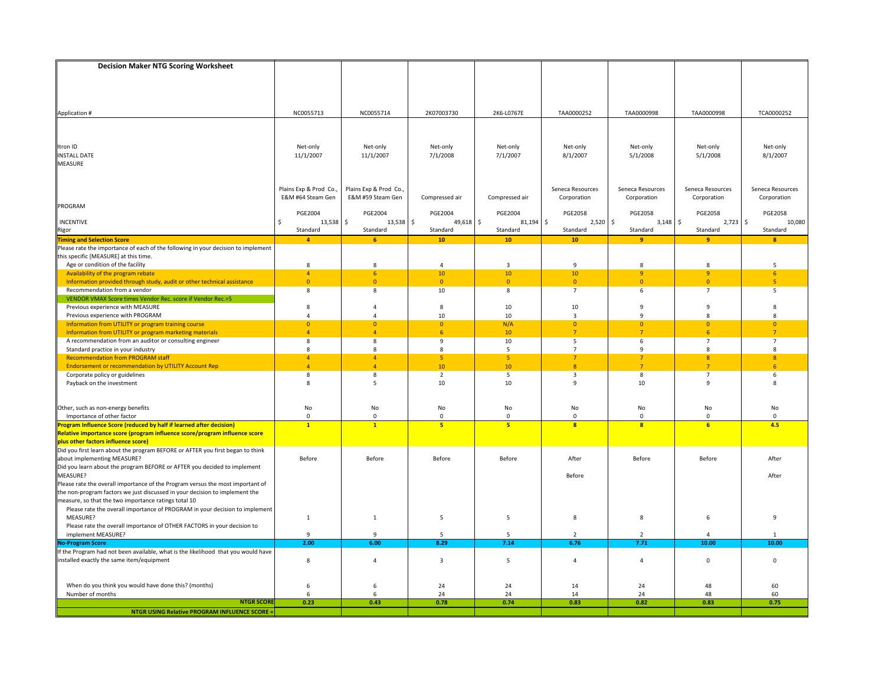## Decision Maker NTG Scoring Worksheet

| Application # | NC0055713 | NC0055714 | 2K07003730 | 2K6-L0767E | TAA0000252 | TAA0000998 | TAA0000998 | TCA0000252 |
|---|---|---|---|---|---|---|---|---|
| Itron ID | Net-only | Net-only | Net-only | Net-only | Net-only | Net-only | Net-only | Net-only |
| INSTALL DATE | 11/1/2007 | 11/1/2007 | 7/1/2008 | 7/1/2007 | 8/1/2007 | 5/1/2008 | 5/1/2008 | 8/1/2007 |
| MEASURE | Plains Exp & Prod Co., E&M #64 Steam Gen | Plains Exp & Prod Co., E&M #59 Steam Gen | Compressed air | Compressed air | Seneca Resources Corporation | Seneca Resources Corporation | Seneca Resources Corporation | Seneca Resources Corporation |
| PROGRAM | PGE2004 | PGE2004 | PGE2004 | PGE2004 | PGE2058 | PGE2058 | PGE2058 | PGE2058 |
| INCENTIVE | $ 13,538 | $ 13,538 | $ 49,618 | $ 81,194 | $ 2,520 | $ 3,148 | $ 2,723 | $ 10,080 |
| Rigor | Standard | Standard | Standard | Standard | Standard | Standard | Standard | Standard |
| **Timing and Selection Score** | **4** | **6** | **10** | **10** | **10** | **9** | **9** | **8** |
| Please rate the importance of each of the following in your decision to implement this specific [MEASURE] at this time. | | | | | | | | |
| Age or condition of the facility | 8 | 8 | 4 | 3 | 9 | 8 | 8 | 5 |
| Availability of the program rebate | 4 | 6 | 10 | 10 | 10 | 9 | 9 | 6 |
| Information provided through study, audit or other technical assistance | 0 | 0 | 0 | 0 | 0 | 0 | 0 | 5 |
| Recommendation from a vendor | 8 | 8 | 10 | 8 | 7 | 6 | 7 | 5 |
| VENDOR VMAX Score times Vendor Rec. score if Vendor Rec.>5 | | | | | | | | |
| Previous experience with MEASURE | 8 | 4 | 8 | 10 | 10 | 9 | 9 | 8 |
| Previous experience with PROGRAM | 4 | 4 | 10 | 10 | 3 | 9 | 8 | 8 |
| Information from UTILITY or program training course | 0 | 0 | 0 | N/A | 0 | 0 | 0 | 0 |
| Information from UTILITY or program marketing materials | 4 | 4 | 6 | 10 | 7 | 7 | 6 | 7 |
| A recommendation from an auditor or consulting engineer | 8 | 8 | 9 | 10 | 5 | 6 | 7 | 7 |
| Standard practice in your industry | 8 | 8 | 8 | 5 | 7 | 9 | 8 | 8 |
| Recommendation from PROGRAM staff | 4 | 4 | 5 | 5 | 7 | 7 | 8 | 8 |
| Endorsement or recommendation by UTILITY Account Rep | 4 | 4 | 10 | 10 | 8 | 7 | 7 | 6 |
| Corporate policy or guidelines | 8 | 8 | 2 | 5 | 3 | 8 | 7 | 6 |
| Payback on the investment | 8 | 5 | 10 | 10 | 9 | 10 | 9 | 8 |
| Other, such as non-energy benefits | No | No | No | No | No | No | No | No |
| Importance of other factor | 0 | 0 | 0 | 0 | 0 | 0 | 0 | 0 |
| **Program Influence Score (reduced by half if learned after decision)** | **1** | **1** | **5** | **5** | **8** | **8** | **6** | **4.5** |
| **Relative importance score (program influence score/program influence score plus other factors influence score)** | | | | | | | | |
| Did you first learn about the program BEFORE or AFTER you first began to think about implementing MEASURE? | Before | Before | Before | Before | After | Before | Before | After |
| Did you learn about the program BEFORE or AFTER you decided to implement MEASURE? | | | | | Before | | | After |
| Please rate the overall importance of the Program versus the most important of the non-program factors we just discussed in your decision to implement the measure, so that the two importance ratings total 10 | | | | | | | | |
| Please rate the overall importance of PROGRAM in your decision to implement MEASURE? | 1 | 1 | 5 | 5 | 8 | 8 | 6 | 9 |
| Please rate the overall importance of OTHER FACTORS in your decision to implement MEASURE? | 9 | 9 | 5 | 5 | 2 | 2 | 4 | 1 |
| **No-Program Score** | **2.00** | **6.00** | **8.29** | **7.14** | **6.76** | **7.71** | **10.00** | **10.00** |
| If the Program had not been available, what is the likelihood that you would have installed exactly the same item/equipment | 8 | 4 | 3 | 5 | 4 | 4 | 0 | 0 |
| When do you think you would have done this? (months) | 6 | 6 | 24 | 24 | 14 | 24 | 48 | 60 |
| Number of months | 6 | 6 | 24 | 24 | 14 | 24 | 48 | 60 |
| **NTGR SCORE** | **0.23** | **0.43** | **0.78** | **0.74** | **0.83** | **0.82** | **0.83** | **0.75** |
| **NTGR USING Relative PROGRAM INFLUENCE SCORE =** | | | | | | | | |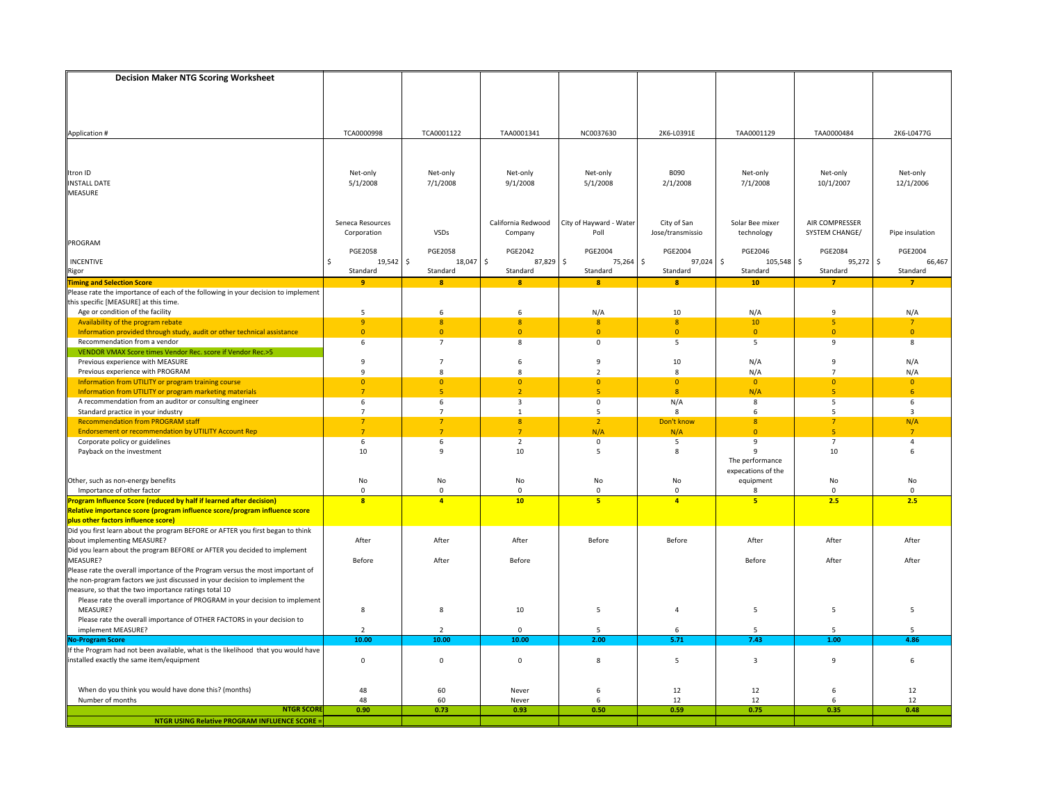## Decision Maker NTG Scoring Worksheet

| Application # | TCA0000998 | TCA0001122 | TAA0001341 | NC0037630 | 2K6-L0391E | TAA0001129 | TAA0000484 | 2K6-L0477G |
|---|---|---|---|---|---|---|---|---|
| Itron ID | Net-only | Net-only | Net-only | Net-only | B090 | Net-only | Net-only | Net-only |
| INSTALL DATE | 5/1/2008 | 7/1/2008 | 9/1/2008 | 5/1/2008 | 2/1/2008 | 7/1/2008 | 10/1/2007 | 12/1/2006 |
| MEASURE | Seneca Resources Corporation | VSDs | California Redwood Company | City of Hayward - Water Poll | City of San Jose/transmissio | Solar Bee mixer technology | AIR COMPRESSER SYSTEM CHANGE/ | Pipe insulation |
| PROGRAM | PGE2058 | PGE2058 | PGE2042 | PGE2004 | PGE2004 | PGE2046 | PGE2084 | PGE2004 |
| INCENTIVE | $ 19,542 | $ 18,047 | $ 87,829 | $ 75,264 | $ 97,024 | $ 105,548 | $ 95,272 | $ 66,467 |
| Rigor | Standard | Standard | Standard | Standard | Standard | Standard | Standard | Standard |
| **Timing and Selection Score** | **9** | **8** | **8** | **8** | **8** | **10** | **7** | **7** |
| Please rate the importance of each of the following in your decision to implement this specific [MEASURE] at this time. | | | | | | | | |
| Age or condition of the facility | 5 | 6 | 6 | N/A | 10 | N/A | 9 | N/A |
| Availability of the program rebate | 9 | 8 | 8 | 8 | 8 | 10 | 5 | 7 |
| Information provided through study, audit or other technical assistance | 0 | 0 | 0 | 0 | 0 | 0 | 0 | 0 |
| Recommendation from a vendor | 6 | 7 | 8 | 0 | 5 | 5 | 9 | 8 |
| VENDOR VMAX Score times Vendor Rec. score if Vendor Rec.>5 | | | | | | | | |
| Previous experience with MEASURE | 9 | 7 | 6 | 9 | 10 | N/A | 9 | N/A |
| Previous experience with PROGRAM | 9 | 8 | 8 | 2 | 8 | N/A | 7 | N/A |
| Information from UTILITY or program training course | 0 | 0 | 0 | 0 | 0 | 0 | 0 | 0 |
| Information from UTILITY or program marketing materials | 7 | 5 | 2 | 5 | 8 | N/A | 5 | 6 |
| A recommendation from an auditor or consulting engineer | 6 | 6 | 3 | 0 | N/A | 8 | 5 | 6 |
| Standard practice in your industry | 7 | 7 | 1 | 5 | 8 | 6 | 5 | 3 |
| Recommendation from PROGRAM staff | 7 | 7 | 8 | 2 | Don't know | 8 | 7 | N/A |
| Endorsement or recommendation by UTILITY Account Rep | 7 | 7 | 7 | N/A | N/A | 0 | 5 | 7 |
| Corporate policy or guidelines | 6 | 6 | 2 | 0 | 5 | 9 | 7 | 4 |
| Payback on the investment | 10 | 9 | 10 | 5 | 8 | 9 | 10 | 6 |
| Other, such as non-energy benefits | No | No | No | No | No | The performance expecations of the equipment | No | No |
| Importance of other factor | 0 | 0 | 0 | 0 | 0 | 8 | 0 | 0 |
| **Program Influence Score (reduced by half if learned after decision)** | **8** | **4** | **10** | **5** | **4** | **5** | **2.5** | **2.5** |
| **Relative importance score (program influence score/program influence score plus other factors influence score)** | | | | | | | | |
| Did you first learn about the program BEFORE or AFTER you first began to think about implementing MEASURE? | After | After | After | Before | Before | After | After | After |
| Did you learn about the program BEFORE or AFTER you decided to implement MEASURE? | Before | After | Before | | | Before | After | After |
| Please rate the overall importance of the Program versus the most important of the non-program factors we just discussed in your decision to implement the measure, so that the two importance ratings total 10 | | | | | | | | |
| Please rate the overall importance of PROGRAM in your decision to implement MEASURE? | 8 | 8 | 10 | 5 | 4 | 5 | 5 | 5 |
| Please rate the overall importance of OTHER FACTORS in your decision to implement MEASURE? | 2 | 2 | 0 | 5 | 6 | 5 | 5 | 5 |
| **No-Program Score** | **10.00** | **10.00** | **10.00** | **2.00** | **5.71** | **7.43** | **1.00** | **4.86** |
| If the Program had not been available, what is the likelihood that you would have installed exactly the same item/equipment | 0 | 0 | 0 | 8 | 5 | 3 | 9 | 6 |
| When do you think you would have done this? (months) | 48 | 60 | Never | 6 | 12 | 12 | 6 | 12 |
| Number of months | 48 | 60 | Never | 6 | 12 | 12 | 6 | 12 |
| **NTGR SCORE** | **0.90** | **0.73** | **0.93** | **0.50** | **0.59** | **0.75** | **0.35** | **0.48** |
| **NTGR USING Relative PROGRAM INFLUENCE SCORE =** | | | | | | | | |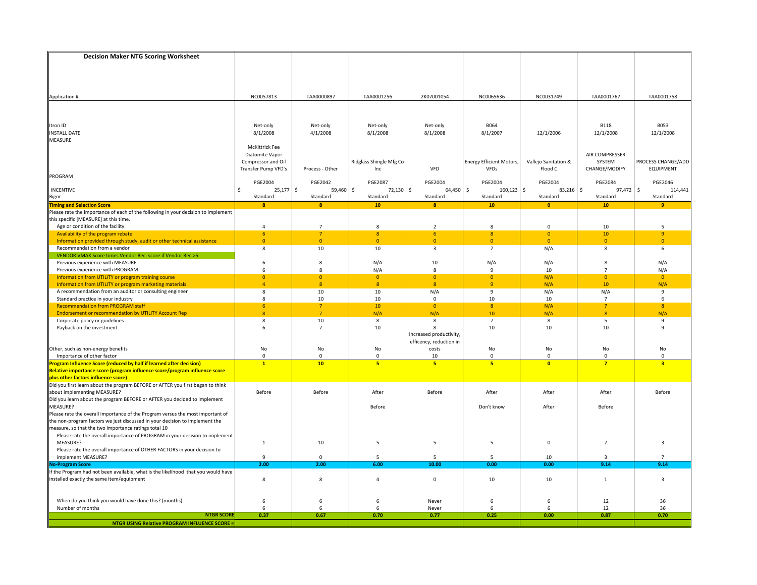| Decision Maker NTG Scoring Worksheet | | | | | | | | |
|---|---|---|---|---|---|---|---|---|
| Application # | NC0057813 | TAA0000897 | TAA0001256 | 2K07001054 | NC0065636 | NC0031749 | TAA0001767 | TAA0001758 |
| Itron ID | Net-only | Net-only | Net-only | Net-only | B064 | | B118 | B053 |
| INSTALL DATE | 8/1/2008 | 4/1/2008 | 8/1/2008 | 8/1/2008 | 8/1/2007 | 12/1/2006 | 12/1/2008 | 12/1/2008 |
| MEASURE | McKittrick Fee Diatomite Vapor Compressor and Oil Transfer Pump VFD's | Process - Other | Ridglass Shingle Mfg Co Inc | VFD | Energy Efficient Motors, VFDs | Vallejo Sanitation & Flood C | AIR COMPRESSER SYSTEM CHANGE/MODIFY | PROCESS CHANGE/ADD EQUIPMENT |
| PROGRAM | PGE2004 | PGE2042 | PGE2087 | PGE2004 | PGE2004 | PGE2004 | PGE2084 | PGE2046 |
| INCENTIVE | $ 25,177 | $ 59,460 | $ 72,130 | $ 64,450 | $ 160,123 | $ 83,216 | $ 97,472 | $ 114,441 |
| Rigor | Standard | Standard | Standard | Standard | Standard | Standard | Standard | Standard |
| **Timing and Selection Score** | **8** | **8** | **10** | **8** | **10** | **0** | **10** | **9** |
| Please rate the importance of each of the following in your decision to implement this specific [MEASURE] at this time. | | | | | | | | |
| Age or condition of the facility | 4 | 7 | 8 | 2 | 8 | 0 | 10 | 5 |
| Availability of the program rebate | 6 | 7 | 8 | 6 | 8 | 0 | 10 | 9 |
| Information provided through study, audit or other technical assistance | 0 | 0 | 0 | 0 | 0 | 0 | 0 | 0 |
| Recommendation from a vendor | 8 | 10 | 10 | 3 | 7 | N/A | 8 | 6 |
| VENDOR VMAX Score times Vendor Rec. score if Vendor Rec.>5 | | | | | | | | |
| Previous experience with MEASURE | 6 | 8 | N/A | 10 | N/A | N/A | 8 | N/A |
| Previous experience with PROGRAM | 6 | 8 | N/A | 8 | 9 | 10 | 7 | N/A |
| Information from UTILITY or program training course | 0 | 0 | 0 | 0 | 0 | N/A | 0 | 0 |
| Information from UTILITY or program marketing materials | 4 | 8 | 8 | 8 | 9 | N/A | 10 | N/A |
| A recommendation from an auditor or consulting engineer | 8 | 10 | 10 | N/A | 9 | N/A | N/A | 9 |
| Standard practice in your industry | 8 | 10 | 10 | 0 | 10 | 10 | 7 | 6 |
| Recommendation from PROGRAM staff | 6 | 7 | 10 | 0 | 8 | N/A | 7 | 8 |
| Endorsement or recommendation by UTILITY Account Rep | 8 | 7 | N/A | N/A | 10 | N/A | 8 | N/A |
| Corporate policy or guidelines | 8 | 10 | 8 | 8 | 7 | 8 | 5 | 9 |
| Payback on the investment | 6 | 7 | 10 | 8 | 10 | 10 | 10 | 9 |
| Other, such as non-energy benefits | No | No | No | Increased productivity, efficency, reduction in costs | No | No | No | No |
| Importance of other factor | 0 | 0 | 0 | 10 | 0 | 0 | 0 | 0 |
| **Program Influence Score (reduced by half if learned after decision)** | **1** | **10** | **5** | **5** | **5** | **0** | **7** | **3** |
| **Relative importance score (program influence score/program influence score plus other factors influence score)** | | | | | | | | |
| Did you first learn about the program BEFORE or AFTER you first began to think about implementing MEASURE? | Before | Before | After | Before | After | After | After | Before |
| Did you learn about the program BEFORE or AFTER you decided to implement MEASURE? | | | Before | | Don't know | After | Before | |
| Please rate the overall importance of the Program versus the most important of the non-program factors we just discussed in your decision to implement the measure, so that the two importance ratings total 10 | | | | | | | | |
| Please rate the overall importance of PROGRAM in your decision to implement MEASURE? | 1 | 10 | 5 | 5 | 5 | 0 | 7 | 3 |
| Please rate the overall importance of OTHER FACTORS in your decision to implement MEASURE? | 9 | 0 | 5 | 5 | 5 | 10 | 3 | 7 |
| **No-Program Score** | **2.00** | **2.00** | **6.00** | **10.00** | **0.00** | **0.00** | **9.14** | **9.14** |
| If the Program had not been available, what is the likelihood that you would have installed exactly the same item/equipment | 8 | 8 | 4 | 0 | 10 | 10 | 1 | 3 |
| When do you think you would have done this? (months) | 6 | 6 | 6 | Never | 6 | 6 | 12 | 36 |
| Number of months | 6 | 6 | 6 | Never | 6 | 6 | 12 | 36 |
| **NTGR SCORE** | **0.37** | **0.67** | **0.70** | **0.77** | **0.25** | **0.00** | **0.87** | **0.70** |
| **NTGR USING Relative PROGRAM INFLUENCE SCORE =** | | | | | | | | |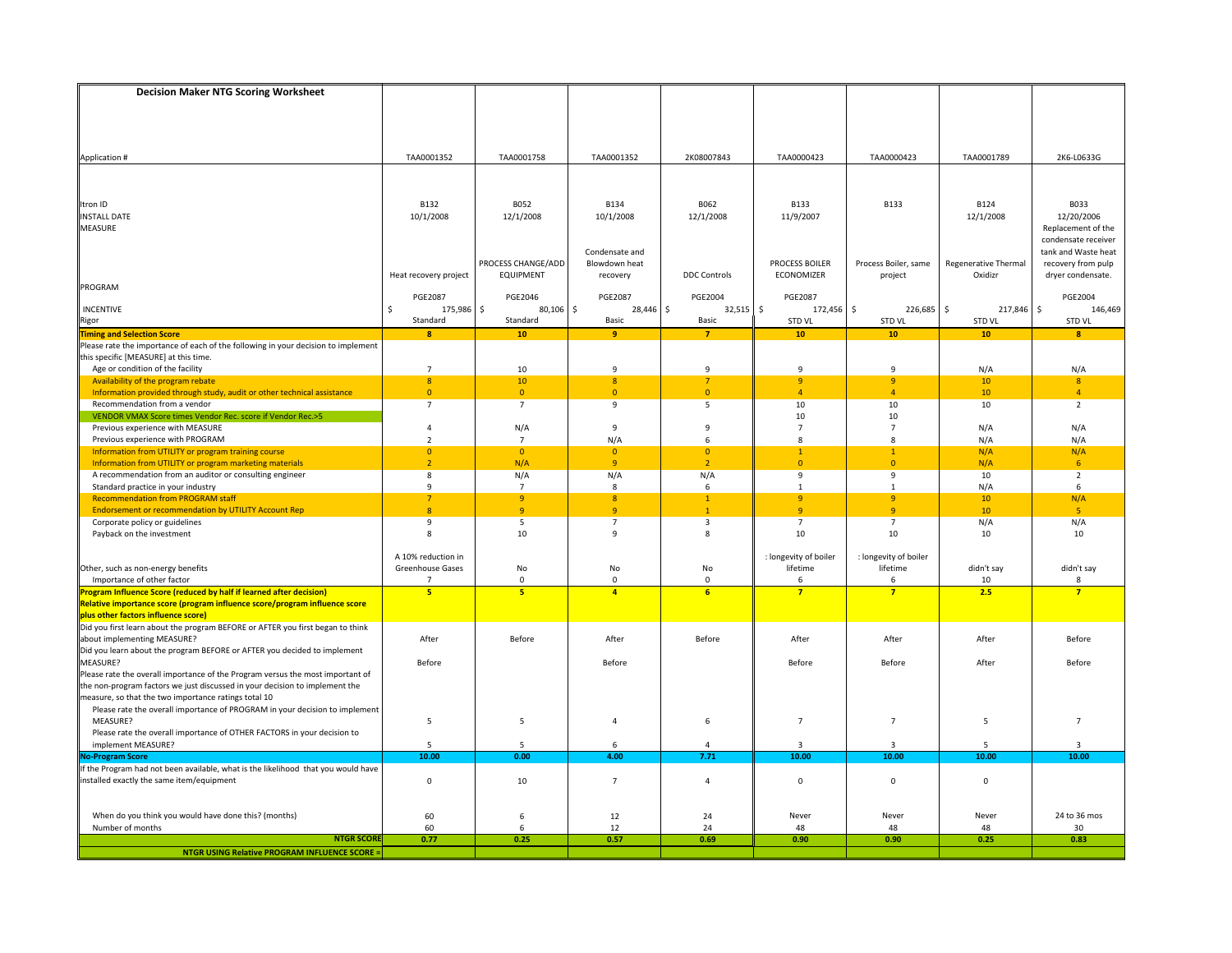## Decision Maker NTG Scoring Worksheet

| | | | | | | | | |
|---|---|---|---|---|---|---|---|---|
| Application # | TAA0001352 | TAA0001758 | TAA0001352 | 2K08007843 | TAA0000423 | TAA0000423 | TAA0001789 | 2K6-L0633G |
| Itron ID | B132 | B052 | B134 | B062 | B133 | B133 | B124 | B033 |
| INSTALL DATE | 10/1/2008 | 12/1/2008 | 10/1/2008 | 12/1/2008 | 11/9/2007 | | 12/1/2008 | 12/20/2006 |
| MEASURE | Heat recovery project | PROCESS CHANGE/ADD EQUIPMENT | Condensate and Blowdown heat recovery | DDC Controls | PROCESS BOILER ECONOMIZER | Process Boiler, same project | Regenerative Thermal Oxidizr | Replacement of the condensate receiver tank and Waste heat recovery from pulp dryer condensate. |
| PROGRAM | PGE2087 | PGE2046 | PGE2087 | PGE2004 | PGE2087 | | | PGE2004 |
| INCENTIVE | $ 175,986 | $ 80,106 | $ 28,446 | $ 32,515 | $ 172,456 | $ 226,685 | $ 217,846 | $ 146,469 |
| Rigor | Standard | Standard | Basic | Basic | STD VL | STD VL | STD VL | STD VL |
| **Timing and Selection Score** | **8** | **10** | **9** | **7** | **10** | **10** | **10** | **8** |
| Please rate the importance of each of the following in your decision to implement this specific [MEASURE] at this time. | | | | | | | | |
| Age or condition of the facility | 7 | 10 | 9 | 9 | 9 | 9 | N/A | N/A |
| Availability of the program rebate | 8 | 10 | 8 | 7 | 9 | 9 | 10 | 8 |
| Information provided through study, audit or other technical assistance | 0 | 0 | 0 | 0 | 4 | 4 | 10 | 4 |
| Recommendation from a vendor | 7 | 7 | 9 | 5 | 10 | 10 | 10 | 2 |
| VENDOR VMAX Score times Vendor Rec. score if Vendor Rec.>5 | | | | | 10 | 10 | | |
| Previous experience with MEASURE | 4 | N/A | 9 | 9 | 7 | 7 | N/A | N/A |
| Previous experience with PROGRAM | 2 | 7 | N/A | 6 | 8 | 8 | N/A | N/A |
| Information from UTILITY or program training course | 0 | 0 | 0 | 0 | 1 | 1 | N/A | N/A |
| Information from UTILITY or program marketing materials | 2 | N/A | 9 | 2 | 0 | 0 | N/A | 6 |
| A recommendation from an auditor or consulting engineer | 8 | N/A | N/A | N/A | 9 | 9 | 10 | 2 |
| Standard practice in your industry | 9 | 7 | 8 | 6 | 1 | 1 | N/A | 6 |
| Recommendation from PROGRAM staff | 7 | 9 | 8 | 1 | 9 | 9 | 10 | N/A |
| Endorsement or recommendation by UTILITY Account Rep | 8 | 9 | 9 | 1 | 9 | 9 | 10 | 5 |
| Corporate policy or guidelines | 9 | 5 | 7 | 3 | 7 | 7 | N/A | N/A |
| Payback on the investment | 8 | 10 | 9 | 8 | 10 | 10 | 10 | 10 |
| Other, such as non-energy benefits | A 10% reduction in Greenhouse Gases | No | No | No | : longevity of boiler lifetime | : longevity of boiler lifetime | didn't say | didn't say |
| Importance of other factor | 7 | 0 | 0 | 0 | 6 | 6 | 10 | 8 |
| **Program Influence Score (reduced by half if learned after decision)** | **5** | **5** | **4** | **6** | **7** | **7** | **2.5** | **7** |
| **Relative importance score (program influence score/program influence score plus other factors influence score)** | | | | | | | | |
| Did you first learn about the program BEFORE or AFTER you first began to think about implementing MEASURE? | After | Before | After | Before | After | After | After | Before |
| Did you learn about the program BEFORE or AFTER you decided to implement MEASURE? | Before | | Before | | Before | Before | After | Before |
| Please rate the overall importance of the Program versus the most important of the non-program factors we just discussed in your decision to implement the measure, so that the two importance ratings total 10 | | | | | | | | |
| Please rate the overall importance of PROGRAM in your decision to implement MEASURE? | 5 | 5 | 4 | 6 | 7 | 7 | 5 | 7 |
| Please rate the overall importance of OTHER FACTORS in your decision to implement MEASURE? | 5 | 5 | 6 | 4 | 3 | 3 | 5 | 3 |
| **No-Program Score** | **10.00** | **0.00** | **4.00** | **7.71** | **10.00** | **10.00** | **10.00** | **10.00** |
| If the Program had not been available, what is the likelihood that you would have installed exactly the same item/equipment | 0 | 10 | 7 | 4 | 0 | 0 | 0 | |
| When do you think you would have done this? (months) | 60 | 6 | 12 | 24 | Never | Never | Never | 24 to 36 mos |
| Number of months | 60 | 6 | 12 | 24 | 48 | 48 | 48 | 30 |
| **NTGR SCORE** | **0.77** | **0.25** | **0.57** | **0.69** | **0.90** | **0.90** | **0.25** | **0.83** |
| **NTGR USING Relative PROGRAM INFLUENCE SCORE =** | | | | | | | | |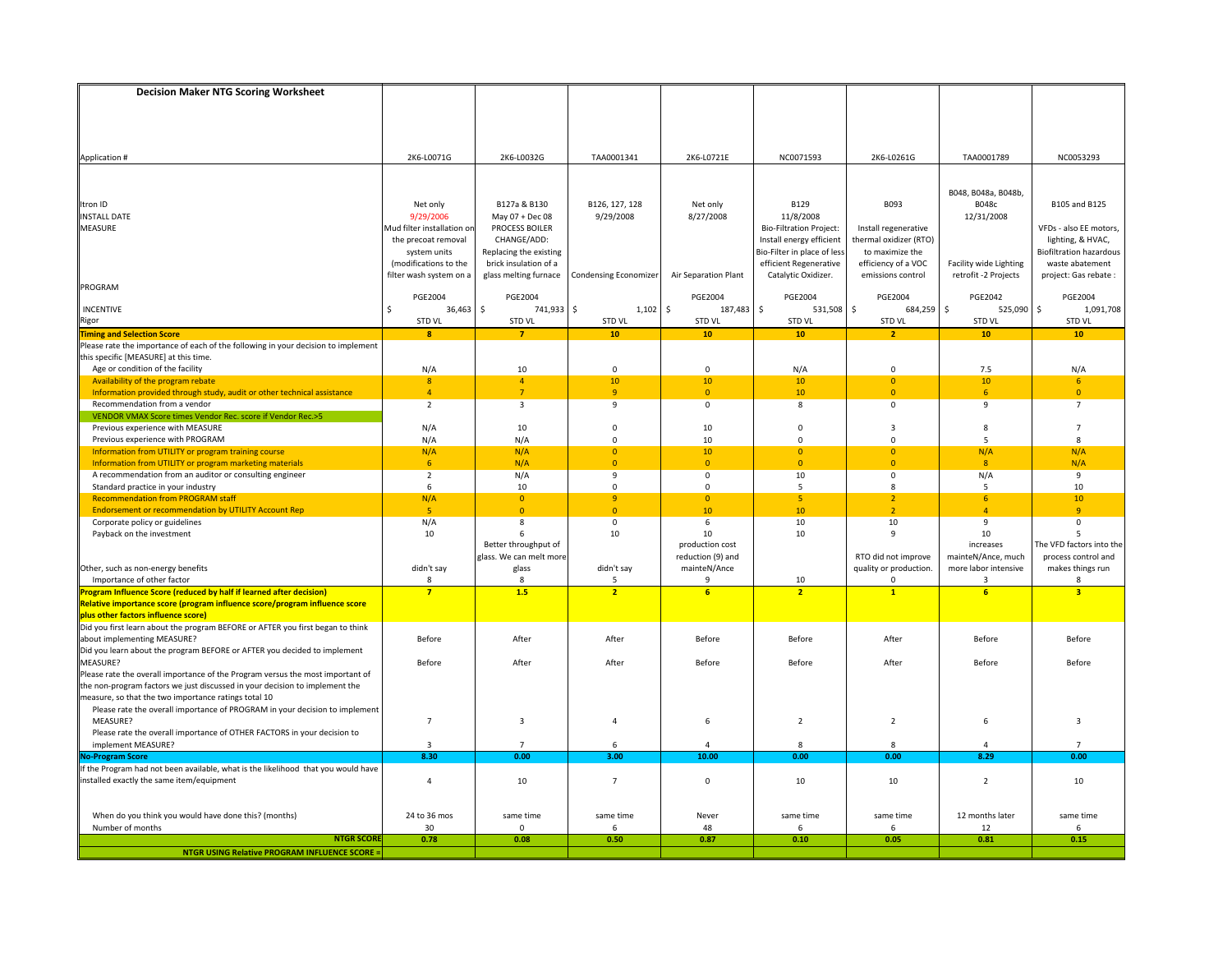## Decision Maker NTG Scoring Worksheet

| | | | | | | | | |
|---|---|---|---|---|---|---|---|---|
| Application # | 2K6-L0071G | 2K6-L0032G | TAA0001341 | 2K6-L0721E | NC0071593 | 2K6-L0261G | TAA0001789 | NC0053293 |
| Itron ID | Net only | B127a & B130 | B126, 127, 128 | Net only | B129 | B093 | B048, B048a, B048b, B048c | B105 and B125 |
| INSTALL DATE | 9/29/2006 | May 07 + Dec 08 | 9/29/2008 | 8/27/2008 | 11/8/2008 | | 12/31/2008 | |
| MEASURE | Mud filter installation on the precoat removal system units (modifications to the filter wash system on a | PROCESS BOILER CHANGE/ADD: Replacing the existing brick insulation of a glass melting furnace | Condensing Economizer | Air Separation Plant | Bio-Filtration Project: Install energy efficient Bio-Filter in place of less efficient Regenerative Catalytic Oxidizer. | Install regenerative thermal oxidizer (RTO) to maximize the efficiency of a VOC emissions control | Facility wide Lighting retrofit -2 Projects | VFDs - also EE motors, lighting, & HVAC, Biofiltration hazardous waste abatement project: Gas rebate : |
| PROGRAM | PGE2004 | PGE2004 | | PGE2004 | PGE2004 | PGE2004 | PGE2042 | PGE2004 |
| INCENTIVE | $ 36,463 | $ 741,933 | $ 1,102 | $ 187,483 | $ 531,508 | $ 684,259 | $ 525,090 | $ 1,091,708 |
| Rigor | STD VL | STD VL | STD VL | STD VL | STD VL | STD VL | STD VL | STD VL |
| **Timing and Selection Score** | **8** | **7** | **10** | **10** | **10** | **2** | **10** | **10** |
| Please rate the importance of each of the following in your decision to implement this specific [MEASURE] at this time. | | | | | | | | |
| Age or condition of the facility | N/A | 10 | 0 | 0 | N/A | 0 | 7.5 | N/A |
| Availability of the program rebate | 8 | 4 | 10 | 10 | 10 | 0 | 10 | 6 |
| Information provided through study, audit or other technical assistance | 4 | 7 | 9 | 0 | 10 | 0 | 6 | 0 |
| Recommendation from a vendor | 2 | 3 | 9 | 0 | 8 | 0 | 9 | 7 |
| VENDOR VMAX Score times Vendor Rec. score if Vendor Rec.>5 | | | | | | | | |
| Previous experience with MEASURE | N/A | 10 | 0 | 10 | 0 | 3 | 8 | 7 |
| Previous experience with PROGRAM | N/A | N/A | 0 | 10 | 0 | 0 | 5 | 8 |
| Information from UTILITY or program training course | N/A | N/A | 0 | 10 | 0 | 0 | N/A | N/A |
| Information from UTILITY or program marketing materials | 6 | N/A | 0 | 0 | 0 | 0 | 8 | N/A |
| A recommendation from an auditor or consulting engineer | 2 | N/A | 9 | 0 | 10 | 0 | N/A | 9 |
| Standard practice in your industry | 6 | 10 | 0 | 0 | 5 | 8 | 5 | 10 |
| Recommendation from PROGRAM staff | N/A | 0 | 9 | 0 | 5 | 2 | 6 | 10 |
| Endorsement or recommendation by UTILITY Account Rep | 5 | 0 | 0 | 10 | 10 | 2 | 4 | 9 |
| Corporate policy or guidelines | N/A | 8 | 0 | 6 | 10 | 10 | 9 | 0 |
| Payback on the investment | 10 | 6 | 10 | 10 | 10 | 9 | 10 | 5 |
| Other, such as non-energy benefits | didn't say | Better throughput of glass. We can melt more glass | didn't say | production cost reduction (9) and mainteN/Ance | | RTO did not improve quality or production. | increases mainteN/Ance, much more labor intensive | The VFD factors into the process control and makes things run |
| Importance of other factor | 8 | 8 | 5 | 9 | 10 | 0 | 3 | 8 |
| **Program Influence Score (reduced by half if learned after decision)** | **7** | **1.5** | **2** | **6** | **2** | **1** | **6** | **3** |
| **Relative importance score (program influence score/program influence score plus other factors influence score)** | | | | | | | | |
| Did you first learn about the program BEFORE or AFTER you first began to think about implementing MEASURE? | Before | After | After | Before | Before | After | Before | Before |
| Did you learn about the program BEFORE or AFTER you decided to implement MEASURE? | Before | After | After | Before | Before | After | Before | Before |
| Please rate the overall importance of the Program versus the most important of the non-program factors we just discussed in your decision to implement the measure, so that the two importance ratings total 10 | | | | | | | | |
| Please rate the overall importance of PROGRAM in your decision to implement MEASURE? | 7 | 3 | 4 | 6 | 2 | 2 | 6 | 3 |
| Please rate the overall importance of OTHER FACTORS in your decision to implement MEASURE? | 3 | 7 | 6 | 4 | 8 | 8 | 4 | 7 |
| **No-Program Score** | **8.30** | **0.00** | **3.00** | **10.00** | **0.00** | **0.00** | **8.29** | **0.00** |
| If the Program had not been available, what is the likelihood that you would have installed exactly the same item/equipment | 4 | 10 | 7 | 0 | 10 | 10 | 2 | 10 |
| When do you think you would have done this? (months) | 24 to 36 mos | same time | same time | Never | same time | same time | 12 months later | same time |
| Number of months | 30 | 0 | 6 | 48 | 6 | 6 | 12 | 6 |
| **NTGR SCORE** | **0.78** | **0.08** | **0.50** | **0.87** | **0.10** | **0.05** | **0.81** | **0.15** |
| **NTGR USING Relative PROGRAM INFLUENCE SCORE =** | | | | | | | | |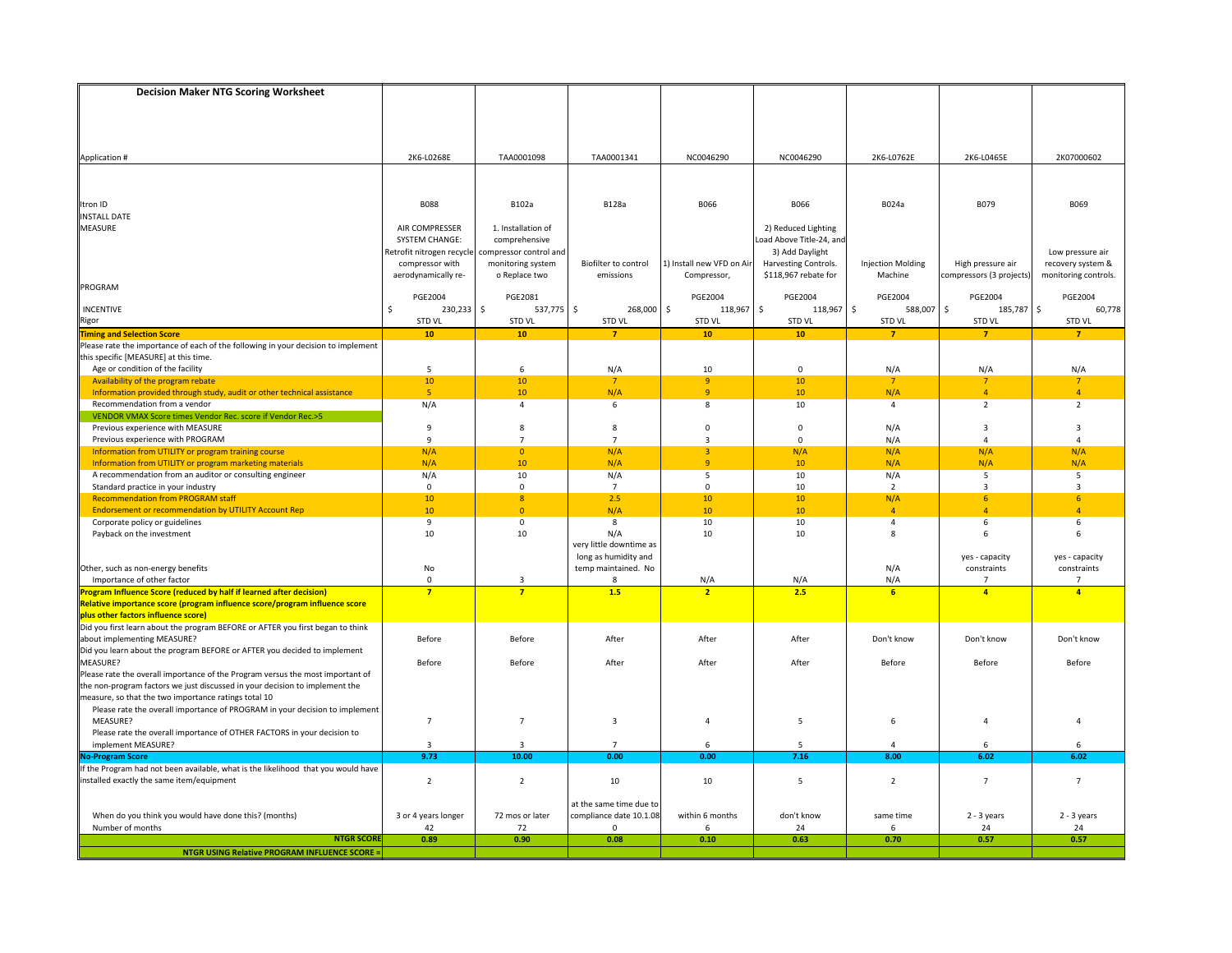## Decision Maker NTG Scoring Worksheet

| | | | | | | | | |
|---|---|---|---|---|---|---|---|---|
| Application # | 2K6-L0268E | TAA0001098 | TAA0001341 | NC0046290 | NC0046290 | 2K6-L0762E | 2K6-L0465E | 2K07000602 |
| Itron ID | B088 | B102a | B128a | B066 | B066 | B024a | B079 | B069 |
| INSTALL DATE | | | | | | | | |
| MEASURE | AIR COMPRESSER SYSTEM CHANGE: Retrofit nitrogen recycle compressor with aerodynamically re- | 1. Installation of comprehensive compressor control and monitoring system o Replace two | Biofilter to control emissions | 1) Install new VFD on Air Compressor, | 2) Reduced Lighting Load Above Title-24, and 3) Add Daylight Harvesting Controls. $118,967 rebate for | Injection Molding Machine | High pressure air compressors (3 projects) | Low pressure air recovery system & monitoring controls. |
| PROGRAM | PGE2004 | PGE2081 | | PGE2004 | PGE2004 | PGE2004 | PGE2004 | PGE2004 |
| INCENTIVE | $ 230,233 | $ 537,775 | $ 268,000 | $ 118,967 | $ 118,967 | $ 588,007 | $ 185,787 | $ 60,778 |
| Rigor | STD VL | STD VL | STD VL | STD VL | STD VL | STD VL | STD VL | STD VL |
| **Timing and Selection Score** | **10** | **10** | **7** | **10** | **10** | **7** | **7** | **7** |
| Please rate the importance of each of the following in your decision to implement this specific [MEASURE] at this time. | | | | | | | | |
| Age or condition of the facility | 5 | 6 | N/A | 10 | 0 | N/A | N/A | N/A |
| Availability of the program rebate | 10 | 10 | 7 | 9 | 10 | 7 | 7 | 7 |
| Information provided through study, audit or other technical assistance | 5 | 10 | N/A | 9 | 10 | N/A | 4 | 4 |
| Recommendation from a vendor | N/A | 4 | 6 | 8 | 10 | 4 | 2 | 2 |
| VENDOR VMAX Score times Vendor Rec. score if Vendor Rec.>5 | | | | | | | | |
| Previous experience with MEASURE | 9 | 8 | 8 | 0 | 0 | N/A | 3 | 3 |
| Previous experience with PROGRAM | 9 | 7 | 7 | 3 | 0 | N/A | 4 | 4 |
| Information from UTILITY or program training course | N/A | 0 | N/A | 3 | N/A | N/A | N/A | N/A |
| Information from UTILITY or program marketing materials | N/A | 10 | N/A | 9 | 10 | N/A | N/A | N/A |
| A recommendation from an auditor or consulting engineer | N/A | 10 | N/A | 5 | 10 | N/A | 5 | 5 |
| Standard practice in your industry | 0 | 0 | 7 | 0 | 10 | 2 | 3 | 3 |
| Recommendation from PROGRAM staff | 10 | 8 | 2.5 | 10 | 10 | N/A | 6 | 6 |
| Endorsement or recommendation by UTILITY Account Rep | 10 | 0 | N/A | 10 | 10 | 4 | 4 | 4 |
| Corporate policy or guidelines | 9 | 0 | 8 | 10 | 10 | 4 | 6 | 6 |
| Payback on the investment | 10 | 10 | N/A | 10 | 10 | 8 | 6 | 6 |
| Other, such as non-energy benefits | No | | very little downtime as long as humidity and temp maintained. No | | | N/A | yes - capacity constraints | yes - capacity constraints |
| Importance of other factor | 0 | 3 | 8 | N/A | N/A | N/A | 7 | 7 |
| **Program Influence Score (reduced by half if learned after decision)** | **7** | **7** | **1.5** | **2** | **2.5** | **6** | **4** | **4** |
| **Relative importance score (program influence score/program influence score plus other factors influence score)** | | | | | | | | |
| Did you first learn about the program BEFORE or AFTER you first began to think about implementing MEASURE? | Before | Before | After | After | After | Don't know | Don't know | Don't know |
| Did you learn about the program BEFORE or AFTER you decided to implement MEASURE? | Before | Before | After | After | After | Before | Before | Before |
| Please rate the overall importance of the Program versus the most important of the non-program factors we just discussed in your decision to implement the measure, so that the two importance ratings total 10 | | | | | | | | |
| Please rate the overall importance of PROGRAM in your decision to implement MEASURE? | 7 | 7 | 3 | 4 | 5 | 6 | 4 | 4 |
| Please rate the overall importance of OTHER FACTORS in your decision to implement MEASURE? | 3 | 3 | 7 | 6 | 5 | 4 | 6 | 6 |
| **No-Program Score** | **9.73** | **10.00** | **0.00** | **0.00** | **7.16** | **8.00** | **6.02** | **6.02** |
| If the Program had not been available, what is the likelihood that you would have installed exactly the same item/equipment | 2 | 2 | 10 | 10 | 5 | 2 | 7 | 7 |
| When do you think you would have done this? (months) | 3 or 4 years longer | 72 mos or later | at the same time due to compliance date 10.1.08 | within 6 months | don't know | same time | 2 - 3 years | 2 - 3 years |
| Number of months | 42 | 72 | 0 | 6 | 24 | 6 | 24 | 24 |
| **NTGR SCORE** | **0.89** | **0.90** | **0.08** | **0.10** | **0.63** | **0.70** | **0.57** | **0.57** |
| **NTGR USING Relative PROGRAM INFLUENCE SCORE =** | | | | | | | | |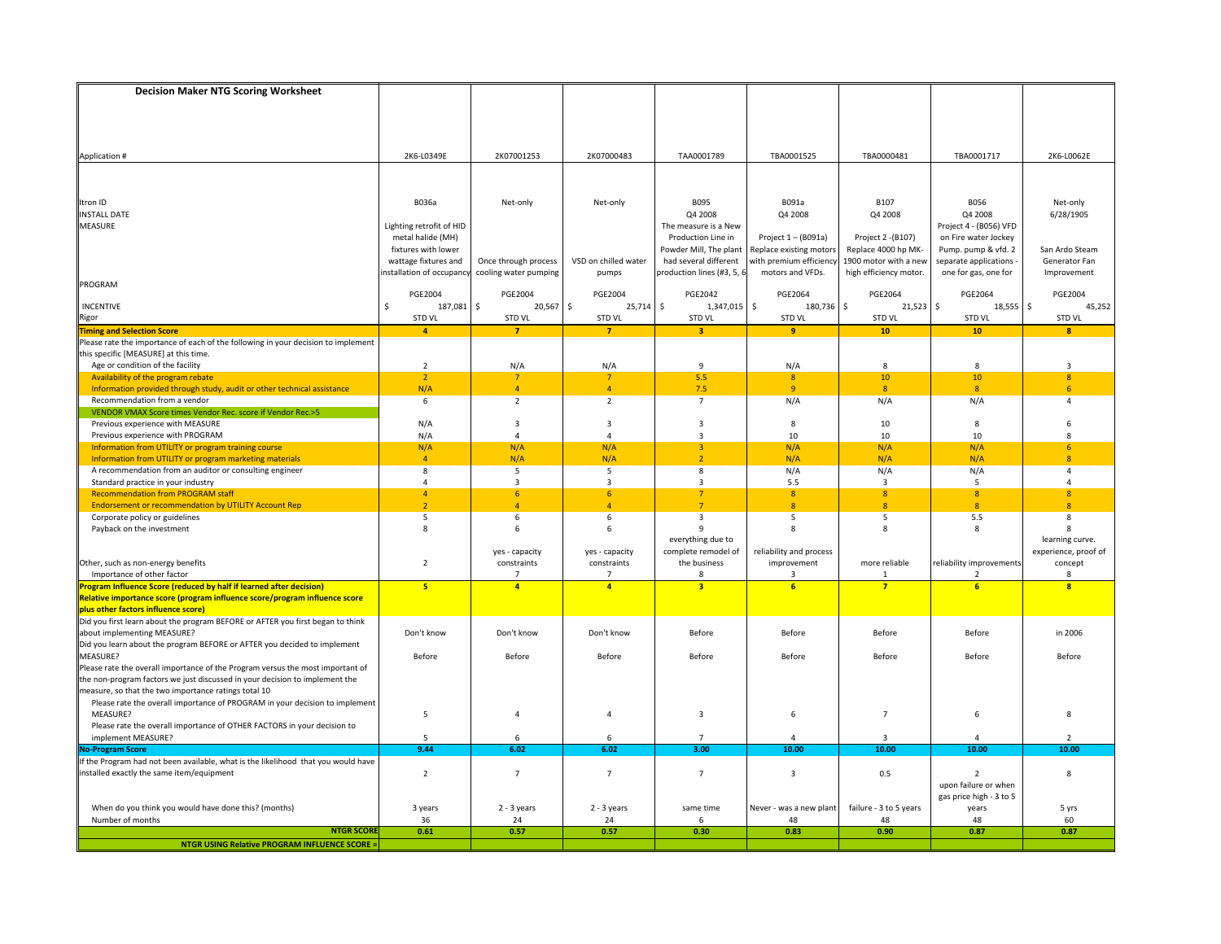## Decision Maker NTG Scoring Worksheet

| Application # | 2K6-L0349E | 2K07001253 | 2K07000483 | TAA0001789 | TBA0001525 | TBA0000481 | TBA0001717 | 2K6-L0062E |
|---|---|---|---|---|---|---|---|---|
| Itron ID | B036a | Net-only | Net-only | B095 | B091a | B107 | B056 | Net-only |
| INSTALL DATE | | | | Q4 2008 | Q4 2008 | Q4 2008 | Q4 2008 | 6/28/1905 |
| MEASURE | Lighting retrofit of HID metal halide (MH) fixtures with lower wattage fixtures and installation of occupancy | Once through process cooling water pumping | VSD on chilled water pumps | The measure is a New Production Line in Powder Mill, The plant had several different production lines (#3, 5, 6 | Project 1 – (B091a) Replace existing motors with premium efficiency motors and VFDs. | Project 2 -(B107) Replace 4000 hp MK-1900 motor with a new high efficiency motor. | Project 4 - (B056) VFD on Fire water Jockey Pump. pump & vfd. 2 separate applications - one for gas, one for | San Ardo Steam Generator Fan Improvement |
| PROGRAM | PGE2004 | PGE2004 | PGE2004 | PGE2042 | PGE2064 | PGE2064 | PGE2064 | PGE2004 |
| INCENTIVE | $ 187,081 | $ 20,567 | $ 25,714 | $ 1,347,015 | $ 180,736 | $ 21,523 | $ 18,555 | $ 45,252 |
| Rigor | STD VL | STD VL | STD VL | STD VL | STD VL | STD VL | STD VL | STD VL |
| **Timing and Selection Score** | **4** | **7** | **7** | **3** | **9** | **10** | **10** | **8** |
| Please rate the importance of each of the following in your decision to implement this specific [MEASURE] at this time. | | | | | | | | |
| Age or condition of the facility | 2 | N/A | N/A | 9 | N/A | 8 | 8 | 3 |
| Availability of the program rebate | 2 | 7 | 7 | 5.5 | 8 | 10 | 10 | 8 |
| Information provided through study, audit or other technical assistance | N/A | 4 | 4 | 7.5 | 9 | 8 | 8 | 6 |
| Recommendation from a vendor | 6 | 2 | 2 | 7 | N/A | N/A | N/A | 4 |
| VENDOR VMAX Score times Vendor Rec. score if Vendor Rec.>5 | | | | | | | | |
| Previous experience with MEASURE | N/A | 3 | 3 | 3 | 8 | 10 | 8 | 6 |
| Previous experience with PROGRAM | N/A | 4 | 4 | 3 | 10 | 10 | 10 | 8 |
| Information from UTILITY or program training course | N/A | N/A | N/A | 3 | N/A | N/A | N/A | 6 |
| Information from UTILITY or program marketing materials | 4 | N/A | N/A | 2 | N/A | N/A | N/A | 8 |
| A recommendation from an auditor or consulting engineer | 8 | 5 | 5 | 8 | N/A | N/A | N/A | 4 |
| Standard practice in your industry | 4 | 3 | 3 | 3 | 5.5 | 3 | 5 | 4 |
| Recommendation from PROGRAM staff | 4 | 6 | 6 | 7 | 8 | 8 | 8 | 8 |
| Endorsement or recommendation by UTILITY Account Rep | 2 | 4 | 4 | 7 | 8 | 8 | 8 | 8 |
| Corporate policy or guidelines | 5 | 6 | 6 | 3 | 5 | 5 | 5.5 | 8 |
| Payback on the investment | 8 | 6 | 6 | 9 | 8 | 8 | 8 | 8 |
| Other, such as non-energy benefits | 2 | yes - capacity constraints | yes - capacity constraints | everything due to complete remodel of the business | reliability and process improvement | more reliable | reliability improvements | learning curve. experience, proof of concept |
| Importance of other factor | | 7 | 7 | 8 | 3 | 1 | 2 | 8 |
| **Program Influence Score (reduced by half if learned after decision)** | **5** | **4** | **4** | **3** | **6** | **7** | **6** | **8** |
| **Relative importance score (program influence score/program influence score plus other factors influence score)** | | | | | | | | |
| Did you first learn about the program BEFORE or AFTER you first began to think about implementing MEASURE? | Don't know | Don't know | Don't know | Before | Before | Before | Before | in 2006 |
| Did you learn about the program BEFORE or AFTER you decided to implement MEASURE? | Before | Before | Before | Before | Before | Before | Before | Before |
| Please rate the overall importance of the Program versus the most important of the non-program factors we just discussed in your decision to implement the measure, so that the two importance ratings total 10 | | | | | | | | |
| Please rate the overall importance of PROGRAM in your decision to implement MEASURE? | 5 | 4 | 4 | 3 | 6 | 7 | 6 | 8 |
| Please rate the overall importance of OTHER FACTORS in your decision to implement MEASURE? | 5 | 6 | 6 | 7 | 4 | 3 | 4 | 2 |
| **No-Program Score** | **9.44** | **6.02** | **6.02** | **3.00** | **10.00** | **10.00** | **10.00** | **10.00** |
| If the Program had not been available, what is the likelihood that you would have installed exactly the same item/equipment | 2 | 7 | 7 | 7 | 3 | 0.5 | 2 | 8 |
| When do you think you would have done this? (months) | 3 years | 2 - 3 years | 2 - 3 years | same time | Never - was a new plant | failure - 3 to 5 years | upon failure or when gas price high - 3 to 5 years | 5 yrs |
| Number of months | 36 | 24 | 24 | 6 | 48 | 48 | 48 | 60 |
| **NTGR SCORE** | **0.61** | **0.57** | **0.57** | **0.30** | **0.83** | **0.90** | **0.87** | **0.87** |
| **NTGR USING Relative PROGRAM INFLUENCE SCORE =** | | | | | | | | |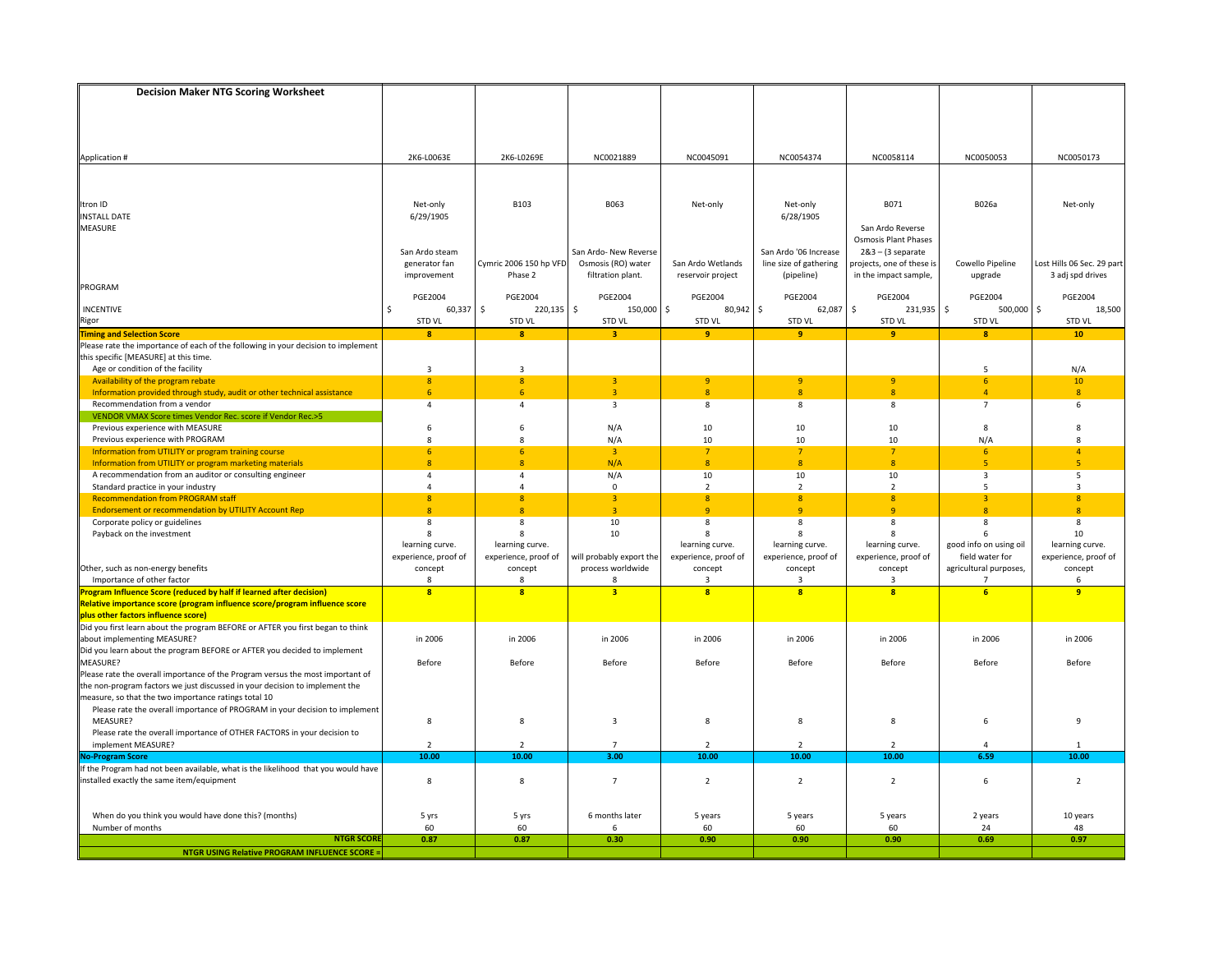## Decision Maker NTG Scoring Worksheet

| | | | | | | | | |
|---|---|---|---|---|---|---|---|---|
| Application # | 2K6-L0063E | 2K6-L0269E | NC0021889 | NC0045091 | NC0054374 | NC0058114 | NC0050053 | NC0050173 |
| Itron ID | Net-only | B103 | B063 | Net-only | Net-only | B071 | B026a | Net-only |
| INSTALL DATE | 6/29/1905 | | | | 6/28/1905 | | | |
| MEASURE | San Ardo steam generator fan improvement | Cymric 2006 150 hp VFD Phase 2 | San Ardo- New Reverse Osmosis (RO) water filtration plant. | San Ardo Wetlands reservoir project | San Ardo '06 Increase line size of gathering (pipeline) | San Ardo Reverse Osmosis Plant Phases 2&3 – (3 separate projects, one of these is in the impact sample, | Cowello Pipeline upgrade | Lost Hills 06 Sec. 29 part 3 adj spd drives |
| PROGRAM | PGE2004 | PGE2004 | PGE2004 | PGE2004 | PGE2004 | PGE2004 | PGE2004 | PGE2004 |
| INCENTIVE | $ 60,337 | $ 220,135 | $ 150,000 | $ 80,942 | $ 62,087 | $ 231,935 | $ 500,000 | $ 18,500 |
| Rigor | STD VL | STD VL | STD VL | STD VL | STD VL | STD VL | STD VL | STD VL |
| **Timing and Selection Score** | **8** | **8** | **3** | **9** | **9** | **9** | **8** | **10** |
| Please rate the importance of each of the following in your decision to implement this specific [MEASURE] at this time. | | | | | | | | |
| Age or condition of the facility | 3 | 3 | | | | | 5 | N/A |
| Availability of the program rebate | 8 | 8 | 3 | 9 | 9 | 9 | 6 | 10 |
| Information provided through study, audit or other technical assistance | 6 | 6 | 3 | 8 | 8 | 8 | 4 | 8 |
| Recommendation from a vendor | 4 | 4 | 3 | 8 | 8 | 8 | 7 | 6 |
| VENDOR VMAX Score times Vendor Rec. score if Vendor Rec.>5 | | | | | | | | |
| Previous experience with MEASURE | 6 | 6 | N/A | 10 | 10 | 10 | 8 | 8 |
| Previous experience with PROGRAM | 8 | 8 | N/A | 10 | 10 | 10 | N/A | 8 |
| Information from UTILITY or program training course | 6 | 6 | 3 | 7 | 7 | 7 | 6 | 4 |
| Information from UTILITY or program marketing materials | 8 | 8 | N/A | 8 | 8 | 8 | 5 | 5 |
| A recommendation from an auditor or consulting engineer | 4 | 4 | N/A | 10 | 10 | 10 | 3 | 5 |
| Standard practice in your industry | 4 | 4 | 0 | 2 | 2 | 2 | 5 | 3 |
| Recommendation from PROGRAM staff | 8 | 8 | 3 | 8 | 8 | 8 | 3 | 8 |
| Endorsement or recommendation by UTILITY Account Rep | 8 | 8 | 3 | 9 | 9 | 9 | 8 | 8 |
| Corporate policy or guidelines | 8 | 8 | 10 | 8 | 8 | 8 | 8 | 8 |
| Payback on the investment | 8 | 8 | 10 | 8 | 8 | 8 | 6 | 10 |
| Other, such as non-energy benefits | learning curve. experience, proof of concept | learning curve. experience, proof of concept | will probably export the process worldwide | learning curve. experience, proof of concept | learning curve. experience, proof of concept | learning curve. experience, proof of concept | good info on using oil field water for agricultural purposes, | learning curve. experience, proof of concept |
| Importance of other factor | 8 | 8 | 8 | 3 | 3 | 3 | 7 | 6 |
| **Program Influence Score (reduced by half if learned after decision)** | **8** | **8** | **3** | **8** | **8** | **8** | **6** | **9** |
| **Relative importance score (program influence score/program influence score plus other factors influence score)** | | | | | | | | |
| Did you first learn about the program BEFORE or AFTER you first began to think about implementing MEASURE? | in 2006 | in 2006 | in 2006 | in 2006 | in 2006 | in 2006 | in 2006 | in 2006 |
| Did you learn about the program BEFORE or AFTER you decided to implement MEASURE? | Before | Before | Before | Before | Before | Before | Before | Before |
| Please rate the overall importance of the Program versus the most important of the non-program factors we just discussed in your decision to implement the measure, so that the two importance ratings total 10 | | | | | | | | |
| Please rate the overall importance of PROGRAM in your decision to implement MEASURE? | 8 | 8 | 3 | 8 | 8 | 8 | 6 | 9 |
| Please rate the overall importance of OTHER FACTORS in your decision to implement MEASURE? | 2 | 2 | 7 | 2 | 2 | 2 | 4 | 1 |
| **No-Program Score** | **10.00** | **10.00** | **3.00** | **10.00** | **10.00** | **10.00** | **6.59** | **10.00** |
| If the Program had not been available, what is the likelihood that you would have installed exactly the same item/equipment | 8 | 8 | 7 | 2 | 2 | 2 | 6 | 2 |
| When do you think you would have done this? (months) | 5 yrs | 5 yrs | 6 months later | 5 years | 5 years | 5 years | 2 years | 10 years |
| Number of months | 60 | 60 | 6 | 60 | 60 | 60 | 24 | 48 |
| **NTGR SCORE** | **0.87** | **0.87** | **0.30** | **0.90** | **0.90** | **0.90** | **0.69** | **0.97** |
| **NTGR USING Relative PROGRAM INFLUENCE SCORE =** | | | | | | | | |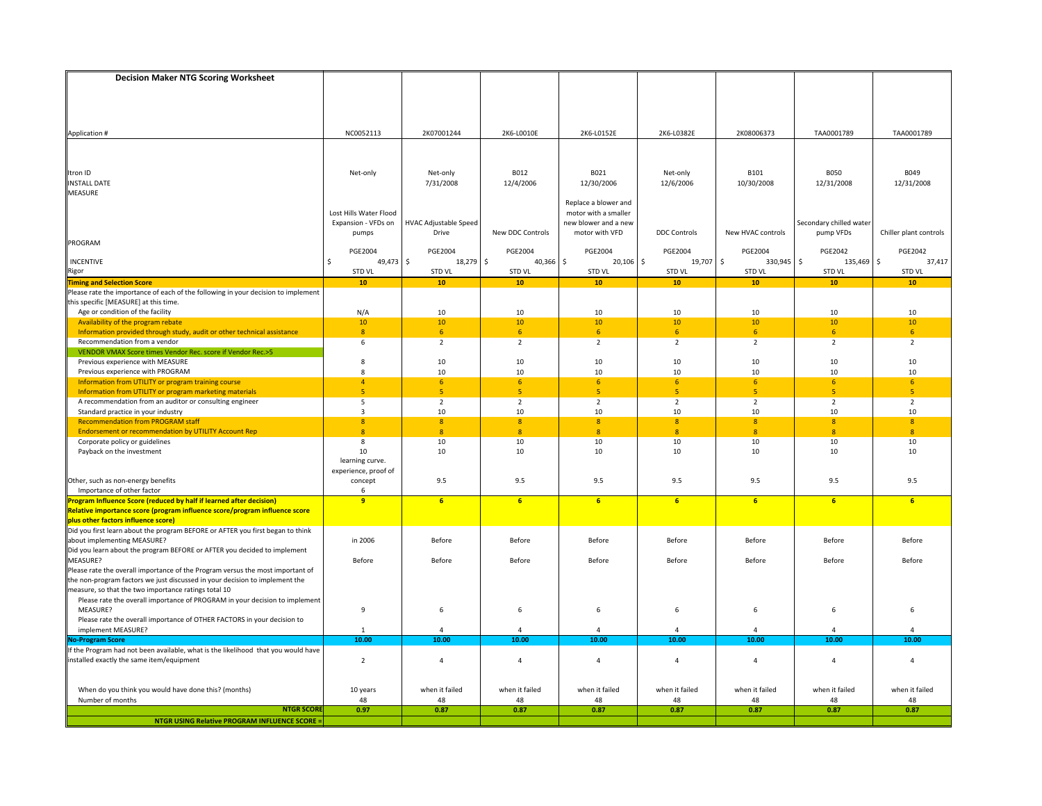| Decision Maker NTG Scoring Worksheet | | | | | | | | |
|---|---|---|---|---|---|---|---|---|
| Application # | NC0052113 | 2K07001244 | 2K6-L0010E | 2K6-L0152E | 2K6-L0382E | 2K08006373 | TAA0001789 | TAA0001789 |
| Itron ID | Net-only | Net-only | B012 | B021 | Net-only | B101 | B050 | B049 |
| INSTALL DATE | | 7/31/2008 | 12/4/2006 | 12/30/2006 | 12/6/2006 | 10/30/2008 | 12/31/2008 | 12/31/2008 |
| MEASURE | Lost Hills Water Flood Expansion - VFDs on pumps | HVAC Adjustable Speed Drive | New DDC Controls | Replace a blower and motor with a smaller new blower and a new motor with VFD | DDC Controls | New HVAC controls | Secondary chilled water pump VFDs | Chiller plant controls |
| PROGRAM | PGE2004 | PGE2004 | PGE2004 | PGE2004 | PGE2004 | PGE2004 | PGE2042 | PGE2042 |
| INCENTIVE | $ 49,473 | $ 18,279 | $ 40,366 | $ 20,106 | $ 19,707 | $ 330,945 | $ 135,469 | $ 37,417 |
| Rigor | STD VL | STD VL | STD VL | STD VL | STD VL | STD VL | STD VL | STD VL |
| **Timing and Selection Score** | **10** | **10** | **10** | **10** | **10** | **10** | **10** | **10** |
| Please rate the importance of each of the following in your decision to implement this specific [MEASURE] at this time. | | | | | | | | |
| Age or condition of the facility | N/A | 10 | 10 | 10 | 10 | 10 | 10 | 10 |
| Availability of the program rebate | 10 | 10 | 10 | 10 | 10 | 10 | 10 | 10 |
| Information provided through study, audit or other technical assistance | 8 | 6 | 6 | 6 | 6 | 6 | 6 | 6 |
| Recommendation from a vendor | 6 | 2 | 2 | 2 | 2 | 2 | 2 | 2 |
| VENDOR VMAX Score times Vendor Rec. score if Vendor Rec.>5 | | | | | | | | |
| Previous experience with MEASURE | 8 | 10 | 10 | 10 | 10 | 10 | 10 | 10 |
| Previous experience with PROGRAM | 8 | 10 | 10 | 10 | 10 | 10 | 10 | 10 |
| Information from UTILITY or program training course | 4 | 6 | 6 | 6 | 6 | 6 | 6 | 6 |
| Information from UTILITY or program marketing materials | 5 | 5 | 5 | 5 | 5 | 5 | 5 | 5 |
| A recommendation from an auditor or consulting engineer | 5 | 2 | 2 | 2 | 2 | 2 | 2 | 2 |
| Standard practice in your industry | 3 | 10 | 10 | 10 | 10 | 10 | 10 | 10 |
| Recommendation from PROGRAM staff | 8 | 8 | 8 | 8 | 8 | 8 | 8 | 8 |
| Endorsement or recommendation by UTILITY Account Rep | 8 | 8 | 8 | 8 | 8 | 8 | 8 | 8 |
| Corporate policy or guidelines | 8 | 10 | 10 | 10 | 10 | 10 | 10 | 10 |
| Payback on the investment | 10 | 10 | 10 | 10 | 10 | 10 | 10 | 10 |
| Other, such as non-energy benefits | learning curve. experience, proof of concept | 9.5 | 9.5 | 9.5 | 9.5 | 9.5 | 9.5 | 9.5 |
| Importance of other factor | 6 | | | | | | | |
| **Program Influence Score (reduced by half if learned after decision)** | **9** | **6** | **6** | **6** | **6** | **6** | **6** | **6** |
| **Relative importance score (program influence score/program influence score plus other factors influence score)** | | | | | | | | |
| Did you first learn about the program BEFORE or AFTER you first began to think about implementing MEASURE? | in 2006 | Before | Before | Before | Before | Before | Before | Before |
| Did you learn about the program BEFORE or AFTER you decided to implement MEASURE? | Before | Before | Before | Before | Before | Before | Before | Before |
| Please rate the overall importance of the Program versus the most important of the non-program factors we just discussed in your decision to implement the measure, so that the two importance ratings total 10 | | | | | | | | |
| Please rate the overall importance of PROGRAM in your decision to implement MEASURE? | 9 | 6 | 6 | 6 | 6 | 6 | 6 | 6 |
| Please rate the overall importance of OTHER FACTORS in your decision to implement MEASURE? | 1 | 4 | 4 | 4 | 4 | 4 | 4 | 4 |
| **No-Program Score** | **10.00** | **10.00** | **10.00** | **10.00** | **10.00** | **10.00** | **10.00** | **10.00** |
| If the Program had not been available, what is the likelihood that you would have installed exactly the same item/equipment | 2 | 4 | 4 | 4 | 4 | 4 | 4 | 4 |
| When do you think you would have done this? (months) | 10 years | when it failed | when it failed | when it failed | when it failed | when it failed | when it failed | when it failed |
| Number of months | 48 | 48 | 48 | 48 | 48 | 48 | 48 | 48 |
| **NTGR SCORE** | **0.97** | **0.87** | **0.87** | **0.87** | **0.87** | **0.87** | **0.87** | **0.87** |
| **NTGR USING Relative PROGRAM INFLUENCE SCORE =** | | | | | | | | |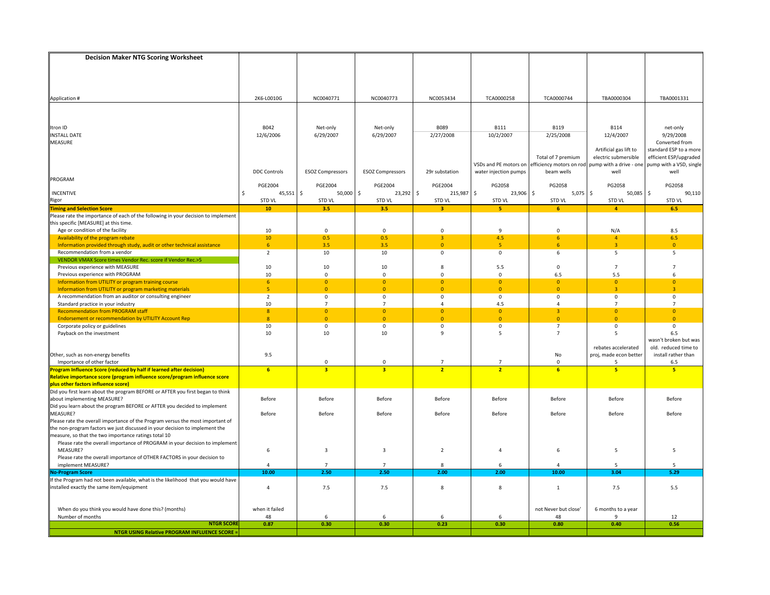| Decision Maker NTG Scoring Worksheet | | | | | | | | |
|---|---|---|---|---|---|---|---|---|
| Application # | 2K6-L0010G | NC0040771 | NC0040773 | NC0053434 | TCA0000258 | TCA0000744 | TBA0000304 | TBA0001331 |
| Itron ID | B042 | Net-only | Net-only | B089 | B111 | B119 | B114 | net-only |
| INSTALL DATE | 12/6/2006 | 6/29/2007 | 6/29/2007 | 2/27/2008 | 10/2/2007 | 2/25/2008 | 12/4/2007 | 9/29/2008 |
| MEASURE | DDC Controls | ESOZ Compressors | ESOZ Compressors | 29r substation | VSDs and PE motors on water injection pumps | Total of 7 premium efficiency motors on rod beam wells | Artificial gas lift to electric submersible pump with a drive - one well | Converted from standard ESP to a more efficient ESP/upgraded pump with a VSD, single well |
| PROGRAM | PGE2004 | PGE2004 | PGE2004 | PGE2004 | PG2058 | PG2058 | PG2058 | PG2058 |
| INCENTIVE | $ 45,551 | $ 50,000 | $ 23,292 | $ 215,987 | $ 23,906 | $ 5,075 | $ 50,085 | $ 90,110 |
| Rigor | STD VL | STD VL | STD VL | STD VL | STD VL | STD VL | STD VL | STD VL |
| **Timing and Selection Score** | **10** | **3.5** | **3.5** | **3** | **5** | **6** | **4** | **6.5** |
| Please rate the importance of each of the following in your decision to implement this specific [MEASURE] at this time. | | | | | | | | |
| Age or condition of the facility | 10 | 0 | 0 | 0 | 9 | 0 | N/A | 8.5 |
| Availability of the program rebate | 10 | 0.5 | 0.5 | 3 | 4.5 | 6 | 4 | 6.5 |
| Information provided through study, audit or other technical assistance | 6 | 3.5 | 3.5 | 0 | 5 | 6 | 3 | 0 |
| Recommendation from a vendor | 2 | 10 | 10 | 0 | 0 | 6 | 5 | 5 |
| VENDOR VMAX Score times Vendor Rec. score if Vendor Rec.>5 | | | | | | | | |
| Previous experience with MEASURE | 10 | 10 | 10 | 8 | 5.5 | 0 | 7 | 7 |
| Previous experience with PROGRAM | 10 | 0 | 0 | 0 | 0 | 6.5 | 5.5 | 6 |
| Information from UTILITY or program training course | 6 | 0 | 0 | 0 | 0 | 0 | 0 | 0 |
| Information from UTILITY or program marketing materials | 5 | 0 | 0 | 0 | 0 | 0 | 3 | 3 |
| A recommendation from an auditor or consulting engineer | 2 | 0 | 0 | 0 | 0 | 0 | 0 | 0 |
| Standard practice in your industry | 10 | 7 | 7 | 4 | 4.5 | 4 | 7 | 7 |
| Recommendation from PROGRAM staff | 8 | 0 | 0 | 0 | 0 | 3 | 0 | 0 |
| Endorsement or recommendation by UTILITY Account Rep | 8 | 0 | 0 | 0 | 0 | 0 | 0 | 0 |
| Corporate policy or guidelines | 10 | 0 | 0 | 0 | 0 | 7 | 0 | 0 |
| Payback on the investment | 10 | 10 | 10 | 9 | 5 | 7 | 5 | 6.5 |
| Other, such as non-energy benefits | 9.5 | | | | | No | rebates accelerated proj, made econ better | wasn't broken but was old. reduced time to install rather than |
| Importance of other factor | | 0 | 0 | 7 | 7 | 0 | 5 | 6.5 |
| **Program Influence Score (reduced by half if learned after decision)** | **6** | **3** | **3** | **2** | **2** | **6** | **5** | **5** |
| **Relative importance score (program influence score/program influence score plus other factors influence score)** | | | | | | | | |
| Did you first learn about the program BEFORE or AFTER you first began to think about implementing MEASURE? | Before | Before | Before | Before | Before | Before | Before | Before |
| Did you learn about the program BEFORE or AFTER you decided to implement MEASURE? | Before | Before | Before | Before | Before | Before | Before | Before |
| Please rate the overall importance of the Program versus the most important of the non-program factors we just discussed in your decision to implement the measure, so that the two importance ratings total 10 | | | | | | | | |
| Please rate the overall importance of PROGRAM in your decision to implement MEASURE? | 6 | 3 | 3 | 2 | 4 | 6 | 5 | 5 |
| Please rate the overall importance of OTHER FACTORS in your decision to implement MEASURE? | 4 | 7 | 7 | 8 | 6 | 4 | 5 | 5 |
| **No-Program Score** | **10.00** | **2.50** | **2.50** | **2.00** | **2.00** | **10.00** | **3.04** | **5.29** |
| If the Program had not been available, what is the likelihood that you would have installed exactly the same item/equipment | 4 | 7.5 | 7.5 | 8 | 8 | 1 | 7.5 | 5.5 |
| When do you think you would have done this? (months) | when it failed | | | | | not Never but close' | 6 months to a year | |
| Number of months | 48 | 6 | 6 | 6 | 6 | 48 | 9 | 12 |
| **NTGR SCORE** | **0.87** | **0.30** | **0.30** | **0.23** | **0.30** | **0.80** | **0.40** | **0.56** |
| **NTGR USING Relative PROGRAM INFLUENCE SCORE =** | | | | | | | | |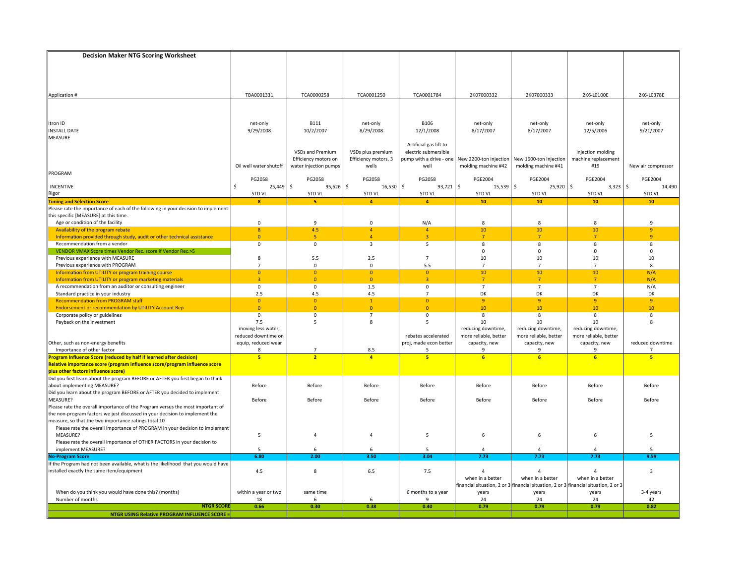# Decision Maker NTG Scoring Worksheet

| Application # | TBA0001331 | TCA0000258 | TCA0001250 | TCA0001784 | 2K07000332 | 2K07000333 | 2K6-L0100E | 2K6-L0378E |
|---|---|---|---|---|---|---|---|---|
| Itron ID | net-only | B111 | net-only | B106 | net-only | net-only | net-only | net-only |
| INSTALL DATE | 9/29/2008 | 10/2/2007 | 8/29/2008 | 12/1/2008 | 8/17/2007 | 8/17/2007 | 12/5/2006 | 9/21/2007 |
| MEASURE | Oil well water shutoff | VSDs and Premium Efficiency motors on water injection pumps | VSDs plus premium Efficiency motors, 3 wells | Artificial gas lift to electric submersible pump with a drive - one well | New 2200-ton injection molding machine #42 | New 1600-ton Injection molding machine #41 | Injection molding machine replacement #19 | New air compressor |
| PROGRAM | PG2058 | PG2058 | PG2058 | PG2058 | PGE2004 | PGE2004 | PGE2004 | PGE2004 |
| INCENTIVE | $ 25,449 | $ 95,626 | $ 16,530 | $ 93,721 | $ 15,539 | $ 25,920 | $ 3,323 | $ 14,490 |
| Rigor | STD VL | STD VL | STD VL | STD VL | STD VL | STD VL | STD VL | STD VL |
| **Timing and Selection Score** | **8** | **5** | **4** | **4** | **10** | **10** | **10** | **10** |
| Please rate the importance of each of the following in your decision to implement this specific [MEASURE] at this time. | | | | | | | | |
| Age or condition of the facility | 0 | 9 | 0 | N/A | 8 | 8 | 8 | 9 |
| Availability of the program rebate | 8 | 4.5 | 4 | 4 | 10 | 10 | 10 | 9 |
| Information provided through study, audit or other technical assistance | 0 | 5 | 4 | 3 | 7 | 7 | 7 | 9 |
| Recommendation from a vendor | 0 | 0 | 3 | 5 | 8 | 8 | 8 | 8 |
| VENDOR VMAX Score times Vendor Rec. score if Vendor Rec.>5 | | | | | 0 | 0 | 0 | 0 |
| Previous experience with MEASURE | 8 | 5.5 | 2.5 | 7 | 10 | 10 | 10 | 10 |
| Previous experience with PROGRAM | 7 | 0 | 0 | 5.5 | 7 | 7 | 7 | 8 |
| Information from UTILITY or program training course | 0 | 0 | 0 | 0 | 10 | 10 | 10 | N/A |
| Information from UTILITY or program marketing materials | 3 | 0 | 0 | 3 | 7 | 7 | 7 | N/A |
| A recommendation from an auditor or consulting engineer | 0 | 0 | 1.5 | 0 | 7 | 7 | 7 | N/A |
| Standard practice in your industry | 2.5 | 4.5 | 4.5 | 7 | DK | DK | DK | DK |
| Recommendation from PROGRAM staff | 0 | 0 | 1 | 0 | 9 | 9 | 9 | 9 |
| Endorsement or recommendation by UTILITY Account Rep | 0 | 0 | 0 | 0 | 10 | 10 | 10 | 10 |
| Corporate policy or guidelines | 0 | 0 | 7 | 0 | 8 | 8 | 8 | 8 |
| Payback on the investment | 7.5 | 5 | 8 | 5 | 10 | 10 | 10 | 8 |
| Other, such as non-energy benefits | moving less water, reduced downtime on equip, reduced wear | | | rebates accelerated proj, made econ better | reducing downtime, more reliable, better capacity, new | reducing downtime, more reliable, better capacity, new | reducing downtime, more reliable, better capacity, new | reduced downtime |
| Importance of other factor | 8 | 7 | 8.5 | 5 | 9 | 9 | 9 | 7 |
| **Program Influence Score (reduced by half if learned after decision)** | **5** | **2** | **4** | **5** | **6** | **6** | **6** | **5** |
| **Relative importance score (program influence score/program influence score plus other factors influence score)** | | | | | | | | |
| Did you first learn about the program BEFORE or AFTER you first began to think about implementing MEASURE? | Before | Before | Before | Before | Before | Before | Before | Before |
| Did you learn about the program BEFORE or AFTER you decided to implement MEASURE? | Before | Before | Before | Before | Before | Before | Before | Before |
| Please rate the overall importance of the Program versus the most important of the non-program factors we just discussed in your decision to implement the measure, so that the two importance ratings total 10 | | | | | | | | |
| Please rate the overall importance of PROGRAM in your decision to implement MEASURE? | 5 | 4 | 4 | 5 | 6 | 6 | 6 | 5 |
| Please rate the overall importance of OTHER FACTORS in your decision to implement MEASURE? | 5 | 6 | 6 | 5 | 4 | 4 | 4 | 5 |
| **No-Program Score** | **6.80** | **2.00** | **3.50** | **3.04** | **7.73** | **7.73** | **7.73** | **9.59** |
| If the Program had not been available, what is the likelihood that you would have installed exactly the same item/equipment | 4.5 | 8 | 6.5 | 7.5 | 4 | 4 | 4 | 3 |
| When do you think you would have done this? (months) | within a year or two | same time | | 6 months to a year | when in a better financial situation, 2 or 3 years | when in a better financial situation, 2 or 3 years | when in a better financial situation, 2 or 3 years | 3-4 years |
| Number of months | 18 | 6 | 6 | 9 | 24 | 24 | 24 | 42 |
| **NTGR SCORE** | **0.66** | **0.30** | **0.38** | **0.40** | **0.79** | **0.79** | **0.79** | **0.82** |
| **NTGR USING Relative PROGRAM INFLUENCE SCORE =** | | | | | | | | |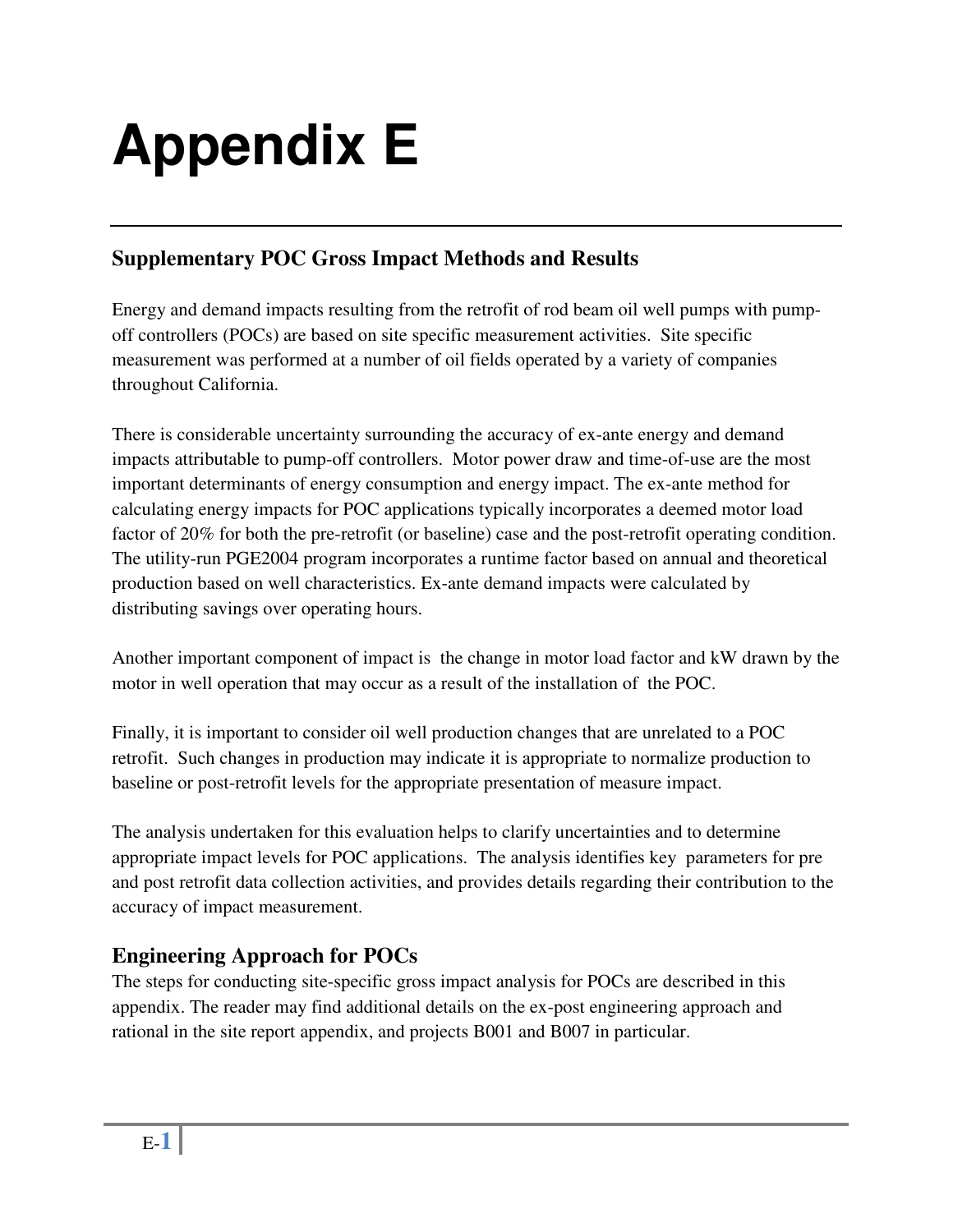# Appendix E

## Supplementary POC Gross Impact Methods and Results

Energy and demand impacts resulting from the retrofit of rod beam oil well pumps with pump-off controllers (POCs) are based on site specific measurement activities. Site specific measurement was performed at a number of oil fields operated by a variety of companies throughout California.

There is considerable uncertainty surrounding the accuracy of ex-ante energy and demand impacts attributable to pump-off controllers. Motor power draw and time-of-use are the most important determinants of energy consumption and energy impact. The ex-ante method for calculating energy impacts for POC applications typically incorporates a deemed motor load factor of 20% for both the pre-retrofit (or baseline) case and the post-retrofit operating condition. The utility-run PGE2004 program incorporates a runtime factor based on annual and theoretical production based on well characteristics. Ex-ante demand impacts were calculated by distributing savings over operating hours.

Another important component of impact is the change in motor load factor and kW drawn by the motor in well operation that may occur as a result of the installation of the POC.

Finally, it is important to consider oil well production changes that are unrelated to a POC retrofit. Such changes in production may indicate it is appropriate to normalize production to baseline or post-retrofit levels for the appropriate presentation of measure impact.

The analysis undertaken for this evaluation helps to clarify uncertainties and to determine appropriate impact levels for POC applications. The analysis identifies key parameters for pre and post retrofit data collection activities, and provides details regarding their contribution to the accuracy of impact measurement.

### Engineering Approach for POCs

The steps for conducting site-specific gross impact analysis for POCs are described in this appendix. The reader may find additional details on the ex-post engineering approach and rational in the site report appendix, and projects B001 and B007 in particular.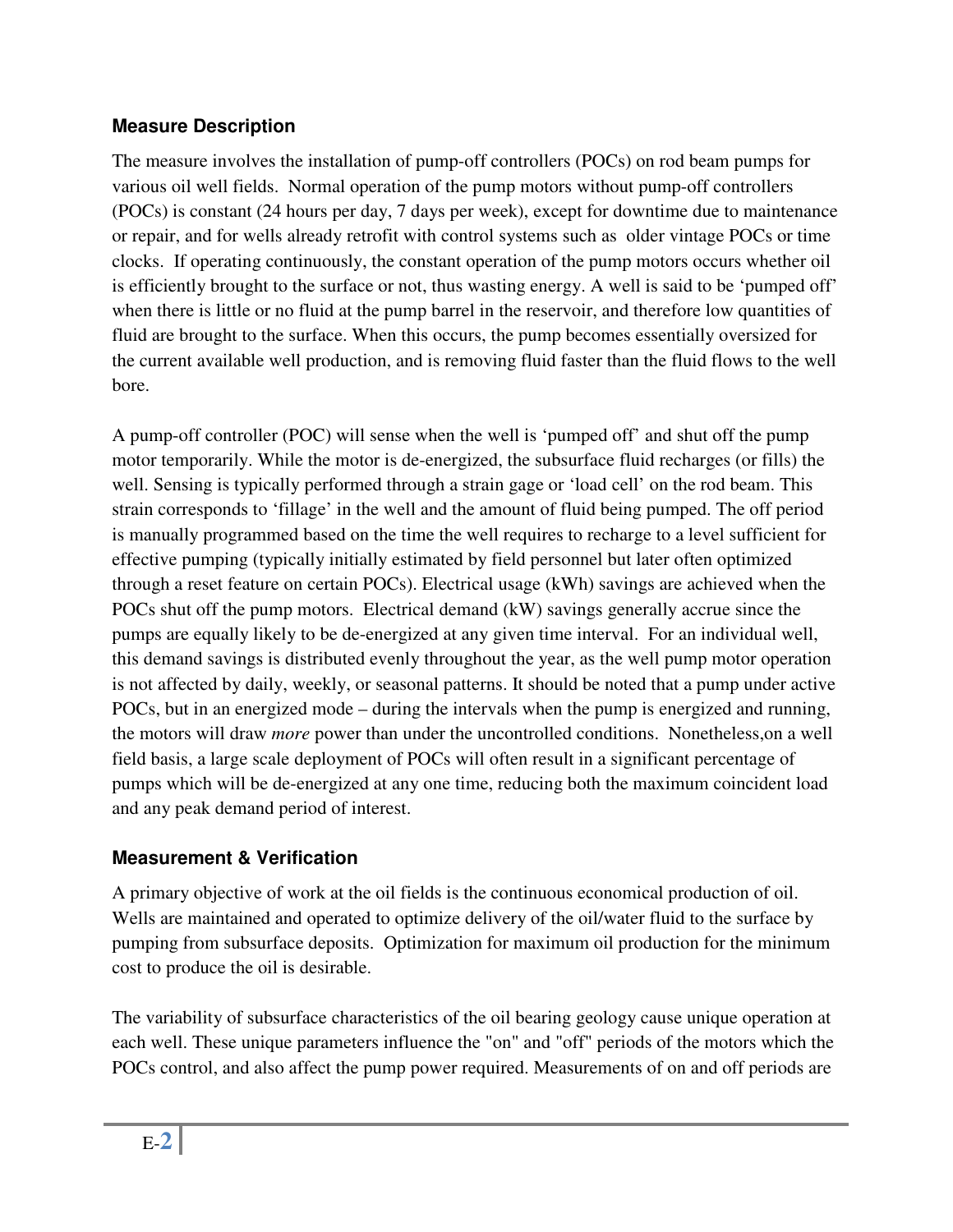### Measure Description

The measure involves the installation of pump-off controllers (POCs) on rod beam pumps for various oil well fields. Normal operation of the pump motors without pump-off controllers (POCs) is constant (24 hours per day, 7 days per week), except for downtime due to maintenance or repair, and for wells already retrofit with control systems such as older vintage POCs or time clocks. If operating continuously, the constant operation of the pump motors occurs whether oil is efficiently brought to the surface or not, thus wasting energy. A well is said to be 'pumped off' when there is little or no fluid at the pump barrel in the reservoir, and therefore low quantities of fluid are brought to the surface. When this occurs, the pump becomes essentially oversized for the current available well production, and is removing fluid faster than the fluid flows to the well bore.

A pump-off controller (POC) will sense when the well is 'pumped off' and shut off the pump motor temporarily. While the motor is de-energized, the subsurface fluid recharges (or fills) the well. Sensing is typically performed through a strain gage or 'load cell' on the rod beam. This strain corresponds to 'fillage' in the well and the amount of fluid being pumped. The off period is manually programmed based on the time the well requires to recharge to a level sufficient for effective pumping (typically initially estimated by field personnel but later often optimized through a reset feature on certain POCs). Electrical usage (kWh) savings are achieved when the POCs shut off the pump motors. Electrical demand (kW) savings generally accrue since the pumps are equally likely to be de-energized at any given time interval. For an individual well, this demand savings is distributed evenly throughout the year, as the well pump motor operation is not affected by daily, weekly, or seasonal patterns. It should be noted that a pump under active POCs, but in an energized mode – during the intervals when the pump is energized and running, the motors will draw *more* power than under the uncontrolled conditions. Nonetheless,on a well field basis, a large scale deployment of POCs will often result in a significant percentage of pumps which will be de-energized at any one time, reducing both the maximum coincident load and any peak demand period of interest.

### Measurement & Verification

A primary objective of work at the oil fields is the continuous economical production of oil. Wells are maintained and operated to optimize delivery of the oil/water fluid to the surface by pumping from subsurface deposits. Optimization for maximum oil production for the minimum cost to produce the oil is desirable.

The variability of subsurface characteristics of the oil bearing geology cause unique operation at each well. These unique parameters influence the "on" and "off" periods of the motors which the POCs control, and also affect the pump power required. Measurements of on and off periods are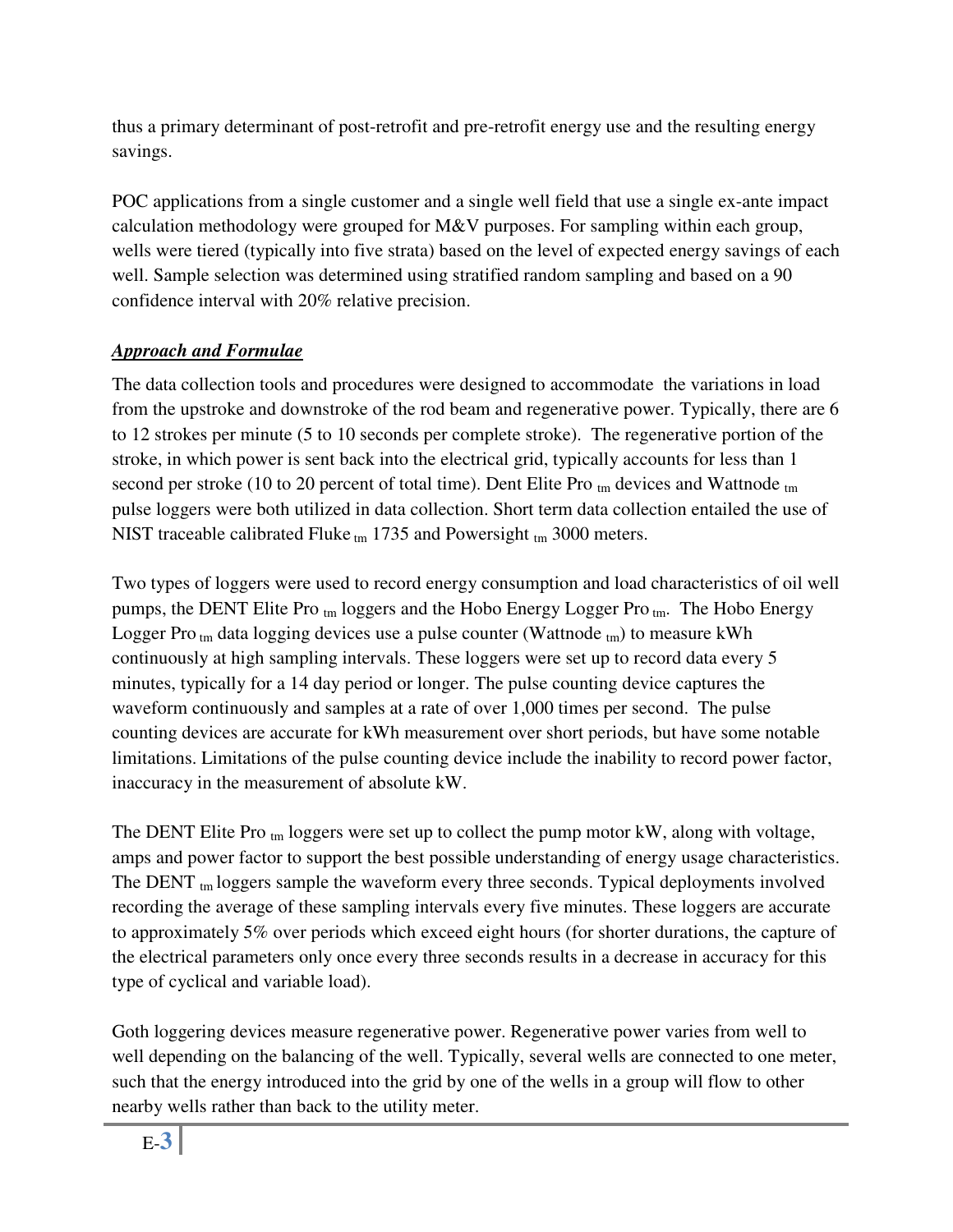thus a primary determinant of post-retrofit and pre-retrofit energy use and the resulting energy savings.

POC applications from a single customer and a single well field that use a single ex-ante impact calculation methodology were grouped for M&V purposes. For sampling within each group, wells were tiered (typically into five strata) based on the level of expected energy savings of each well. Sample selection was determined using stratified random sampling and based on a 90 confidence interval with 20% relative precision.

***Approach and Formulae***

The data collection tools and procedures were designed to accommodate the variations in load from the upstroke and downstroke of the rod beam and regenerative power. Typically, there are 6 to 12 strokes per minute (5 to 10 seconds per complete stroke). The regenerative portion of the stroke, in which power is sent back into the electrical grid, typically accounts for less than 1 second per stroke (10 to 20 percent of total time). Dent Elite Pro $_{tm}$ devices and Wattnode $_{tm}$ pulse loggers were both utilized in data collection. Short term data collection entailed the use of NIST traceable calibrated Fluke $_{tm}$ 1735 and Powersight $_{tm}$ 3000 meters.

Two types of loggers were used to record energy consumption and load characteristics of oil well pumps, the DENT Elite Pro $_{tm}$ loggers and the Hobo Energy Logger Pro $_{tm}$. The Hobo Energy Logger Pro $_{tm}$ data logging devices use a pulse counter (Wattnode $_{tm}$) to measure kWh continuously at high sampling intervals. These loggers were set up to record data every 5 minutes, typically for a 14 day period or longer. The pulse counting device captures the waveform continuously and samples at a rate of over 1,000 times per second. The pulse counting devices are accurate for kWh measurement over short periods, but have some notable limitations. Limitations of the pulse counting device include the inability to record power factor, inaccuracy in the measurement of absolute kW.

The DENT Elite Pro $_{tm}$ loggers were set up to collect the pump motor kW, along with voltage, amps and power factor to support the best possible understanding of energy usage characteristics. The DENT $_{tm}$ loggers sample the waveform every three seconds. Typical deployments involved recording the average of these sampling intervals every five minutes. These loggers are accurate to approximately 5% over periods which exceed eight hours (for shorter durations, the capture of the electrical parameters only once every three seconds results in a decrease in accuracy for this type of cyclical and variable load).

Goth loggering devices measure regenerative power. Regenerative power varies from well to well depending on the balancing of the well. Typically, several wells are connected to one meter, such that the energy introduced into the grid by one of the wells in a group will flow to other nearby wells rather than back to the utility meter.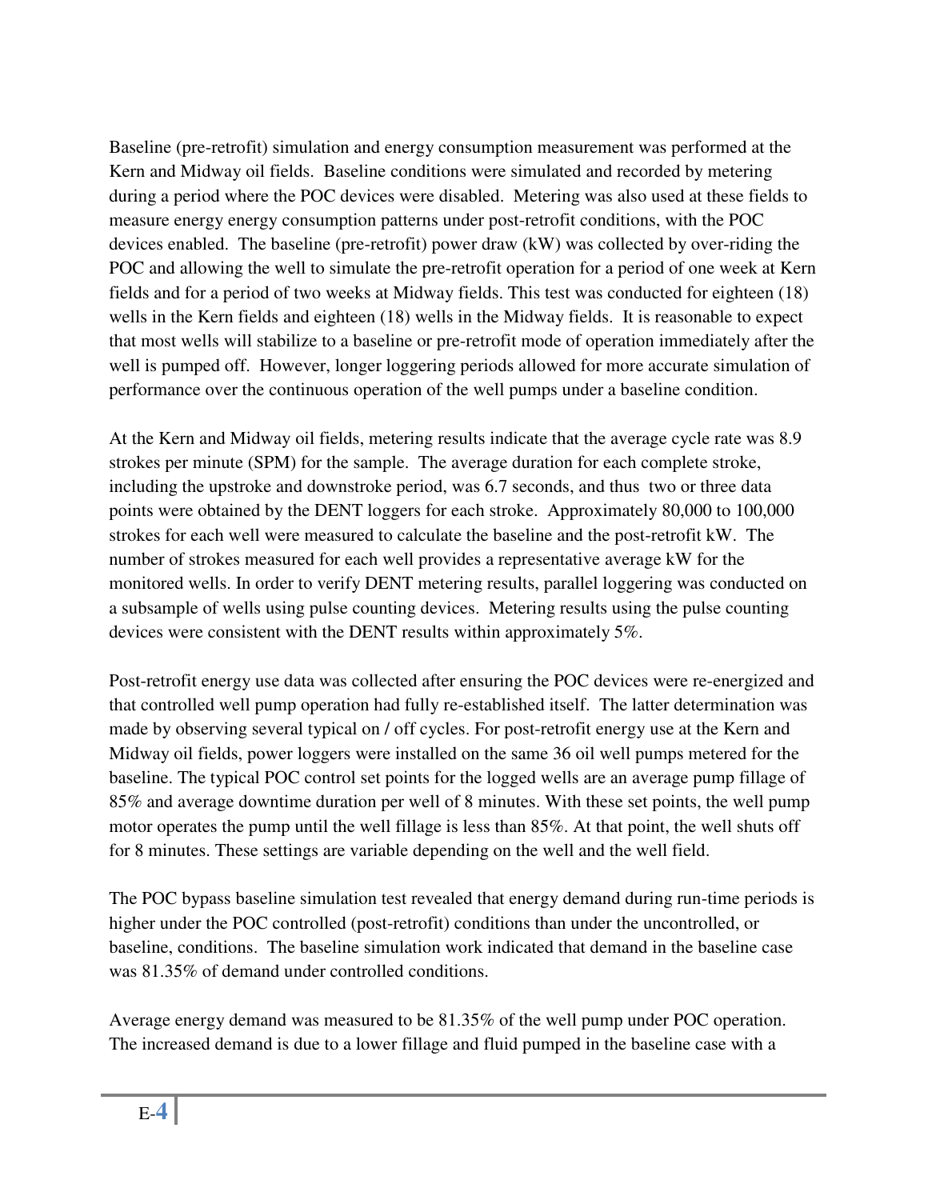Baseline (pre-retrofit) simulation and energy consumption measurement was performed at the Kern and Midway oil fields. Baseline conditions were simulated and recorded by metering during a period where the POC devices were disabled. Metering was also used at these fields to measure energy energy consumption patterns under post-retrofit conditions, with the POC devices enabled. The baseline (pre-retrofit) power draw (kW) was collected by over-riding the POC and allowing the well to simulate the pre-retrofit operation for a period of one week at Kern fields and for a period of two weeks at Midway fields. This test was conducted for eighteen (18) wells in the Kern fields and eighteen (18) wells in the Midway fields. It is reasonable to expect that most wells will stabilize to a baseline or pre-retrofit mode of operation immediately after the well is pumped off. However, longer loggering periods allowed for more accurate simulation of performance over the continuous operation of the well pumps under a baseline condition.

At the Kern and Midway oil fields, metering results indicate that the average cycle rate was 8.9 strokes per minute (SPM) for the sample. The average duration for each complete stroke, including the upstroke and downstroke period, was 6.7 seconds, and thus two or three data points were obtained by the DENT loggers for each stroke. Approximately 80,000 to 100,000 strokes for each well were measured to calculate the baseline and the post-retrofit kW. The number of strokes measured for each well provides a representative average kW for the monitored wells. In order to verify DENT metering results, parallel loggering was conducted on a subsample of wells using pulse counting devices. Metering results using the pulse counting devices were consistent with the DENT results within approximately 5%.

Post-retrofit energy use data was collected after ensuring the POC devices were re-energized and that controlled well pump operation had fully re-established itself. The latter determination was made by observing several typical on / off cycles. For post-retrofit energy use at the Kern and Midway oil fields, power loggers were installed on the same 36 oil well pumps metered for the baseline. The typical POC control set points for the logged wells are an average pump fillage of 85% and average downtime duration per well of 8 minutes. With these set points, the well pump motor operates the pump until the well fillage is less than 85%. At that point, the well shuts off for 8 minutes. These settings are variable depending on the well and the well field.

The POC bypass baseline simulation test revealed that energy demand during run-time periods is higher under the POC controlled (post-retrofit) conditions than under the uncontrolled, or baseline, conditions. The baseline simulation work indicated that demand in the baseline case was 81.35% of demand under controlled conditions.

Average energy demand was measured to be 81.35% of the well pump under POC operation. The increased demand is due to a lower fillage and fluid pumped in the baseline case with a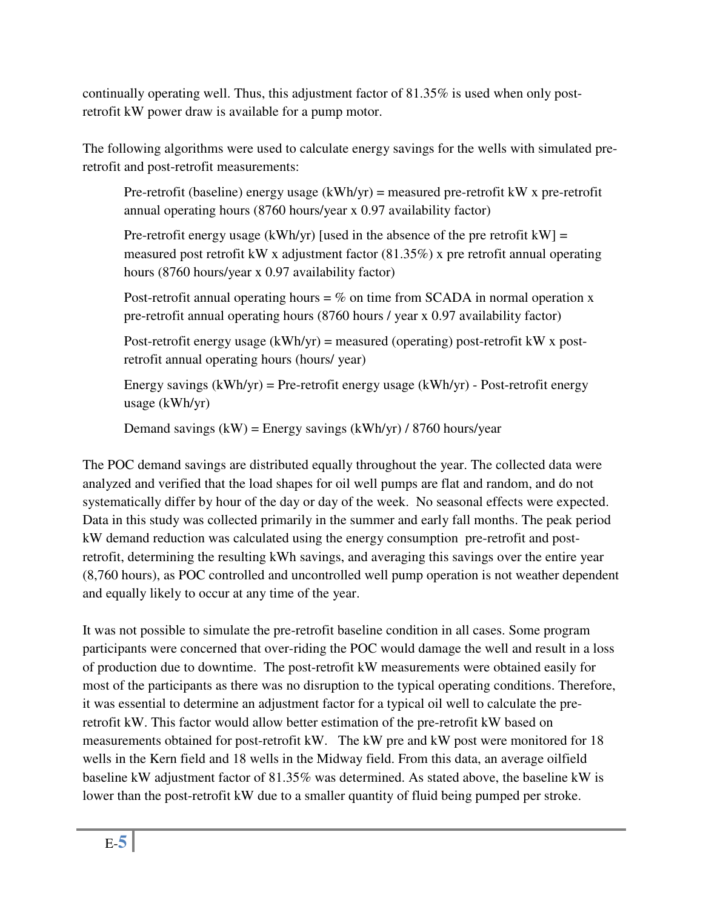continually operating well. Thus, this adjustment factor of 81.35% is used when only post-retrofit kW power draw is available for a pump motor.

The following algorithms were used to calculate energy savings for the wells with simulated pre-retrofit and post-retrofit measurements:

> Pre-retrofit (baseline) energy usage (kWh/yr) = measured pre-retrofit kW x pre-retrofit annual operating hours (8760 hours/year x 0.97 availability factor)
>
> Pre-retrofit energy usage (kWh/yr) [used in the absence of the pre retrofit kW] = measured post retrofit kW x adjustment factor (81.35%) x pre retrofit annual operating hours (8760 hours/year x 0.97 availability factor)
>
> Post-retrofit annual operating hours = % on time from SCADA in normal operation x pre-retrofit annual operating hours (8760 hours / year x 0.97 availability factor)
>
> Post-retrofit energy usage (kWh/yr) = measured (operating) post-retrofit kW x post-retrofit annual operating hours (hours/ year)
>
> Energy savings (kWh/yr) = Pre-retrofit energy usage (kWh/yr) - Post-retrofit energy usage (kWh/yr)
>
> Demand savings (kW) = Energy savings (kWh/yr) / 8760 hours/year

The POC demand savings are distributed equally throughout the year. The collected data were analyzed and verified that the load shapes for oil well pumps are flat and random, and do not systematically differ by hour of the day or day of the week. No seasonal effects were expected. Data in this study was collected primarily in the summer and early fall months. The peak period kW demand reduction was calculated using the energy consumption pre-retrofit and post-retrofit, determining the resulting kWh savings, and averaging this savings over the entire year (8,760 hours), as POC controlled and uncontrolled well pump operation is not weather dependent and equally likely to occur at any time of the year.

It was not possible to simulate the pre-retrofit baseline condition in all cases. Some program participants were concerned that over-riding the POC would damage the well and result in a loss of production due to downtime. The post-retrofit kW measurements were obtained easily for most of the participants as there was no disruption to the typical operating conditions. Therefore, it was essential to determine an adjustment factor for a typical oil well to calculate the pre-retrofit kW. This factor would allow better estimation of the pre-retrofit kW based on measurements obtained for post-retrofit kW. The kW pre and kW post were monitored for 18 wells in the Kern field and 18 wells in the Midway field. From this data, an average oilfield baseline kW adjustment factor of 81.35% was determined. As stated above, the baseline kW is lower than the post-retrofit kW due to a smaller quantity of fluid being pumped per stroke.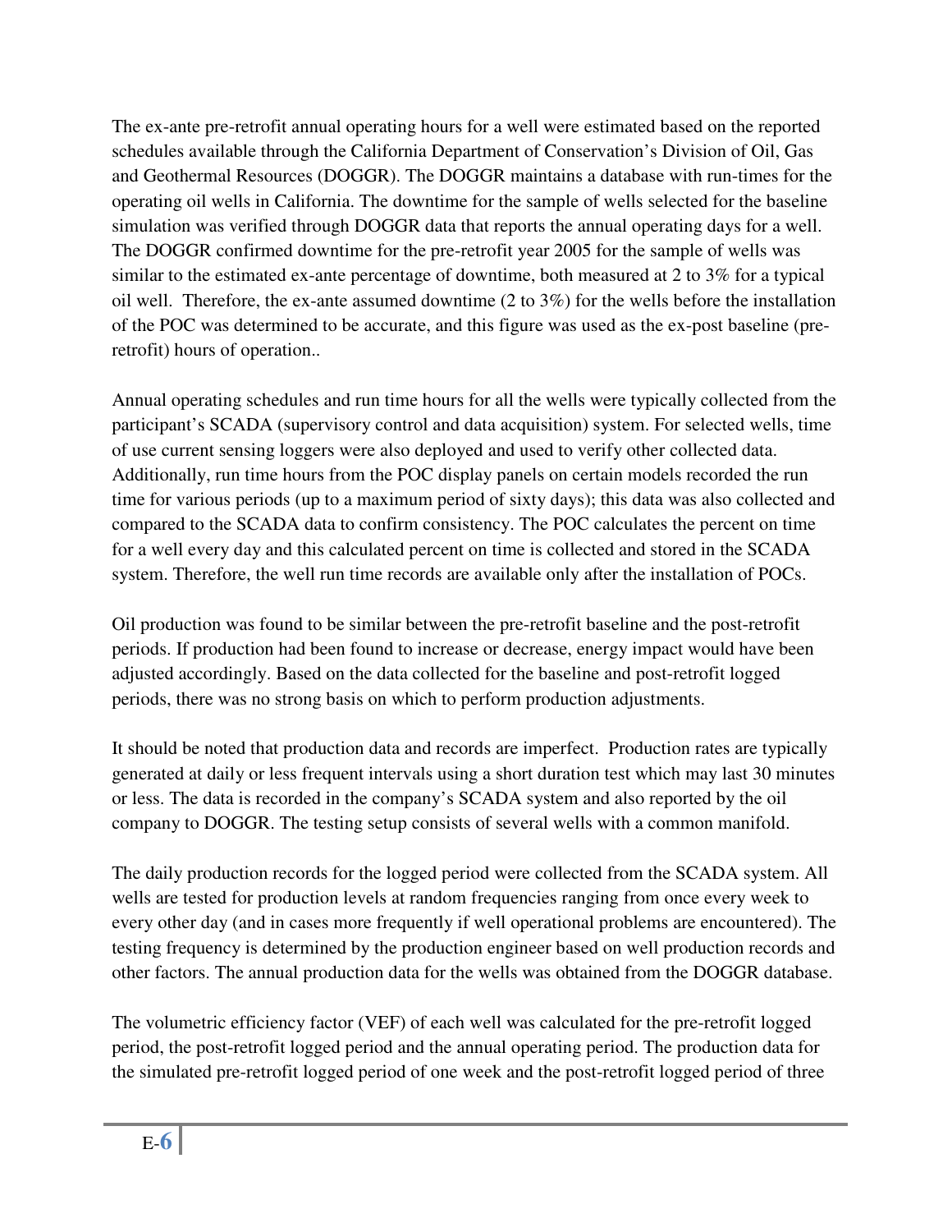The ex-ante pre-retrofit annual operating hours for a well were estimated based on the reported schedules available through the California Department of Conservation's Division of Oil, Gas and Geothermal Resources (DOGGR). The DOGGR maintains a database with run-times for the operating oil wells in California. The downtime for the sample of wells selected for the baseline simulation was verified through DOGGR data that reports the annual operating days for a well. The DOGGR confirmed downtime for the pre-retrofit year 2005 for the sample of wells was similar to the estimated ex-ante percentage of downtime, both measured at 2 to 3% for a typical oil well. Therefore, the ex-ante assumed downtime (2 to 3%) for the wells before the installation of the POC was determined to be accurate, and this figure was used as the ex-post baseline (pre-retrofit) hours of operation..

Annual operating schedules and run time hours for all the wells were typically collected from the participant's SCADA (supervisory control and data acquisition) system. For selected wells, time of use current sensing loggers were also deployed and used to verify other collected data. Additionally, run time hours from the POC display panels on certain models recorded the run time for various periods (up to a maximum period of sixty days); this data was also collected and compared to the SCADA data to confirm consistency. The POC calculates the percent on time for a well every day and this calculated percent on time is collected and stored in the SCADA system. Therefore, the well run time records are available only after the installation of POCs.

Oil production was found to be similar between the pre-retrofit baseline and the post-retrofit periods. If production had been found to increase or decrease, energy impact would have been adjusted accordingly. Based on the data collected for the baseline and post-retrofit logged periods, there was no strong basis on which to perform production adjustments.

It should be noted that production data and records are imperfect. Production rates are typically generated at daily or less frequent intervals using a short duration test which may last 30 minutes or less. The data is recorded in the company's SCADA system and also reported by the oil company to DOGGR. The testing setup consists of several wells with a common manifold.

The daily production records for the logged period were collected from the SCADA system. All wells are tested for production levels at random frequencies ranging from once every week to every other day (and in cases more frequently if well operational problems are encountered). The testing frequency is determined by the production engineer based on well production records and other factors. The annual production data for the wells was obtained from the DOGGR database.

The volumetric efficiency factor (VEF) of each well was calculated for the pre-retrofit logged period, the post-retrofit logged period and the annual operating period. The production data for the simulated pre-retrofit logged period of one week and the post-retrofit logged period of three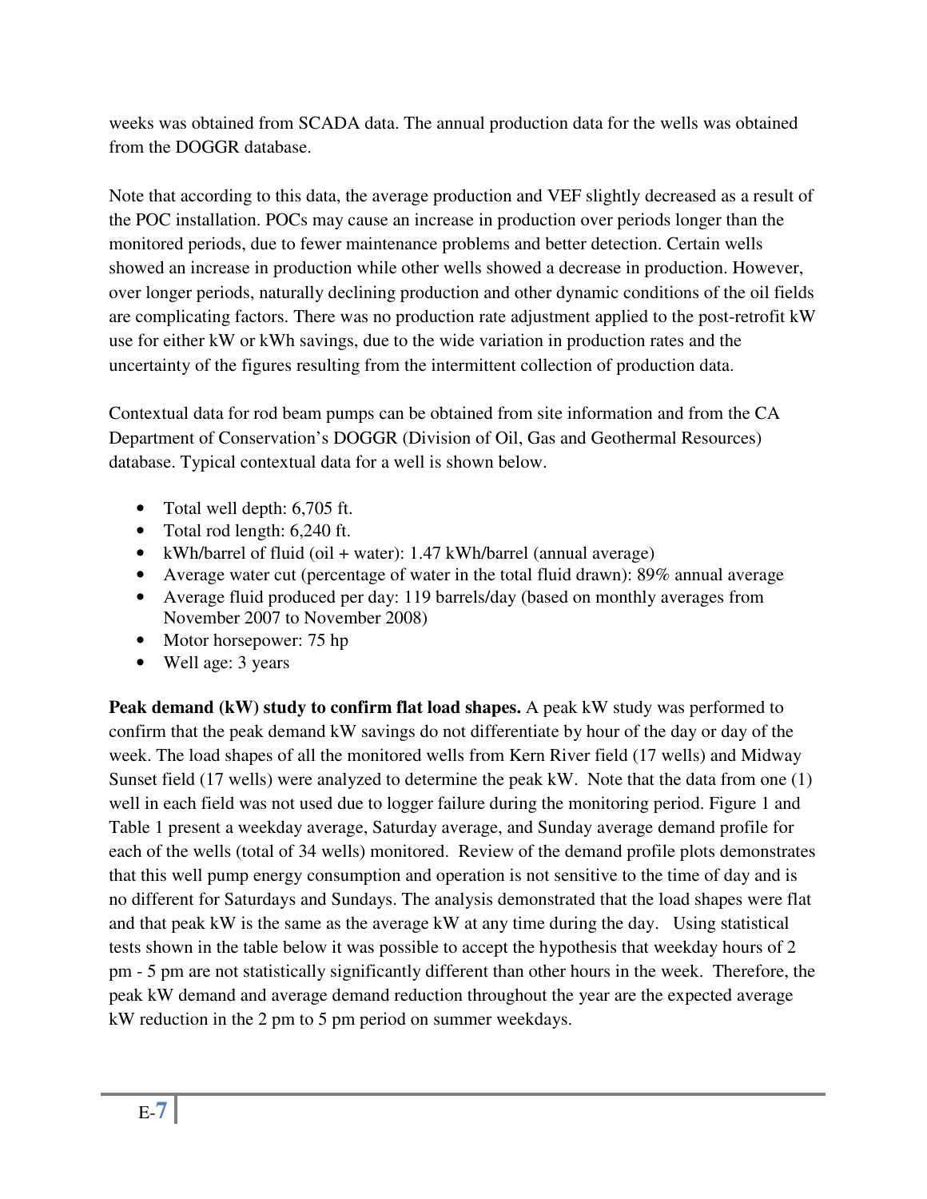weeks was obtained from SCADA data. The annual production data for the wells was obtained from the DOGGR database.

Note that according to this data, the average production and VEF slightly decreased as a result of the POC installation. POCs may cause an increase in production over periods longer than the monitored periods, due to fewer maintenance problems and better detection. Certain wells showed an increase in production while other wells showed a decrease in production. However, over longer periods, naturally declining production and other dynamic conditions of the oil fields are complicating factors. There was no production rate adjustment applied to the post-retrofit kW use for either kW or kWh savings, due to the wide variation in production rates and the uncertainty of the figures resulting from the intermittent collection of production data.

Contextual data for rod beam pumps can be obtained from site information and from the CA Department of Conservation's DOGGR (Division of Oil, Gas and Geothermal Resources) database. Typical contextual data for a well is shown below.

- Total well depth: 6,705 ft.
- Total rod length: 6,240 ft.
- kWh/barrel of fluid (oil + water): 1.47 kWh/barrel (annual average)
- Average water cut (percentage of water in the total fluid drawn): 89% annual average
- Average fluid produced per day: 119 barrels/day (based on monthly averages from November 2007 to November 2008)
- Motor horsepower: 75 hp
- Well age: 3 years

**Peak demand (kW) study to confirm flat load shapes.** A peak kW study was performed to confirm that the peak demand kW savings do not differentiate by hour of the day or day of the week. The load shapes of all the monitored wells from Kern River field (17 wells) and Midway Sunset field (17 wells) were analyzed to determine the peak kW. Note that the data from one (1) well in each field was not used due to logger failure during the monitoring period. Figure 1 and Table 1 present a weekday average, Saturday average, and Sunday average demand profile for each of the wells (total of 34 wells) monitored. Review of the demand profile plots demonstrates that this well pump energy consumption and operation is not sensitive to the time of day and is no different for Saturdays and Sundays. The analysis demonstrated that the load shapes were flat and that peak kW is the same as the average kW at any time during the day. Using statistical tests shown in the table below it was possible to accept the hypothesis that weekday hours of 2 pm - 5 pm are not statistically significantly different than other hours in the week. Therefore, the peak kW demand and average demand reduction throughout the year are the expected average kW reduction in the 2 pm to 5 pm period on summer weekdays.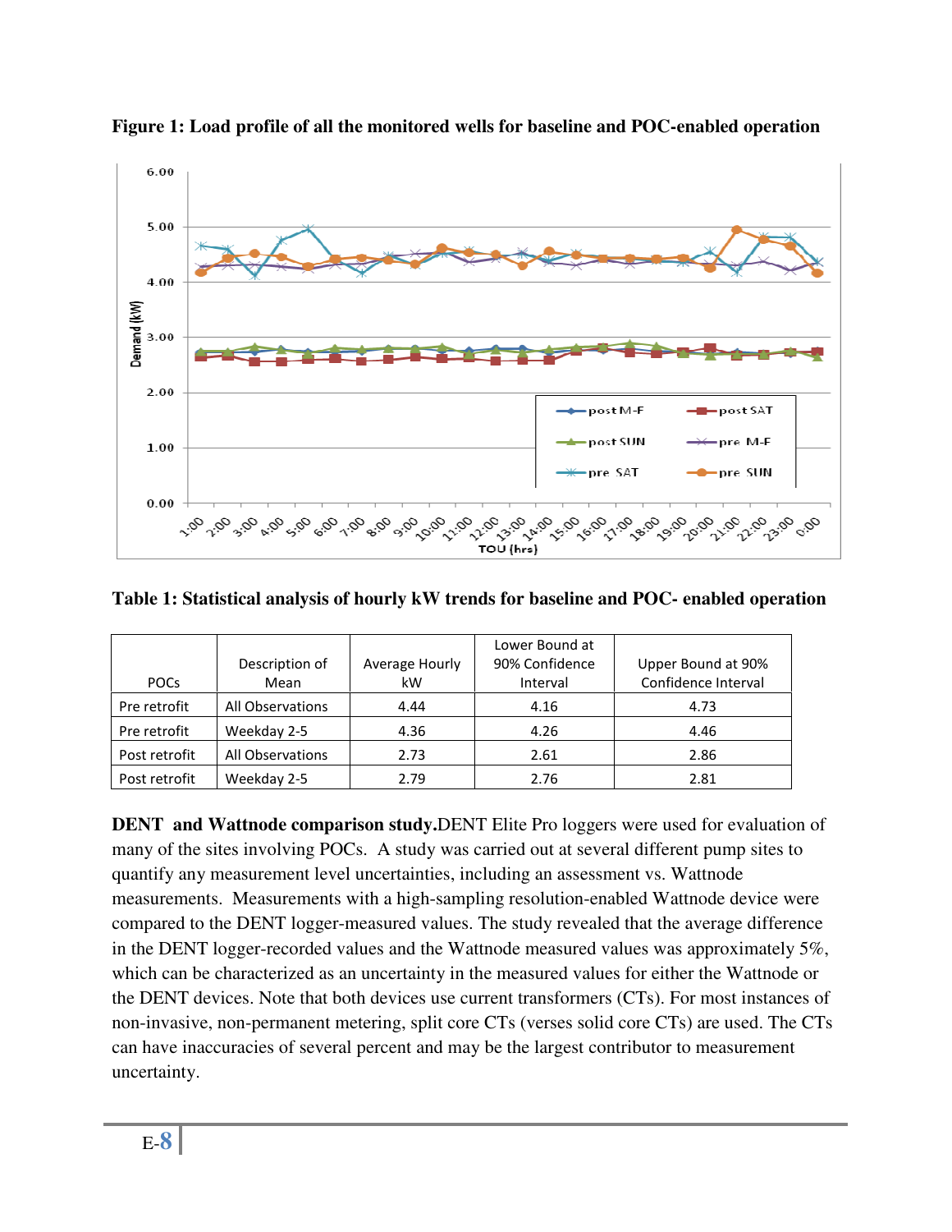**Figure 1: Load profile of all the monitored wells for baseline and POC-enabled operation**

**Table 1: Statistical analysis of hourly kW trends for baseline and POC- enabled operation**

| POCs | Description of Mean | Average Hourly kW | Lower Bound at 90% Confidence Interval | Upper Bound at 90% Confidence Interval |
|---|---|---|---|---|
| Pre retrofit | All Observations | 4.44 | 4.16 | 4.73 |
| Pre retrofit | Weekday 2-5 | 4.36 | 4.26 | 4.46 |
| Post retrofit | All Observations | 2.73 | 2.61 | 2.86 |
| Post retrofit | Weekday 2-5 | 2.79 | 2.76 | 2.81 |

**DENT and Wattnode comparison study.** DENT Elite Pro loggers were used for evaluation of many of the sites involving POCs. A study was carried out at several different pump sites to quantify any measurement level uncertainties, including an assessment vs. Wattnode measurements. Measurements with a high-sampling resolution-enabled Wattnode device were compared to the DENT logger-measured values. The study revealed that the average difference in the DENT logger-recorded values and the Wattnode measured values was approximately 5%, which can be characterized as an uncertainty in the measured values for either the Wattnode or the DENT devices. Note that both devices use current transformers (CTs). For most instances of non-invasive, non-permanent metering, split core CTs (verses solid core CTs) are used. The CTs can have inaccuracies of several percent and may be the largest contributor to measurement uncertainty.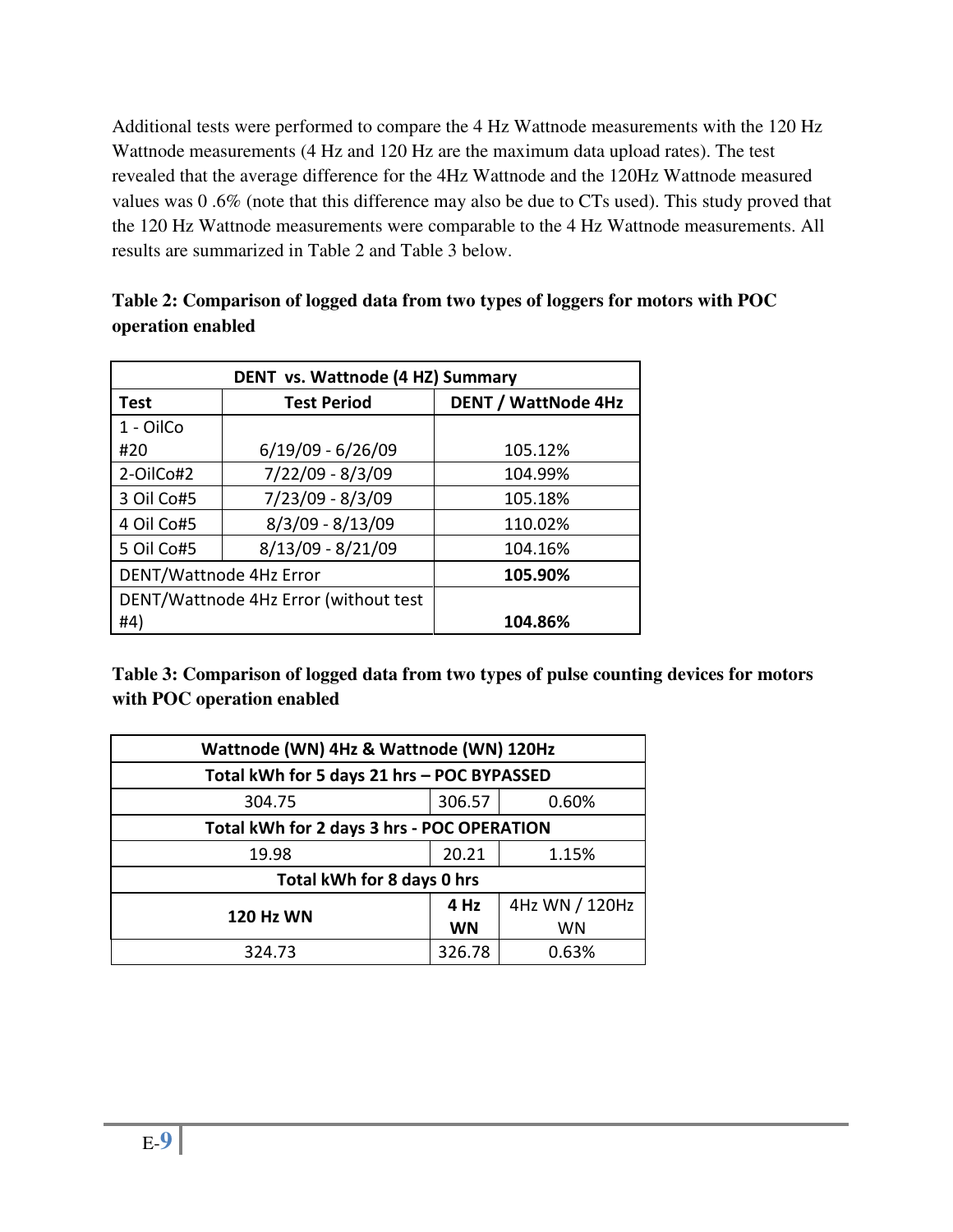Additional tests were performed to compare the 4 Hz Wattnode measurements with the 120 Hz Wattnode measurements (4 Hz and 120 Hz are the maximum data upload rates). The test revealed that the average difference for the 4Hz Wattnode and the 120Hz Wattnode measured values was 0 .6% (note that this difference may also be due to CTs used). This study proved that the 120 Hz Wattnode measurements were comparable to the 4 Hz Wattnode measurements. All results are summarized in Table 2 and Table 3 below.

**Table 2: Comparison of logged data from two types of loggers for motors with POC operation enabled**

| DENT vs. Wattnode (4 HZ) Summary | | |
|---|---|---|
| **Test** | **Test Period** | **DENT / WattNode 4Hz** |
| 1 - OilCo #20 | 6/19/09 - 6/26/09 | 105.12% |
| 2-OilCo#2 | 7/22/09 - 8/3/09 | 104.99% |
| 3 Oil Co#5 | 7/23/09 - 8/3/09 | 105.18% |
| 4 Oil Co#5 | 8/3/09 - 8/13/09 | 110.02% |
| 5 Oil Co#5 | 8/13/09 - 8/21/09 | 104.16% |
| DENT/Wattnode 4Hz Error | | **105.90%** |
| DENT/Wattnode 4Hz Error (without test #4) | | **104.86%** |

**Table 3: Comparison of logged data from two types of pulse counting devices for motors with POC operation enabled**

| Wattnode (WN) 4Hz & Wattnode (WN) 120Hz | | |
|---|---|---|
| **Total kWh for 5 days 21 hrs – POC BYPASSED** | | |
| 304.75 | 306.57 | 0.60% |
| **Total kWh for 2 days 3 hrs - POC OPERATION** | | |
| 19.98 | 20.21 | 1.15% |
| **Total kWh for 8 days 0 hrs** | | |
| **120 Hz WN** | **4 Hz WN** | 4Hz WN / 120Hz WN |
| 324.73 | 326.78 | 0.63% |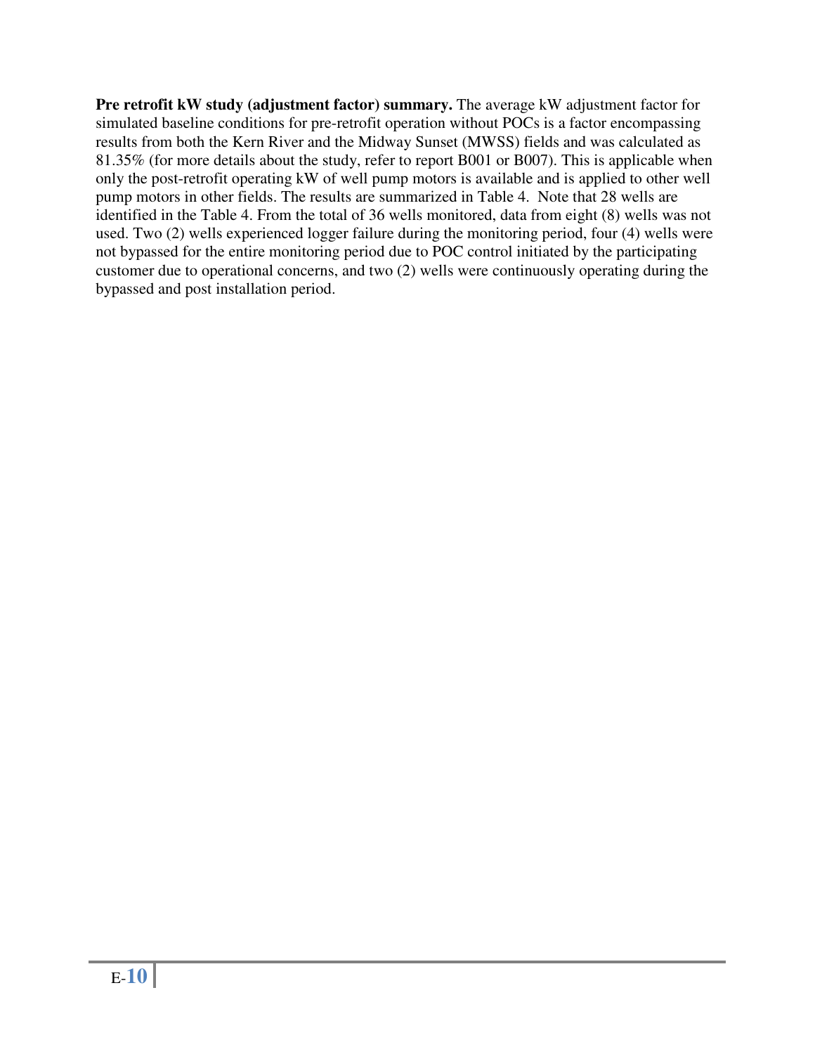**Pre retrofit kW study (adjustment factor) summary.** The average kW adjustment factor for simulated baseline conditions for pre-retrofit operation without POCs is a factor encompassing results from both the Kern River and the Midway Sunset (MWSS) fields and was calculated as 81.35% (for more details about the study, refer to report B001 or B007). This is applicable when only the post-retrofit operating kW of well pump motors is available and is applied to other well pump motors in other fields. The results are summarized in Table 4. Note that 28 wells are identified in the Table 4. From the total of 36 wells monitored, data from eight (8) wells was not used. Two (2) wells experienced logger failure during the monitoring period, four (4) wells were not bypassed for the entire monitoring period due to POC control initiated by the participating customer due to operational concerns, and two (2) wells were continuously operating during the bypassed and post installation period.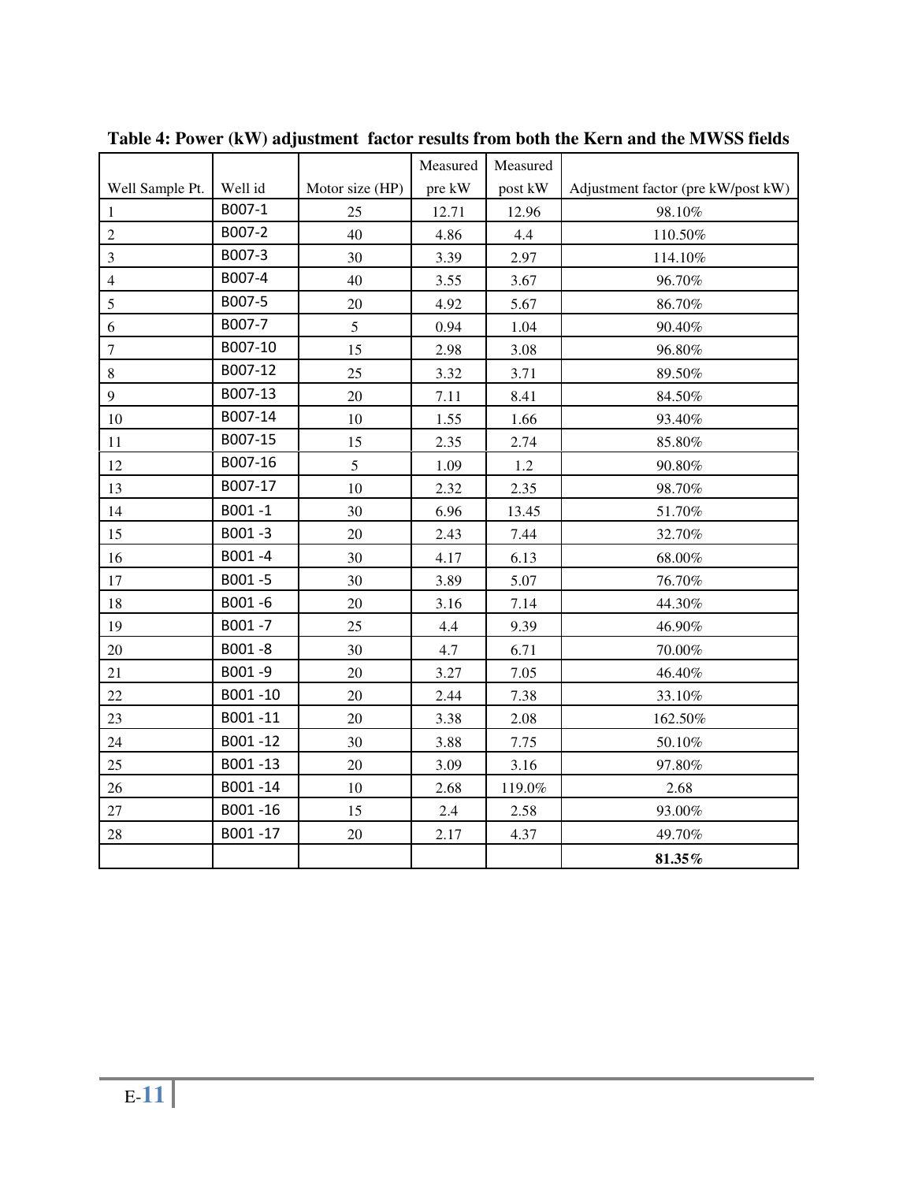**Table 4: Power (kW) adjustment factor results from both the Kern and the MWSS fields**

| Well Sample Pt. | Well id | Motor size (HP) | Measured pre kW | Measured post kW | Adjustment factor (pre kW/post kW) |
|---|---|---|---|---|---|
| 1 | B007-1 | 25 | 12.71 | 12.96 | 98.10% |
| 2 | B007-2 | 40 | 4.86 | 4.4 | 110.50% |
| 3 | B007-3 | 30 | 3.39 | 2.97 | 114.10% |
| 4 | B007-4 | 40 | 3.55 | 3.67 | 96.70% |
| 5 | B007-5 | 20 | 4.92 | 5.67 | 86.70% |
| 6 | B007-7 | 5 | 0.94 | 1.04 | 90.40% |
| 7 | B007-10 | 15 | 2.98 | 3.08 | 96.80% |
| 8 | B007-12 | 25 | 3.32 | 3.71 | 89.50% |
| 9 | B007-13 | 20 | 7.11 | 8.41 | 84.50% |
| 10 | B007-14 | 10 | 1.55 | 1.66 | 93.40% |
| 11 | B007-15 | 15 | 2.35 | 2.74 | 85.80% |
| 12 | B007-16 | 5 | 1.09 | 1.2 | 90.80% |
| 13 | B007-17 | 10 | 2.32 | 2.35 | 98.70% |
| 14 | B001 -1 | 30 | 6.96 | 13.45 | 51.70% |
| 15 | B001 -3 | 20 | 2.43 | 7.44 | 32.70% |
| 16 | B001 -4 | 30 | 4.17 | 6.13 | 68.00% |
| 17 | B001 -5 | 30 | 3.89 | 5.07 | 76.70% |
| 18 | B001 -6 | 20 | 3.16 | 7.14 | 44.30% |
| 19 | B001 -7 | 25 | 4.4 | 9.39 | 46.90% |
| 20 | B001 -8 | 30 | 4.7 | 6.71 | 70.00% |
| 21 | B001 -9 | 20 | 3.27 | 7.05 | 46.40% |
| 22 | B001 -10 | 20 | 2.44 | 7.38 | 33.10% |
| 23 | B001 -11 | 20 | 3.38 | 2.08 | 162.50% |
| 24 | B001 -12 | 30 | 3.88 | 7.75 | 50.10% |
| 25 | B001 -13 | 20 | 3.09 | 3.16 | 97.80% |
| 26 | B001 -14 | 10 | 2.68 | 119.0% | 2.68 |
| 27 | B001 -16 | 15 | 2.4 | 2.58 | 93.00% |
| 28 | B001 -17 | 20 | 2.17 | 4.37 | 49.70% |
| | | | | | **81.35%** |